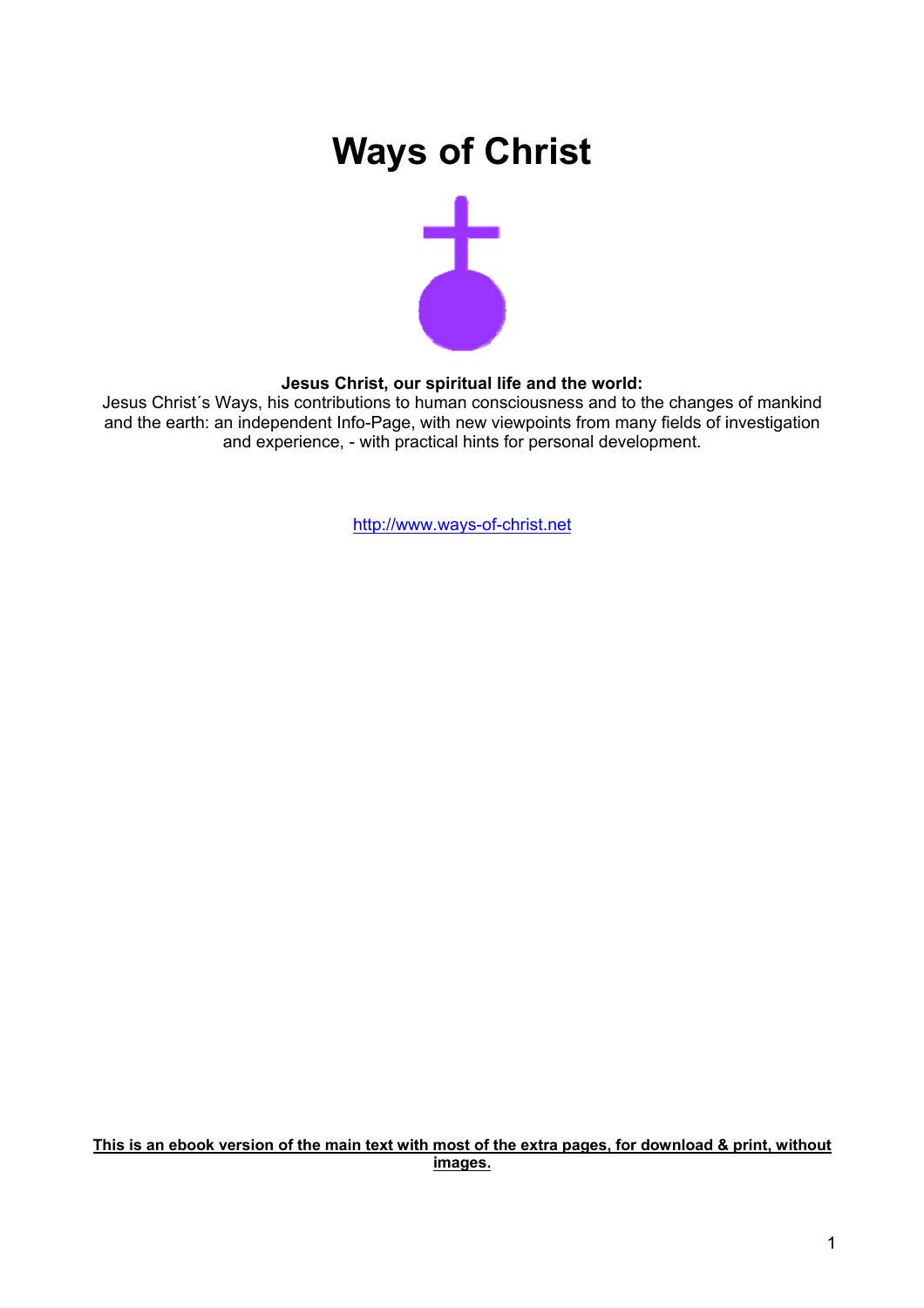# Ways of Christ

**Jesus Christ, our spiritual life and the world:**

Jesus Christ´s Ways, his contributions to human consciousness and to the changes of mankind and the earth: an independent Info-Page, with new viewpoints from many fields of investigation and experience, - with practical hints for personal development.

http://www.ways-of-christ.net

**This is an ebook version of the main text with most of the extra pages, for download & print, without images.**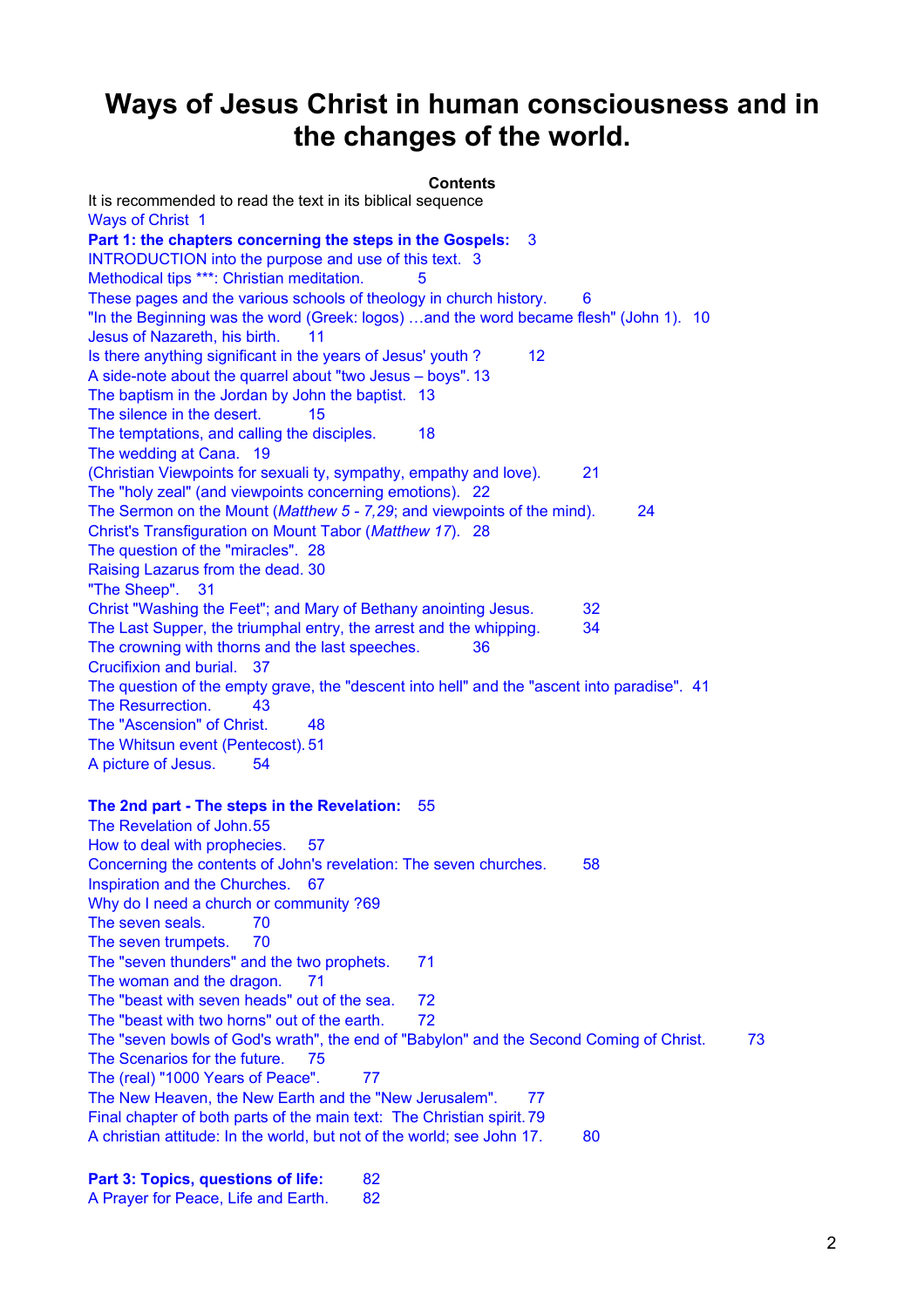# Ways of Jesus Christ in human consciousness and in the changes of the world.

**Contents**

It is recommended to read the text in its biblical sequence

Ways of Christ 1

**Part 1: the chapters concerning the steps in the Gospels:** 3

INTRODUCTION into the purpose and use of this text. 3

Methodical tips ***: Christian meditation. 5

These pages and the various schools of theology in church history. 6

"In the Beginning was the word (Greek: logos) …and the word became flesh" (John 1). 10

Jesus of Nazareth, his birth. 11

Is there anything significant in the years of Jesus' youth ? 12

A side-note about the quarrel about "two Jesus – boys". 13

The baptism in the Jordan by John the baptist. 13

The silence in the desert. 15

The temptations, and calling the disciples. 18

The wedding at Cana. 19

(Christian Viewpoints for sexuali ty, sympathy, empathy and love). 21

The "holy zeal" (and viewpoints concerning emotions). 22

The Sermon on the Mount (*Matthew 5 - 7,29*; and viewpoints of the mind). 24

Christ's Transfiguration on Mount Tabor (*Matthew 17*). 28

The question of the "miracles". 28

Raising Lazarus from the dead. 30

"The Sheep". 31

Christ "Washing the Feet"; and Mary of Bethany anointing Jesus. 32

The Last Supper, the triumphal entry, the arrest and the whipping. 34

The crowning with thorns and the last speeches. 36

Crucifixion and burial. 37

The question of the empty grave, the "descent into hell" and the "ascent into paradise". 41

The Resurrection. 43

The "Ascension" of Christ. 48

The Whitsun event (Pentecost). 51

A picture of Jesus. 54

**The 2nd part - The steps in the Revelation:** 55

The Revelation of John. 55

How to deal with prophecies. 57

Concerning the contents of John's revelation: The seven churches. 58

Inspiration and the Churches. 67

Why do I need a church or community ? 69

The seven seals. 70

The seven trumpets. 70

The "seven thunders" and the two prophets. 71

The woman and the dragon. 71

The "beast with seven heads" out of the sea. 72

The "beast with two horns" out of the earth. 72

The "seven bowls of God's wrath", the end of "Babylon" and the Second Coming of Christ. 73

The Scenarios for the future. 75

The (real) "1000 Years of Peace". 77

The New Heaven, the New Earth and the "New Jerusalem". 77

Final chapter of both parts of the main text: The Christian spirit. 79

A christian attitude: In the world, but not of the world; see John 17. 80

**Part 3: Topics, questions of life:** 82

A Prayer for Peace, Life and Earth. 82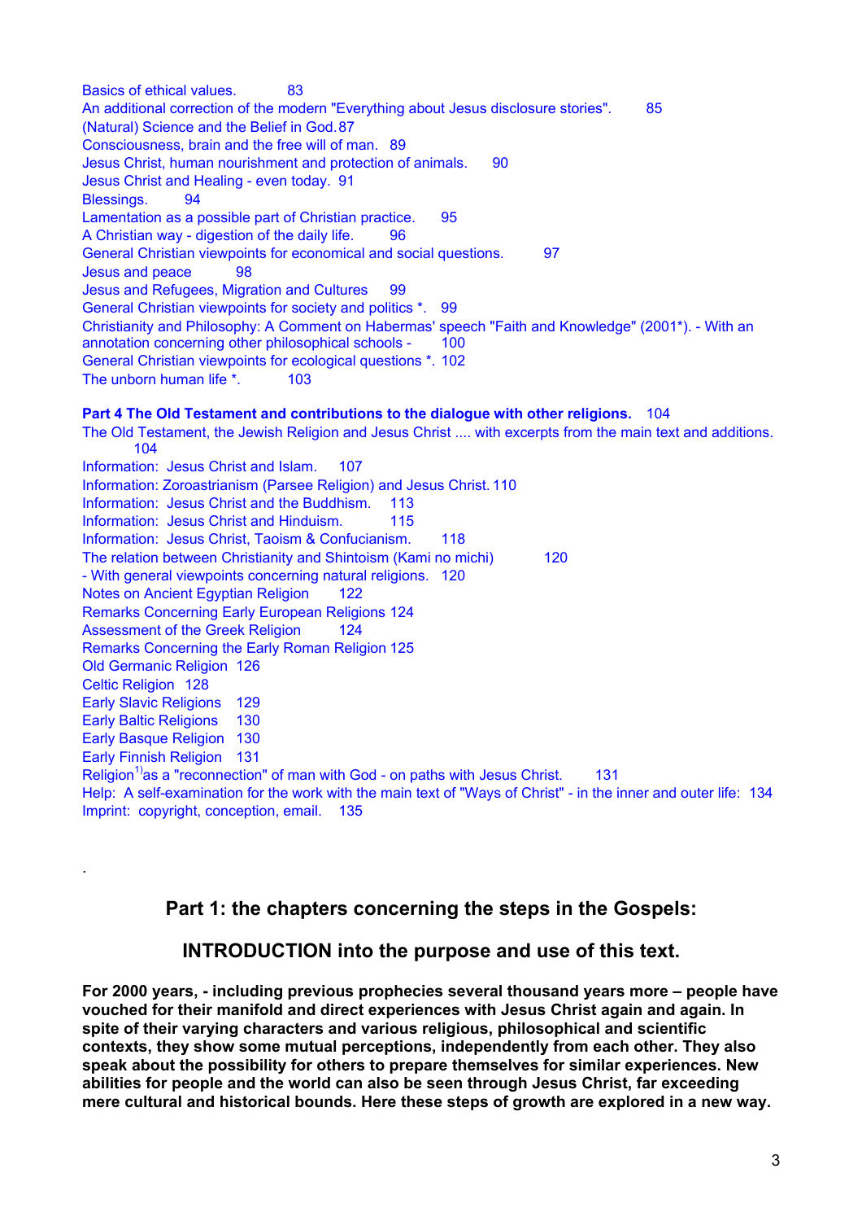Basics of ethical values. 83
An additional correction of the modern "Everything about Jesus disclosure stories". 85
(Natural) Science and the Belief in God. 87
Consciousness, brain and the free will of man. 89
Jesus Christ, human nourishment and protection of animals. 90
Jesus Christ and Healing - even today. 91
Blessings. 94
Lamentation as a possible part of Christian practice. 95
A Christian way - digestion of the daily life. 96
General Christian viewpoints for economical and social questions. 97
Jesus and peace 98
Jesus and Refugees, Migration and Cultures 99
General Christian viewpoints for society and politics *. 99
Christianity and Philosophy: A Comment on Habermas' speech "Faith and Knowledge" (2001*). - With an annotation concerning other philosophical schools - 100
General Christian viewpoints for ecological questions *. 102
The unborn human life *. 103

**Part 4 The Old Testament and contributions to the dialogue with other religions.** 104
The Old Testament, the Jewish Religion and Jesus Christ .... with excerpts from the main text and additions. 104
Information: Jesus Christ and Islam. 107
Information: Zoroastrianism (Parsee Religion) and Jesus Christ. 110
Information: Jesus Christ and the Buddhism. 113
Information: Jesus Christ and Hinduism. 115
Information: Jesus Christ, Taoism & Confucianism. 118
The relation between Christianity and Shintoism (Kami no michi) 120
- With general viewpoints concerning natural religions. 120
Notes on Ancient Egyptian Religion 122
Remarks Concerning Early European Religions 124
Assessment of the Greek Religion 124
Remarks Concerning the Early Roman Religion 125
Old Germanic Religion 126
Celtic Religion 128
Early Slavic Religions 129
Early Baltic Religions 130
Early Basque Religion 130
Early Finnish Religion 131
Religion[1)] as a "reconnection" of man with God - on paths with Jesus Christ. 131
Help: A self-examination for the work with the main text of "Ways of Christ" - in the inner and outer life: 134
Imprint: copyright, conception, email. 135

.

## Part 1: the chapters concerning the steps in the Gospels:

## INTRODUCTION into the purpose and use of this text.

**For 2000 years, - including previous prophecies several thousand years more – people have vouched for their manifold and direct experiences with Jesus Christ again and again. In spite of their varying characters and various religious, philosophical and scientific contexts, they show some mutual perceptions, independently from each other. They also speak about the possibility for others to prepare themselves for similar experiences. New abilities for people and the world can also be seen through Jesus Christ, far exceeding mere cultural and historical bounds. Here these steps of growth are explored in a new way.**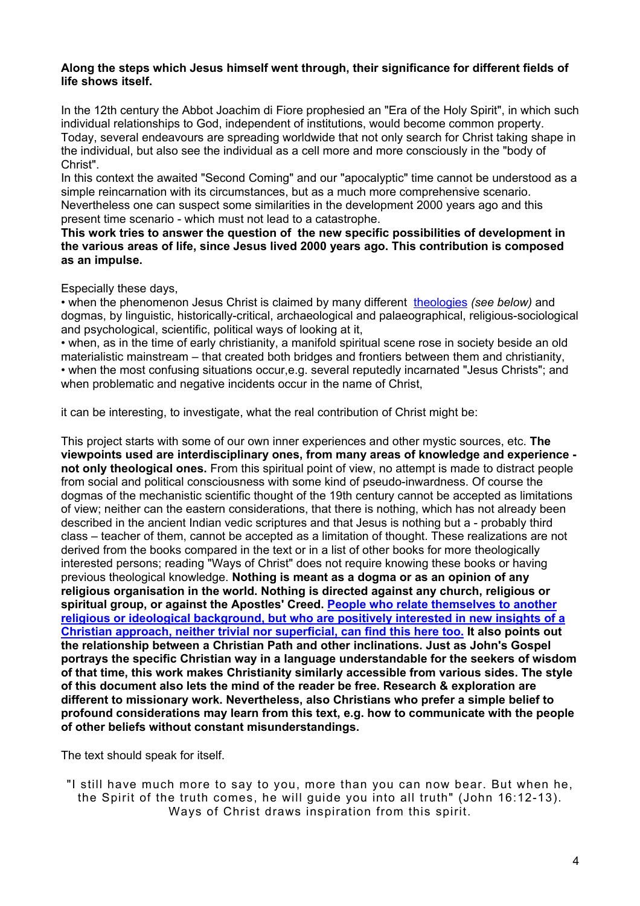**Along the steps which Jesus himself went through, their significance for different fields of life shows itself.**

In the 12th century the Abbot Joachim di Fiore prophesied an "Era of the Holy Spirit", in which such individual relationships to God, independent of institutions, would become common property. Today, several endeavours are spreading worldwide that not only search for Christ taking shape in the individual, but also see the individual as a cell more and more consciously in the "body of Christ".
In this context the awaited "Second Coming" and our "apocalyptic" time cannot be understood as a simple reincarnation with its circumstances, but as a much more comprehensive scenario. Nevertheless one can suspect some similarities in the development 2000 years ago and this present time scenario - which must not lead to a catastrophe.
**This work tries to answer the question of the new specific possibilities of development in the various areas of life, since Jesus lived 2000 years ago. This contribution is composed as an impulse.**

Especially these days,

• when the phenomenon Jesus Christ is claimed by many different theologies *(see below)* and dogmas, by linguistic, historically-critical, archaeological and palaeographical, religious-sociological and psychological, scientific, political ways of looking at it,
• when, as in the time of early christianity, a manifold spiritual scene rose in society beside an old materialistic mainstream – that created both bridges and frontiers between them and christianity,
• when the most confusing situations occur,e.g. several reputedly incarnated "Jesus Christs"; and when problematic and negative incidents occur in the name of Christ,

it can be interesting, to investigate, what the real contribution of Christ might be:

This project starts with some of our own inner experiences and other mystic sources, etc. **The viewpoints used are interdisciplinary ones, from many areas of knowledge and experience - not only theological ones.** From this spiritual point of view, no attempt is made to distract people from social and political consciousness with some kind of pseudo-inwardness. Of course the dogmas of the mechanistic scientific thought of the 19th century cannot be accepted as limitations of view; neither can the eastern considerations, that there is nothing, which has not already been described in the ancient Indian vedic scriptures and that Jesus is nothing but a - probably third class – teacher of them, cannot be accepted as a limitation of thought. These realizations are not derived from the books compared in the text or in a list of other books for more theologically interested persons; reading "Ways of Christ" does not require knowing these books or having previous theological knowledge. **Nothing is meant as a dogma or as an opinion of any religious organisation in the world. Nothing is directed against any church, religious or spiritual group, or against the Apostles' Creed. People who relate themselves to another religious or ideological background, but who are positively interested in new insights of a Christian approach, neither trivial nor superficial, can find this here too. It also points out the relationship between a Christian Path and other inclinations. Just as John's Gospel portrays the specific Christian way in a language understandable for the seekers of wisdom of that time, this work makes Christianity similarly accessible from various sides. The style of this document also lets the mind of the reader be free. Research & exploration are different to missionary work. Nevertheless, also Christians who prefer a simple belief to profound considerations may learn from this text, e.g. how to communicate with the people of other beliefs without constant misunderstandings.**

The text should speak for itself.

"I still have much more to say to you, more than you can now bear. But when he, the Spirit of the truth comes, he will guide you into all truth" (John 16:12-13). Ways of Christ draws inspiration from this spirit.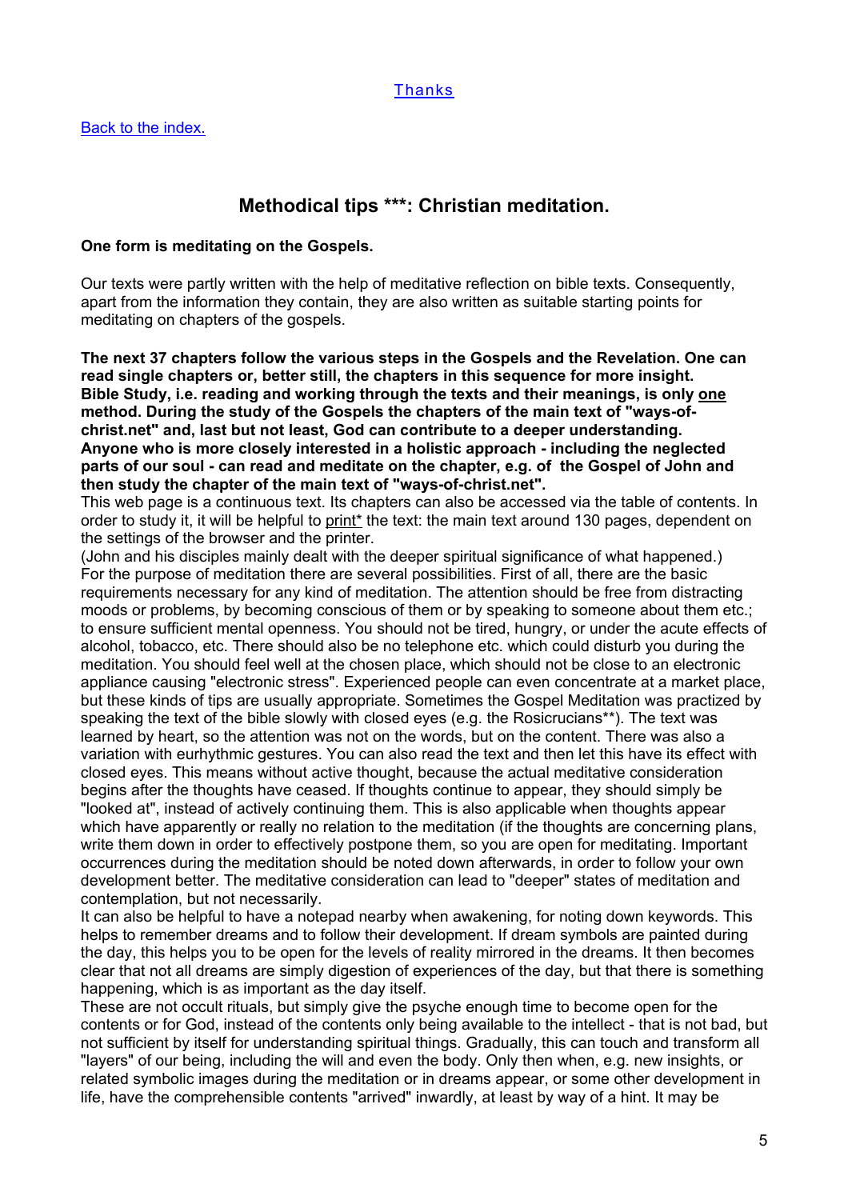[Thanks](#)

[Back to the index.](#)

## Methodical tips ***: Christian meditation.

**One form is meditating on the Gospels.**

Our texts were partly written with the help of meditative reflection on bible texts. Consequently, apart from the information they contain, they are also written as suitable starting points for meditating on chapters of the gospels.

**The next 37 chapters follow the various steps in the Gospels and the Revelation. One can read single chapters or, better still, the chapters in this sequence for more insight. Bible Study, i.e. reading and working through the texts and their meanings, is only one method. During the study of the Gospels the chapters of the main text of "ways-of-christ.net" and, last but not least, God can contribute to a deeper understanding. Anyone who is more closely interested in a holistic approach - including the neglected parts of our soul - can read and meditate on the chapter, e.g. of the Gospel of John and then study the chapter of the main text of "ways-of-christ.net".**

This web page is a continuous text. Its chapters can also be accessed via the table of contents. In order to study it, it will be helpful to print* the text: the main text around 130 pages, dependent on the settings of the browser and the printer.

(John and his disciples mainly dealt with the deeper spiritual significance of what happened.)

For the purpose of meditation there are several possibilities. First of all, there are the basic requirements necessary for any kind of meditation. The attention should be free from distracting moods or problems, by becoming conscious of them or by speaking to someone about them etc.; to ensure sufficient mental openness. You should not be tired, hungry, or under the acute effects of alcohol, tobacco, etc. There should also be no telephone etc. which could disturb you during the meditation. You should feel well at the chosen place, which should not be close to an electronic appliance causing "electronic stress". Experienced people can even concentrate at a market place, but these kinds of tips are usually appropriate. Sometimes the Gospel Meditation was practized by speaking the text of the bible slowly with closed eyes (e.g. the Rosicrucians**). The text was learned by heart, so the attention was not on the words, but on the content. There was also a variation with eurhythmic gestures. You can also read the text and then let this have its effect with closed eyes. This means without active thought, because the actual meditative consideration begins after the thoughts have ceased. If thoughts continue to appear, they should simply be "looked at", instead of actively continuing them. This is also applicable when thoughts appear which have apparently or really no relation to the meditation (if the thoughts are concerning plans, write them down in order to effectively postpone them, so you are open for meditating. Important occurrences during the meditation should be noted down afterwards, in order to follow your own development better. The meditative consideration can lead to "deeper" states of meditation and contemplation, but not necessarily.

It can also be helpful to have a notepad nearby when awakening, for noting down keywords. This helps to remember dreams and to follow their development. If dream symbols are painted during the day, this helps you to be open for the levels of reality mirrored in the dreams. It then becomes clear that not all dreams are simply digestion of experiences of the day, but that there is something happening, which is as important as the day itself.

These are not occult rituals, but simply give the psyche enough time to become open for the contents or for God, instead of the contents only being available to the intellect - that is not bad, but not sufficient by itself for understanding spiritual things. Gradually, this can touch and transform all "layers" of our being, including the will and even the body. Only then when, e.g. new insights, or related symbolic images during the meditation or in dreams appear, or some other development in life, have the comprehensible contents "arrived" inwardly, at least by way of a hint. It may be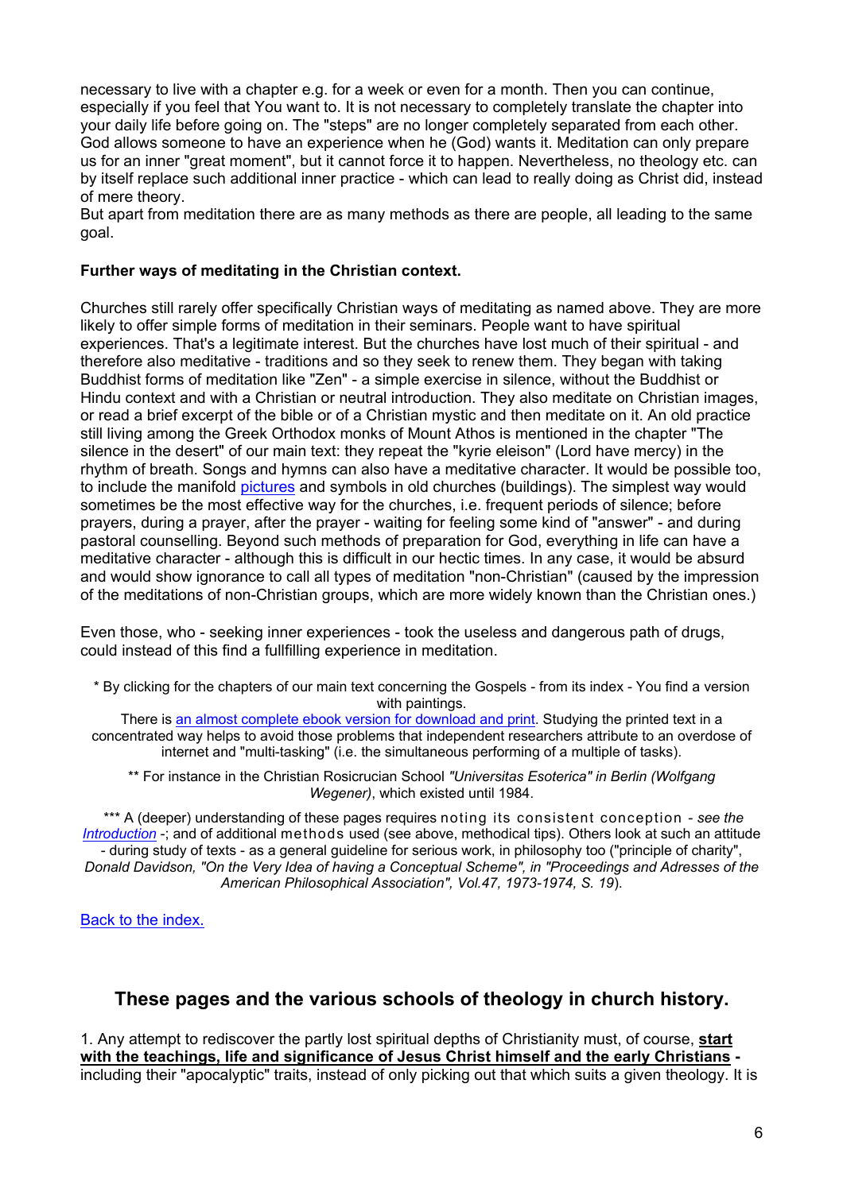necessary to live with a chapter e.g. for a week or even for a month. Then you can continue, especially if you feel that You want to. It is not necessary to completely translate the chapter into your daily life before going on. The "steps" are no longer completely separated from each other. God allows someone to have an experience when he (God) wants it. Meditation can only prepare us for an inner "great moment", but it cannot force it to happen. Nevertheless, no theology etc. can by itself replace such additional inner practice - which can lead to really doing as Christ did, instead of mere theory.
But apart from meditation there are as many methods as there are people, all leading to the same goal.

**Further ways of meditating in the Christian context.**

Churches still rarely offer specifically Christian ways of meditating as named above. They are more likely to offer simple forms of meditation in their seminars. People want to have spiritual experiences. That's a legitimate interest. But the churches have lost much of their spiritual - and therefore also meditative - traditions and so they seek to renew them. They began with taking Buddhist forms of meditation like "Zen" - a simple exercise in silence, without the Buddhist or Hindu context and with a Christian or neutral introduction. They also meditate on Christian images, or read a brief excerpt of the bible or of a Christian mystic and then meditate on it. An old practice still living among the Greek Orthodox monks of Mount Athos is mentioned in the chapter "The silence in the desert" of our main text: they repeat the "kyrie eleison" (Lord have mercy) in the rhythm of breath. Songs and hymns can also have a meditative character. It would be possible too, to include the manifold pictures and symbols in old churches (buildings). The simplest way would sometimes be the most effective way for the churches, i.e. frequent periods of silence; before prayers, during a prayer, after the prayer - waiting for feeling some kind of "answer" - and during pastoral counselling. Beyond such methods of preparation for God, everything in life can have a meditative character - although this is difficult in our hectic times. In any case, it would be absurd and would show ignorance to call all types of meditation "non-Christian" (caused by the impression of the meditations of non-Christian groups, which are more widely known than the Christian ones.)

Even those, who - seeking inner experiences - took the useless and dangerous path of drugs, could instead of this find a fullfilling experience in meditation.

\* By clicking for the chapters of our main text concerning the Gospels - from its index - You find a version with paintings.
There is an almost complete ebook version for download and print. Studying the printed text in a concentrated way helps to avoid those problems that independent researchers attribute to an overdose of internet and "multi-tasking" (i.e. the simultaneous performing of a multiple of tasks).

\*\* For instance in the Christian Rosicrucian School *"Universitas Esoterica" in Berlin (Wolfgang Wegener)*, which existed until 1984.

\*\*\* A (deeper) understanding of these pages requires noting its consistent conception - *see the Introduction* -; and of additional methods used (see above, methodical tips). Others look at such an attitude - during study of texts - as a general guideline for serious work, in philosophy too ("principle of charity", *Donald Davidson, "On the Very Idea of having a Conceptual Scheme", in "Proceedings and Adresses of the American Philosophical Association", Vol.47, 1973-1974, S. 19*).

Back to the index.

## These pages and the various schools of theology in church history.

1. Any attempt to rediscover the partly lost spiritual depths of Christianity must, of course, **start with the teachings, life and significance of Jesus Christ himself and the early Christians -** including their "apocalyptic" traits, instead of only picking out that which suits a given theology. It is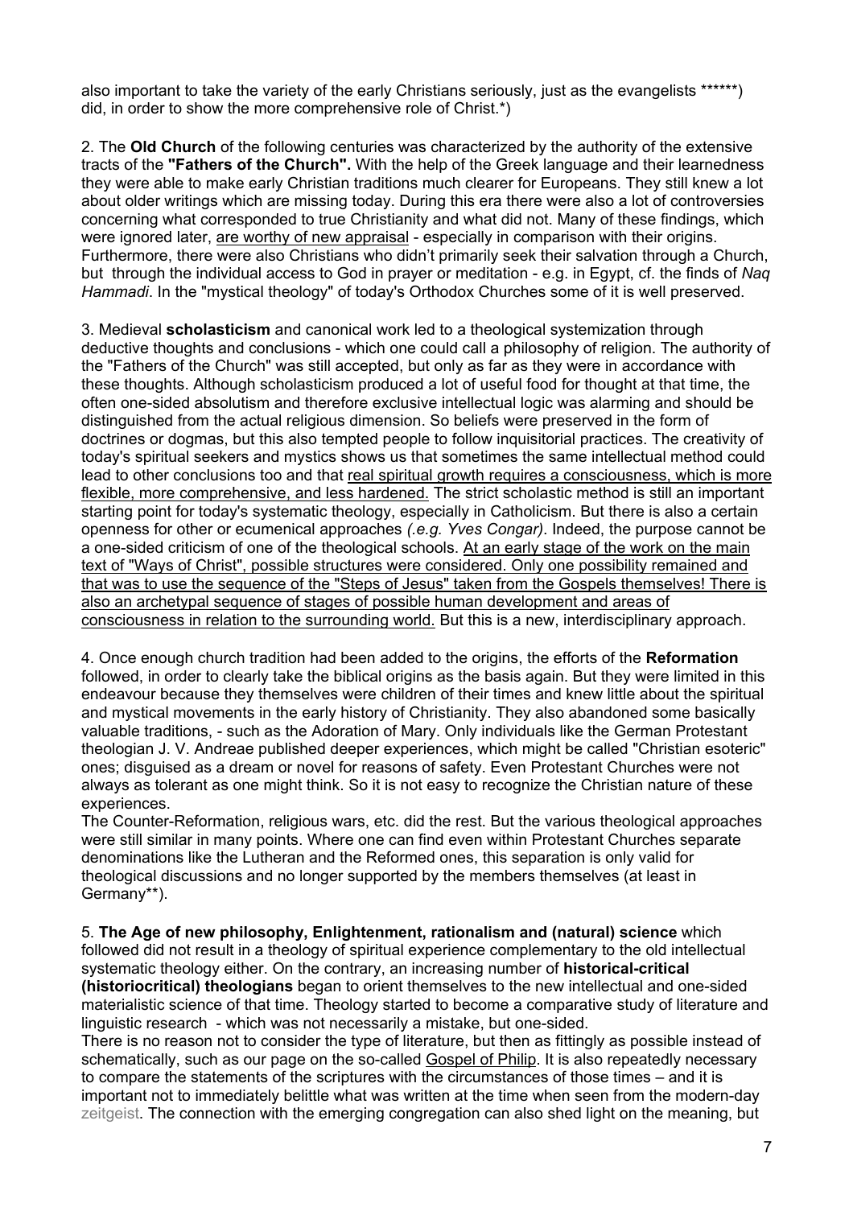also important to take the variety of the early Christians seriously, just as the evangelists ******) did, in order to show the more comprehensive role of Christ.*)

2. The **Old Church** of the following centuries was characterized by the authority of the extensive tracts of the **"Fathers of the Church".** With the help of the Greek language and their learnedness they were able to make early Christian traditions much clearer for Europeans. They still knew a lot about older writings which are missing today. During this era there were also a lot of controversies concerning what corresponded to true Christianity and what did not. Many of these findings, which were ignored later, are worthy of new appraisal - especially in comparison with their origins. Furthermore, there were also Christians who didn't primarily seek their salvation through a Church, but through the individual access to God in prayer or meditation - e.g. in Egypt, cf. the finds of *Naq Hammadi*. In the "mystical theology" of today's Orthodox Churches some of it is well preserved.

3. Medieval **scholasticism** and canonical work led to a theological systemization through deductive thoughts and conclusions - which one could call a philosophy of religion. The authority of the "Fathers of the Church" was still accepted, but only as far as they were in accordance with these thoughts. Although scholasticism produced a lot of useful food for thought at that time, the often one-sided absolutism and therefore exclusive intellectual logic was alarming and should be distinguished from the actual religious dimension. So beliefs were preserved in the form of doctrines or dogmas, but this also tempted people to follow inquisitorial practices. The creativity of today's spiritual seekers and mystics shows us that sometimes the same intellectual method could lead to other conclusions too and that real spiritual growth requires a consciousness, which is more flexible, more comprehensive, and less hardened. The strict scholastic method is still an important starting point for today's systematic theology, especially in Catholicism. But there is also a certain openness for other or ecumenical approaches *(.e.g. Yves Congar)*. Indeed, the purpose cannot be a one-sided criticism of one of the theological schools. At an early stage of the work on the main text of "Ways of Christ", possible structures were considered. Only one possibility remained and that was to use the sequence of the "Steps of Jesus" taken from the Gospels themselves! There is also an archetypal sequence of stages of possible human development and areas of consciousness in relation to the surrounding world. But this is a new, interdisciplinary approach.

4. Once enough church tradition had been added to the origins, the efforts of the **Reformation** followed, in order to clearly take the biblical origins as the basis again. But they were limited in this endeavour because they themselves were children of their times and knew little about the spiritual and mystical movements in the early history of Christianity. They also abandoned some basically valuable traditions, - such as the Adoration of Mary. Only individuals like the German Protestant theologian J. V. Andreae published deeper experiences, which might be called "Christian esoteric" ones; disguised as a dream or novel for reasons of safety. Even Protestant Churches were not always as tolerant as one might think. So it is not easy to recognize the Christian nature of these experiences.
The Counter-Reformation, religious wars, etc. did the rest. But the various theological approaches were still similar in many points. Where one can find even within Protestant Churches separate denominations like the Lutheran and the Reformed ones, this separation is only valid for theological discussions and no longer supported by the members themselves (at least in Germany**).

5. **The Age of new philosophy, Enlightenment, rationalism and (natural) science** which followed did not result in a theology of spiritual experience complementary to the old intellectual systematic theology either. On the contrary, an increasing number of **historical-critical (historiocritical) theologians** began to orient themselves to the new intellectual and one-sided materialistic science of that time. Theology started to become a comparative study of literature and linguistic research - which was not necessarily a mistake, but one-sided.
There is no reason not to consider the type of literature, but then as fittingly as possible instead of schematically, such as our page on the so-called Gospel of Philip. It is also repeatedly necessary to compare the statements of the scriptures with the circumstances of those times – and it is important not to immediately belittle what was written at the time when seen from the modern-day zeitgeist. The connection with the emerging congregation can also shed light on the meaning, but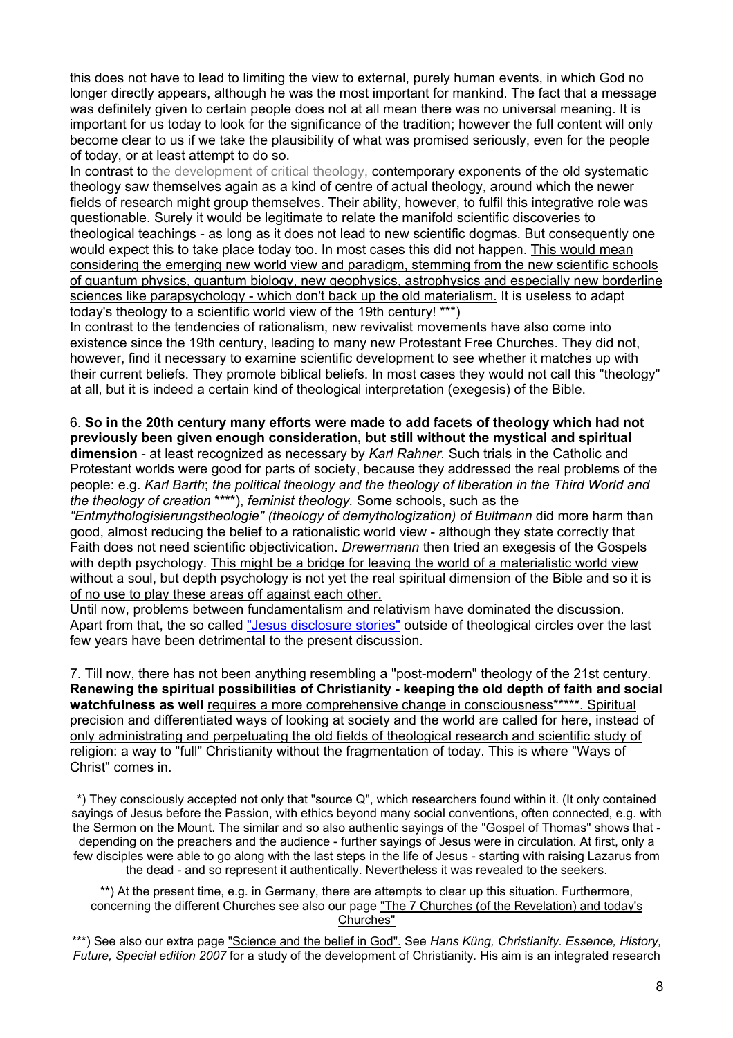this does not have to lead to limiting the view to external, purely human events, in which God no longer directly appears, although he was the most important for mankind. The fact that a message was definitely given to certain people does not at all mean there was no universal meaning. It is important for us today to look for the significance of the tradition; however the full content will only become clear to us if we take the plausibility of what was promised seriously, even for the people of today, or at least attempt to do so.

In contrast to the development of critical theology, contemporary exponents of the old systematic theology saw themselves again as a kind of centre of actual theology, around which the newer fields of research might group themselves. Their ability, however, to fulfil this integrative role was questionable. Surely it would be legitimate to relate the manifold scientific discoveries to theological teachings - as long as it does not lead to new scientific dogmas. But consequently one would expect this to take place today too. In most cases this did not happen. <u>This would mean considering the emerging new world view and paradigm, stemming from the new scientific schools of quantum physics, quantum biology, new geophysics, astrophysics and especially new borderline sciences like parapsychology - which don't back up the old materialism.</u> It is useless to adapt today's theology to a scientific world view of the 19th century! ***)

In contrast to the tendencies of rationalism, new revivalist movements have also come into existence since the 19th century, leading to many new Protestant Free Churches. They did not, however, find it necessary to examine scientific development to see whether it matches up with their current beliefs. They promote biblical beliefs. In most cases they would not call this "theology" at all, but it is indeed a certain kind of theological interpretation (exegesis) of the Bible.

6. **So in the 20th century many efforts were made to add facets of theology which had not previously been given enough consideration, but still without the mystical and spiritual dimension** - at least recognized as necessary by *Karl Rahner.* Such trials in the Catholic and Protestant worlds were good for parts of society, because they addressed the real problems of the people: e.g. *Karl Barth*; *the political theology and the theology of liberation in the Third World and the theology of creation* ****), *feminist theology.* Some schools, such as the *"Entmythologisierungstheologie" (theology of demythologization) of Bultmann* did more harm than good<u>, almost reducing the belief to a rationalistic world view - although they state correctly that Faith does not need scientific objectivication.</u> *Drewermann* then tried an exegesis of the Gospels with depth psychology. <u>This might be a bridge for leaving the world of a materialistic world view without a soul, but depth psychology is not yet the real spiritual dimension of the Bible and so it is of no use to play these areas off against each other.</u>

Until now, problems between fundamentalism and relativism have dominated the discussion. Apart from that, the so called "Jesus disclosure stories" outside of theological circles over the last few years have been detrimental to the present discussion.

7. Till now, there has not been anything resembling a "post-modern" theology of the 21st century. **Renewing the spiritual possibilities of Christianity - keeping the old depth of faith and social watchfulness as well** <u>requires a more comprehensive change in consciousness</u>*****. <u>Spiritual precision and differentiated ways of looking at society and the world are called for here, instead of only administrating and perpetuating the old fields of theological research and scientific study of religion: a way to "full" Christianity without the fragmentation of today.</u> This is where "Ways of Christ" comes in.

*) They consciously accepted not only that "source Q", which researchers found within it. (It only contained sayings of Jesus before the Passion, with ethics beyond many social conventions, often connected, e.g. with the Sermon on the Mount. The similar and so also authentic sayings of the "Gospel of Thomas" shows that - depending on the preachers and the audience - further sayings of Jesus were in circulation. At first, only a few disciples were able to go along with the last steps in the life of Jesus - starting with raising Lazarus from the dead - and so represent it authentically. Nevertheless it was revealed to the seekers.

**) At the present time, e.g. in Germany, there are attempts to clear up this situation. Furthermore, concerning the different Churches see also our page "The 7 Churches (of the Revelation) and today's Churches"

***) See also our extra page "Science and the belief in God". See *Hans Küng, Christianity. Essence, History, Future, Special edition 2007* for a study of the development of Christianity. His aim is an integrated research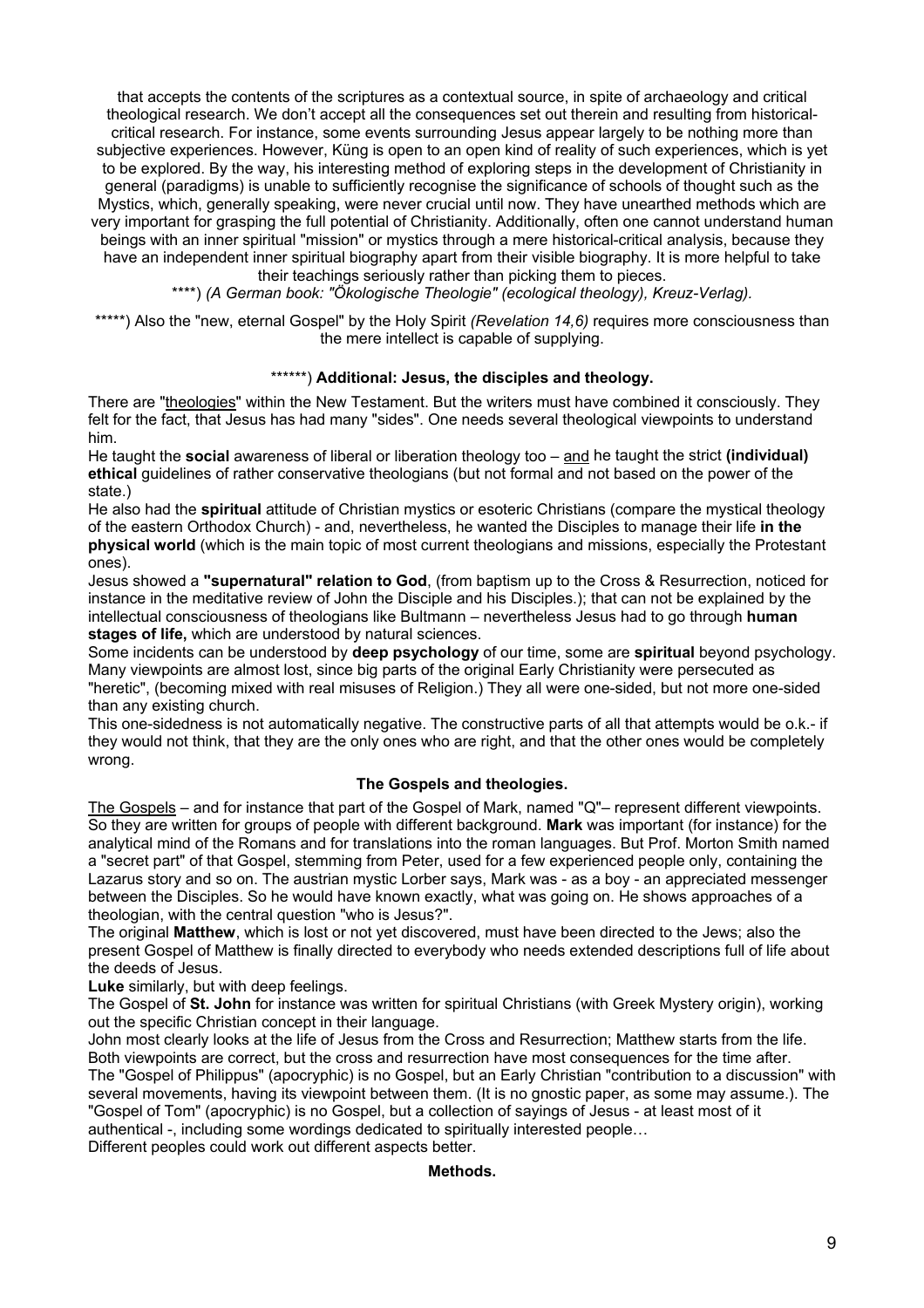that accepts the contents of the scriptures as a contextual source, in spite of archaeology and critical theological research. We don't accept all the consequences set out therein and resulting from historical-critical research. For instance, some events surrounding Jesus appear largely to be nothing more than subjective experiences. However, Küng is open to an open kind of reality of such experiences, which is yet to be explored. By the way, his interesting method of exploring steps in the development of Christianity in general (paradigms) is unable to sufficiently recognise the significance of schools of thought such as the Mystics, which, generally speaking, were never crucial until now. They have unearthed methods which are very important for grasping the full potential of Christianity. Additionally, often one cannot understand human beings with an inner spiritual "mission" or mystics through a mere historical-critical analysis, because they have an independent inner spiritual biography apart from their visible biography. It is more helpful to take their teachings seriously rather than picking them to pieces.

****) *(A German book: "Ökologische Theologie" (ecological theology), Kreuz-Verlag).*

*****) Also the "new, eternal Gospel" by the Holy Spirit *(Revelation 14,6)* requires more consciousness than the mere intellect is capable of supplying.

******) **Additional: Jesus, the disciples and theology.**

There are "theologies" within the New Testament. But the writers must have combined it consciously. They felt for the fact, that Jesus has had many "sides". One needs several theological viewpoints to understand him.

He taught the **social** awareness of liberal or liberation theology too – and he taught the strict **(individual) ethical** guidelines of rather conservative theologians (but not formal and not based on the power of the state.)

He also had the **spiritual** attitude of Christian mystics or esoteric Christians (compare the mystical theology of the eastern Orthodox Church) - and, nevertheless, he wanted the Disciples to manage their life **in the physical world** (which is the main topic of most current theologians and missions, especially the Protestant ones).

Jesus showed a **"supernatural" relation to God**, (from baptism up to the Cross & Resurrection, noticed for instance in the meditative review of John the Disciple and his Disciples.); that can not be explained by the intellectual consciousness of theologians like Bultmann – nevertheless Jesus had to go through **human stages of life,** which are understood by natural sciences.

Some incidents can be understood by **deep psychology** of our time, some are **spiritual** beyond psychology. Many viewpoints are almost lost, since big parts of the original Early Christianity were persecuted as "heretic", (becoming mixed with real misuses of Religion.) They all were one-sided, but not more one-sided than any existing church.

This one-sidedness is not automatically negative. The constructive parts of all that attempts would be o.k.- if they would not think, that they are the only ones who are right, and that the other ones would be completely wrong.

**The Gospels and theologies.**

The Gospels – and for instance that part of the Gospel of Mark, named "Q"– represent different viewpoints. So they are written for groups of people with different background. **Mark** was important (for instance) for the analytical mind of the Romans and for translations into the roman languages. But Prof. Morton Smith named a "secret part" of that Gospel, stemming from Peter, used for a few experienced people only, containing the Lazarus story and so on. The austrian mystic Lorber says, Mark was - as a boy - an appreciated messenger between the Disciples. So he would have known exactly, what was going on. He shows approaches of a theologian, with the central question "who is Jesus?".

The original **Matthew**, which is lost or not yet discovered, must have been directed to the Jews; also the present Gospel of Matthew is finally directed to everybody who needs extended descriptions full of life about the deeds of Jesus.

**Luke** similarly, but with deep feelings.

The Gospel of **St. John** for instance was written for spiritual Christians (with Greek Mystery origin), working out the specific Christian concept in their language.

John most clearly looks at the life of Jesus from the Cross and Resurrection; Matthew starts from the life. Both viewpoints are correct, but the cross and resurrection have most consequences for the time after.

The "Gospel of Philippus" (apocryphic) is no Gospel, but an Early Christian "contribution to a discussion" with several movements, having its viewpoint between them. (It is no gnostic paper, as some may assume.). The "Gospel of Tom" (apocryphic) is no Gospel, but a collection of sayings of Jesus - at least most of it authentical -, including some wordings dedicated to spiritually interested people…

Different peoples could work out different aspects better.

**Methods.**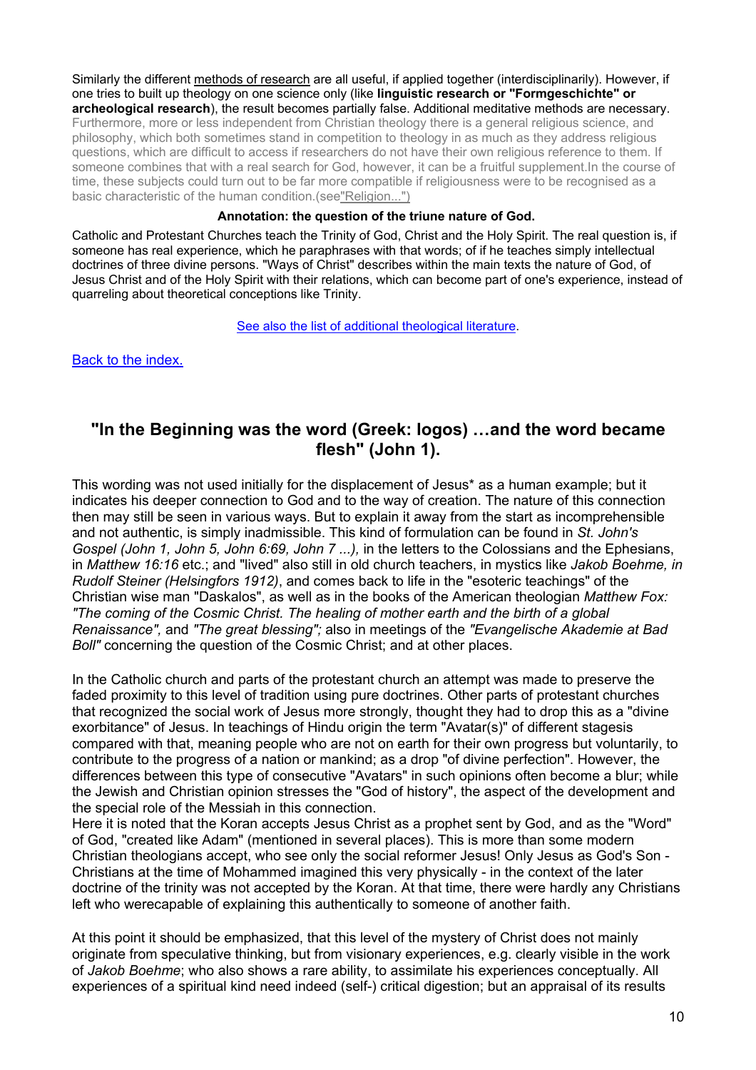Similarly the different methods of research are all useful, if applied together (interdisciplinarily). However, if one tries to built up theology on one science only (like **linguistic research or "Formgeschichte" or archeological research**), the result becomes partially false. Additional meditative methods are necessary. Furthermore, more or less independent from Christian theology there is a general religious science, and philosophy, which both sometimes stand in competition to theology in as much as they address religious questions, which are difficult to access if researchers do not have their own religious reference to them. If someone combines that with a real search for God, however, it can be a fruitful supplement.In the course of time, these subjects could turn out to be far more compatible if religiousness were to be recognised as a basic characteristic of the human condition.(see"Religion...")

**Annotation: the question of the triune nature of God.**

Catholic and Protestant Churches teach the Trinity of God, Christ and the Holy Spirit. The real question is, if someone has real experience, which he paraphrases with that words; of if he teaches simply intellectual doctrines of three divine persons. "Ways of Christ" describes within the main texts the nature of God, of Jesus Christ and of the Holy Spirit with their relations, which can become part of one's experience, instead of quarreling about theoretical conceptions like Trinity.

See also the list of additional theological literature.

Back to the index.

## "In the Beginning was the word (Greek: logos) …and the word became flesh" (John 1).

This wording was not used initially for the displacement of Jesus* as a human example; but it indicates his deeper connection to God and to the way of creation. The nature of this connection then may still be seen in various ways. But to explain it away from the start as incomprehensible and not authentic, is simply inadmissible. This kind of formulation can be found in *St. John's Gospel (John 1, John 5, John 6:69, John 7 ...),* in the letters to the Colossians and the Ephesians, in *Matthew 16:16* etc.; and "lived" also still in old church teachers, in mystics like *Jakob Boehme, in Rudolf Steiner (Helsingfors 1912)*, and comes back to life in the "esoteric teachings" of the Christian wise man "Daskalos", as well as in the books of the American theologian *Matthew Fox: "The coming of the Cosmic Christ. The healing of mother earth and the birth of a global Renaissance",* and *"The great blessing";* also in meetings of the *"Evangelische Akademie at Bad Boll"* concerning the question of the Cosmic Christ; and at other places.

In the Catholic church and parts of the protestant church an attempt was made to preserve the faded proximity to this level of tradition using pure doctrines. Other parts of protestant churches that recognized the social work of Jesus more strongly, thought they had to drop this as a "divine exorbitance" of Jesus. In teachings of Hindu origin the term "Avatar(s)" of different stagesis compared with that, meaning people who are not on earth for their own progress but voluntarily, to contribute to the progress of a nation or mankind; as a drop "of divine perfection". However, the differences between this type of consecutive "Avatars" in such opinions often become a blur; while the Jewish and Christian opinion stresses the "God of history", the aspect of the development and the special role of the Messiah in this connection.
Here it is noted that the Koran accepts Jesus Christ as a prophet sent by God, and as the "Word" of God, "created like Adam" (mentioned in several places). This is more than some modern Christian theologians accept, who see only the social reformer Jesus! Only Jesus as God's Son - Christians at the time of Mohammed imagined this very physically - in the context of the later doctrine of the trinity was not accepted by the Koran. At that time, there were hardly any Christians left who werecapable of explaining this authentically to someone of another faith.

At this point it should be emphasized, that this level of the mystery of Christ does not mainly originate from speculative thinking, but from visionary experiences, e.g. clearly visible in the work of *Jakob Boehme*; who also shows a rare ability, to assimilate his experiences conceptually. All experiences of a spiritual kind need indeed (self-) critical digestion; but an appraisal of its results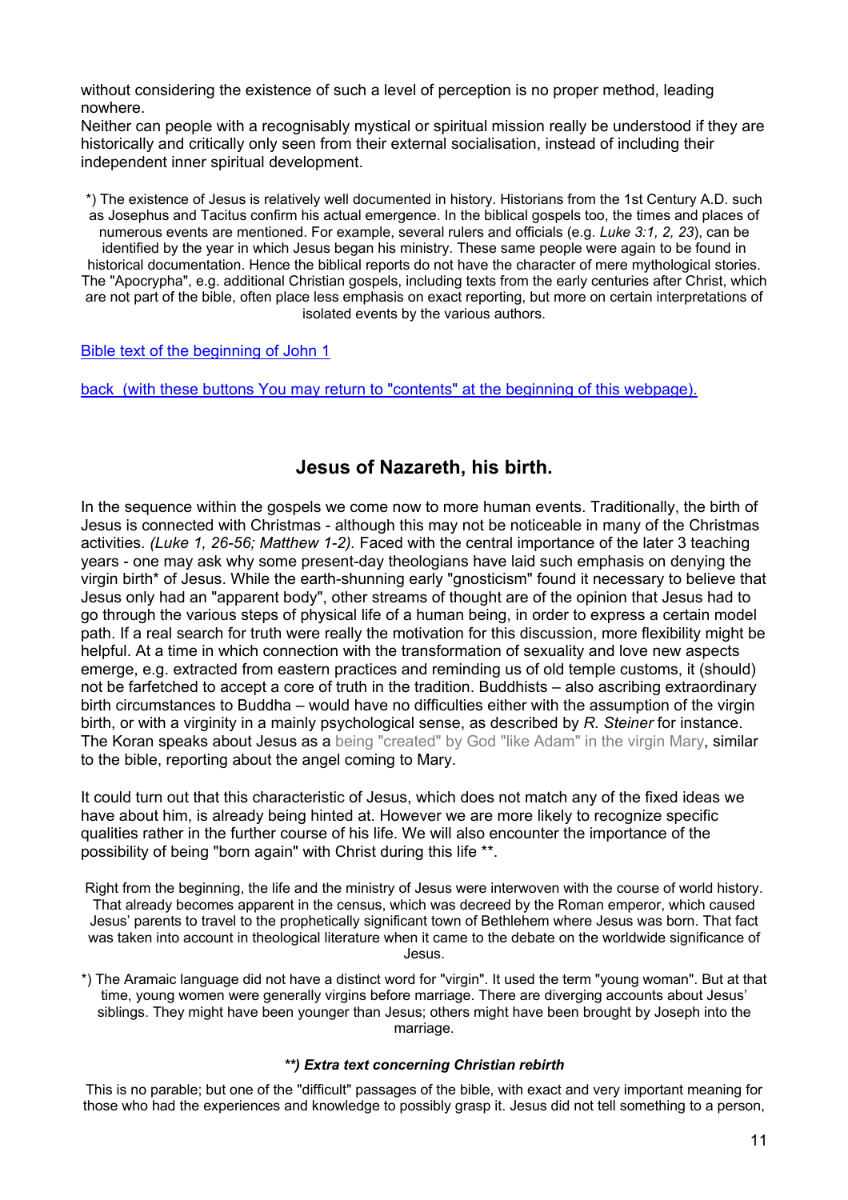without considering the existence of such a level of perception is no proper method, leading nowhere.
Neither can people with a recognisably mystical or spiritual mission really be understood if they are historically and critically only seen from their external socialisation, instead of including their independent inner spiritual development.

*) The existence of Jesus is relatively well documented in history. Historians from the 1st Century A.D. such as Josephus and Tacitus confirm his actual emergence. In the biblical gospels too, the times and places of numerous events are mentioned. For example, several rulers and officials (e.g. *Luke 3:1, 2, 23*), can be identified by the year in which Jesus began his ministry. These same people were again to be found in historical documentation. Hence the biblical reports do not have the character of mere mythological stories. The "Apocrypha", e.g. additional Christian gospels, including texts from the early centuries after Christ, which are not part of the bible, often place less emphasis on exact reporting, but more on certain interpretations of isolated events by the various authors.

Bible text of the beginning of John 1

back (with these buttons You may return to "contents" at the beginning of this webpage).

## Jesus of Nazareth, his birth.

In the sequence within the gospels we come now to more human events. Traditionally, the birth of Jesus is connected with Christmas - although this may not be noticeable in many of the Christmas activities. *(Luke 1, 26-56; Matthew 1-2).* Faced with the central importance of the later 3 teaching years - one may ask why some present-day theologians have laid such emphasis on denying the virgin birth* of Jesus. While the earth-shunning early "gnosticism" found it necessary to believe that Jesus only had an "apparent body", other streams of thought are of the opinion that Jesus had to go through the various steps of physical life of a human being, in order to express a certain model path. If a real search for truth were really the motivation for this discussion, more flexibility might be helpful. At a time in which connection with the transformation of sexuality and love new aspects emerge, e.g. extracted from eastern practices and reminding us of old temple customs, it (should) not be farfetched to accept a core of truth in the tradition. Buddhists – also ascribing extraordinary birth circumstances to Buddha – would have no difficulties either with the assumption of the virgin birth, or with a virginity in a mainly psychological sense, as described by *R. Steiner* for instance. The Koran speaks about Jesus as a being "created" by God "like Adam" in the virgin Mary, similar to the bible, reporting about the angel coming to Mary.

It could turn out that this characteristic of Jesus, which does not match any of the fixed ideas we have about him, is already being hinted at. However we are more likely to recognize specific qualities rather in the further course of his life. We will also encounter the importance of the possibility of being "born again" with Christ during this life **.

Right from the beginning, the life and the ministry of Jesus were interwoven with the course of world history. That already becomes apparent in the census, which was decreed by the Roman emperor, which caused Jesus' parents to travel to the prophetically significant town of Bethlehem where Jesus was born. That fact was taken into account in theological literature when it came to the debate on the worldwide significance of Jesus.

*) The Aramaic language did not have a distinct word for "virgin". It used the term "young woman". But at that time, young women were generally virgins before marriage. There are diverging accounts about Jesus' siblings. They might have been younger than Jesus; others might have been brought by Joseph into the marriage.

***\*\*) Extra text concerning Christian rebirth***

This is no parable; but one of the "difficult" passages of the bible, with exact and very important meaning for those who had the experiences and knowledge to possibly grasp it. Jesus did not tell something to a person,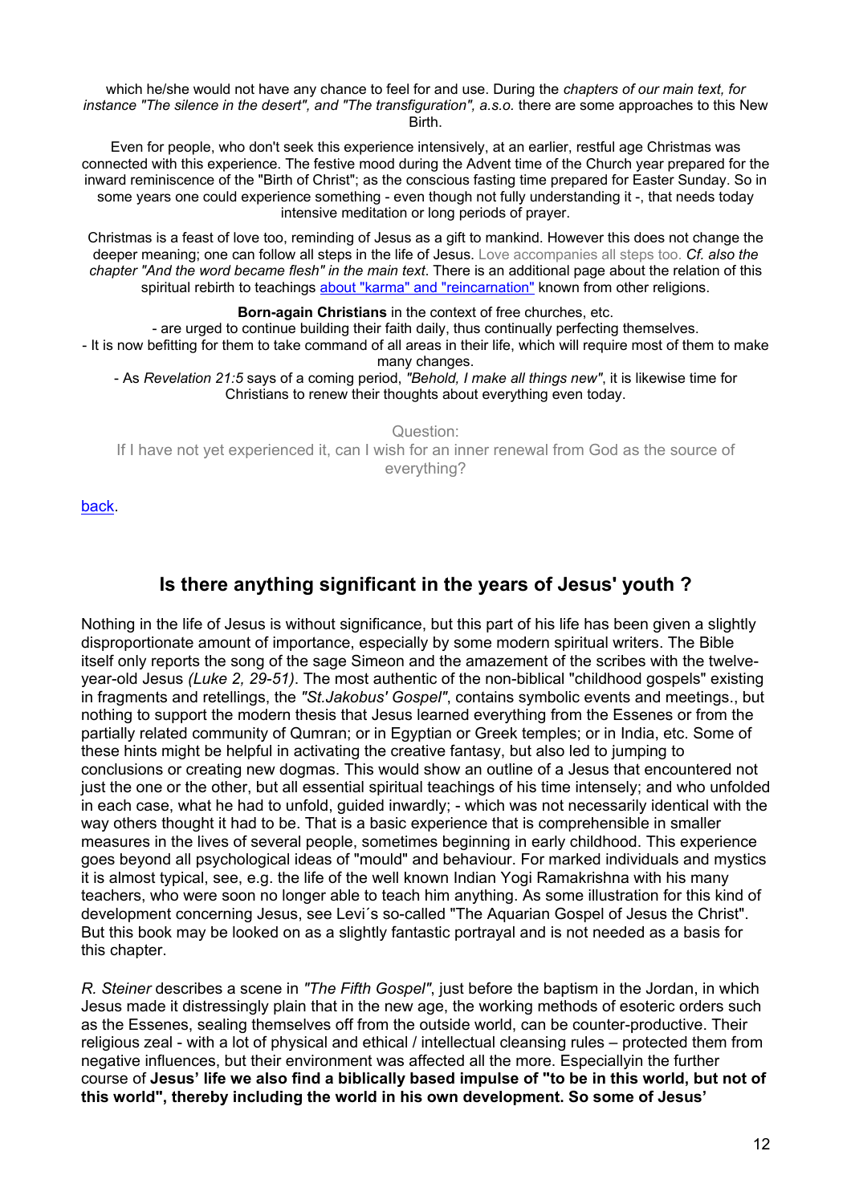which he/she would not have any chance to feel for and use. During the *chapters of our main text, for instance "The silence in the desert", and "The transfiguration", a.s.o.* there are some approaches to this New Birth.

Even for people, who don't seek this experience intensively, at an earlier, restful age Christmas was connected with this experience. The festive mood during the Advent time of the Church year prepared for the inward reminiscence of the "Birth of Christ"; as the conscious fasting time prepared for Easter Sunday. So in some years one could experience something - even though not fully understanding it -, that needs today intensive meditation or long periods of prayer.

Christmas is a feast of love too, reminding of Jesus as a gift to mankind. However this does not change the deeper meaning; one can follow all steps in the life of Jesus. Love accompanies all steps too. *Cf. also the chapter "And the word became flesh" in the main text*. There is an additional page about the relation of this spiritual rebirth to teachings about "karma" and "reincarnation" known from other religions.

**Born-again Christians** in the context of free churches, etc.
- are urged to continue building their faith daily, thus continually perfecting themselves.
- It is now befitting for them to take command of all areas in their life, which will require most of them to make many changes.
- As *Revelation 21:5* says of a coming period, *"Behold, I make all things new"*, it is likewise time for Christians to renew their thoughts about everything even today.

Question:
If I have not yet experienced it, can I wish for an inner renewal from God as the source of everything?

back.

## Is there anything significant in the years of Jesus' youth ?

Nothing in the life of Jesus is without significance, but this part of his life has been given a slightly disproportionate amount of importance, especially by some modern spiritual writers. The Bible itself only reports the song of the sage Simeon and the amazement of the scribes with the twelve-year-old Jesus *(Luke 2, 29-51)*. The most authentic of the non-biblical "childhood gospels" existing in fragments and retellings, the *"St.Jakobus' Gospel"*, contains symbolic events and meetings., but nothing to support the modern thesis that Jesus learned everything from the Essenes or from the partially related community of Qumran; or in Egyptian or Greek temples; or in India, etc. Some of these hints might be helpful in activating the creative fantasy, but also led to jumping to conclusions or creating new dogmas. This would show an outline of a Jesus that encountered not just the one or the other, but all essential spiritual teachings of his time intensely; and who unfolded in each case, what he had to unfold, guided inwardly; - which was not necessarily identical with the way others thought it had to be. That is a basic experience that is comprehensible in smaller measures in the lives of several people, sometimes beginning in early childhood. This experience goes beyond all psychological ideas of "mould" and behaviour. For marked individuals and mystics it is almost typical, see, e.g. the life of the well known Indian Yogi Ramakrishna with his many teachers, who were soon no longer able to teach him anything. As some illustration for this kind of development concerning Jesus, see Levi´s so-called "The Aquarian Gospel of Jesus the Christ". But this book may be looked on as a slightly fantastic portrayal and is not needed as a basis for this chapter.

*R. Steiner* describes a scene in *"The Fifth Gospel"*, just before the baptism in the Jordan, in which Jesus made it distressingly plain that in the new age, the working methods of esoteric orders such as the Essenes, sealing themselves off from the outside world, can be counter-productive. Their religious zeal - with a lot of physical and ethical / intellectual cleansing rules – protected them from negative influences, but their environment was affected all the more. Especiallyin the further course of **Jesus' life we also find a biblically based impulse of "to be in this world, but not of this world", thereby including the world in his own development. So some of Jesus'**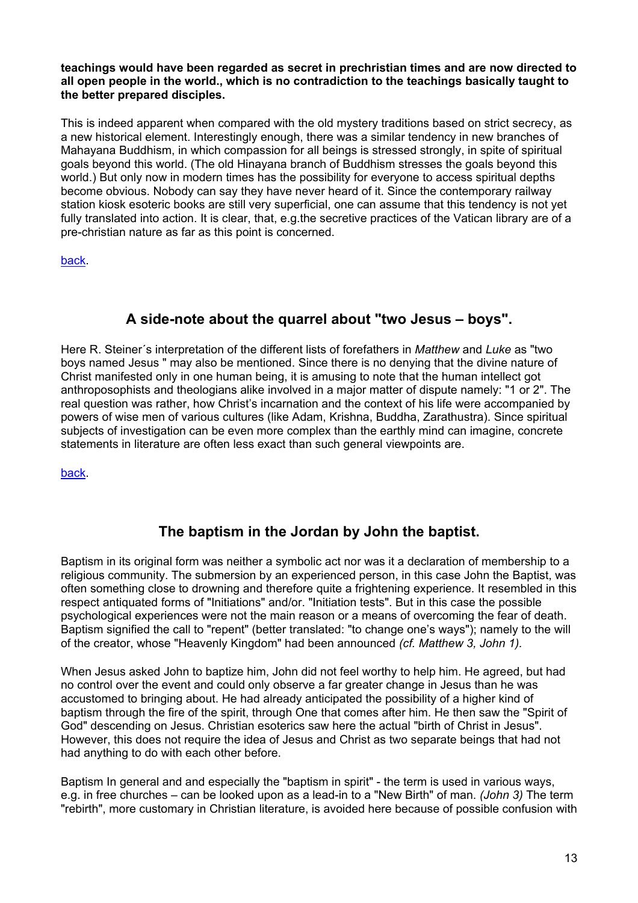**teachings would have been regarded as secret in prechristian times and are now directed to all open people in the world., which is no contradiction to the teachings basically taught to the better prepared disciples.**

This is indeed apparent when compared with the old mystery traditions based on strict secrecy, as a new historical element. Interestingly enough, there was a similar tendency in new branches of Mahayana Buddhism, in which compassion for all beings is stressed strongly, in spite of spiritual goals beyond this world. (The old Hinayana branch of Buddhism stresses the goals beyond this world.) But only now in modern times has the possibility for everyone to access spiritual depths become obvious. Nobody can say they have never heard of it. Since the contemporary railway station kiosk esoteric books are still very superficial, one can assume that this tendency is not yet fully translated into action. It is clear, that, e.g.the secretive practices of the Vatican library are of a pre-christian nature as far as this point is concerned.

back.

## A side-note about the quarrel about "two Jesus – boys".

Here R. Steiner´s interpretation of the different lists of forefathers in *Matthew* and *Luke* as "two boys named Jesus " may also be mentioned. Since there is no denying that the divine nature of Christ manifested only in one human being, it is amusing to note that the human intellect got anthroposophists and theologians alike involved in a major matter of dispute namely: "1 or 2". The real question was rather, how Christ's incarnation and the context of his life were accompanied by powers of wise men of various cultures (like Adam, Krishna, Buddha, Zarathustra). Since spiritual subjects of investigation can be even more complex than the earthly mind can imagine, concrete statements in literature are often less exact than such general viewpoints are.

back.

## The baptism in the Jordan by John the baptist.

Baptism in its original form was neither a symbolic act nor was it a declaration of membership to a religious community. The submersion by an experienced person, in this case John the Baptist, was often something close to drowning and therefore quite a frightening experience. It resembled in this respect antiquated forms of "Initiations" and/or. "Initiation tests". But in this case the possible psychological experiences were not the main reason or a means of overcoming the fear of death. Baptism signified the call to "repent" (better translated: "to change one's ways"); namely to the will of the creator, whose "Heavenly Kingdom" had been announced *(cf. Matthew 3, John 1).*

When Jesus asked John to baptize him, John did not feel worthy to help him. He agreed, but had no control over the event and could only observe a far greater change in Jesus than he was accustomed to bringing about. He had already anticipated the possibility of a higher kind of baptism through the fire of the spirit, through One that comes after him. He then saw the "Spirit of God" descending on Jesus. Christian esoterics saw here the actual "birth of Christ in Jesus". However, this does not require the idea of Jesus and Christ as two separate beings that had not had anything to do with each other before.

Baptism In general and and especially the "baptism in spirit" - the term is used in various ways, e.g. in free churches – can be looked upon as a lead-in to a "New Birth" of man. *(John 3)* The term "rebirth", more customary in Christian literature, is avoided here because of possible confusion with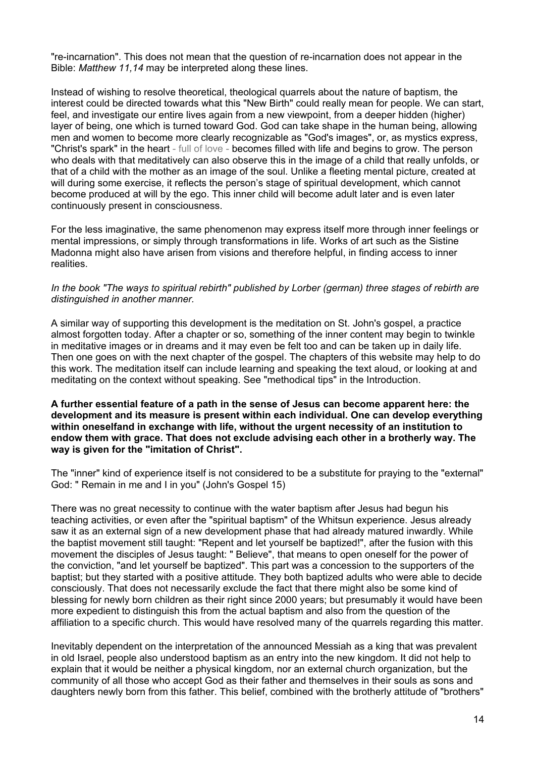"re-incarnation". This does not mean that the question of re-incarnation does not appear in the Bible: *Matthew 11,14* may be interpreted along these lines.

Instead of wishing to resolve theoretical, theological quarrels about the nature of baptism, the interest could be directed towards what this "New Birth" could really mean for people. We can start, feel, and investigate our entire lives again from a new viewpoint, from a deeper hidden (higher) layer of being, one which is turned toward God. God can take shape in the human being, allowing men and women to become more clearly recognizable as "God's images", or, as mystics express, "Christ's spark" in the heart - full of love - becomes filled with life and begins to grow. The person who deals with that meditatively can also observe this in the image of a child that really unfolds, or that of a child with the mother as an image of the soul. Unlike a fleeting mental picture, created at will during some exercise, it reflects the person's stage of spiritual development, which cannot become produced at will by the ego. This inner child will become adult later and is even later continuously present in consciousness.

For the less imaginative, the same phenomenon may express itself more through inner feelings or mental impressions, or simply through transformations in life. Works of art such as the Sistine Madonna might also have arisen from visions and therefore helpful, in finding access to inner realities.

*In the book "The ways to spiritual rebirth" published by Lorber (german) three stages of rebirth are distinguished in another manner.*

A similar way of supporting this development is the meditation on St. John's gospel, a practice almost forgotten today. After a chapter or so, something of the inner content may begin to twinkle in meditative images or in dreams and it may even be felt too and can be taken up in daily life. Then one goes on with the next chapter of the gospel. The chapters of this website may help to do this work. The meditation itself can include learning and speaking the text aloud, or looking at and meditating on the context without speaking. See "methodical tips" in the Introduction.

**A further essential feature of a path in the sense of Jesus can become apparent here: the development and its measure is present within each individual. One can develop everything within oneselfand in exchange with life, without the urgent necessity of an institution to endow them with grace. That does not exclude advising each other in a brotherly way. The way is given for the "imitation of Christ".**

The "inner" kind of experience itself is not considered to be a substitute for praying to the "external" God: " Remain in me and I in you" (John's Gospel 15)

There was no great necessity to continue with the water baptism after Jesus had begun his teaching activities, or even after the "spiritual baptism" of the Whitsun experience. Jesus already saw it as an external sign of a new development phase that had already matured inwardly. While the baptist movement still taught: "Repent and let yourself be baptized!", after the fusion with this movement the disciples of Jesus taught: " Believe", that means to open oneself for the power of the conviction, "and let yourself be baptized". This part was a concession to the supporters of the baptist; but they started with a positive attitude. They both baptized adults who were able to decide consciously. That does not necessarily exclude the fact that there might also be some kind of blessing for newly born children as their right since 2000 years; but presumably it would have been more expedient to distinguish this from the actual baptism and also from the question of the affiliation to a specific church. This would have resolved many of the quarrels regarding this matter.

Inevitably dependent on the interpretation of the announced Messiah as a king that was prevalent in old Israel, people also understood baptism as an entry into the new kingdom. It did not help to explain that it would be neither a physical kingdom, nor an external church organization, but the community of all those who accept God as their father and themselves in their souls as sons and daughters newly born from this father. This belief, combined with the brotherly attitude of "brothers"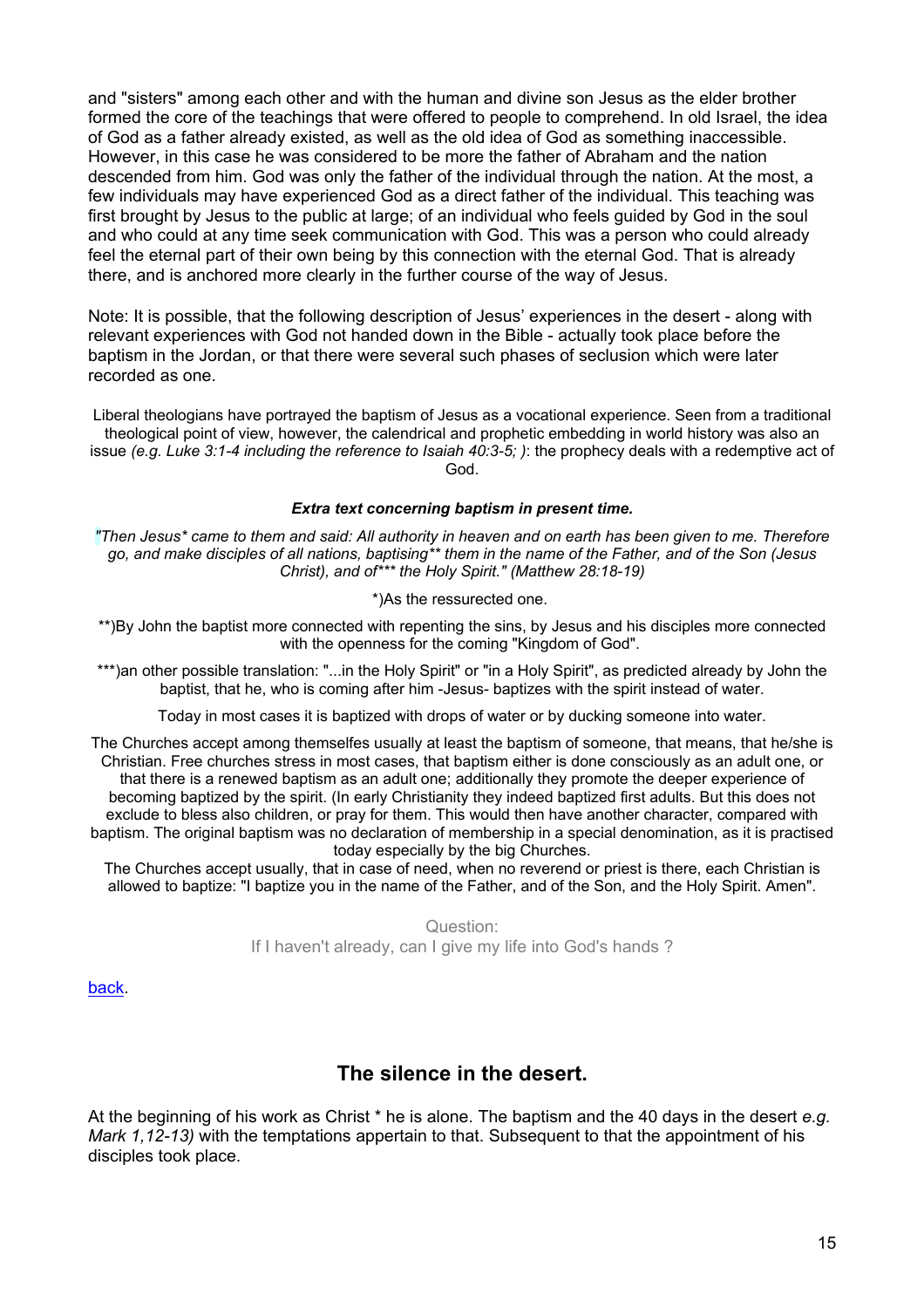and "sisters" among each other and with the human and divine son Jesus as the elder brother formed the core of the teachings that were offered to people to comprehend. In old Israel, the idea of God as a father already existed, as well as the old idea of God as something inaccessible. However, in this case he was considered to be more the father of Abraham and the nation descended from him. God was only the father of the individual through the nation. At the most, a few individuals may have experienced God as a direct father of the individual. This teaching was first brought by Jesus to the public at large; of an individual who feels guided by God in the soul and who could at any time seek communication with God. This was a person who could already feel the eternal part of their own being by this connection with the eternal God. That is already there, and is anchored more clearly in the further course of the way of Jesus.

Note: It is possible, that the following description of Jesus' experiences in the desert - along with relevant experiences with God not handed down in the Bible - actually took place before the baptism in the Jordan, or that there were several such phases of seclusion which were later recorded as one.

Liberal theologians have portrayed the baptism of Jesus as a vocational experience. Seen from a traditional theological point of view, however, the calendrical and prophetic embedding in world history was also an issue *(e.g. Luke 3:1-4 including the reference to Isaiah 40:3-5; )*: the prophecy deals with a redemptive act of God.

***Extra text concerning baptism in present time.***

*"Then Jesus* came to them and said: All authority in heaven and on earth has been given to me. Therefore go, and make disciples of all nations, baptising** them in the name of the Father, and of the Son (Jesus Christ), and of*** the Holy Spirit." (Matthew 28:18-19)*

*)As the ressurected one.

**)By John the baptist more connected with repenting the sins, by Jesus and his disciples more connected with the openness for the coming "Kingdom of God".

***)an other possible translation: "...in the Holy Spirit" or "in a Holy Spirit", as predicted already by John the baptist, that he, who is coming after him -Jesus- baptizes with the spirit instead of water.

Today in most cases it is baptized with drops of water or by ducking someone into water.

The Churches accept among themselfes usually at least the baptism of someone, that means, that he/she is Christian. Free churches stress in most cases, that baptism either is done consciously as an adult one, or that there is a renewed baptism as an adult one; additionally they promote the deeper experience of becoming baptized by the spirit. (In early Christianity they indeed baptized first adults. But this does not exclude to bless also children, or pray for them. This would then have another character, compared with baptism. The original baptism was no declaration of membership in a special denomination, as it is practised today especially by the big Churches.

The Churches accept usually, that in case of need, when no reverend or priest is there, each Christian is allowed to baptize: "I baptize you in the name of the Father, and of the Son, and the Holy Spirit. Amen".

Question:
If I haven't already, can I give my life into God's hands ?

back.

## The silence in the desert.

At the beginning of his work as Christ * he is alone. The baptism and the 40 days in the desert *e.g. Mark 1,12-13)* with the temptations appertain to that. Subsequent to that the appointment of his disciples took place.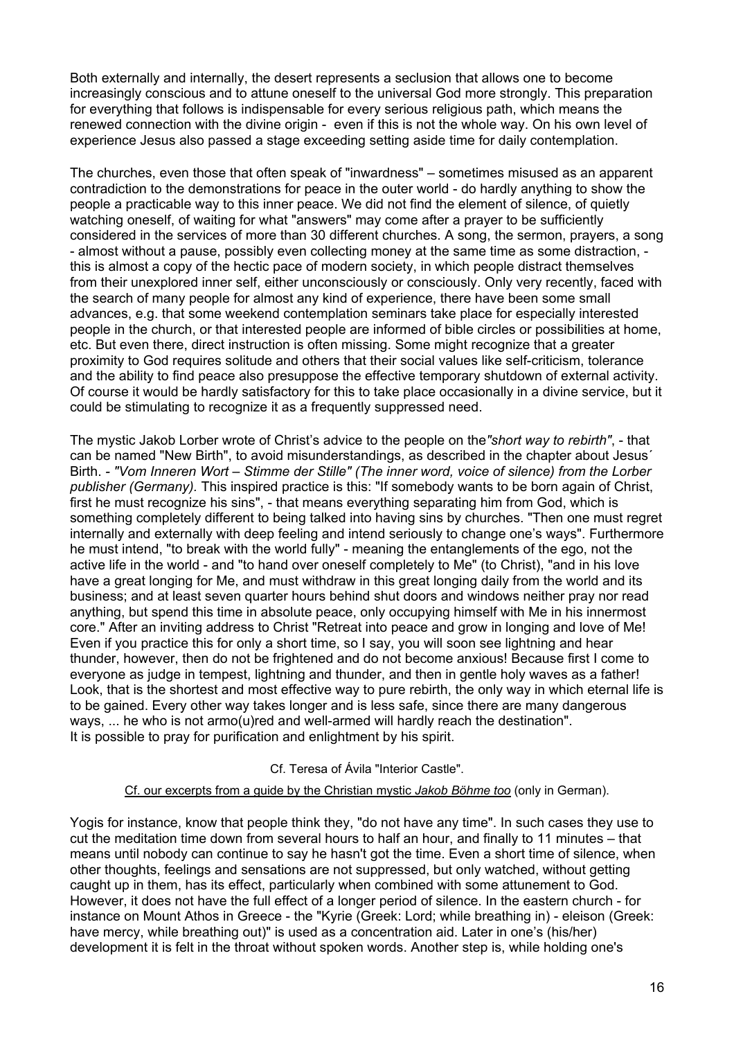Both externally and internally, the desert represents a seclusion that allows one to become increasingly conscious and to attune oneself to the universal God more strongly. This preparation for everything that follows is indispensable for every serious religious path, which means the renewed connection with the divine origin - even if this is not the whole way. On his own level of experience Jesus also passed a stage exceeding setting aside time for daily contemplation.

The churches, even those that often speak of "inwardness" – sometimes misused as an apparent contradiction to the demonstrations for peace in the outer world - do hardly anything to show the people a practicable way to this inner peace. We did not find the element of silence, of quietly watching oneself, of waiting for what "answers" may come after a prayer to be sufficiently considered in the services of more than 30 different churches. A song, the sermon, prayers, a song - almost without a pause, possibly even collecting money at the same time as some distraction, - this is almost a copy of the hectic pace of modern society, in which people distract themselves from their unexplored inner self, either unconsciously or consciously. Only very recently, faced with the search of many people for almost any kind of experience, there have been some small advances, e.g. that some weekend contemplation seminars take place for especially interested people in the church, or that interested people are informed of bible circles or possibilities at home, etc. But even there, direct instruction is often missing. Some might recognize that a greater proximity to God requires solitude and others that their social values like self-criticism, tolerance and the ability to find peace also presuppose the effective temporary shutdown of external activity. Of course it would be hardly satisfactory for this to take place occasionally in a divine service, but it could be stimulating to recognize it as a frequently suppressed need.

The mystic Jakob Lorber wrote of Christ's advice to the people on the *"short way to rebirth"*, - that can be named "New Birth", to avoid misunderstandings, as described in the chapter about Jesus´ Birth. - *"Vom Inneren Wort – Stimme der Stille" (The inner word, voice of silence) from the Lorber publisher (Germany).* This inspired practice is this: "If somebody wants to be born again of Christ, first he must recognize his sins", - that means everything separating him from God, which is something completely different to being talked into having sins by churches. "Then one must regret internally and externally with deep feeling and intend seriously to change one's ways". Furthermore he must intend, "to break with the world fully" - meaning the entanglements of the ego, not the active life in the world - and "to hand over oneself completely to Me" (to Christ), "and in his love have a great longing for Me, and must withdraw in this great longing daily from the world and its business; and at least seven quarter hours behind shut doors and windows neither pray nor read anything, but spend this time in absolute peace, only occupying himself with Me in his innermost core." After an inviting address to Christ "Retreat into peace and grow in longing and love of Me! Even if you practice this for only a short time, so I say, you will soon see lightning and hear thunder, however, then do not be frightened and do not become anxious! Because first I come to everyone as judge in tempest, lightning and thunder, and then in gentle holy waves as a father! Look, that is the shortest and most effective way to pure rebirth, the only way in which eternal life is to be gained. Every other way takes longer and is less safe, since there are many dangerous ways, ... he who is not armo(u)red and well-armed will hardly reach the destination".
It is possible to pray for purification and enlightment by his spirit.

Cf. Teresa of Ávila "Interior Castle".

Cf. our excerpts from a guide by the Christian mystic *Jakob Böhme too* (only in German).

Yogis for instance, know that people think they, "do not have any time". In such cases they use to cut the meditation time down from several hours to half an hour, and finally to 11 minutes – that means until nobody can continue to say he hasn't got the time. Even a short time of silence, when other thoughts, feelings and sensations are not suppressed, but only watched, without getting caught up in them, has its effect, particularly when combined with some attunement to God. However, it does not have the full effect of a longer period of silence. In the eastern church - for instance on Mount Athos in Greece - the "Kyrie (Greek: Lord; while breathing in) - eleison (Greek: have mercy, while breathing out)" is used as a concentration aid. Later in one's (his/her) development it is felt in the throat without spoken words. Another step is, while holding one's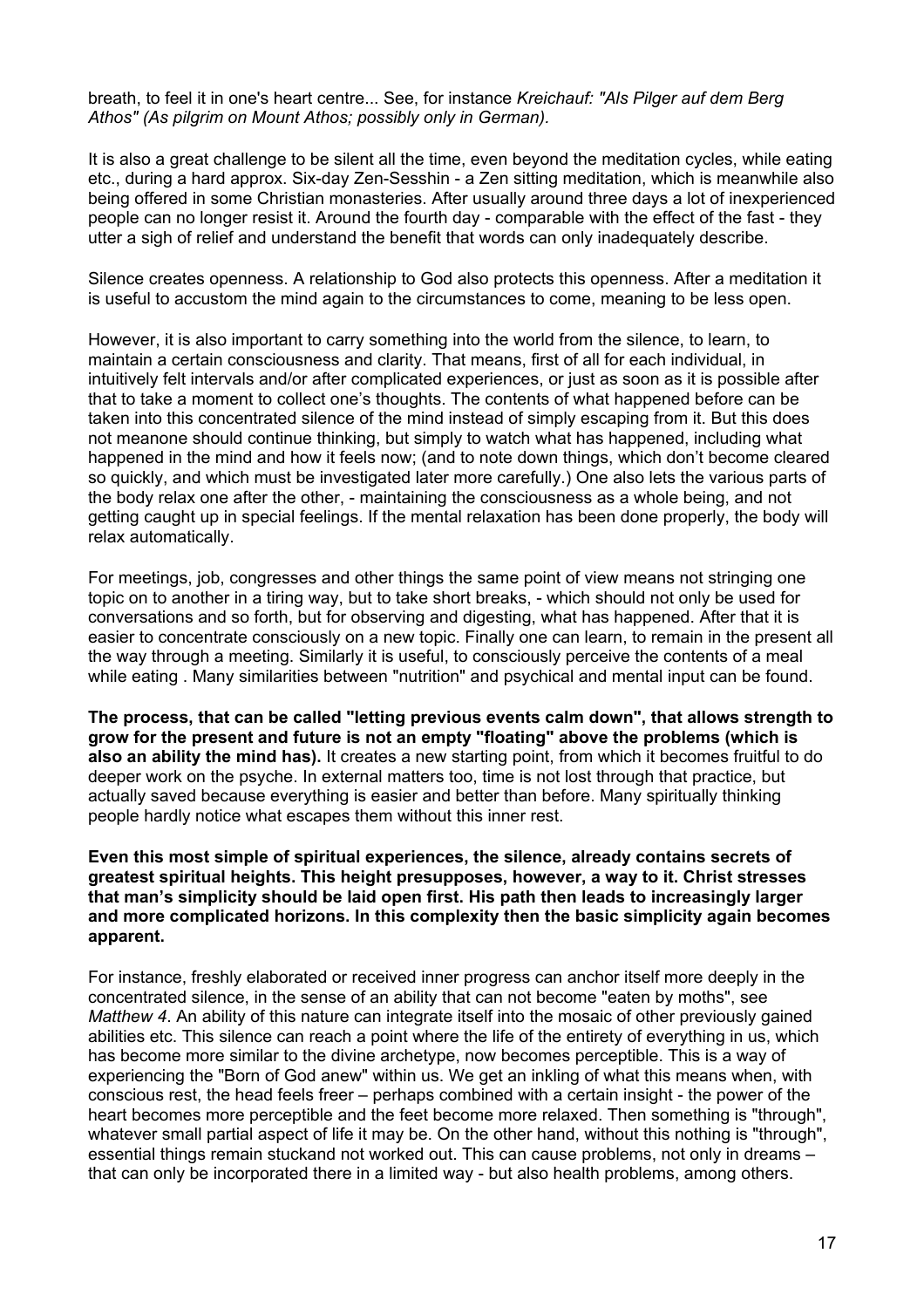breath, to feel it in one's heart centre... See, for instance *Kreichauf: "Als Pilger auf dem Berg Athos" (As pilgrim on Mount Athos; possibly only in German).*

It is also a great challenge to be silent all the time, even beyond the meditation cycles, while eating etc., during a hard approx. Six-day Zen-Sesshin - a Zen sitting meditation, which is meanwhile also being offered in some Christian monasteries. After usually around three days a lot of inexperienced people can no longer resist it. Around the fourth day - comparable with the effect of the fast - they utter a sigh of relief and understand the benefit that words can only inadequately describe.

Silence creates openness. A relationship to God also protects this openness. After a meditation it is useful to accustom the mind again to the circumstances to come, meaning to be less open.

However, it is also important to carry something into the world from the silence, to learn, to maintain a certain consciousness and clarity. That means, first of all for each individual, in intuitively felt intervals and/or after complicated experiences, or just as soon as it is possible after that to take a moment to collect one's thoughts. The contents of what happened before can be taken into this concentrated silence of the mind instead of simply escaping from it. But this does not meanone should continue thinking, but simply to watch what has happened, including what happened in the mind and how it feels now; (and to note down things, which don't become cleared so quickly, and which must be investigated later more carefully.) One also lets the various parts of the body relax one after the other, - maintaining the consciousness as a whole being, and not getting caught up in special feelings. If the mental relaxation has been done properly, the body will relax automatically.

For meetings, job, congresses and other things the same point of view means not stringing one topic on to another in a tiring way, but to take short breaks, - which should not only be used for conversations and so forth, but for observing and digesting, what has happened. After that it is easier to concentrate consciously on a new topic. Finally one can learn, to remain in the present all the way through a meeting. Similarly it is useful, to consciously perceive the contents of a meal while eating . Many similarities between "nutrition" and psychical and mental input can be found.

**The process, that can be called "letting previous events calm down", that allows strength to grow for the present and future is not an empty "floating" above the problems (which is also an ability the mind has).** It creates a new starting point, from which it becomes fruitful to do deeper work on the psyche. In external matters too, time is not lost through that practice, but actually saved because everything is easier and better than before. Many spiritually thinking people hardly notice what escapes them without this inner rest.

**Even this most simple of spiritual experiences, the silence, already contains secrets of greatest spiritual heights. This height presupposes, however, a way to it. Christ stresses that man's simplicity should be laid open first. His path then leads to increasingly larger and more complicated horizons. In this complexity then the basic simplicity again becomes apparent.**

For instance, freshly elaborated or received inner progress can anchor itself more deeply in the concentrated silence, in the sense of an ability that can not become "eaten by moths", see *Matthew 4*. An ability of this nature can integrate itself into the mosaic of other previously gained abilities etc. This silence can reach a point where the life of the entirety of everything in us, which has become more similar to the divine archetype, now becomes perceptible. This is a way of experiencing the "Born of God anew" within us. We get an inkling of what this means when, with conscious rest, the head feels freer – perhaps combined with a certain insight - the power of the heart becomes more perceptible and the feet become more relaxed. Then something is "through", whatever small partial aspect of life it may be. On the other hand, without this nothing is "through", essential things remain stuckand not worked out. This can cause problems, not only in dreams – that can only be incorporated there in a limited way - but also health problems, among others.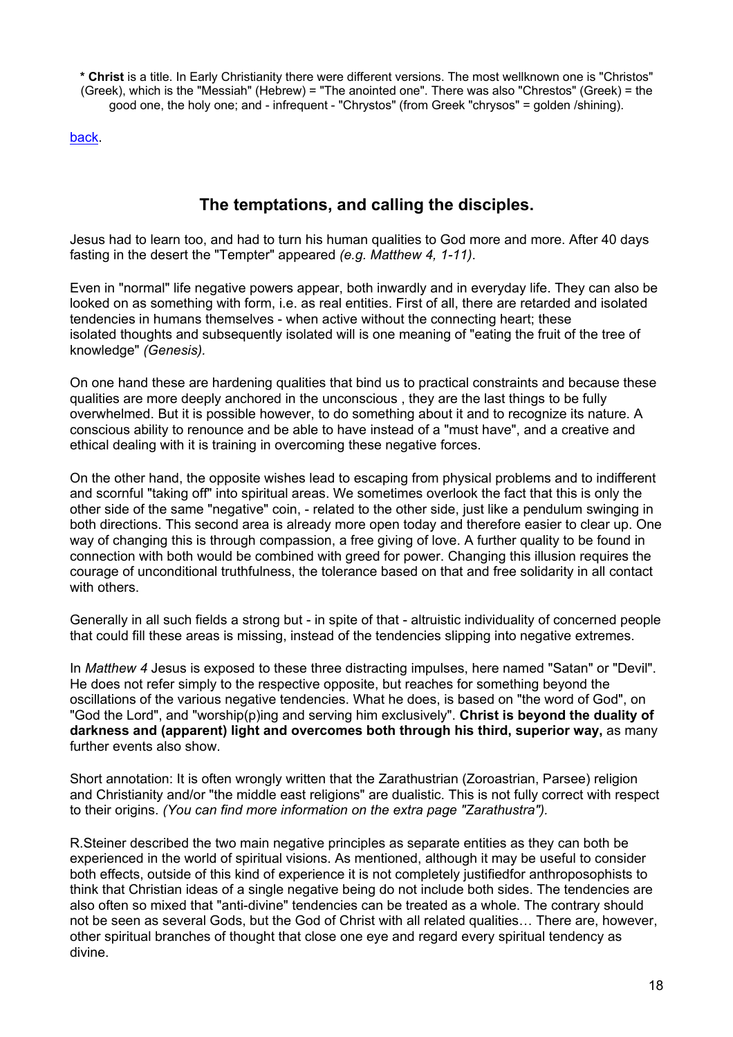**\* Christ** is a title. In Early Christianity there were different versions. The most wellknown one is "Christos" (Greek), which is the "Messiah" (Hebrew) = "The anointed one". There was also "Chrestos" (Greek) = the good one, the holy one; and - infrequent - "Chrystos" (from Greek "chrysos" = golden /shining).

back.

## The temptations, and calling the disciples.

Jesus had to learn too, and had to turn his human qualities to God more and more. After 40 days fasting in the desert the "Tempter" appeared *(e.g. Matthew 4, 1-11)*.

Even in "normal" life negative powers appear, both inwardly and in everyday life. They can also be looked on as something with form, i.e. as real entities. First of all, there are retarded and isolated tendencies in humans themselves - when active without the connecting heart; these isolated thoughts and subsequently isolated will is one meaning of "eating the fruit of the tree of knowledge" *(Genesis).*

On one hand these are hardening qualities that bind us to practical constraints and because these qualities are more deeply anchored in the unconscious , they are the last things to be fully overwhelmed. But it is possible however, to do something about it and to recognize its nature. A conscious ability to renounce and be able to have instead of a "must have", and a creative and ethical dealing with it is training in overcoming these negative forces.

On the other hand, the opposite wishes lead to escaping from physical problems and to indifferent and scornful "taking off" into spiritual areas. We sometimes overlook the fact that this is only the other side of the same "negative" coin, - related to the other side, just like a pendulum swinging in both directions. This second area is already more open today and therefore easier to clear up. One way of changing this is through compassion, a free giving of love. A further quality to be found in connection with both would be combined with greed for power. Changing this illusion requires the courage of unconditional truthfulness, the tolerance based on that and free solidarity in all contact with others.

Generally in all such fields a strong but - in spite of that - altruistic individuality of concerned people that could fill these areas is missing, instead of the tendencies slipping into negative extremes.

In *Matthew 4* Jesus is exposed to these three distracting impulses, here named "Satan" or "Devil". He does not refer simply to the respective opposite, but reaches for something beyond the oscillations of the various negative tendencies. What he does, is based on "the word of God", on "God the Lord", and "worship(p)ing and serving him exclusively". **Christ is beyond the duality of darkness and (apparent) light and overcomes both through his third, superior way,** as many further events also show.

Short annotation: It is often wrongly written that the Zarathustrian (Zoroastrian, Parsee) religion and Christianity and/or "the middle east religions" are dualistic. This is not fully correct with respect to their origins. *(You can find more information on the extra page "Zarathustra").*

R.Steiner described the two main negative principles as separate entities as they can both be experienced in the world of spiritual visions. As mentioned, although it may be useful to consider both effects, outside of this kind of experience it is not completely justifiedfor anthroposophists to think that Christian ideas of a single negative being do not include both sides. The tendencies are also often so mixed that "anti-divine" tendencies can be treated as a whole. The contrary should not be seen as several Gods, but the God of Christ with all related qualities… There are, however, other spiritual branches of thought that close one eye and regard every spiritual tendency as divine.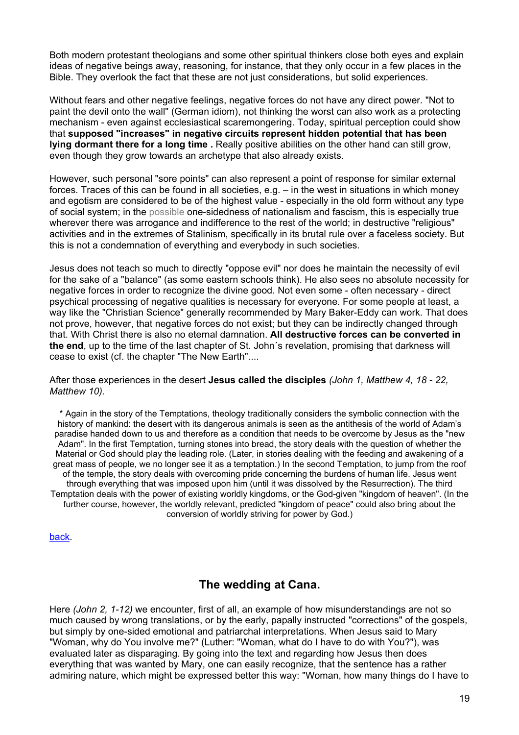Both modern protestant theologians and some other spiritual thinkers close both eyes and explain ideas of negative beings away, reasoning, for instance, that they only occur in a few places in the Bible. They overlook the fact that these are not just considerations, but solid experiences.

Without fears and other negative feelings, negative forces do not have any direct power. "Not to paint the devil onto the wall" (German idiom), not thinking the worst can also work as a protecting mechanism - even against ecclesiastical scaremongering. Today, spiritual perception could show that **supposed "increases" in negative circuits represent hidden potential that has been lying dormant there for a long time .** Really positive abilities on the other hand can still grow, even though they grow towards an archetype that also already exists.

However, such personal "sore points" can also represent a point of response for similar external forces. Traces of this can be found in all societies, e.g. – in the west in situations in which money and egotism are considered to be of the highest value - especially in the old form without any type of social system; in the possible one-sidedness of nationalism and fascism, this is especially true wherever there was arrogance and indifference to the rest of the world; in destructive "religious" activities and in the extremes of Stalinism, specifically in its brutal rule over a faceless society. But this is not a condemnation of everything and everybody in such societies.

Jesus does not teach so much to directly "oppose evil" nor does he maintain the necessity of evil for the sake of a "balance" (as some eastern schools think). He also sees no absolute necessity for negative forces in order to recognize the divine good. Not even some - often necessary - direct psychical processing of negative qualities is necessary for everyone. For some people at least, a way like the "Christian Science" generally recommended by Mary Baker-Eddy can work. That does not prove, however, that negative forces do not exist; but they can be indirectly changed through that. With Christ there is also no eternal damnation. **All destructive forces can be converted in the end**, up to the time of the last chapter of St. John´s revelation, promising that darkness will cease to exist (cf. the chapter "The New Earth"....

After those experiences in the desert **Jesus called the disciples** *(John 1, Matthew 4, 18 - 22, Matthew 10)*.

* Again in the story of the Temptations, theology traditionally considers the symbolic connection with the history of mankind: the desert with its dangerous animals is seen as the antithesis of the world of Adam's paradise handed down to us and therefore as a condition that needs to be overcome by Jesus as the "new Adam". In the first Temptation, turning stones into bread, the story deals with the question of whether the Material or God should play the leading role. (Later, in stories dealing with the feeding and awakening of a great mass of people, we no longer see it as a temptation.) In the second Temptation, to jump from the roof of the temple, the story deals with overcoming pride concerning the burdens of human life. Jesus went through everything that was imposed upon him (until it was dissolved by the Resurrection). The third Temptation deals with the power of existing worldly kingdoms, or the God-given "kingdom of heaven". (In the further course, however, the worldly relevant, predicted "kingdom of peace" could also bring about the conversion of worldly striving for power by God.)

back.

## The wedding at Cana.

Here *(John 2, 1-12)* we encounter, first of all, an example of how misunderstandings are not so much caused by wrong translations, or by the early, papally instructed "corrections" of the gospels, but simply by one-sided emotional and patriarchal interpretations. When Jesus said to Mary "Woman, why do You involve me?" (Luther: "Woman, what do I have to do with You?"), was evaluated later as disparaging. By going into the text and regarding how Jesus then does everything that was wanted by Mary, one can easily recognize, that the sentence has a rather admiring nature, which might be expressed better this way: "Woman, how many things do I have to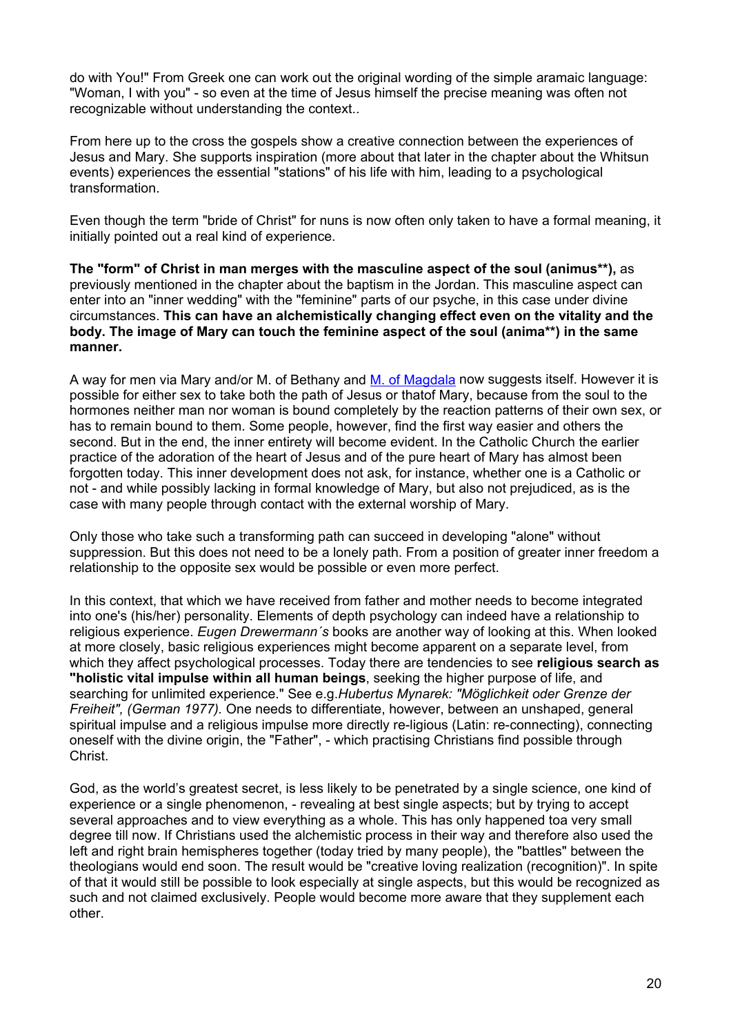do with You!" From Greek one can work out the original wording of the simple aramaic language: "Woman, I with you" - so even at the time of Jesus himself the precise meaning was often not recognizable without understanding the context..

From here up to the cross the gospels show a creative connection between the experiences of Jesus and Mary. She supports inspiration (more about that later in the chapter about the Whitsun events) experiences the essential "stations" of his life with him, leading to a psychological transformation.

Even though the term "bride of Christ" for nuns is now often only taken to have a formal meaning, it initially pointed out a real kind of experience.

**The "form" of Christ in man merges with the masculine aspect of the soul (animus\*\*),** as previously mentioned in the chapter about the baptism in the Jordan. This masculine aspect can enter into an "inner wedding" with the "feminine" parts of our psyche, in this case under divine circumstances. **This can have an alchemistically changing effect even on the vitality and the body. The image of Mary can touch the feminine aspect of the soul (anima\*\*) in the same manner.**

A way for men via Mary and/or M. of Bethany and M. of Magdala now suggests itself. However it is possible for either sex to take both the path of Jesus or thatof Mary, because from the soul to the hormones neither man nor woman is bound completely by the reaction patterns of their own sex, or has to remain bound to them. Some people, however, find the first way easier and others the second. But in the end, the inner entirety will become evident. In the Catholic Church the earlier practice of the adoration of the heart of Jesus and of the pure heart of Mary has almost been forgotten today. This inner development does not ask, for instance, whether one is a Catholic or not - and while possibly lacking in formal knowledge of Mary, but also not prejudiced, as is the case with many people through contact with the external worship of Mary.

Only those who take such a transforming path can succeed in developing "alone" without suppression. But this does not need to be a lonely path. From a position of greater inner freedom a relationship to the opposite sex would be possible or even more perfect.

In this context, that which we have received from father and mother needs to become integrated into one's (his/her) personality. Elements of depth psychology can indeed have a relationship to religious experience. *Eugen Drewermann´s* books are another way of looking at this. When looked at more closely, basic religious experiences might become apparent on a separate level, from which they affect psychological processes. Today there are tendencies to see **religious search as "holistic vital impulse within all human beings**, seeking the higher purpose of life, and searching for unlimited experience." See e.g.*Hubertus Mynarek: "Möglichkeit oder Grenze der Freiheit", (German 1977).* One needs to differentiate, however, between an unshaped, general spiritual impulse and a religious impulse more directly re-ligious (Latin: re-connecting), connecting oneself with the divine origin, the "Father", - which practising Christians find possible through Christ.

God, as the world's greatest secret, is less likely to be penetrated by a single science, one kind of experience or a single phenomenon, - revealing at best single aspects; but by trying to accept several approaches and to view everything as a whole. This has only happened toa very small degree till now. If Christians used the alchemistic process in their way and therefore also used the left and right brain hemispheres together (today tried by many people), the "battles" between the theologians would end soon. The result would be "creative loving realization (recognition)". In spite of that it would still be possible to look especially at single aspects, but this would be recognized as such and not claimed exclusively. People would become more aware that they supplement each other.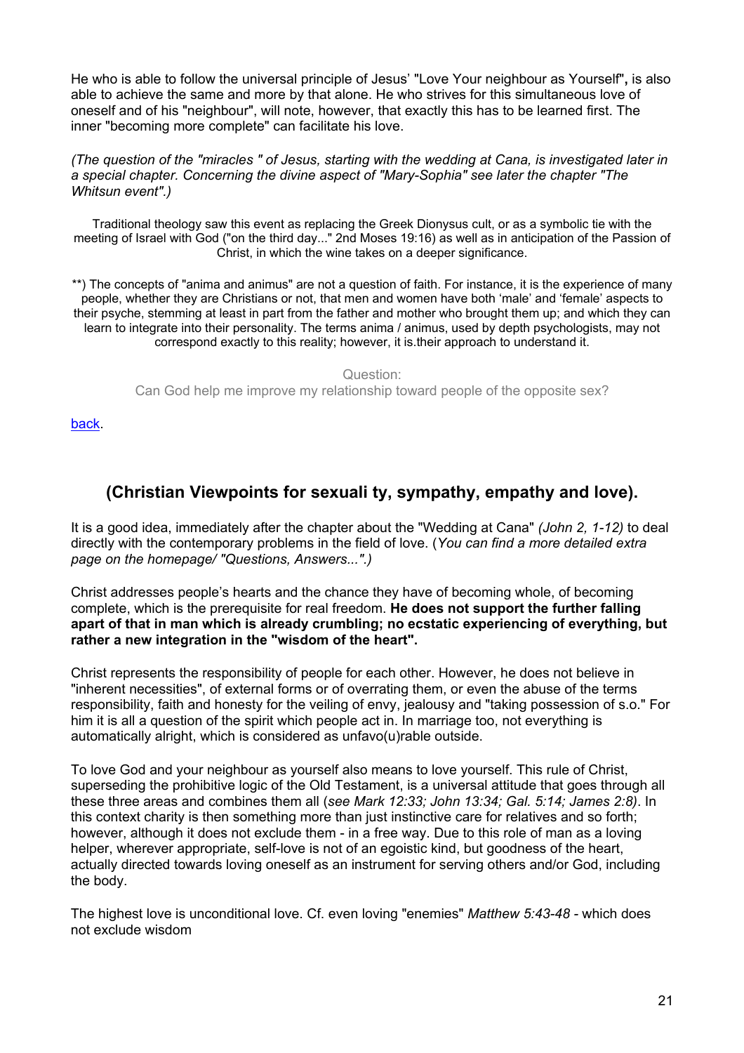He who is able to follow the universal principle of Jesus' "Love Your neighbour as Yourself"**,** is also able to achieve the same and more by that alone. He who strives for this simultaneous love of oneself and of his "neighbour", will note, however, that exactly this has to be learned first. The inner "becoming more complete" can facilitate his love.

*(The question of the "miracles " of Jesus, starting with the wedding at Cana, is investigated later in a special chapter. Concerning the divine aspect of "Mary-Sophia" see later the chapter "The Whitsun event".)*

Traditional theology saw this event as replacing the Greek Dionysus cult, or as a symbolic tie with the meeting of Israel with God ("on the third day..." 2nd Moses 19:16) as well as in anticipation of the Passion of Christ, in which the wine takes on a deeper significance.

**) The concepts of "anima and animus" are not a question of faith. For instance, it is the experience of many people, whether they are Christians or not, that men and women have both 'male' and 'female' aspects to their psyche, stemming at least in part from the father and mother who brought them up; and which they can learn to integrate into their personality. The terms anima / animus, used by depth psychologists, may not correspond exactly to this reality; however, it is.their approach to understand it.

Question:
Can God help me improve my relationship toward people of the opposite sex?

back.

## (Christian Viewpoints for sexuali ty, sympathy, empathy and love).

It is a good idea, immediately after the chapter about the "Wedding at Cana" *(John 2, 1-12)* to deal directly with the contemporary problems in the field of love. (*You can find a more detailed extra page on the homepage/ "Questions, Answers...".)*

Christ addresses people's hearts and the chance they have of becoming whole, of becoming complete, which is the prerequisite for real freedom. **He does not support the further falling apart of that in man which is already crumbling; no ecstatic experiencing of everything, but rather a new integration in the "wisdom of the heart".**

Christ represents the responsibility of people for each other. However, he does not believe in "inherent necessities", of external forms or of overrating them, or even the abuse of the terms responsibility, faith and honesty for the veiling of envy, jealousy and "taking possession of s.o." For him it is all a question of the spirit which people act in. In marriage too, not everything is automatically alright, which is considered as unfavo(u)rable outside.

To love God and your neighbour as yourself also means to love yourself. This rule of Christ, superseding the prohibitive logic of the Old Testament, is a universal attitude that goes through all these three areas and combines them all (*see Mark 12:33; John 13:34; Gal. 5:14; James 2:8)*. In this context charity is then something more than just instinctive care for relatives and so forth; however, although it does not exclude them - in a free way. Due to this role of man as a loving helper, wherever appropriate, self-love is not of an egoistic kind, but goodness of the heart, actually directed towards loving oneself as an instrument for serving others and/or God, including the body.

The highest love is unconditional love. Cf. even loving "enemies" *Matthew 5:43-48* - which does not exclude wisdom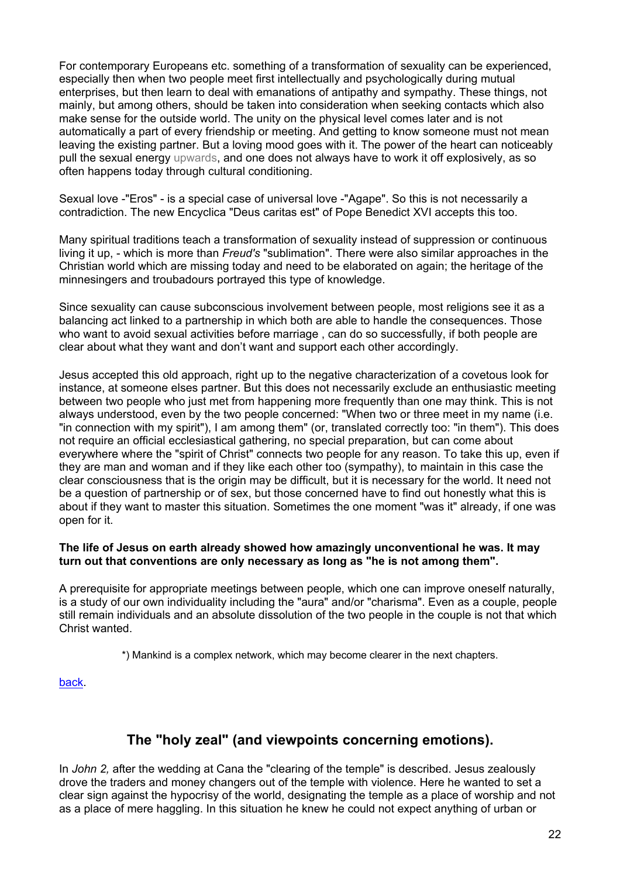For contemporary Europeans etc. something of a transformation of sexuality can be experienced, especially then when two people meet first intellectually and psychologically during mutual enterprises, but then learn to deal with emanations of antipathy and sympathy. These things, not mainly, but among others, should be taken into consideration when seeking contacts which also make sense for the outside world. The unity on the physical level comes later and is not automatically a part of every friendship or meeting. And getting to know someone must not mean leaving the existing partner. But a loving mood goes with it. The power of the heart can noticeably pull the sexual energy upwards, and one does not always have to work it off explosively, as so often happens today through cultural conditioning.

Sexual love -"Eros" - is a special case of universal love -"Agape". So this is not necessarily a contradiction. The new Encyclica "Deus caritas est" of Pope Benedict XVI accepts this too.

Many spiritual traditions teach a transformation of sexuality instead of suppression or continuous living it up, - which is more than *Freud's* "sublimation". There were also similar approaches in the Christian world which are missing today and need to be elaborated on again; the heritage of the minnesingers and troubadours portrayed this type of knowledge.

Since sexuality can cause subconscious involvement between people, most religions see it as a balancing act linked to a partnership in which both are able to handle the consequences. Those who want to avoid sexual activities before marriage , can do so successfully, if both people are clear about what they want and don't want and support each other accordingly.

Jesus accepted this old approach, right up to the negative characterization of a covetous look for instance, at someone elses partner. But this does not necessarily exclude an enthusiastic meeting between two people who just met from happening more frequently than one may think. This is not always understood, even by the two people concerned: "When two or three meet in my name (i.e. "in connection with my spirit"), I am among them" (or, translated correctly too: "in them"). This does not require an official ecclesiastical gathering, no special preparation, but can come about everywhere where the "spirit of Christ" connects two people for any reason. To take this up, even if they are man and woman and if they like each other too (sympathy), to maintain in this case the clear consciousness that is the origin may be difficult, but it is necessary for the world. It need not be a question of partnership or of sex, but those concerned have to find out honestly what this is about if they want to master this situation. Sometimes the one moment "was it" already, if one was open for it.

**The life of Jesus on earth already showed how amazingly unconventional he was. It may turn out that conventions are only necessary as long as "he is not among them".**

A prerequisite for appropriate meetings between people, which one can improve oneself naturally, is a study of our own individuality including the "aura" and/or "charisma". Even as a couple, people still remain individuals and an absolute dissolution of the two people in the couple is not that which Christ wanted.

*) Mankind is a complex network, which may become clearer in the next chapters.

back.

## The "holy zeal" (and viewpoints concerning emotions).

In *John 2,* after the wedding at Cana the "clearing of the temple" is described. Jesus zealously drove the traders and money changers out of the temple with violence. Here he wanted to set a clear sign against the hypocrisy of the world, designating the temple as a place of worship and not as a place of mere haggling. In this situation he knew he could not expect anything of urban or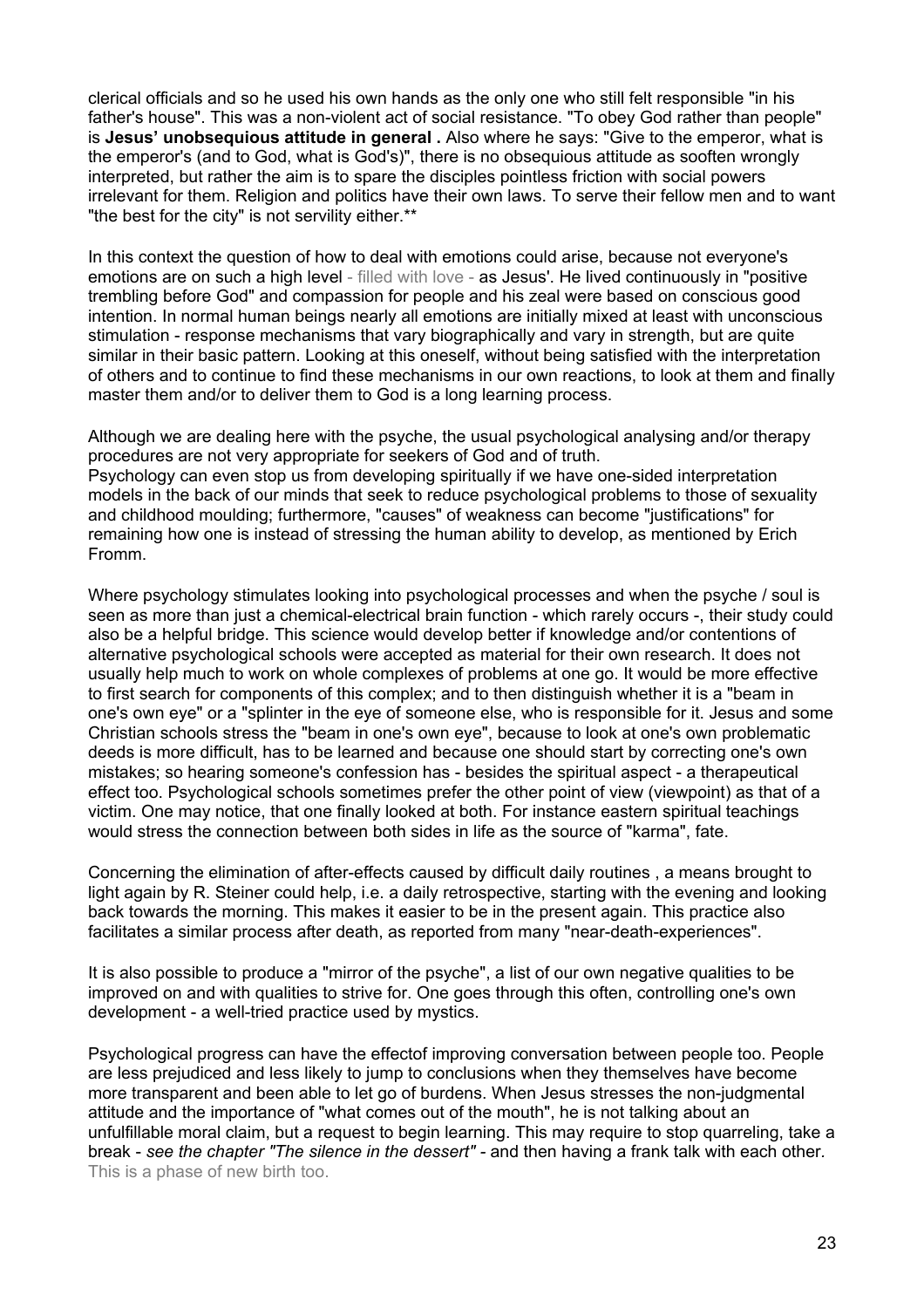clerical officials and so he used his own hands as the only one who still felt responsible "in his father's house". This was a non-violent act of social resistance. "To obey God rather than people" is **Jesus' unobsequious attitude in general .** Also where he says: "Give to the emperor, what is the emperor's (and to God, what is God's)", there is no obsequious attitude as sooften wrongly interpreted, but rather the aim is to spare the disciples pointless friction with social powers irrelevant for them. Religion and politics have their own laws. To serve their fellow men and to want "the best for the city" is not servility either.**

In this context the question of how to deal with emotions could arise, because not everyone's emotions are on such a high level - filled with love - as Jesus'. He lived continuously in "positive trembling before God" and compassion for people and his zeal were based on conscious good intention. In normal human beings nearly all emotions are initially mixed at least with unconscious stimulation - response mechanisms that vary biographically and vary in strength, but are quite similar in their basic pattern. Looking at this oneself, without being satisfied with the interpretation of others and to continue to find these mechanisms in our own reactions, to look at them and finally master them and/or to deliver them to God is a long learning process.

Although we are dealing here with the psyche, the usual psychological analysing and/or therapy procedures are not very appropriate for seekers of God and of truth.
Psychology can even stop us from developing spiritually if we have one-sided interpretation models in the back of our minds that seek to reduce psychological problems to those of sexuality and childhood moulding; furthermore, "causes" of weakness can become "justifications" for remaining how one is instead of stressing the human ability to develop, as mentioned by Erich Fromm.

Where psychology stimulates looking into psychological processes and when the psyche / soul is seen as more than just a chemical-electrical brain function - which rarely occurs -, their study could also be a helpful bridge. This science would develop better if knowledge and/or contentions of alternative psychological schools were accepted as material for their own research. It does not usually help much to work on whole complexes of problems at one go. It would be more effective to first search for components of this complex; and to then distinguish whether it is a "beam in one's own eye" or a "splinter in the eye of someone else, who is responsible for it. Jesus and some Christian schools stress the "beam in one's own eye", because to look at one's own problematic deeds is more difficult, has to be learned and because one should start by correcting one's own mistakes; so hearing someone's confession has - besides the spiritual aspect - a therapeutical effect too. Psychological schools sometimes prefer the other point of view (viewpoint) as that of a victim. One may notice, that one finally looked at both. For instance eastern spiritual teachings would stress the connection between both sides in life as the source of "karma", fate.

Concerning the elimination of after-effects caused by difficult daily routines , a means brought to light again by R. Steiner could help, i.e. a daily retrospective, starting with the evening and looking back towards the morning. This makes it easier to be in the present again. This practice also facilitates a similar process after death, as reported from many "near-death-experiences".

It is also possible to produce a "mirror of the psyche", a list of our own negative qualities to be improved on and with qualities to strive for. One goes through this often, controlling one's own development - a well-tried practice used by mystics.

Psychological progress can have the effectof improving conversation between people too. People are less prejudiced and less likely to jump to conclusions when they themselves have become more transparent and been able to let go of burdens. When Jesus stresses the non-judgmental attitude and the importance of "what comes out of the mouth", he is not talking about an unfulfillable moral claim, but a request to begin learning. This may require to stop quarreling, take a break - *see the chapter "The silence in the dessert"* - and then having a frank talk with each other. This is a phase of new birth too.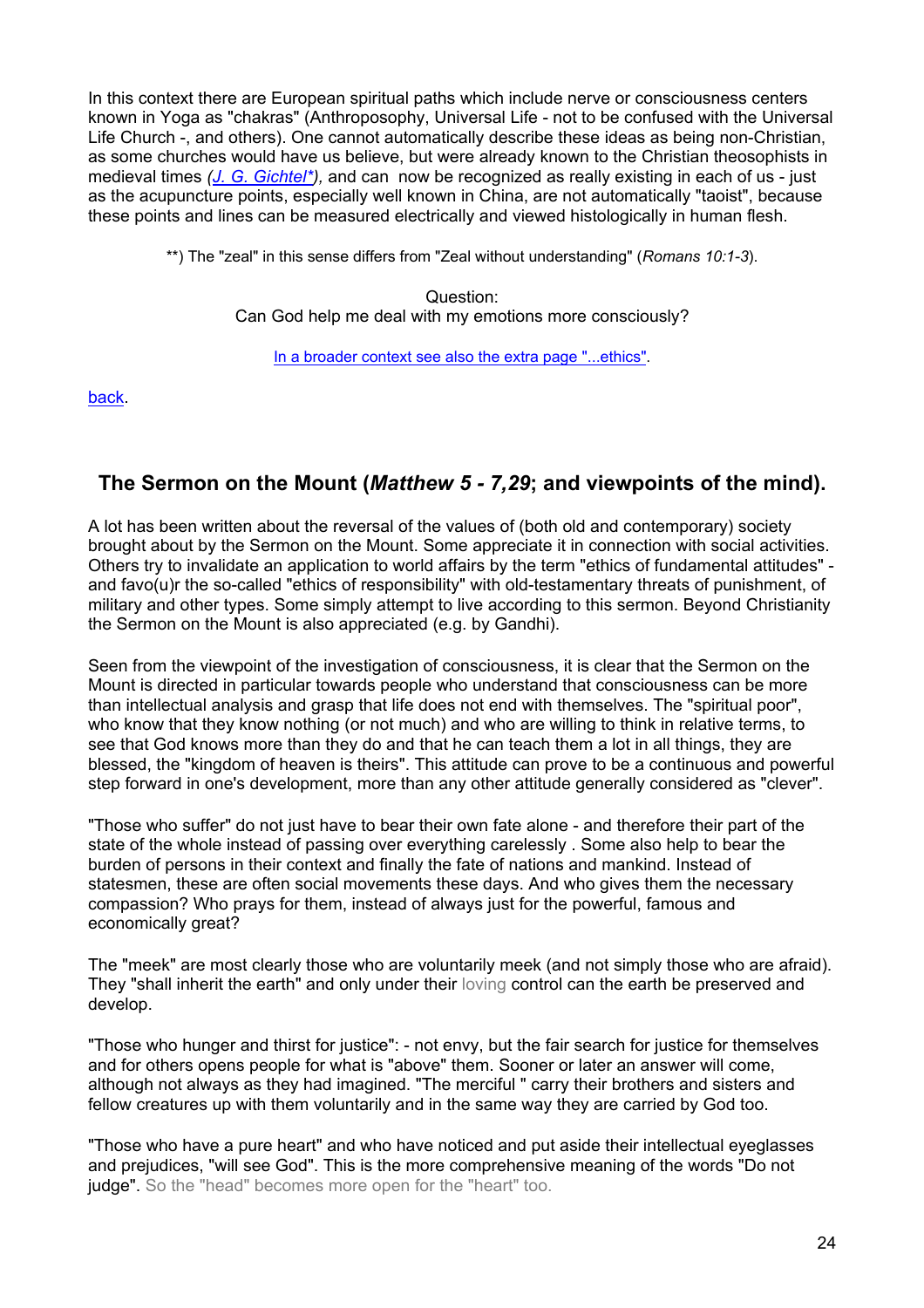In this context there are European spiritual paths which include nerve or consciousness centers known in Yoga as "chakras" (Anthroposophy, Universal Life - not to be confused with the Universal Life Church -, and others). One cannot automatically describe these ideas as being non-Christian, as some churches would have us believe, but were already known to the Christian theosophists in medieval times *(J. G. Gichtel*)*, and can now be recognized as really existing in each of us - just as the acupuncture points, especially well known in China, are not automatically "taoist", because these points and lines can be measured electrically and viewed histologically in human flesh.

**) The "zeal" in this sense differs from "Zeal without understanding" (*Romans 10:1-3*).

Question:
Can God help me deal with my emotions more consciously?

In a broader context see also the extra page "...ethics".

back.

## The Sermon on the Mount (*Matthew 5 - 7,29*; and viewpoints of the mind).

A lot has been written about the reversal of the values of (both old and contemporary) society brought about by the Sermon on the Mount. Some appreciate it in connection with social activities. Others try to invalidate an application to world affairs by the term "ethics of fundamental attitudes" - and favo(u)r the so-called "ethics of responsibility" with old-testamentary threats of punishment, of military and other types. Some simply attempt to live according to this sermon. Beyond Christianity the Sermon on the Mount is also appreciated (e.g. by Gandhi).

Seen from the viewpoint of the investigation of consciousness, it is clear that the Sermon on the Mount is directed in particular towards people who understand that consciousness can be more than intellectual analysis and grasp that life does not end with themselves. The "spiritual poor", who know that they know nothing (or not much) and who are willing to think in relative terms, to see that God knows more than they do and that he can teach them a lot in all things, they are blessed, the "kingdom of heaven is theirs". This attitude can prove to be a continuous and powerful step forward in one's development, more than any other attitude generally considered as "clever".

"Those who suffer" do not just have to bear their own fate alone - and therefore their part of the state of the whole instead of passing over everything carelessly . Some also help to bear the burden of persons in their context and finally the fate of nations and mankind. Instead of statesmen, these are often social movements these days. And who gives them the necessary compassion? Who prays for them, instead of always just for the powerful, famous and economically great?

The "meek" are most clearly those who are voluntarily meek (and not simply those who are afraid). They "shall inherit the earth" and only under their loving control can the earth be preserved and develop.

"Those who hunger and thirst for justice": - not envy, but the fair search for justice for themselves and for others opens people for what is "above" them. Sooner or later an answer will come, although not always as they had imagined. "The merciful " carry their brothers and sisters and fellow creatures up with them voluntarily and in the same way they are carried by God too.

"Those who have a pure heart" and who have noticed and put aside their intellectual eyeglasses and prejudices, "will see God". This is the more comprehensive meaning of the words "Do not judge". So the "head" becomes more open for the "heart" too.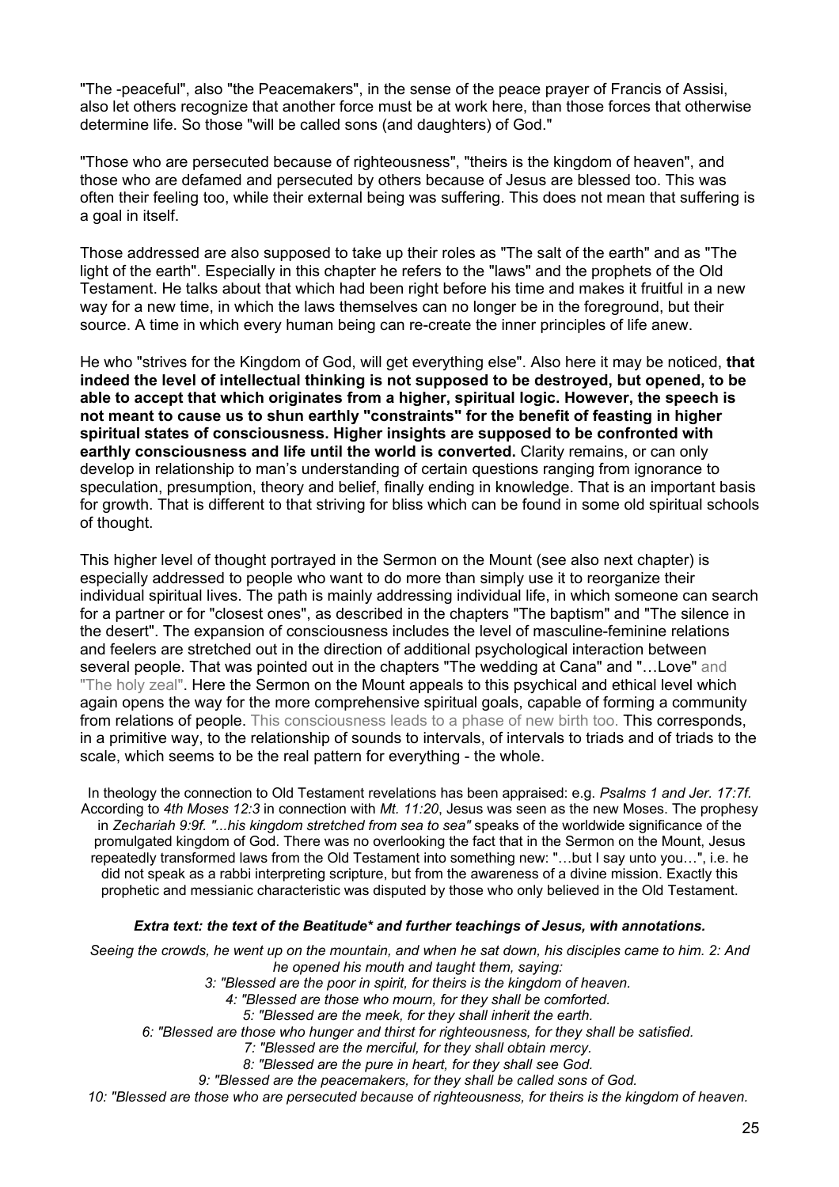"The -peaceful", also "the Peacemakers", in the sense of the peace prayer of Francis of Assisi, also let others recognize that another force must be at work here, than those forces that otherwise determine life. So those "will be called sons (and daughters) of God."

"Those who are persecuted because of righteousness", "theirs is the kingdom of heaven", and those who are defamed and persecuted by others because of Jesus are blessed too. This was often their feeling too, while their external being was suffering. This does not mean that suffering is a goal in itself.

Those addressed are also supposed to take up their roles as "The salt of the earth" and as "The light of the earth". Especially in this chapter he refers to the "laws" and the prophets of the Old Testament. He talks about that which had been right before his time and makes it fruitful in a new way for a new time, in which the laws themselves can no longer be in the foreground, but their source. A time in which every human being can re-create the inner principles of life anew.

He who "strives for the Kingdom of God, will get everything else". Also here it may be noticed, **that indeed the level of intellectual thinking is not supposed to be destroyed, but opened, to be able to accept that which originates from a higher, spiritual logic. However, the speech is not meant to cause us to shun earthly "constraints" for the benefit of feasting in higher spiritual states of consciousness. Higher insights are supposed to be confronted with earthly consciousness and life until the world is converted.** Clarity remains, or can only develop in relationship to man's understanding of certain questions ranging from ignorance to speculation, presumption, theory and belief, finally ending in knowledge. That is an important basis for growth. That is different to that striving for bliss which can be found in some old spiritual schools of thought.

This higher level of thought portrayed in the Sermon on the Mount (see also next chapter) is especially addressed to people who want to do more than simply use it to reorganize their individual spiritual lives. The path is mainly addressing individual life, in which someone can search for a partner or for "closest ones", as described in the chapters "The baptism" and "The silence in the desert". The expansion of consciousness includes the level of masculine-feminine relations and feelers are stretched out in the direction of additional psychological interaction between several people. That was pointed out in the chapters "The wedding at Cana" and "…Love" and "The holy zeal". Here the Sermon on the Mount appeals to this psychical and ethical level which again opens the way for the more comprehensive spiritual goals, capable of forming a community from relations of people. This consciousness leads to a phase of new birth too. This corresponds, in a primitive way, to the relationship of sounds to intervals, of intervals to triads and of triads to the scale, which seems to be the real pattern for everything - the whole.

In theology the connection to Old Testament revelations has been appraised: e.g. *Psalms 1 and Jer. 17:7f.* According to *4th Moses 12:3* in connection with *Mt. 11:20*, Jesus was seen as the new Moses. The prophesy in *Zechariah 9:9f. "...his kingdom stretched from sea to sea"* speaks of the worldwide significance of the promulgated kingdom of God. There was no overlooking the fact that in the Sermon on the Mount, Jesus repeatedly transformed laws from the Old Testament into something new: "…but I say unto you…", i.e. he did not speak as a rabbi interpreting scripture, but from the awareness of a divine mission. Exactly this prophetic and messianic characteristic was disputed by those who only believed in the Old Testament.

***Extra text: the text of the Beatitude\* and further teachings of Jesus, with annotations.***

*Seeing the crowds, he went up on the mountain, and when he sat down, his disciples came to him. 2: And he opened his mouth and taught them, saying:*

*3: "Blessed are the poor in spirit, for theirs is the kingdom of heaven.*

*4: "Blessed are those who mourn, for they shall be comforted.*

*5: "Blessed are the meek, for they shall inherit the earth.*

*6: "Blessed are those who hunger and thirst for righteousness, for they shall be satisfied.*

*7: "Blessed are the merciful, for they shall obtain mercy.*

*8: "Blessed are the pure in heart, for they shall see God.*

*9: "Blessed are the peacemakers, for they shall be called sons of God.*

*10: "Blessed are those who are persecuted because of righteousness, for theirs is the kingdom of heaven.*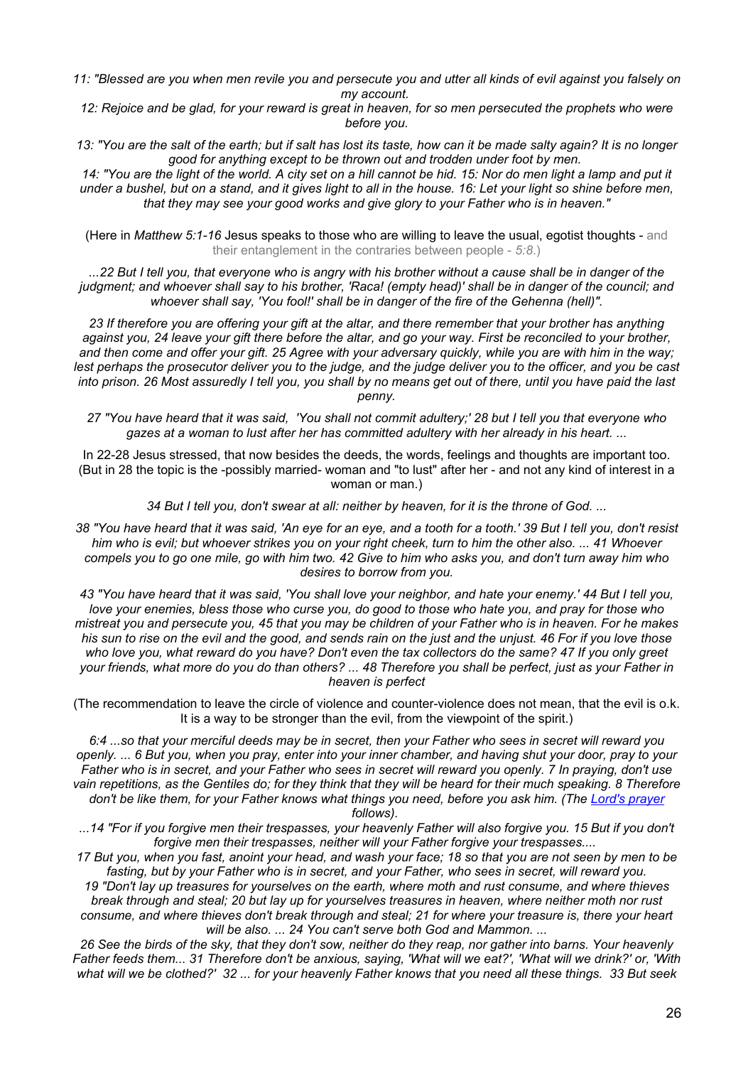*11: "Blessed are you when men revile you and persecute you and utter all kinds of evil against you falsely on my account.*

*12: Rejoice and be glad, for your reward is great in heaven, for so men persecuted the prophets who were before you.*

*13: "You are the salt of the earth; but if salt has lost its taste, how can it be made salty again? It is no longer good for anything except to be thrown out and trodden under foot by men.*

*14: "You are the light of the world. A city set on a hill cannot be hid. 15: Nor do men light a lamp and put it under a bushel, but on a stand, and it gives light to all in the house. 16: Let your light so shine before men, that they may see your good works and give glory to your Father who is in heaven."*

(Here in *Matthew 5:1-16* Jesus speaks to those who are willing to leave the usual, egotist thoughts - and their entanglement in the contraries between people - *5:8*.)

*...22 But I tell you, that everyone who is angry with his brother without a cause shall be in danger of the judgment; and whoever shall say to his brother, 'Raca! (empty head)' shall be in danger of the council; and whoever shall say, 'You fool!' shall be in danger of the fire of the Gehenna (hell)".*

*23 If therefore you are offering your gift at the altar, and there remember that your brother has anything against you, 24 leave your gift there before the altar, and go your way. First be reconciled to your brother, and then come and offer your gift. 25 Agree with your adversary quickly, while you are with him in the way; lest perhaps the prosecutor deliver you to the judge, and the judge deliver you to the officer, and you be cast into prison. 26 Most assuredly I tell you, you shall by no means get out of there, until you have paid the last penny.*

*27 "You have heard that it was said, 'You shall not commit adultery;' 28 but I tell you that everyone who gazes at a woman to lust after her has committed adultery with her already in his heart. ...*

In 22-28 Jesus stressed, that now besides the deeds, the words, feelings and thoughts are important too. (But in 28 the topic is the -possibly married- woman and "to lust" after her - and not any kind of interest in a woman or man.)

*34 But I tell you, don't swear at all: neither by heaven, for it is the throne of God. ...*

*38 "You have heard that it was said, 'An eye for an eye, and a tooth for a tooth.' 39 But I tell you, don't resist him who is evil; but whoever strikes you on your right cheek, turn to him the other also. ... 41 Whoever compels you to go one mile, go with him two. 42 Give to him who asks you, and don't turn away him who desires to borrow from you.*

*43 "You have heard that it was said, 'You shall love your neighbor, and hate your enemy.' 44 But I tell you, love your enemies, bless those who curse you, do good to those who hate you, and pray for those who mistreat you and persecute you, 45 that you may be children of your Father who is in heaven. For he makes his sun to rise on the evil and the good, and sends rain on the just and the unjust. 46 For if you love those who love you, what reward do you have? Don't even the tax collectors do the same? 47 If you only greet your friends, what more do you do than others? ... 48 Therefore you shall be perfect, just as your Father in heaven is perfect*

(The recommendation to leave the circle of violence and counter-violence does not mean, that the evil is o.k. It is a way to be stronger than the evil, from the viewpoint of the spirit.)

*6:4 ...so that your merciful deeds may be in secret, then your Father who sees in secret will reward you openly. ... 6 But you, when you pray, enter into your inner chamber, and having shut your door, pray to your Father who is in secret, and your Father who sees in secret will reward you openly. 7 In praying, don't use vain repetitions, as the Gentiles do; for they think that they will be heard for their much speaking. 8 Therefore don't be like them, for your Father knows what things you need, before you ask him. (The [Lord's prayer]() follows).*

*...14 "For if you forgive men their trespasses, your heavenly Father will also forgive you. 15 But if you don't forgive men their trespasses, neither will your Father forgive your trespasses....*

*17 But you, when you fast, anoint your head, and wash your face; 18 so that you are not seen by men to be fasting, but by your Father who is in secret, and your Father, who sees in secret, will reward you.*

*19 "Don't lay up treasures for yourselves on the earth, where moth and rust consume, and where thieves break through and steal; 20 but lay up for yourselves treasures in heaven, where neither moth nor rust consume, and where thieves don't break through and steal; 21 for where your treasure is, there your heart will be also. ... 24 You can't serve both God and Mammon. ...*

*26 See the birds of the sky, that they don't sow, neither do they reap, nor gather into barns. Your heavenly Father feeds them... 31 Therefore don't be anxious, saying, 'What will we eat?', 'What will we drink?' or, 'With what will we be clothed?' 32 ... for your heavenly Father knows that you need all these things. 33 But seek*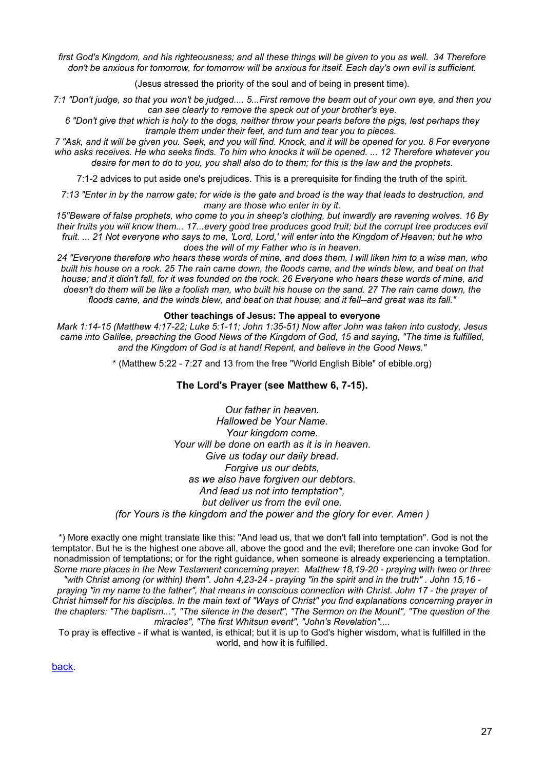*first God's Kingdom, and his righteousness; and all these things will be given to you as well. 34 Therefore don't be anxious for tomorrow, for tomorrow will be anxious for itself. Each day's own evil is sufficient.*

(Jesus stressed the priority of the soul and of being in present time).

*7:1 "Don't judge, so that you won't be judged.... 5...First remove the beam out of your own eye, and then you can see clearly to remove the speck out of your brother's eye.*

*6 "Don't give that which is holy to the dogs, neither throw your pearls before the pigs, lest perhaps they trample them under their feet, and turn and tear you to pieces.*

*7 "Ask, and it will be given you. Seek, and you will find. Knock, and it will be opened for you. 8 For everyone who asks receives. He who seeks finds. To him who knocks it will be opened. ... 12 Therefore whatever you desire for men to do to you, you shall also do to them; for this is the law and the prophets.*

7:1-2 advices to put aside one's prejudices. This is a prerequisite for finding the truth of the spirit.

*7:13 "Enter in by the narrow gate; for wide is the gate and broad is the way that leads to destruction, and many are those who enter in by it.*

*15"Beware of false prophets, who come to you in sheep's clothing, but inwardly are ravening wolves. 16 By their fruits you will know them... 17...every good tree produces good fruit; but the corrupt tree produces evil fruit. ... 21 Not everyone who says to me, 'Lord, Lord,' will enter into the Kingdom of Heaven; but he who does the will of my Father who is in heaven.*

*24 "Everyone therefore who hears these words of mine, and does them, I will liken him to a wise man, who built his house on a rock. 25 The rain came down, the floods came, and the winds blew, and beat on that house; and it didn't fall, for it was founded on the rock. 26 Everyone who hears these words of mine, and doesn't do them will be like a foolish man, who built his house on the sand. 27 The rain came down, the floods came, and the winds blew, and beat on that house; and it fell--and great was its fall."*

**Other teachings of Jesus: The appeal to everyone**

*Mark 1:14-15 (Matthew 4:17-22; Luke 5:1-11; John 1:35-51) Now after John was taken into custody, Jesus came into Galilee, preaching the Good News of the Kingdom of God, 15 and saying, "The time is fulfilled, and the Kingdom of God is at hand! Repent, and believe in the Good News."*

* (Matthew 5:22 - 7:27 and 13 from the free "World English Bible" of ebible.org)

### The Lord's Prayer (see Matthew 6, 7-15).

*Our father in heaven.*
*Hallowed be Your Name.*
*Your kingdom come.*
*Your will be done on earth as it is in heaven.*
*Give us today our daily bread.*
*Forgive us our debts,*
*as we also have forgiven our debtors.*
*And lead us not into temptation*,*
*but deliver us from the evil one.*
*(for Yours is the kingdom and the power and the glory for ever. Amen )*

*) More exactly one might translate like this: "And lead us, that we don't fall into temptation". God is not the temptator. But he is the highest one above all, above the good and the evil; therefore one can invoke God for nonadmission of temptations; or for the right guidance, when someone is already experiencing a temptation. *Some more places in the New Testament concerning prayer: Matthew 18,19-20 - praying with tweo or three "with Christ among (or within) them". John 4,23-24 - praying "in the spirit and in the truth" . John 15,16 - praying "in my name to the father", that means in conscious connection with Christ. John 17 - the prayer of Christ himself for his disciples. In the main text of "Ways of Christ" you find explanations concerning prayer in the chapters: "The baptism...", "The silence in the desert", "The Sermon on the Mount", "The question of the miracles", "The first Whitsun event", "John's Revelation"....*

To pray is effective - if what is wanted, is ethical; but it is up to God's higher wisdom, what is fulfilled in the world, and how it is fulfilled.

back.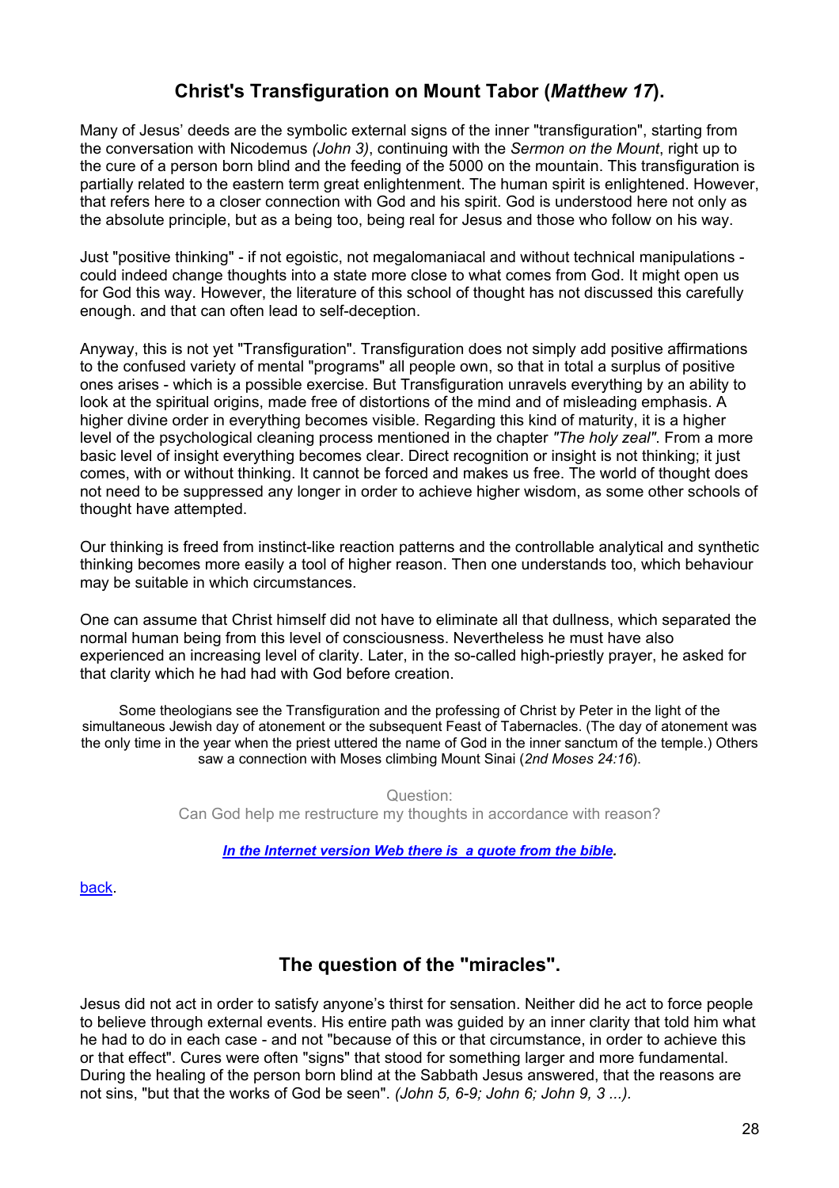## Christ's Transfiguration on Mount Tabor (*Matthew 17*).

Many of Jesus' deeds are the symbolic external signs of the inner "transfiguration", starting from the conversation with Nicodemus *(John 3)*, continuing with the *Sermon on the Mount*, right up to the cure of a person born blind and the feeding of the 5000 on the mountain. This transfiguration is partially related to the eastern term great enlightenment. The human spirit is enlightened. However, that refers here to a closer connection with God and his spirit. God is understood here not only as the absolute principle, but as a being too, being real for Jesus and those who follow on his way.

Just "positive thinking" - if not egoistic, not megalomaniacal and without technical manipulations - could indeed change thoughts into a state more close to what comes from God. It might open us for God this way. However, the literature of this school of thought has not discussed this carefully enough. and that can often lead to self-deception.

Anyway, this is not yet "Transfiguration". Transfiguration does not simply add positive affirmations to the confused variety of mental "programs" all people own, so that in total a surplus of positive ones arises - which is a possible exercise. But Transfiguration unravels everything by an ability to look at the spiritual origins, made free of distortions of the mind and of misleading emphasis. A higher divine order in everything becomes visible. Regarding this kind of maturity, it is a higher level of the psychological cleaning process mentioned in the chapter *"The holy zeal"*. From a more basic level of insight everything becomes clear. Direct recognition or insight is not thinking; it just comes, with or without thinking. It cannot be forced and makes us free. The world of thought does not need to be suppressed any longer in order to achieve higher wisdom, as some other schools of thought have attempted.

Our thinking is freed from instinct-like reaction patterns and the controllable analytical and synthetic thinking becomes more easily a tool of higher reason. Then one understands too, which behaviour may be suitable in which circumstances.

One can assume that Christ himself did not have to eliminate all that dullness, which separated the normal human being from this level of consciousness. Nevertheless he must have also experienced an increasing level of clarity. Later, in the so-called high-priestly prayer, he asked for that clarity which he had had with God before creation.

Some theologians see the Transfiguration and the professing of Christ by Peter in the light of the simultaneous Jewish day of atonement or the subsequent Feast of Tabernacles. (The day of atonement was the only time in the year when the priest uttered the name of God in the inner sanctum of the temple.) Others saw a connection with Moses climbing Mount Sinai (*2nd Moses 24:16*).

Question:
Can God help me restructure my thoughts in accordance with reason?

***In the Internet version Web there is a quote from the bible.***

back.

## The question of the "miracles".

Jesus did not act in order to satisfy anyone's thirst for sensation. Neither did he act to force people to believe through external events. His entire path was guided by an inner clarity that told him what he had to do in each case - and not "because of this or that circumstance, in order to achieve this or that effect". Cures were often "signs" that stood for something larger and more fundamental. During the healing of the person born blind at the Sabbath Jesus answered, that the reasons are not sins, "but that the works of God be seen". *(John 5, 6-9; John 6; John 9, 3 ...).*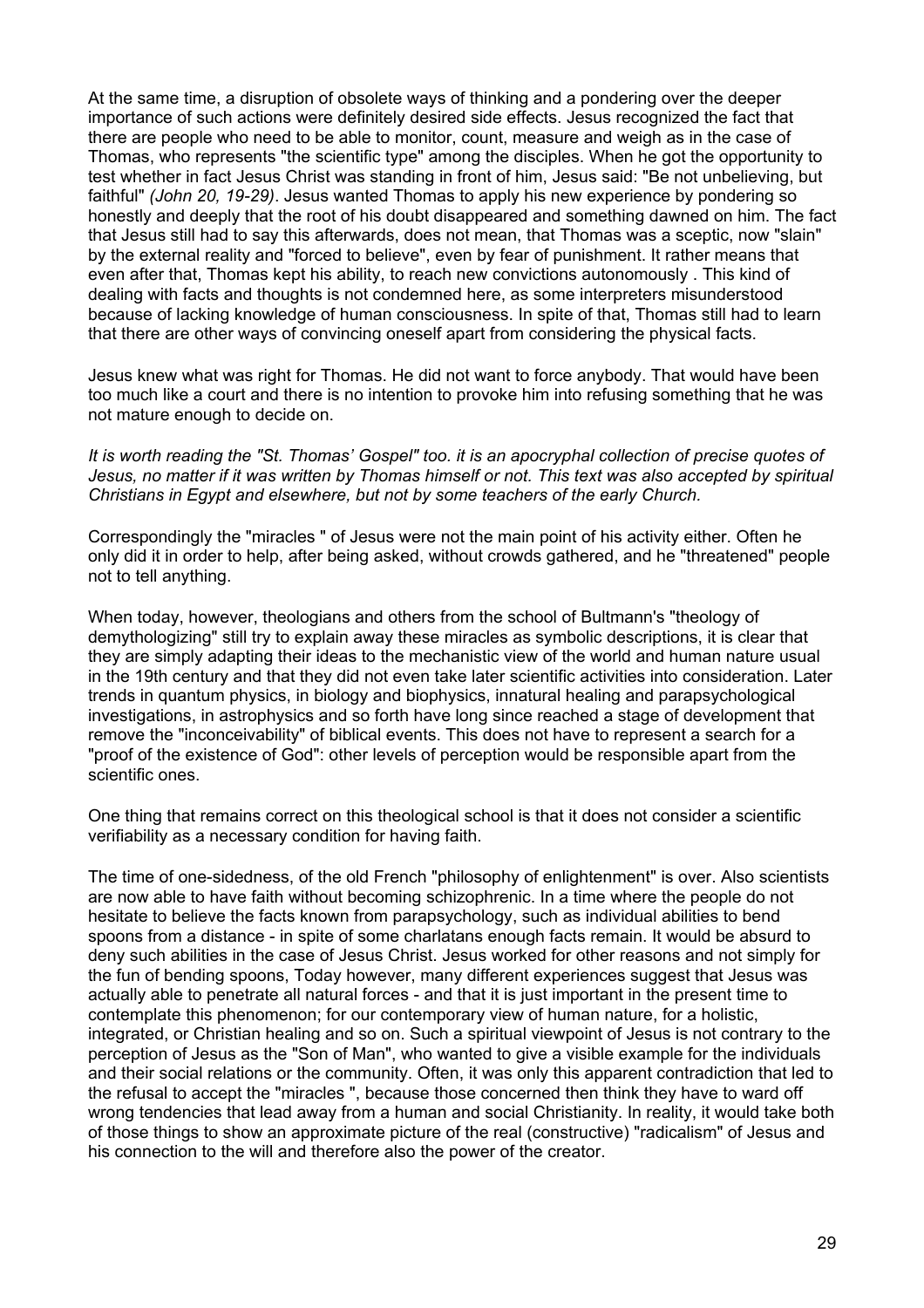At the same time, a disruption of obsolete ways of thinking and a pondering over the deeper importance of such actions were definitely desired side effects. Jesus recognized the fact that there are people who need to be able to monitor, count, measure and weigh as in the case of Thomas, who represents "the scientific type" among the disciples. When he got the opportunity to test whether in fact Jesus Christ was standing in front of him, Jesus said: "Be not unbelieving, but faithful" *(John 20, 19-29)*. Jesus wanted Thomas to apply his new experience by pondering so honestly and deeply that the root of his doubt disappeared and something dawned on him. The fact that Jesus still had to say this afterwards, does not mean, that Thomas was a sceptic, now "slain" by the external reality and "forced to believe", even by fear of punishment. It rather means that even after that, Thomas kept his ability, to reach new convictions autonomously . This kind of dealing with facts and thoughts is not condemned here, as some interpreters misunderstood because of lacking knowledge of human consciousness. In spite of that, Thomas still had to learn that there are other ways of convincing oneself apart from considering the physical facts.

Jesus knew what was right for Thomas. He did not want to force anybody. That would have been too much like a court and there is no intention to provoke him into refusing something that he was not mature enough to decide on.

*It is worth reading the "St. Thomas' Gospel" too. it is an apocryphal collection of precise quotes of Jesus, no matter if it was written by Thomas himself or not. This text was also accepted by spiritual Christians in Egypt and elsewhere, but not by some teachers of the early Church.*

Correspondingly the "miracles " of Jesus were not the main point of his activity either. Often he only did it in order to help, after being asked, without crowds gathered, and he "threatened" people not to tell anything.

When today, however, theologians and others from the school of Bultmann's "theology of demythologizing" still try to explain away these miracles as symbolic descriptions, it is clear that they are simply adapting their ideas to the mechanistic view of the world and human nature usual in the 19th century and that they did not even take later scientific activities into consideration. Later trends in quantum physics, in biology and biophysics, innatural healing and parapsychological investigations, in astrophysics and so forth have long since reached a stage of development that remove the "inconceivability" of biblical events. This does not have to represent a search for a "proof of the existence of God": other levels of perception would be responsible apart from the scientific ones.

One thing that remains correct on this theological school is that it does not consider a scientific verifiability as a necessary condition for having faith.

The time of one-sidedness, of the old French "philosophy of enlightenment" is over. Also scientists are now able to have faith without becoming schizophrenic. In a time where the people do not hesitate to believe the facts known from parapsychology, such as individual abilities to bend spoons from a distance - in spite of some charlatans enough facts remain. It would be absurd to deny such abilities in the case of Jesus Christ. Jesus worked for other reasons and not simply for the fun of bending spoons, Today however, many different experiences suggest that Jesus was actually able to penetrate all natural forces - and that it is just important in the present time to contemplate this phenomenon; for our contemporary view of human nature, for a holistic, integrated, or Christian healing and so on. Such a spiritual viewpoint of Jesus is not contrary to the perception of Jesus as the "Son of Man", who wanted to give a visible example for the individuals and their social relations or the community. Often, it was only this apparent contradiction that led to the refusal to accept the "miracles ", because those concerned then think they have to ward off wrong tendencies that lead away from a human and social Christianity. In reality, it would take both of those things to show an approximate picture of the real (constructive) "radicalism" of Jesus and his connection to the will and therefore also the power of the creator.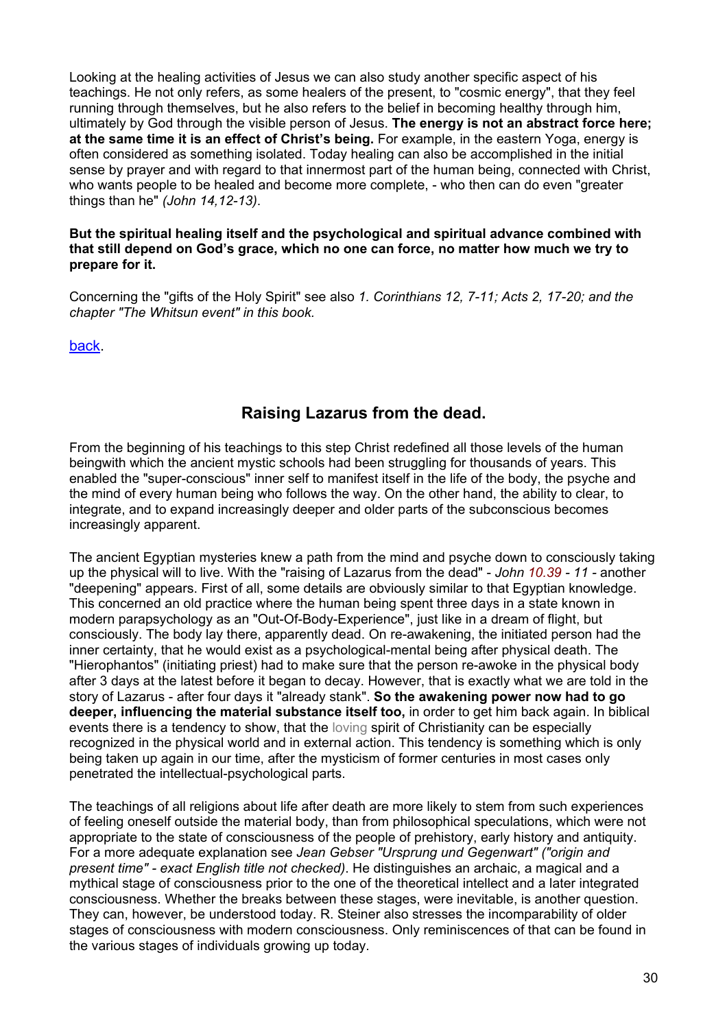Looking at the healing activities of Jesus we can also study another specific aspect of his teachings. He not only refers, as some healers of the present, to "cosmic energy", that they feel running through themselves, but he also refers to the belief in becoming healthy through him, ultimately by God through the visible person of Jesus. **The energy is not an abstract force here; at the same time it is an effect of Christ's being.** For example, in the eastern Yoga, energy is often considered as something isolated. Today healing can also be accomplished in the initial sense by prayer and with regard to that innermost part of the human being, connected with Christ, who wants people to be healed and become more complete, - who then can do even "greater things than he" *(John 14,12-13)*.

**But the spiritual healing itself and the psychological and spiritual advance combined with that still depend on God's grace, which no one can force, no matter how much we try to prepare for it.**

Concerning the "gifts of the Holy Spirit" see also *1. Corinthians 12, 7-11; Acts 2, 17-20; and the chapter "The Whitsun event" in this book.*

back.

## Raising Lazarus from the dead.

From the beginning of his teachings to this step Christ redefined all those levels of the human beingwith which the ancient mystic schools had been struggling for thousands of years. This enabled the "super-conscious" inner self to manifest itself in the life of the body, the psyche and the mind of every human being who follows the way. On the other hand, the ability to clear, to integrate, and to expand increasingly deeper and older parts of the subconscious becomes increasingly apparent.

The ancient Egyptian mysteries knew a path from the mind and psyche down to consciously taking up the physical will to live. With the "raising of Lazarus from the dead" - *John 10.39 - 11* - another "deepening" appears. First of all, some details are obviously similar to that Egyptian knowledge. This concerned an old practice where the human being spent three days in a state known in modern parapsychology as an "Out-Of-Body-Experience", just like in a dream of flight, but consciously. The body lay there, apparently dead. On re-awakening, the initiated person had the inner certainty, that he would exist as a psychological-mental being after physical death. The "Hierophantos" (initiating priest) had to make sure that the person re-awoke in the physical body after 3 days at the latest before it began to decay. However, that is exactly what we are told in the story of Lazarus - after four days it "already stank". **So the awakening power now had to go deeper, influencing the material substance itself too,** in order to get him back again. In biblical events there is a tendency to show, that the loving spirit of Christianity can be especially recognized in the physical world and in external action. This tendency is something which is only being taken up again in our time, after the mysticism of former centuries in most cases only penetrated the intellectual-psychological parts.

The teachings of all religions about life after death are more likely to stem from such experiences of feeling oneself outside the material body, than from philosophical speculations, which were not appropriate to the state of consciousness of the people of prehistory, early history and antiquity. For a more adequate explanation see *Jean Gebser "Ursprung und Gegenwart" ("origin and present time" - exact English title not checked)*. He distinguishes an archaic, a magical and a mythical stage of consciousness prior to the one of the theoretical intellect and a later integrated consciousness. Whether the breaks between these stages, were inevitable, is another question. They can, however, be understood today. R. Steiner also stresses the incomparability of older stages of consciousness with modern consciousness. Only reminiscences of that can be found in the various stages of individuals growing up today.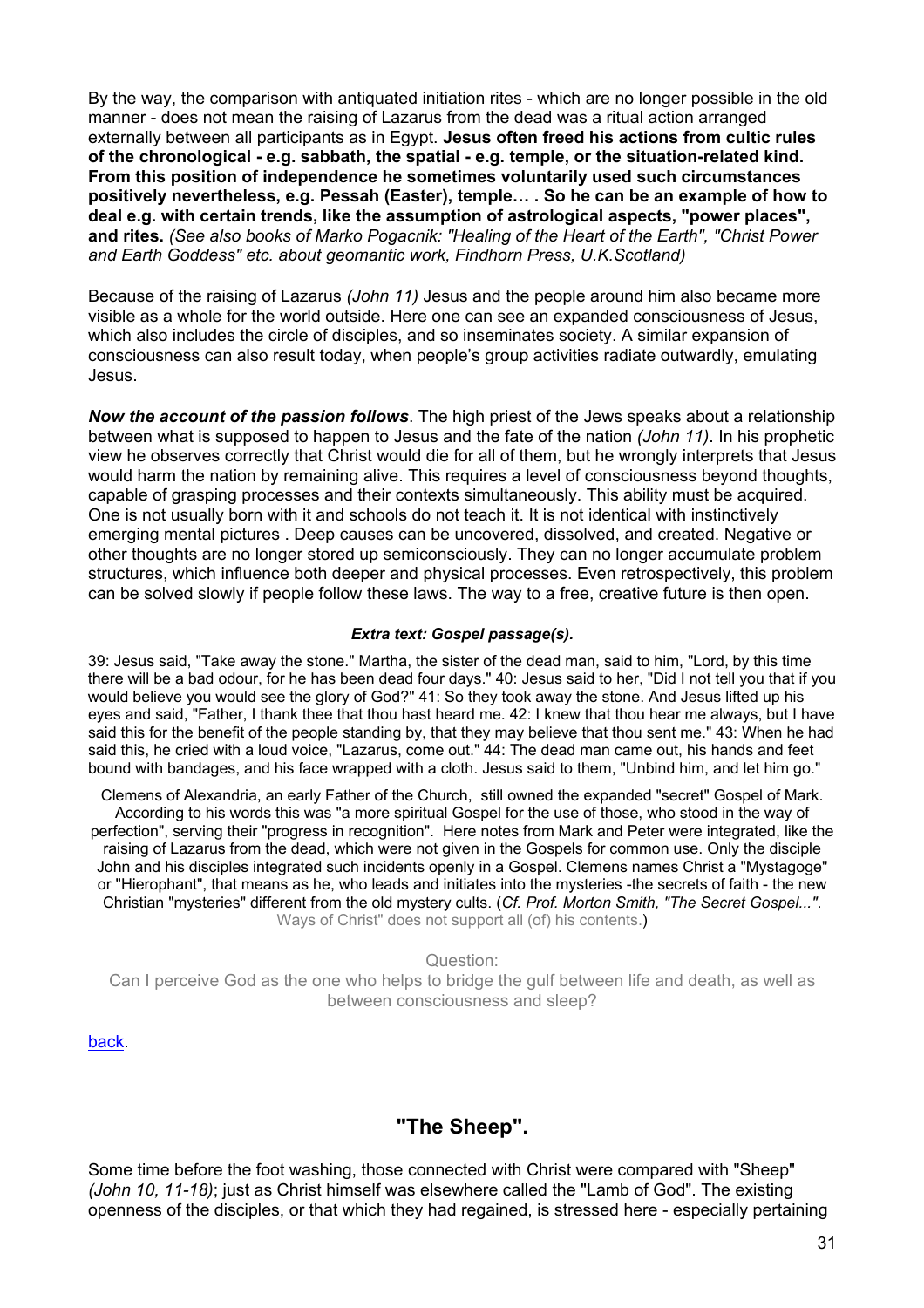By the way, the comparison with antiquated initiation rites - which are no longer possible in the old manner - does not mean the raising of Lazarus from the dead was a ritual action arranged externally between all participants as in Egypt. **Jesus often freed his actions from cultic rules of the chronological - e.g. sabbath, the spatial - e.g. temple, or the situation-related kind. From this position of independence he sometimes voluntarily used such circumstances positively nevertheless, e.g. Pessah (Easter), temple… . So he can be an example of how to deal e.g. with certain trends, like the assumption of astrological aspects, "power places", and rites.** *(See also books of Marko Pogacnik: "Healing of the Heart of the Earth", "Christ Power and Earth Goddess" etc. about geomantic work, Findhorn Press, U.K.Scotland)*

Because of the raising of Lazarus *(John 11)* Jesus and the people around him also became more visible as a whole for the world outside. Here one can see an expanded consciousness of Jesus, which also includes the circle of disciples, and so inseminates society. A similar expansion of consciousness can also result today, when people's group activities radiate outwardly, emulating Jesus.

***Now the account of the passion follows***. The high priest of the Jews speaks about a relationship between what is supposed to happen to Jesus and the fate of the nation *(John 11)*. In his prophetic view he observes correctly that Christ would die for all of them, but he wrongly interprets that Jesus would harm the nation by remaining alive. This requires a level of consciousness beyond thoughts, capable of grasping processes and their contexts simultaneously. This ability must be acquired. One is not usually born with it and schools do not teach it. It is not identical with instinctively emerging mental pictures . Deep causes can be uncovered, dissolved, and created. Negative or other thoughts are no longer stored up semiconsciously. They can no longer accumulate problem structures, which influence both deeper and physical processes. Even retrospectively, this problem can be solved slowly if people follow these laws. The way to a free, creative future is then open.

***Extra text: Gospel passage(s).***

39: Jesus said, "Take away the stone." Martha, the sister of the dead man, said to him, "Lord, by this time there will be a bad odour, for he has been dead four days." 40: Jesus said to her, "Did I not tell you that if you would believe you would see the glory of God?" 41: So they took away the stone. And Jesus lifted up his eyes and said, "Father, I thank thee that thou hast heard me. 42: I knew that thou hear me always, but I have said this for the benefit of the people standing by, that they may believe that thou sent me." 43: When he had said this, he cried with a loud voice, "Lazarus, come out." 44: The dead man came out, his hands and feet bound with bandages, and his face wrapped with a cloth. Jesus said to them, "Unbind him, and let him go."

Clemens of Alexandria, an early Father of the Church, still owned the expanded "secret" Gospel of Mark. According to his words this was "a more spiritual Gospel for the use of those, who stood in the way of perfection", serving their "progress in recognition". Here notes from Mark and Peter were integrated, like the raising of Lazarus from the dead, which were not given in the Gospels for common use. Only the disciple John and his disciples integrated such incidents openly in a Gospel. Clemens names Christ a "Mystagoge" or "Hierophant", that means as he, who leads and initiates into the mysteries -the secrets of faith - the new Christian "mysteries" different from the old mystery cults. (*Cf. Prof. Morton Smith, "The Secret Gospel..."*. Ways of Christ" does not support all (of) his contents.)

Question:
Can I perceive God as the one who helps to bridge the gulf between life and death, as well as between consciousness and sleep?

back.

## "The Sheep".

Some time before the foot washing, those connected with Christ were compared with "Sheep" *(John 10, 11-18)*; just as Christ himself was elsewhere called the "Lamb of God". The existing openness of the disciples, or that which they had regained, is stressed here - especially pertaining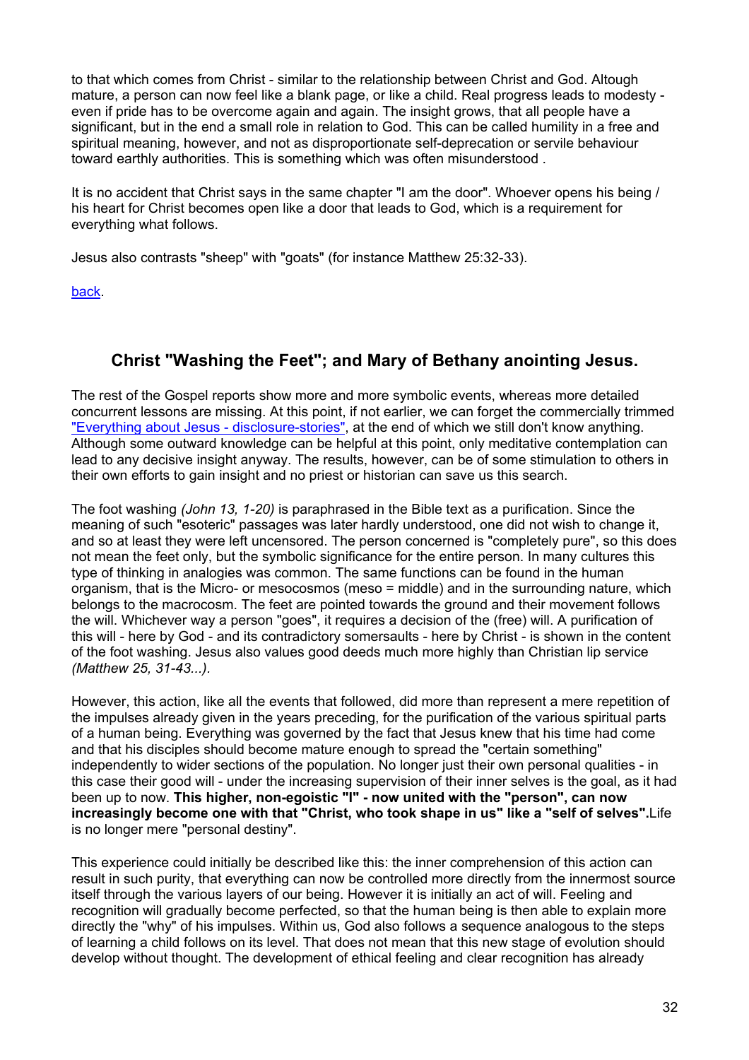to that which comes from Christ - similar to the relationship between Christ and God. Altough mature, a person can now feel like a blank page, or like a child. Real progress leads to modesty - even if pride has to be overcome again and again. The insight grows, that all people have a significant, but in the end a small role in relation to God. This can be called humility in a free and spiritual meaning, however, and not as disproportionate self-deprecation or servile behaviour toward earthly authorities. This is something which was often misunderstood .

It is no accident that Christ says in the same chapter "I am the door". Whoever opens his being / his heart for Christ becomes open like a door that leads to God, which is a requirement for everything what follows.

Jesus also contrasts "sheep" with "goats" (for instance Matthew 25:32-33).

back.

## Christ "Washing the Feet"; and Mary of Bethany anointing Jesus.

The rest of the Gospel reports show more and more symbolic events, whereas more detailed concurrent lessons are missing. At this point, if not earlier, we can forget the commercially trimmed "Everything about Jesus - disclosure-stories", at the end of which we still don't know anything. Although some outward knowledge can be helpful at this point, only meditative contemplation can lead to any decisive insight anyway. The results, however, can be of some stimulation to others in their own efforts to gain insight and no priest or historian can save us this search.

The foot washing *(John 13, 1-20)* is paraphrased in the Bible text as a purification. Since the meaning of such "esoteric" passages was later hardly understood, one did not wish to change it, and so at least they were left uncensored. The person concerned is "completely pure", so this does not mean the feet only, but the symbolic significance for the entire person. In many cultures this type of thinking in analogies was common. The same functions can be found in the human organism, that is the Micro- or mesocosmos (meso = middle) and in the surrounding nature, which belongs to the macrocosm. The feet are pointed towards the ground and their movement follows the will. Whichever way a person "goes", it requires a decision of the (free) will. A purification of this will - here by God - and its contradictory somersaults - here by Christ - is shown in the content of the foot washing. Jesus also values good deeds much more highly than Christian lip service *(Matthew 25, 31-43...)*.

However, this action, like all the events that followed, did more than represent a mere repetition of the impulses already given in the years preceding, for the purification of the various spiritual parts of a human being. Everything was governed by the fact that Jesus knew that his time had come and that his disciples should become mature enough to spread the "certain something" independently to wider sections of the population. No longer just their own personal qualities - in this case their good will - under the increasing supervision of their inner selves is the goal, as it had been up to now. **This higher, non-egoistic "I" - now united with the "person", can now increasingly become one with that "Christ, who took shape in us" like a "self of selves".**Life is no longer mere "personal destiny".

This experience could initially be described like this: the inner comprehension of this action can result in such purity, that everything can now be controlled more directly from the innermost source itself through the various layers of our being. However it is initially an act of will. Feeling and recognition will gradually become perfected, so that the human being is then able to explain more directly the "why" of his impulses. Within us, God also follows a sequence analogous to the steps of learning a child follows on its level. That does not mean that this new stage of evolution should develop without thought. The development of ethical feeling and clear recognition has already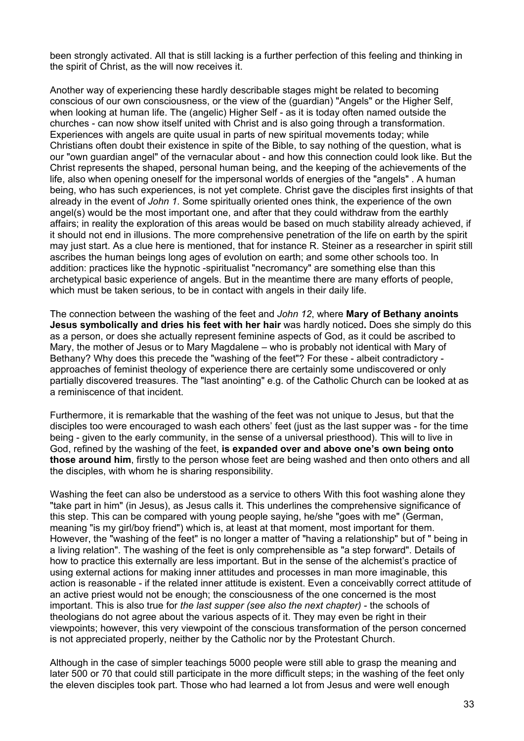been strongly activated. All that is still lacking is a further perfection of this feeling and thinking in the spirit of Christ, as the will now receives it.

Another way of experiencing these hardly describable stages might be related to becoming conscious of our own consciousness, or the view of the (guardian) "Angels" or the Higher Self, when looking at human life. The (angelic) Higher Self - as it is today often named outside the churches - can now show itself united with Christ and is also going through a transformation. Experiences with angels are quite usual in parts of new spiritual movements today; while Christians often doubt their existence in spite of the Bible, to say nothing of the question, what is our "own guardian angel" of the vernacular about - and how this connection could look like. But the Christ represents the shaped, personal human being, and the keeping of the achievements of the life, also when opening oneself for the impersonal worlds of energies of the "angels" . A human being, who has such experiences, is not yet complete. Christ gave the disciples first insights of that already in the event of *John 1*. Some spiritually oriented ones think, the experience of the own angel(s) would be the most important one, and after that they could withdraw from the earthly affairs; in reality the exploration of this areas would be based on much stability already achieved, if it should not end in illusions. The more comprehensive penetration of the life on earth by the spirit may just start. As a clue here is mentioned, that for instance R. Steiner as a researcher in spirit still ascribes the human beings long ages of evolution on earth; and some other schools too. In addition: practices like the hypnotic -spiritualist "necromancy" are something else than this archetypical basic experience of angels. But in the meantime there are many efforts of people, which must be taken serious, to be in contact with angels in their daily life.

The connection between the washing of the feet and *John 12*, where **Mary of Bethany anoints Jesus symbolically and dries his feet with her hair** was hardly noticed**.** Does she simply do this as a person, or does she actually represent feminine aspects of God, as it could be ascribed to Mary, the mother of Jesus or to Mary Magdalene – who is probably not identical with Mary of Bethany? Why does this precede the "washing of the feet"? For these - albeit contradictory - approaches of feminist theology of experience there are certainly some undiscovered or only partially discovered treasures. The "last anointing" e.g. of the Catholic Church can be looked at as a reminiscence of that incident.

Furthermore, it is remarkable that the washing of the feet was not unique to Jesus, but that the disciples too were encouraged to wash each others' feet (just as the last supper was - for the time being - given to the early community, in the sense of a universal priesthood). This will to live in God, refined by the washing of the feet, **is expanded over and above one's own being onto those around him**, firstly to the person whose feet are being washed and then onto others and all the disciples, with whom he is sharing responsibility.

Washing the feet can also be understood as a service to others With this foot washing alone they "take part in him" (in Jesus), as Jesus calls it. This underlines the comprehensive significance of this step. This can be compared with young people saying, he/she "goes with me" (German, meaning "is my girl/boy friend") which is, at least at that moment, most important for them. However, the "washing of the feet" is no longer a matter of "having a relationship" but of " being in a living relation". The washing of the feet is only comprehensible as "a step forward". Details of how to practice this externally are less important. But in the sense of the alchemist's practice of using external actions for making inner attitudes and processes in man more imaginable, this action is reasonable - if the related inner attitude is existent. Even a conceivablly correct attitude of an active priest would not be enough; the consciousness of the one concerned is the most important. This is also true for *the last supper (see also the next chapter)* - the schools of theologians do not agree about the various aspects of it. They may even be right in their viewpoints; however, this very viewpoint of the conscious transformation of the person concerned is not appreciated properly, neither by the Catholic nor by the Protestant Church.

Although in the case of simpler teachings 5000 people were still able to grasp the meaning and later 500 or 70 that could still participate in the more difficult steps; in the washing of the feet only the eleven disciples took part. Those who had learned a lot from Jesus and were well enough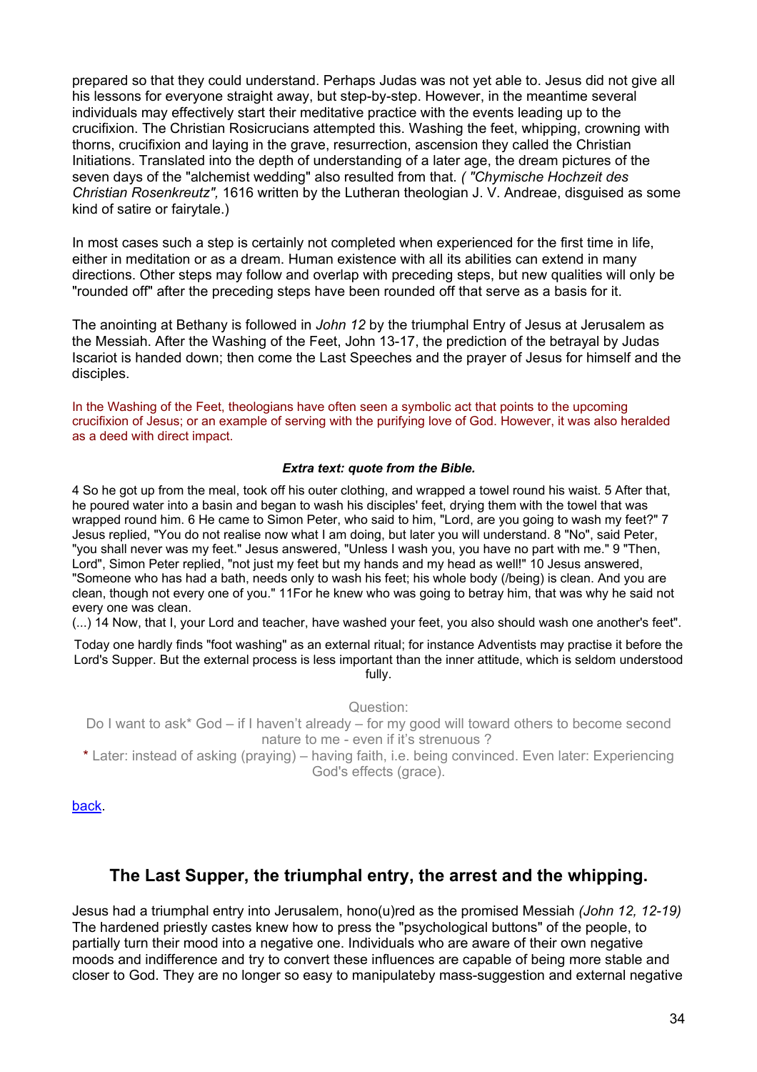prepared so that they could understand. Perhaps Judas was not yet able to. Jesus did not give all his lessons for everyone straight away, but step-by-step. However, in the meantime several individuals may effectively start their meditative practice with the events leading up to the crucifixion. The Christian Rosicrucians attempted this. Washing the feet, whipping, crowning with thorns, crucifixion and laying in the grave, resurrection, ascension they called the Christian Initiations. Translated into the depth of understanding of a later age, the dream pictures of the seven days of the "alchemist wedding" also resulted from that. *( "Chymische Hochzeit des Christian Rosenkreutz",* 1616 written by the Lutheran theologian J. V. Andreae, disguised as some kind of satire or fairytale.)

In most cases such a step is certainly not completed when experienced for the first time in life, either in meditation or as a dream. Human existence with all its abilities can extend in many directions. Other steps may follow and overlap with preceding steps, but new qualities will only be "rounded off" after the preceding steps have been rounded off that serve as a basis for it.

The anointing at Bethany is followed in *John 12* by the triumphal Entry of Jesus at Jerusalem as the Messiah. After the Washing of the Feet, John 13-17, the prediction of the betrayal by Judas Iscariot is handed down; then come the Last Speeches and the prayer of Jesus for himself and the disciples.

In the Washing of the Feet, theologians have often seen a symbolic act that points to the upcoming crucifixion of Jesus; or an example of serving with the purifying love of God. However, it was also heralded as a deed with direct impact.

***Extra text: quote from the Bible.***

4 So he got up from the meal, took off his outer clothing, and wrapped a towel round his waist. 5 After that, he poured water into a basin and began to wash his disciples' feet, drying them with the towel that was wrapped round him. 6 He came to Simon Peter, who said to him, "Lord, are you going to wash my feet?" 7 Jesus replied, "You do not realise now what I am doing, but later you will understand. 8 "No", said Peter, "you shall never was my feet." Jesus answered, "Unless I wash you, you have no part with me." 9 "Then, Lord", Simon Peter replied, "not just my feet but my hands and my head as well!" 10 Jesus answered, "Someone who has had a bath, needs only to wash his feet; his whole body (/being) is clean. And you are clean, though not every one of you." 11For he knew who was going to betray him, that was why he said not every one was clean.
(...) 14 Now, that I, your Lord and teacher, have washed your feet, you also should wash one another's feet".

Today one hardly finds "foot washing" as an external ritual; for instance Adventists may practise it before the Lord's Supper. But the external process is less important than the inner attitude, which is seldom understood fully.

Question:
Do I want to ask* God – if I haven't already – for my good will toward others to become second nature to me - even if it's strenuous ?
* Later: instead of asking (praying) – having faith, i.e. being convinced. Even later: Experiencing God's effects (grace).

[back](#).

## The Last Supper, the triumphal entry, the arrest and the whipping.

Jesus had a triumphal entry into Jerusalem, hono(u)red as the promised Messiah *(John 12, 12-19)* The hardened priestly castes knew how to press the "psychological buttons" of the people, to partially turn their mood into a negative one. Individuals who are aware of their own negative moods and indifference and try to convert these influences are capable of being more stable and closer to God. They are no longer so easy to manipulateby mass-suggestion and external negative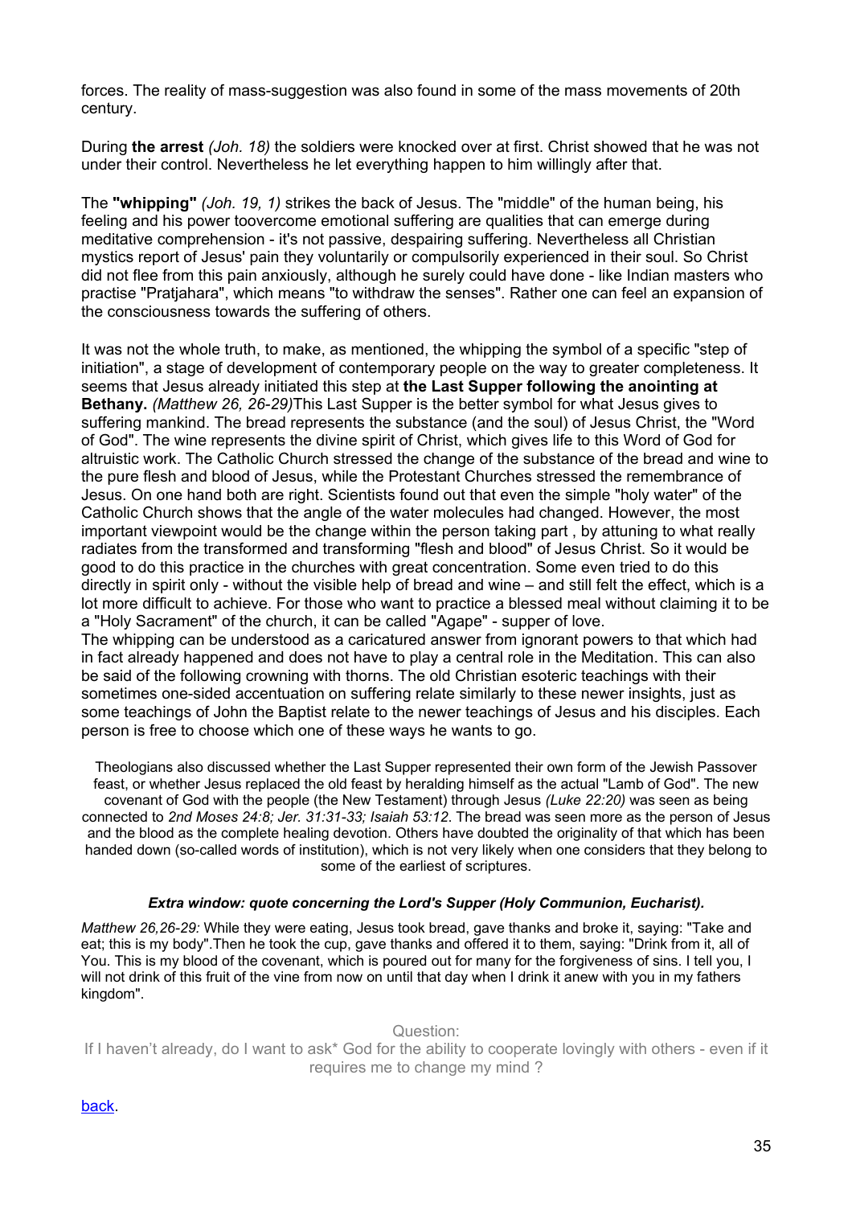forces. The reality of mass-suggestion was also found in some of the mass movements of 20th century.

During **the arrest** *(Joh. 18)* the soldiers were knocked over at first. Christ showed that he was not under their control. Nevertheless he let everything happen to him willingly after that.

The **"whipping"** *(Joh. 19, 1)* strikes the back of Jesus. The "middle" of the human being, his feeling and his power toovercome emotional suffering are qualities that can emerge during meditative comprehension - it's not passive, despairing suffering. Nevertheless all Christian mystics report of Jesus' pain they voluntarily or compulsorily experienced in their soul. So Christ did not flee from this pain anxiously, although he surely could have done - like Indian masters who practise "Pratjahara", which means "to withdraw the senses". Rather one can feel an expansion of the consciousness towards the suffering of others.

It was not the whole truth, to make, as mentioned, the whipping the symbol of a specific "step of initiation", a stage of development of contemporary people on the way to greater completeness. It seems that Jesus already initiated this step at **the Last Supper following the anointing at Bethany.** *(Matthew 26, 26-29)*This Last Supper is the better symbol for what Jesus gives to suffering mankind. The bread represents the substance (and the soul) of Jesus Christ, the "Word of God". The wine represents the divine spirit of Christ, which gives life to this Word of God for altruistic work. The Catholic Church stressed the change of the substance of the bread and wine to the pure flesh and blood of Jesus, while the Protestant Churches stressed the remembrance of Jesus. On one hand both are right. Scientists found out that even the simple "holy water" of the Catholic Church shows that the angle of the water molecules had changed. However, the most important viewpoint would be the change within the person taking part , by attuning to what really radiates from the transformed and transforming "flesh and blood" of Jesus Christ. So it would be good to do this practice in the churches with great concentration. Some even tried to do this directly in spirit only - without the visible help of bread and wine – and still felt the effect, which is a lot more difficult to achieve. For those who want to practice a blessed meal without claiming it to be a "Holy Sacrament" of the church, it can be called "Agape" - supper of love.
The whipping can be understood as a caricatured answer from ignorant powers to that which had in fact already happened and does not have to play a central role in the Meditation. This can also be said of the following crowning with thorns. The old Christian esoteric teachings with their sometimes one-sided accentuation on suffering relate similarly to these newer insights, just as some teachings of John the Baptist relate to the newer teachings of Jesus and his disciples. Each person is free to choose which one of these ways he wants to go.

Theologians also discussed whether the Last Supper represented their own form of the Jewish Passover feast, or whether Jesus replaced the old feast by heralding himself as the actual "Lamb of God". The new covenant of God with the people (the New Testament) through Jesus *(Luke 22:20)* was seen as being connected to *2nd Moses 24:8; Jer. 31:31-33; Isaiah 53:12.* The bread was seen more as the person of Jesus and the blood as the complete healing devotion. Others have doubted the originality of that which has been handed down (so-called words of institution), which is not very likely when one considers that they belong to some of the earliest of scriptures.

***Extra window: quote concerning the Lord's Supper (Holy Communion, Eucharist).***

*Matthew 26,26-29:* While they were eating, Jesus took bread, gave thanks and broke it, saying: "Take and eat; this is my body".Then he took the cup, gave thanks and offered it to them, saying: "Drink from it, all of You. This is my blood of the covenant, which is poured out for many for the forgiveness of sins. I tell you, I will not drink of this fruit of the vine from now on until that day when I drink it anew with you in my fathers kingdom".

Question:
If I haven't already, do I want to ask* God for the ability to cooperate lovingly with others - even if it requires me to change my mind ?

back.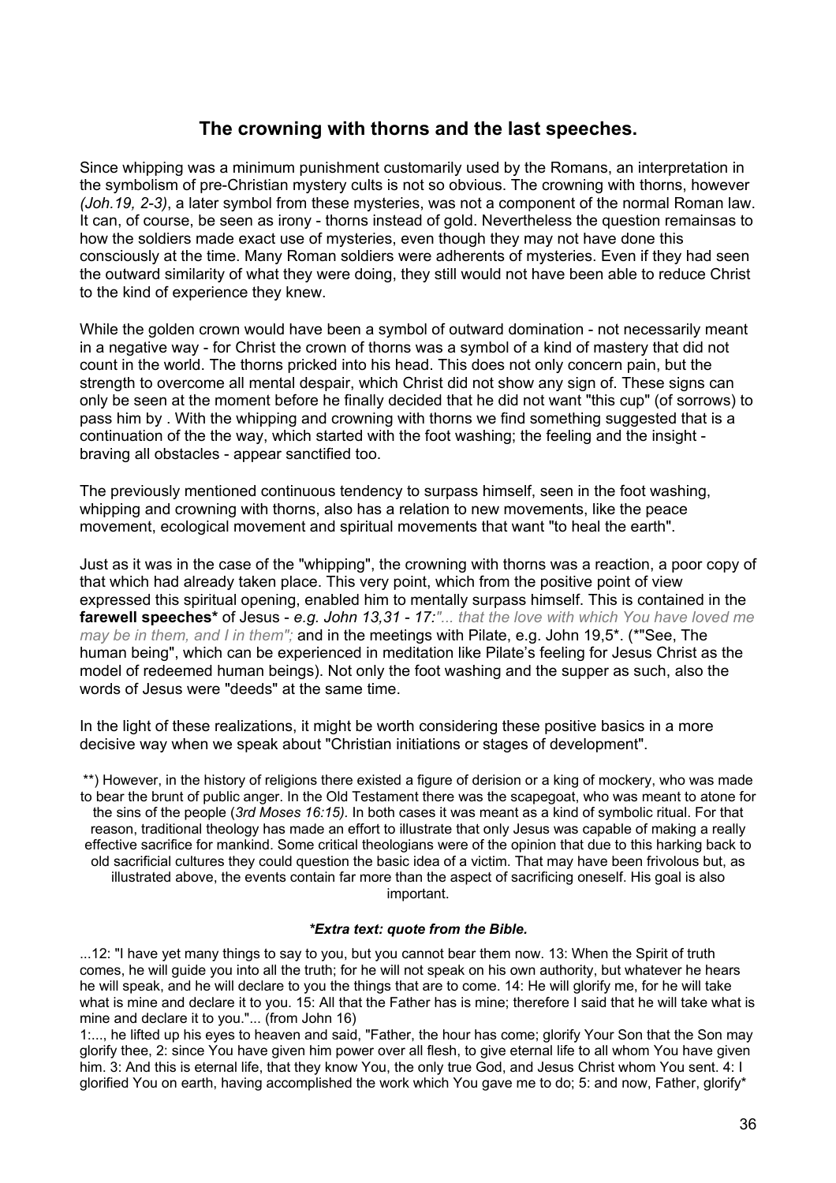## The crowning with thorns and the last speeches.

Since whipping was a minimum punishment customarily used by the Romans, an interpretation in the symbolism of pre-Christian mystery cults is not so obvious. The crowning with thorns, however *(Joh.19, 2-3)*, a later symbol from these mysteries, was not a component of the normal Roman law. It can, of course, be seen as irony - thorns instead of gold. Nevertheless the question remainsas to how the soldiers made exact use of mysteries, even though they may not have done this consciously at the time. Many Roman soldiers were adherents of mysteries. Even if they had seen the outward similarity of what they were doing, they still would not have been able to reduce Christ to the kind of experience they knew.

While the golden crown would have been a symbol of outward domination - not necessarily meant in a negative way - for Christ the crown of thorns was a symbol of a kind of mastery that did not count in the world. The thorns pricked into his head. This does not only concern pain, but the strength to overcome all mental despair, which Christ did not show any sign of. These signs can only be seen at the moment before he finally decided that he did not want "this cup" (of sorrows) to pass him by . With the whipping and crowning with thorns we find something suggested that is a continuation of the the way, which started with the foot washing; the feeling and the insight - braving all obstacles - appear sanctified too.

The previously mentioned continuous tendency to surpass himself, seen in the foot washing, whipping and crowning with thorns, also has a relation to new movements, like the peace movement, ecological movement and spiritual movements that want "to heal the earth".

Just as it was in the case of the "whipping", the crowning with thorns was a reaction, a poor copy of that which had already taken place. This very point, which from the positive point of view expressed this spiritual opening, enabled him to mentally surpass himself. This is contained in the **farewell speeches*** of Jesus - *e.g. John 13,31 - 17:"... that the love with which You have loved me may be in them, and I in them";* and in the meetings with Pilate, e.g. John 19,5*. (*"See, The human being", which can be experienced in meditation like Pilate's feeling for Jesus Christ as the model of redeemed human beings). Not only the foot washing and the supper as such, also the words of Jesus were "deeds" at the same time.

In the light of these realizations, it might be worth considering these positive basics in a more decisive way when we speak about "Christian initiations or stages of development".

**) However, in the history of religions there existed a figure of derision or a king of mockery, who was made to bear the brunt of public anger. In the Old Testament there was the scapegoat, who was meant to atone for the sins of the people (*3rd Moses 16:15).* In both cases it was meant as a kind of symbolic ritual. For that reason, traditional theology has made an effort to illustrate that only Jesus was capable of making a really effective sacrifice for mankind. Some critical theologians were of the opinion that due to this harking back to old sacrificial cultures they could question the basic idea of a victim. That may have been frivolous but, as illustrated above, the events contain far more than the aspect of sacrificing oneself. His goal is also important.

***Extra text: quote from the Bible.***

...12: "I have yet many things to say to you, but you cannot bear them now. 13: When the Spirit of truth comes, he will guide you into all the truth; for he will not speak on his own authority, but whatever he hears he will speak, and he will declare to you the things that are to come. 14: He will glorify me, for he will take what is mine and declare it to you. 15: All that the Father has is mine; therefore I said that he will take what is mine and declare it to you."... (from John 16)

1:..., he lifted up his eyes to heaven and said, "Father, the hour has come; glorify Your Son that the Son may glorify thee, 2: since You have given him power over all flesh, to give eternal life to all whom You have given him. 3: And this is eternal life, that they know You, the only true God, and Jesus Christ whom You sent. 4: I glorified You on earth, having accomplished the work which You gave me to do; 5: and now, Father, glorify*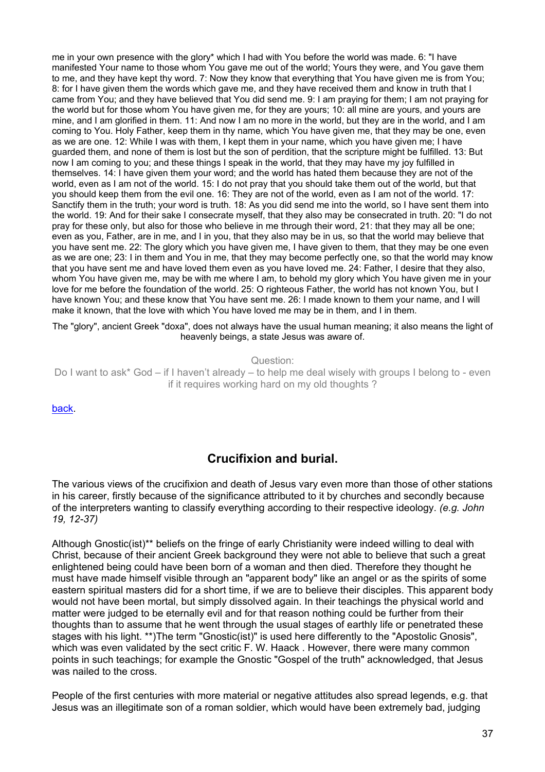me in your own presence with the glory* which I had with You before the world was made. 6: "I have manifested Your name to those whom You gave me out of the world; Yours they were, and You gave them to me, and they have kept thy word. 7: Now they know that everything that You have given me is from You; 8: for I have given them the words which gave me, and they have received them and know in truth that I came from You; and they have believed that You did send me. 9: I am praying for them; I am not praying for the world but for those whom You have given me, for they are yours; 10: all mine are yours, and yours are mine, and I am glorified in them. 11: And now I am no more in the world, but they are in the world, and I am coming to You. Holy Father, keep them in thy name, which You have given me, that they may be one, even as we are one. 12: While I was with them, I kept them in your name, which you have given me; I have guarded them, and none of them is lost but the son of perdition, that the scripture might be fulfilled. 13: But now I am coming to you; and these things I speak in the world, that they may have my joy fulfilled in themselves. 14: I have given them your word; and the world has hated them because they are not of the world, even as I am not of the world. 15: I do not pray that you should take them out of the world, but that you should keep them from the evil one. 16: They are not of the world, even as I am not of the world. 17: Sanctify them in the truth; your word is truth. 18: As you did send me into the world, so I have sent them into the world. 19: And for their sake I consecrate myself, that they also may be consecrated in truth. 20: "I do not pray for these only, but also for those who believe in me through their word, 21: that they may all be one; even as you, Father, are in me, and I in you, that they also may be in us, so that the world may believe that you have sent me. 22: The glory which you have given me, I have given to them, that they may be one even as we are one; 23: I in them and You in me, that they may become perfectly one, so that the world may know that you have sent me and have loved them even as you have loved me. 24: Father, I desire that they also, whom You have given me, may be with me where I am, to behold my glory which You have given me in your love for me before the foundation of the world. 25: O righteous Father, the world has not known You, but I have known You; and these know that You have sent me. 26: I made known to them your name, and I will make it known, that the love with which You have loved me may be in them, and I in them.

The "glory", ancient Greek "doxa", does not always have the usual human meaning; it also means the light of heavenly beings, a state Jesus was aware of.

Question:
Do I want to ask* God – if I haven't already – to help me deal wisely with groups I belong to - even if it requires working hard on my old thoughts ?

[back](#).

## Crucifixion and burial.

The various views of the crucifixion and death of Jesus vary even more than those of other stations in his career, firstly because of the significance attributed to it by churches and secondly because of the interpreters wanting to classify everything according to their respective ideology. *(e.g. John 19, 12-37)*

Although Gnostic(ist)** beliefs on the fringe of early Christianity were indeed willing to deal with Christ, because of their ancient Greek background they were not able to believe that such a great enlightened being could have been born of a woman and then died. Therefore they thought he must have made himself visible through an "apparent body" like an angel or as the spirits of some eastern spiritual masters did for a short time, if we are to believe their disciples. This apparent body would not have been mortal, but simply dissolved again. In their teachings the physical world and matter were judged to be eternally evil and for that reason nothing could be further from their thoughts than to assume that he went through the usual stages of earthly life or penetrated these stages with his light. **)The term "Gnostic(ist)" is used here differently to the "Apostolic Gnosis", which was even validated by the sect critic F. W. Haack . However, there were many common points in such teachings; for example the Gnostic "Gospel of the truth" acknowledged, that Jesus was nailed to the cross.

People of the first centuries with more material or negative attitudes also spread legends, e.g. that Jesus was an illegitimate son of a roman soldier, which would have been extremely bad, judging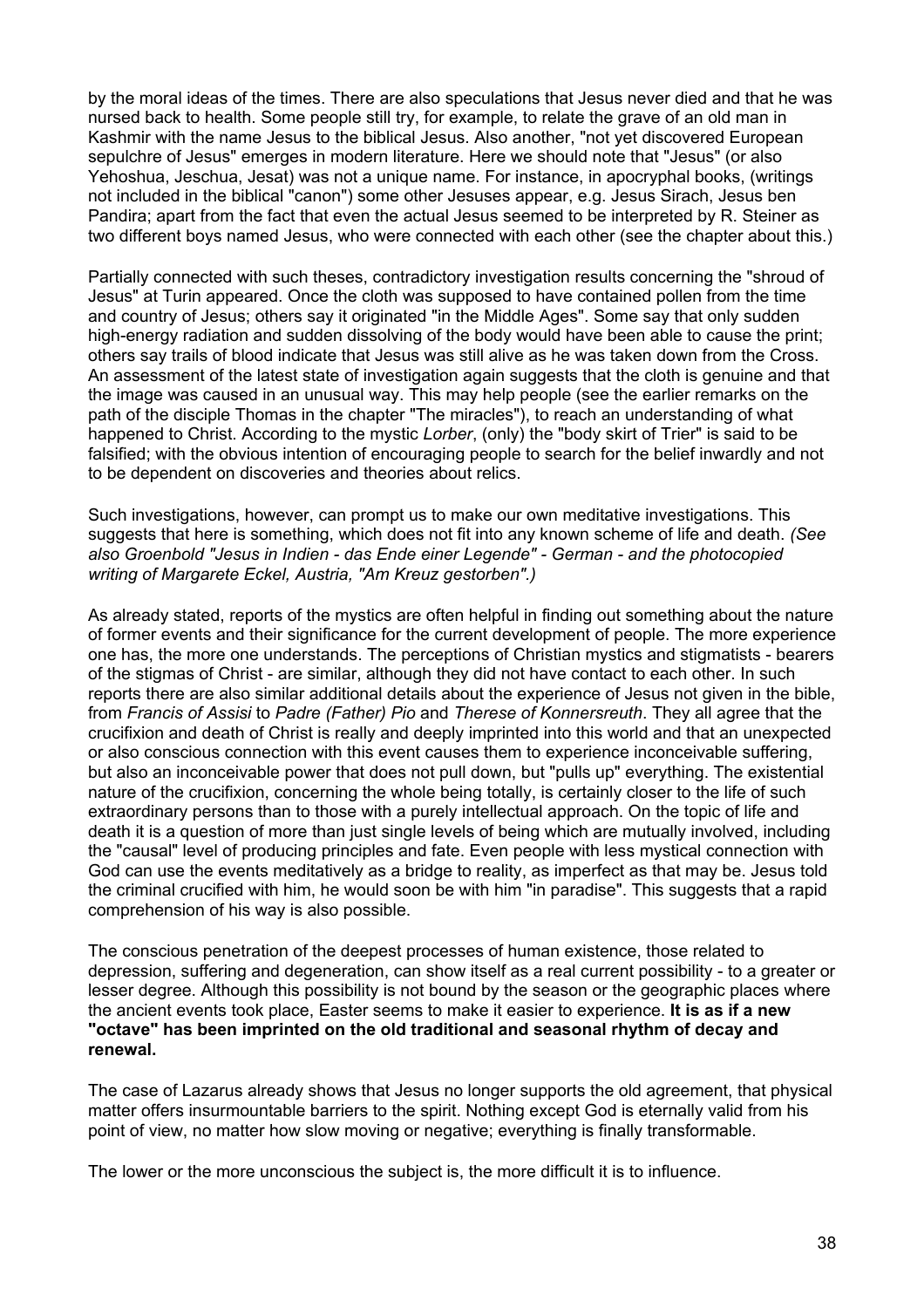by the moral ideas of the times. There are also speculations that Jesus never died and that he was nursed back to health. Some people still try, for example, to relate the grave of an old man in Kashmir with the name Jesus to the biblical Jesus. Also another, "not yet discovered European sepulchre of Jesus" emerges in modern literature. Here we should note that "Jesus" (or also Yehoshua, Jeschua, Jesat) was not a unique name. For instance, in apocryphal books, (writings not included in the biblical "canon") some other Jesuses appear, e.g. Jesus Sirach, Jesus ben Pandira; apart from the fact that even the actual Jesus seemed to be interpreted by R. Steiner as two different boys named Jesus, who were connected with each other (see the chapter about this.)

Partially connected with such theses, contradictory investigation results concerning the "shroud of Jesus" at Turin appeared. Once the cloth was supposed to have contained pollen from the time and country of Jesus; others say it originated "in the Middle Ages". Some say that only sudden high-energy radiation and sudden dissolving of the body would have been able to cause the print; others say trails of blood indicate that Jesus was still alive as he was taken down from the Cross. An assessment of the latest state of investigation again suggests that the cloth is genuine and that the image was caused in an unusual way. This may help people (see the earlier remarks on the path of the disciple Thomas in the chapter "The miracles"), to reach an understanding of what happened to Christ. According to the mystic *Lorber*, (only) the "body skirt of Trier" is said to be falsified; with the obvious intention of encouraging people to search for the belief inwardly and not to be dependent on discoveries and theories about relics.

Such investigations, however, can prompt us to make our own meditative investigations. This suggests that here is something, which does not fit into any known scheme of life and death. *(See also Groenbold "Jesus in Indien - das Ende einer Legende" - German - and the photocopied writing of Margarete Eckel, Austria, "Am Kreuz gestorben".)*

As already stated, reports of the mystics are often helpful in finding out something about the nature of former events and their significance for the current development of people. The more experience one has, the more one understands. The perceptions of Christian mystics and stigmatists - bearers of the stigmas of Christ - are similar, although they did not have contact to each other. In such reports there are also similar additional details about the experience of Jesus not given in the bible, from *Francis of Assisi* to *Padre (Father) Pio* and *Therese of Konnersreuth*. They all agree that the crucifixion and death of Christ is really and deeply imprinted into this world and that an unexpected or also conscious connection with this event causes them to experience inconceivable suffering, but also an inconceivable power that does not pull down, but "pulls up" everything. The existential nature of the crucifixion, concerning the whole being totally, is certainly closer to the life of such extraordinary persons than to those with a purely intellectual approach. On the topic of life and death it is a question of more than just single levels of being which are mutually involved, including the "causal" level of producing principles and fate. Even people with less mystical connection with God can use the events meditatively as a bridge to reality, as imperfect as that may be. Jesus told the criminal crucified with him, he would soon be with him "in paradise". This suggests that a rapid comprehension of his way is also possible.

The conscious penetration of the deepest processes of human existence, those related to depression, suffering and degeneration, can show itself as a real current possibility - to a greater or lesser degree. Although this possibility is not bound by the season or the geographic places where the ancient events took place, Easter seems to make it easier to experience. **It is as if a new "octave" has been imprinted on the old traditional and seasonal rhythm of decay and renewal.**

The case of Lazarus already shows that Jesus no longer supports the old agreement, that physical matter offers insurmountable barriers to the spirit. Nothing except God is eternally valid from his point of view, no matter how slow moving or negative; everything is finally transformable.

The lower or the more unconscious the subject is, the more difficult it is to influence.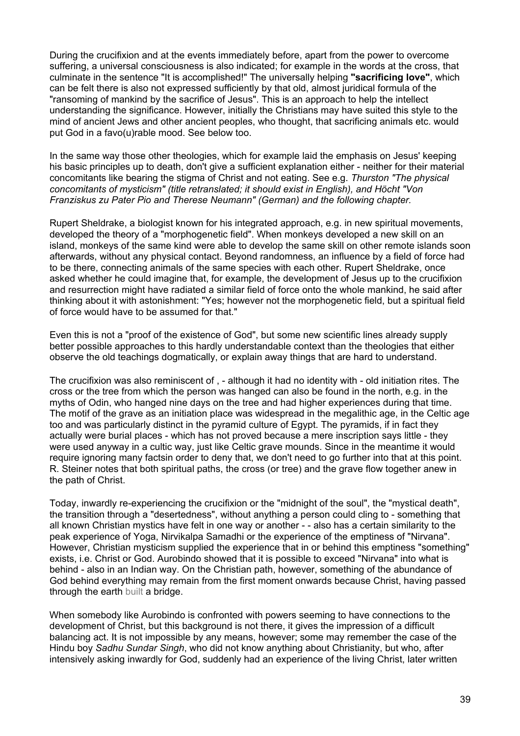During the crucifixion and at the events immediately before, apart from the power to overcome suffering, a universal consciousness is also indicated; for example in the words at the cross, that culminate in the sentence "It is accomplished!" The universally helping **"sacrificing love"**, which can be felt there is also not expressed sufficiently by that old, almost juridical formula of the "ransoming of mankind by the sacrifice of Jesus". This is an approach to help the intellect understanding the significance. However, initially the Christians may have suited this style to the mind of ancient Jews and other ancient peoples, who thought, that sacrificing animals etc. would put God in a favo(u)rable mood. See below too.

In the same way those other theologies, which for example laid the emphasis on Jesus' keeping his basic principles up to death, don't give a sufficient explanation either - neither for their material concomitants like bearing the stigma of Christ and not eating. See e.g. *Thurston "The physical concomitants of mysticism" (title retranslated; it should exist in English), and Höcht "Von Franziskus zu Pater Pio and Therese Neumann" (German) and the following chapter.*

Rupert Sheldrake, a biologist known for his integrated approach, e.g. in new spiritual movements, developed the theory of a "morphogenetic field". When monkeys developed a new skill on an island, monkeys of the same kind were able to develop the same skill on other remote islands soon afterwards, without any physical contact. Beyond randomness, an influence by a field of force had to be there, connecting animals of the same species with each other. Rupert Sheldrake, once asked whether he could imagine that, for example, the development of Jesus up to the crucifixion and resurrection might have radiated a similar field of force onto the whole mankind, he said after thinking about it with astonishment: "Yes; however not the morphogenetic field, but a spiritual field of force would have to be assumed for that."

Even this is not a "proof of the existence of God", but some new scientific lines already supply better possible approaches to this hardly understandable context than the theologies that either observe the old teachings dogmatically, or explain away things that are hard to understand.

The crucifixion was also reminiscent of , - although it had no identity with - old initiation rites. The cross or the tree from which the person was hanged can also be found in the north, e.g. in the myths of Odin, who hanged nine days on the tree and had higher experiences during that time. The motif of the grave as an initiation place was widespread in the megalithic age, in the Celtic age too and was particularly distinct in the pyramid culture of Egypt. The pyramids, if in fact they actually were burial places - which has not proved because a mere inscription says little - they were used anyway in a cultic way, just like Celtic grave mounds. Since in the meantime it would require ignoring many factsin order to deny that, we don't need to go further into that at this point. R. Steiner notes that both spiritual paths, the cross (or tree) and the grave flow together anew in the path of Christ.

Today, inwardly re-experiencing the crucifixion or the "midnight of the soul", the "mystical death", the transition through a "desertedness", without anything a person could cling to - something that all known Christian mystics have felt in one way or another - - also has a certain similarity to the peak experience of Yoga, Nirvikalpa Samadhi or the experience of the emptiness of "Nirvana". However, Christian mysticism supplied the experience that in or behind this emptiness "something" exists, i.e. Christ or God. Aurobindo showed that it is possible to exceed "Nirvana" into what is behind - also in an Indian way. On the Christian path, however, something of the abundance of God behind everything may remain from the first moment onwards because Christ, having passed through the earth built a bridge.

When somebody like Aurobindo is confronted with powers seeming to have connections to the development of Christ, but this background is not there, it gives the impression of a difficult balancing act. It is not impossible by any means, however; some may remember the case of the Hindu boy *Sadhu Sundar Singh*, who did not know anything about Christianity, but who, after intensively asking inwardly for God, suddenly had an experience of the living Christ, later written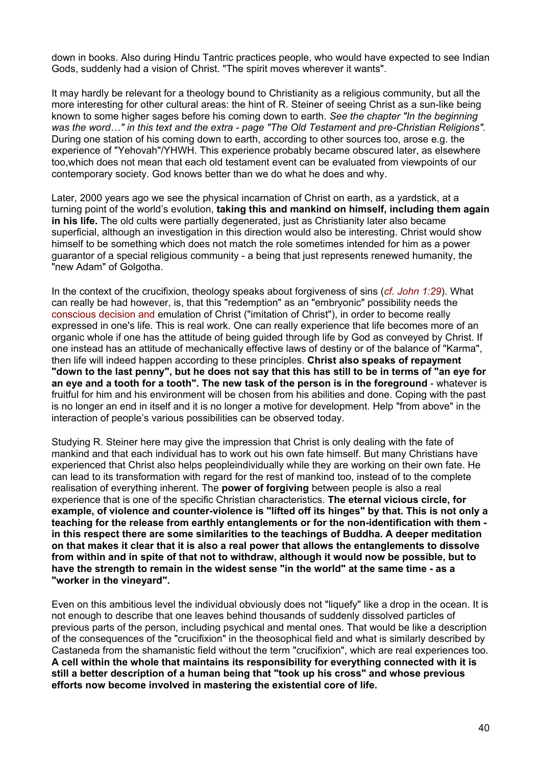down in books. Also during Hindu Tantric practices people, who would have expected to see Indian Gods, suddenly had a vision of Christ. "The spirit moves wherever it wants".

It may hardly be relevant for a theology bound to Christianity as a religious community, but all the more interesting for other cultural areas: the hint of R. Steiner of seeing Christ as a sun-like being known to some higher sages before his coming down to earth. *See the chapter "In the beginning was the word…" in this text and the extra - page "The Old Testament and pre-Christian Religions".* During one station of his coming down to earth, according to other sources too, arose e.g. the experience of "Yehovah"/YHWH. This experience probably became obscured later, as elsewhere too,which does not mean that each old testament event can be evaluated from viewpoints of our contemporary society. God knows better than we do what he does and why.

Later, 2000 years ago we see the physical incarnation of Christ on earth, as a yardstick, at a turning point of the world's evolution, **taking this and mankind on himself, including them again in his life.** The old cults were partially degenerated, just as Christianity later also became superficial, although an investigation in this direction would also be interesting. Christ would show himself to be something which does not match the role sometimes intended for him as a power guarantor of a special religious community - a being that just represents renewed humanity, the "new Adam" of Golgotha.

In the context of the crucifixion, theology speaks about forgiveness of sins (*cf. John 1:29*). What can really be had however, is, that this "redemption" as an "embryonic" possibility needs the conscious decision and emulation of Christ ("imitation of Christ"), in order to become really expressed in one's life. This is real work. One can really experience that life becomes more of an organic whole if one has the attitude of being guided through life by God as conveyed by Christ. If one instead has an attitude of mechanically effective laws of destiny or of the balance of "Karma", then life will indeed happen according to these principles. **Christ also speaks of repayment "down to the last penny", but he does not say that this has still to be in terms of "an eye for an eye and a tooth for a tooth". The new task of the person is in the foreground** - whatever is fruitful for him and his environment will be chosen from his abilities and done. Coping with the past is no longer an end in itself and it is no longer a motive for development. Help "from above" in the interaction of people's various possibilities can be observed today.

Studying R. Steiner here may give the impression that Christ is only dealing with the fate of mankind and that each individual has to work out his own fate himself. But many Christians have experienced that Christ also helps peopleindividually while they are working on their own fate. He can lead to its transformation with regard for the rest of mankind too, instead of to the complete realisation of everything inherent. The **power of forgiving** between people is also a real experience that is one of the specific Christian characteristics. **The eternal vicious circle, for example, of violence and counter-violence is "lifted off its hinges" by that. This is not only a teaching for the release from earthly entanglements or for the non-identification with them - in this respect there are some similarities to the teachings of Buddha. A deeper meditation on that makes it clear that it is also a real power that allows the entanglements to dissolve from within and in spite of that not to withdraw, although it would now be possible, but to have the strength to remain in the widest sense "in the world" at the same time - as a "worker in the vineyard".**

Even on this ambitious level the individual obviously does not "liquefy" like a drop in the ocean. It is not enough to describe that one leaves behind thousands of suddenly dissolved particles of previous parts of the person, including psychical and mental ones. That would be like a description of the consequences of the "crucifixion" in the theosophical field and what is similarly described by Castaneda from the shamanistic field without the term "crucifixion", which are real experiences too. **A cell within the whole that maintains its responsibility for everything connected with it is still a better description of a human being that "took up his cross" and whose previous efforts now become involved in mastering the existential core of life.**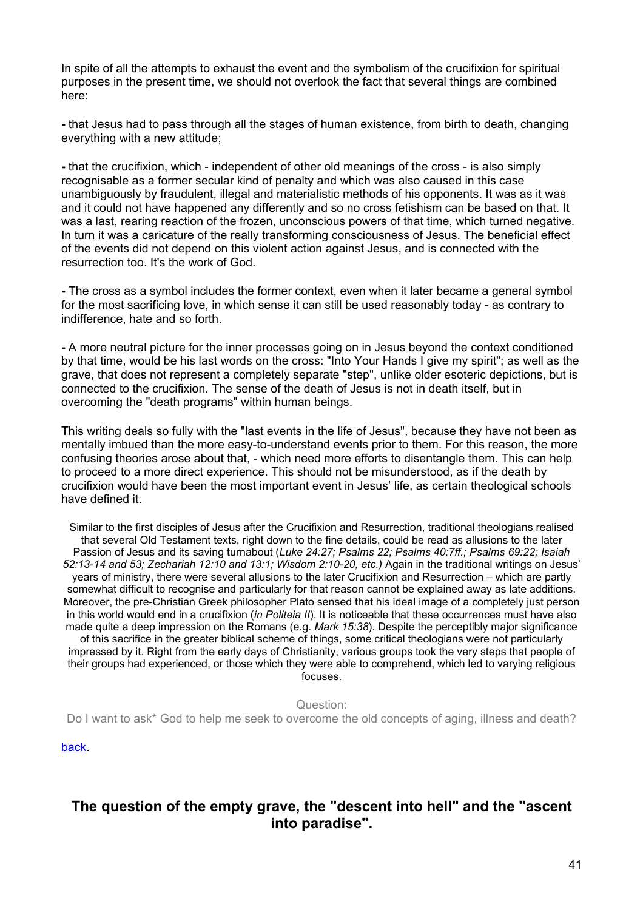In spite of all the attempts to exhaust the event and the symbolism of the crucifixion for spiritual purposes in the present time, we should not overlook the fact that several things are combined here:

**-** that Jesus had to pass through all the stages of human existence, from birth to death, changing everything with a new attitude;

**-** that the crucifixion, which - independent of other old meanings of the cross - is also simply recognisable as a former secular kind of penalty and which was also caused in this case unambiguously by fraudulent, illegal and materialistic methods of his opponents. It was as it was and it could not have happened any differently and so no cross fetishism can be based on that. It was a last, rearing reaction of the frozen, unconscious powers of that time, which turned negative. In turn it was a caricature of the really transforming consciousness of Jesus. The beneficial effect of the events did not depend on this violent action against Jesus, and is connected with the resurrection too. It's the work of God.

**-** The cross as a symbol includes the former context, even when it later became a general symbol for the most sacrificing love, in which sense it can still be used reasonably today - as contrary to indifference, hate and so forth.

**-** A more neutral picture for the inner processes going on in Jesus beyond the context conditioned by that time, would be his last words on the cross: "Into Your Hands I give my spirit"; as well as the grave, that does not represent a completely separate "step", unlike older esoteric depictions, but is connected to the crucifixion. The sense of the death of Jesus is not in death itself, but in overcoming the "death programs" within human beings.

This writing deals so fully with the "last events in the life of Jesus", because they have not been as mentally imbued than the more easy-to-understand events prior to them. For this reason, the more confusing theories arose about that, - which need more efforts to disentangle them. This can help to proceed to a more direct experience. This should not be misunderstood, as if the death by crucifixion would have been the most important event in Jesus' life, as certain theological schools have defined it.

Similar to the first disciples of Jesus after the Crucifixion and Resurrection, traditional theologians realised that several Old Testament texts, right down to the fine details, could be read as allusions to the later Passion of Jesus and its saving turnabout (*Luke 24:27; Psalms 22; Psalms 40:7ff.; Psalms 69:22; Isaiah 52:13-14 and 53; Zechariah 12:10 and 13:1; Wisdom 2:10-20, etc.)* Again in the traditional writings on Jesus' years of ministry, there were several allusions to the later Crucifixion and Resurrection – which are partly somewhat difficult to recognise and particularly for that reason cannot be explained away as late additions. Moreover, the pre-Christian Greek philosopher Plato sensed that his ideal image of a completely just person in this world would end in a crucifixion (*in Politeia II*). It is noticeable that these occurrences must have also made quite a deep impression on the Romans (e.g. *Mark 15:38*). Despite the perceptibly major significance of this sacrifice in the greater biblical scheme of things, some critical theologians were not particularly impressed by it. Right from the early days of Christianity, various groups took the very steps that people of their groups had experienced, or those which they were able to comprehend, which led to varying religious focuses.

Question:
Do I want to ask* God to help me seek to overcome the old concepts of aging, illness and death?

back.

## The question of the empty grave, the "descent into hell" and the "ascent into paradise".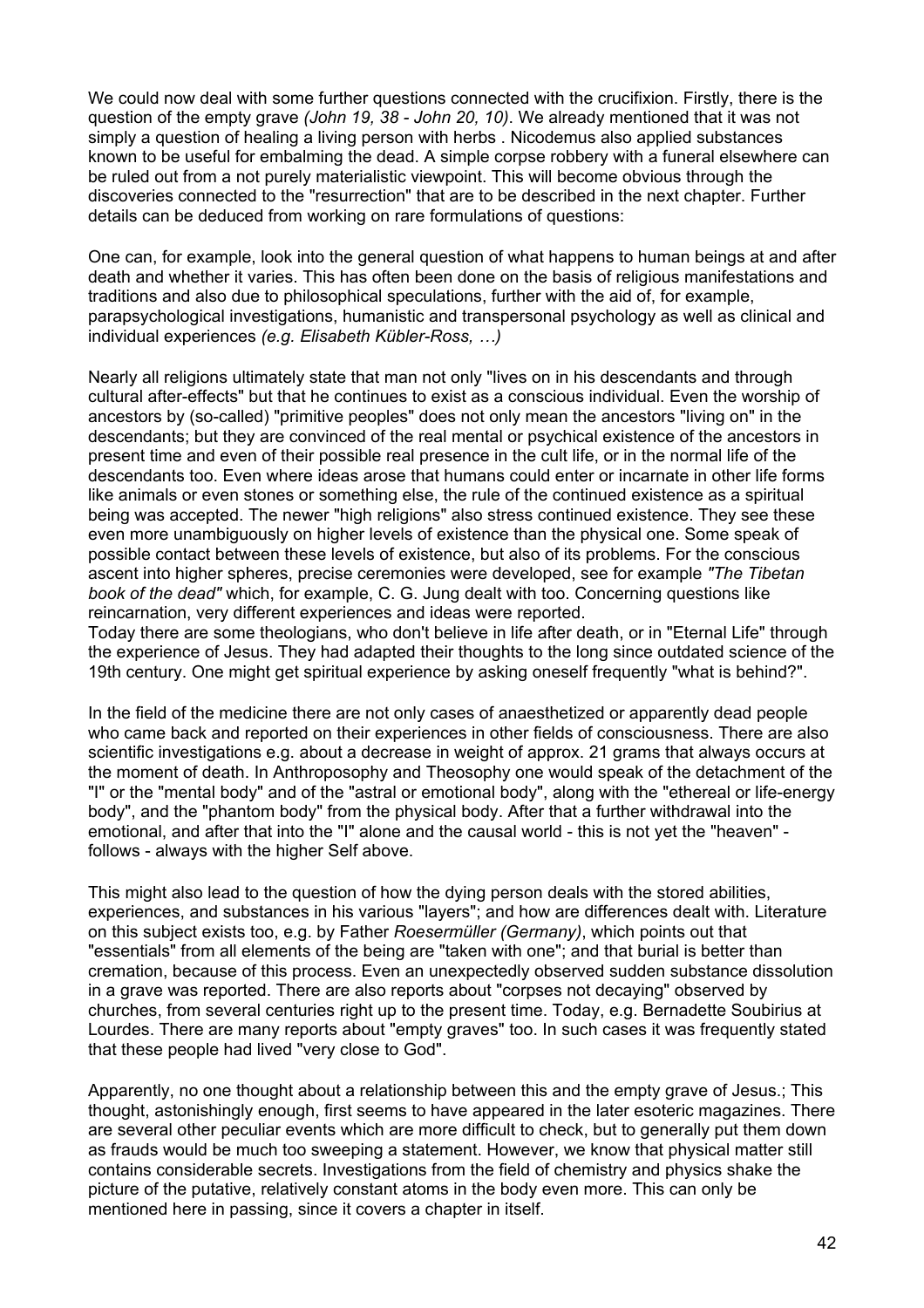We could now deal with some further questions connected with the crucifixion. Firstly, there is the question of the empty grave *(John 19, 38 - John 20, 10)*. We already mentioned that it was not simply a question of healing a living person with herbs . Nicodemus also applied substances known to be useful for embalming the dead. A simple corpse robbery with a funeral elsewhere can be ruled out from a not purely materialistic viewpoint. This will become obvious through the discoveries connected to the "resurrection" that are to be described in the next chapter. Further details can be deduced from working on rare formulations of questions:

One can, for example, look into the general question of what happens to human beings at and after death and whether it varies. This has often been done on the basis of religious manifestations and traditions and also due to philosophical speculations, further with the aid of, for example, parapsychological investigations, humanistic and transpersonal psychology as well as clinical and individual experiences *(e.g. Elisabeth Kübler-Ross, …)*

Nearly all religions ultimately state that man not only "lives on in his descendants and through cultural after-effects" but that he continues to exist as a conscious individual. Even the worship of ancestors by (so-called) "primitive peoples" does not only mean the ancestors "living on" in the descendants; but they are convinced of the real mental or psychical existence of the ancestors in present time and even of their possible real presence in the cult life, or in the normal life of the descendants too. Even where ideas arose that humans could enter or incarnate in other life forms like animals or even stones or something else, the rule of the continued existence as a spiritual being was accepted. The newer "high religions" also stress continued existence. They see these even more unambiguously on higher levels of existence than the physical one. Some speak of possible contact between these levels of existence, but also of its problems. For the conscious ascent into higher spheres, precise ceremonies were developed, see for example *"The Tibetan book of the dead"* which, for example, C. G. Jung dealt with too. Concerning questions like reincarnation, very different experiences and ideas were reported.
Today there are some theologians, who don't believe in life after death, or in "Eternal Life" through the experience of Jesus. They had adapted their thoughts to the long since outdated science of the 19th century. One might get spiritual experience by asking oneself frequently "what is behind?".

In the field of the medicine there are not only cases of anaesthetized or apparently dead people who came back and reported on their experiences in other fields of consciousness. There are also scientific investigations e.g. about a decrease in weight of approx. 21 grams that always occurs at the moment of death. In Anthroposophy and Theosophy one would speak of the detachment of the "I" or the "mental body" and of the "astral or emotional body", along with the "ethereal or life-energy body", and the "phantom body" from the physical body. After that a further withdrawal into the emotional, and after that into the "I" alone and the causal world - this is not yet the "heaven" - follows - always with the higher Self above.

This might also lead to the question of how the dying person deals with the stored abilities, experiences, and substances in his various "layers"; and how are differences dealt with. Literature on this subject exists too, e.g. by Father *Roesermüller (Germany)*, which points out that "essentials" from all elements of the being are "taken with one"; and that burial is better than cremation, because of this process. Even an unexpectedly observed sudden substance dissolution in a grave was reported. There are also reports about "corpses not decaying" observed by churches, from several centuries right up to the present time. Today, e.g. Bernadette Soubirius at Lourdes. There are many reports about "empty graves" too. In such cases it was frequently stated that these people had lived "very close to God".

Apparently, no one thought about a relationship between this and the empty grave of Jesus.; This thought, astonishingly enough, first seems to have appeared in the later esoteric magazines. There are several other peculiar events which are more difficult to check, but to generally put them down as frauds would be much too sweeping a statement. However, we know that physical matter still contains considerable secrets. Investigations from the field of chemistry and physics shake the picture of the putative, relatively constant atoms in the body even more. This can only be mentioned here in passing, since it covers a chapter in itself.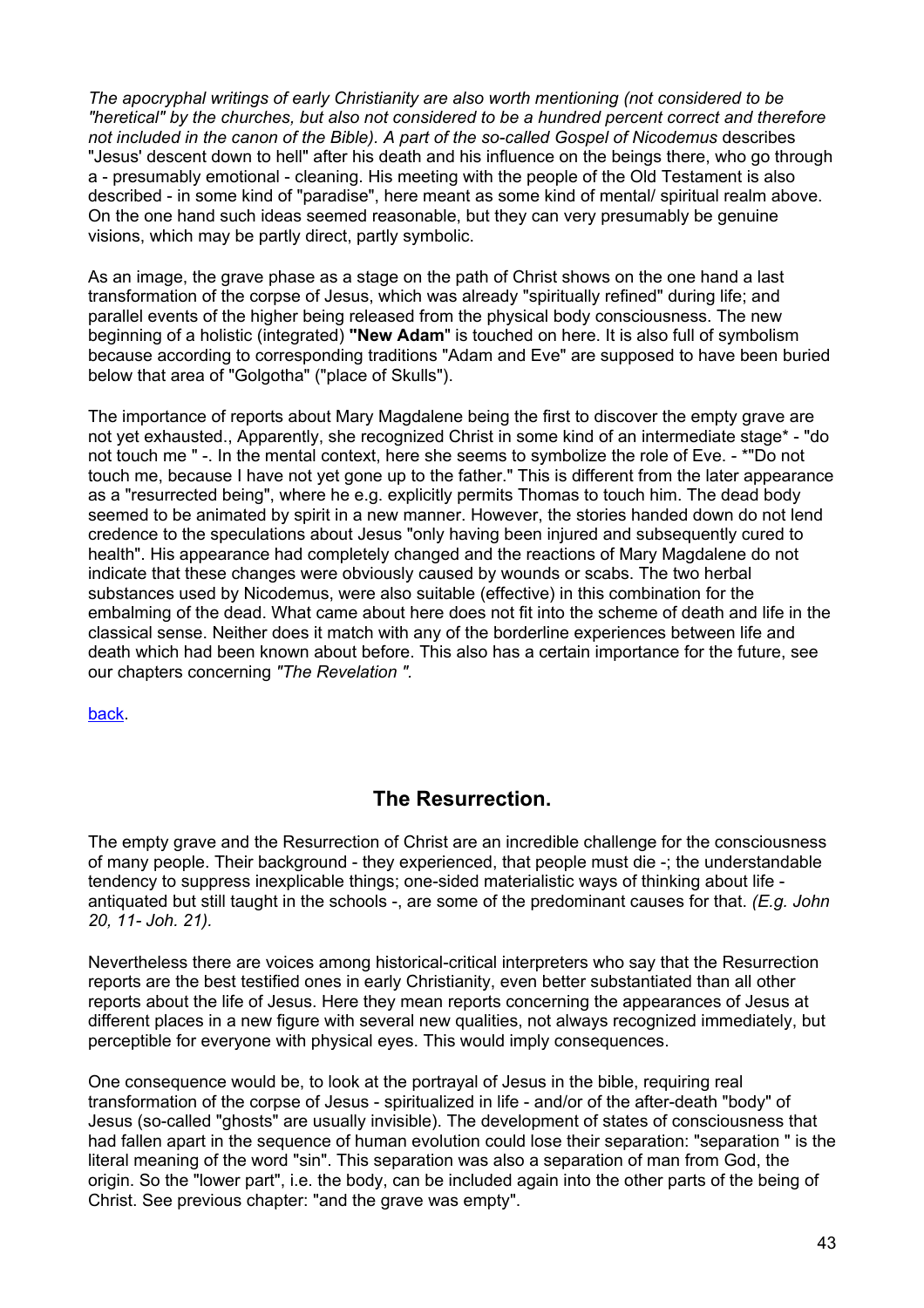*The apocryphal writings of early Christianity are also worth mentioning (not considered to be "heretical" by the churches, but also not considered to be a hundred percent correct and therefore not included in the canon of the Bible). A part of the so-called Gospel of Nicodemus* describes "Jesus' descent down to hell" after his death and his influence on the beings there, who go through a - presumably emotional - cleaning. His meeting with the people of the Old Testament is also described - in some kind of "paradise", here meant as some kind of mental/ spiritual realm above. On the one hand such ideas seemed reasonable, but they can very presumably be genuine visions, which may be partly direct, partly symbolic.

As an image, the grave phase as a stage on the path of Christ shows on the one hand a last transformation of the corpse of Jesus, which was already "spiritually refined" during life; and parallel events of the higher being released from the physical body consciousness. The new beginning of a holistic (integrated) **"New Adam**" is touched on here. It is also full of symbolism because according to corresponding traditions "Adam and Eve" are supposed to have been buried below that area of "Golgotha" ("place of Skulls").

The importance of reports about Mary Magdalene being the first to discover the empty grave are not yet exhausted., Apparently, she recognized Christ in some kind of an intermediate stage* - "do not touch me " -. In the mental context, here she seems to symbolize the role of Eve. - *"Do not touch me, because I have not yet gone up to the father." This is different from the later appearance as a "resurrected being", where he e.g. explicitly permits Thomas to touch him. The dead body seemed to be animated by spirit in a new manner. However, the stories handed down do not lend credence to the speculations about Jesus "only having been injured and subsequently cured to health". His appearance had completely changed and the reactions of Mary Magdalene do not indicate that these changes were obviously caused by wounds or scabs. The two herbal substances used by Nicodemus, were also suitable (effective) in this combination for the embalming of the dead. What came about here does not fit into the scheme of death and life in the classical sense. Neither does it match with any of the borderline experiences between life and death which had been known about before. This also has a certain importance for the future, see our chapters concerning *"The Revelation ".*

back.

## The Resurrection.

The empty grave and the Resurrection of Christ are an incredible challenge for the consciousness of many people. Their background - they experienced, that people must die -; the understandable tendency to suppress inexplicable things; one-sided materialistic ways of thinking about life - antiquated but still taught in the schools -, are some of the predominant causes for that. *(E.g. John 20, 11- Joh. 21).*

Nevertheless there are voices among historical-critical interpreters who say that the Resurrection reports are the best testified ones in early Christianity, even better substantiated than all other reports about the life of Jesus. Here they mean reports concerning the appearances of Jesus at different places in a new figure with several new qualities, not always recognized immediately, but perceptible for everyone with physical eyes. This would imply consequences.

One consequence would be, to look at the portrayal of Jesus in the bible, requiring real transformation of the corpse of Jesus - spiritualized in life - and/or of the after-death "body" of Jesus (so-called "ghosts" are usually invisible). The development of states of consciousness that had fallen apart in the sequence of human evolution could lose their separation: "separation " is the literal meaning of the word "sin". This separation was also a separation of man from God, the origin. So the "lower part", i.e. the body, can be included again into the other parts of the being of Christ. See previous chapter: "and the grave was empty".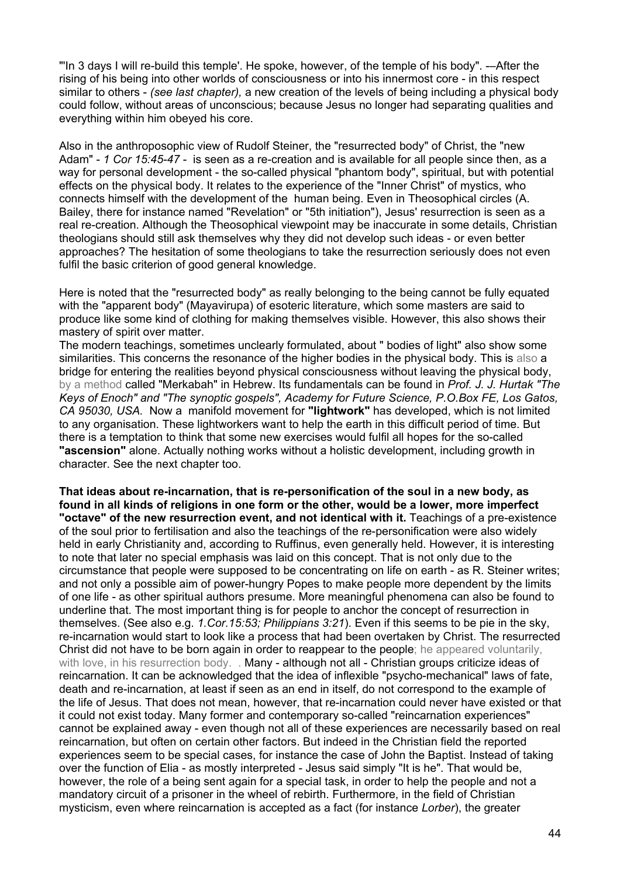"'In 3 days I will re-build this temple'. He spoke, however, of the temple of his body". -–After the rising of his being into other worlds of consciousness or into his innermost core - in this respect similar to others - *(see last chapter),* a new creation of the levels of being including a physical body could follow, without areas of unconscious; because Jesus no longer had separating qualities and everything within him obeyed his core.

Also in the anthroposophic view of Rudolf Steiner, the "resurrected body" of Christ, the "new Adam" - *1 Cor 15:45-47* - is seen as a re-creation and is available for all people since then, as a way for personal development - the so-called physical "phantom body", spiritual, but with potential effects on the physical body. It relates to the experience of the "Inner Christ" of mystics, who connects himself with the development of the human being. Even in Theosophical circles (A. Bailey, there for instance named "Revelation" or "5th initiation"), Jesus' resurrection is seen as a real re-creation. Although the Theosophical viewpoint may be inaccurate in some details, Christian theologians should still ask themselves why they did not develop such ideas - or even better approaches? The hesitation of some theologians to take the resurrection seriously does not even fulfil the basic criterion of good general knowledge.

Here is noted that the "resurrected body" as really belonging to the being cannot be fully equated with the "apparent body" (Mayavirupa) of esoteric literature, which some masters are said to produce like some kind of clothing for making themselves visible. However, this also shows their mastery of spirit over matter.
The modern teachings, sometimes unclearly formulated, about " bodies of light" also show some similarities. This concerns the resonance of the higher bodies in the physical body. This is also a bridge for entering the realities beyond physical consciousness without leaving the physical body, by a method called "Merkabah" in Hebrew. Its fundamentals can be found in *Prof. J. J. Hurtak "The Keys of Enoch" and "The synoptic gospels", Academy for Future Science, P.O.Box FE, Los Gatos, CA 95030, USA.* Now a manifold movement for **"lightwork"** has developed, which is not limited to any organisation. These lightworkers want to help the earth in this difficult period of time. But there is a temptation to think that some new exercises would fulfil all hopes for the so-called **"ascension"** alone. Actually nothing works without a holistic development, including growth in character. See the next chapter too.

**That ideas about re-incarnation, that is re-personification of the soul in a new body, as found in all kinds of religions in one form or the other, would be a lower, more imperfect "octave" of the new resurrection event, and not identical with it.** Teachings of a pre-existence of the soul prior to fertilisation and also the teachings of the re-personification were also widely held in early Christianity and, according to Ruffinus, even generally held. However, it is interesting to note that later no special emphasis was laid on this concept. That is not only due to the circumstance that people were supposed to be concentrating on life on earth - as R. Steiner writes; and not only a possible aim of power-hungry Popes to make people more dependent by the limits of one life - as other spiritual authors presume. More meaningful phenomena can also be found to underline that. The most important thing is for people to anchor the concept of resurrection in themselves. (See also e.g. *1.Cor.15:53; Philippians 3:21*). Even if this seems to be pie in the sky, re-incarnation would start to look like a process that had been overtaken by Christ. The resurrected Christ did not have to be born again in order to reappear to the people; he appeared voluntarily, with love, in his resurrection body. . Many - although not all - Christian groups criticize ideas of reincarnation. It can be acknowledged that the idea of inflexible "psycho-mechanical" laws of fate, death and re-incarnation, at least if seen as an end in itself, do not correspond to the example of the life of Jesus. That does not mean, however, that re-incarnation could never have existed or that it could not exist today. Many former and contemporary so-called "reincarnation experiences" cannot be explained away - even though not all of these experiences are necessarily based on real reincarnation, but often on certain other factors. But indeed in the Christian field the reported experiences seem to be special cases, for instance the case of John the Baptist. Instead of taking over the function of Elia - as mostly interpreted - Jesus said simply "It is he". That would be, however, the role of a being sent again for a special task, in order to help the people and not a mandatory circuit of a prisoner in the wheel of rebirth. Furthermore, in the field of Christian mysticism, even where reincarnation is accepted as a fact (for instance *Lorber*), the greater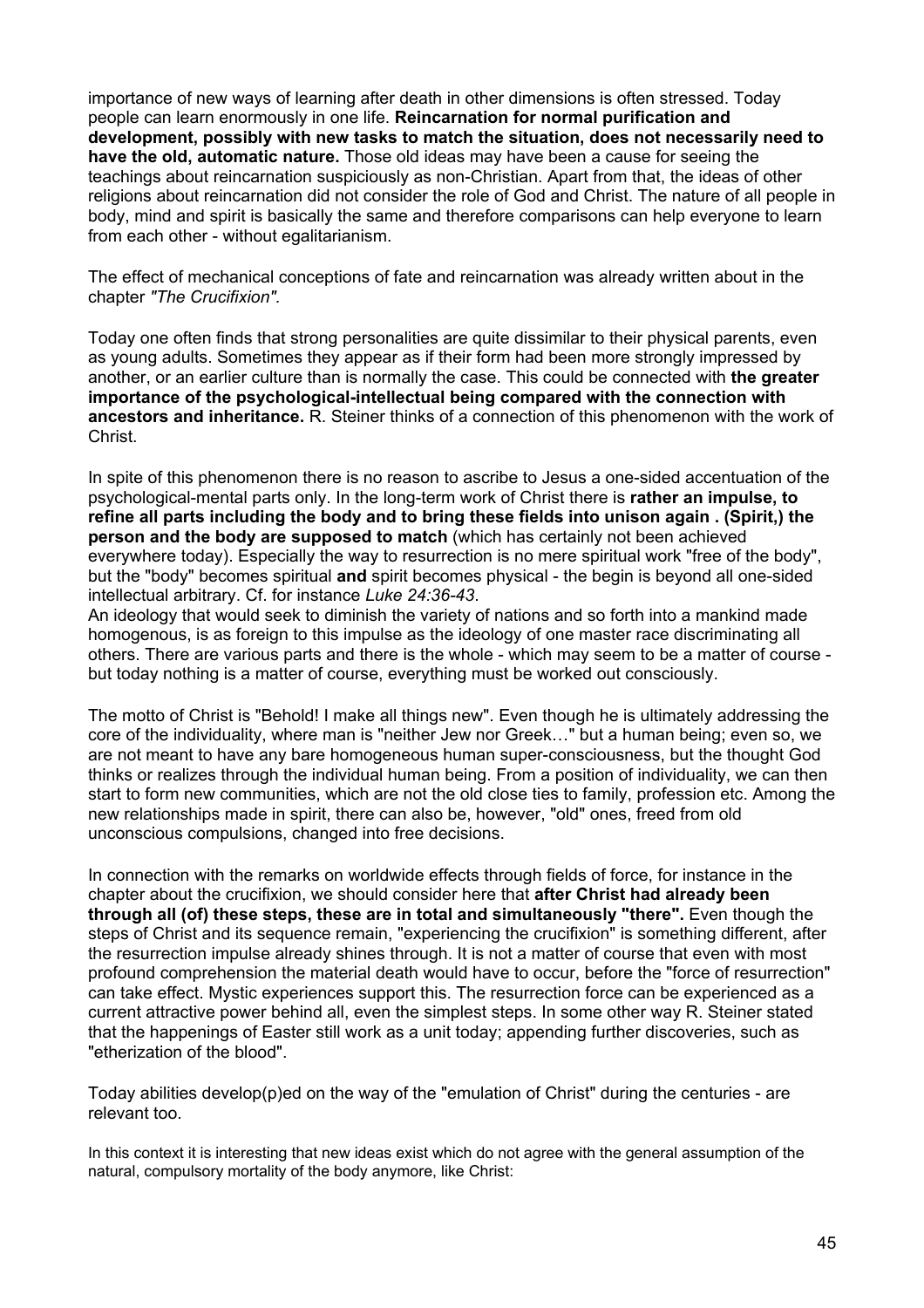importance of new ways of learning after death in other dimensions is often stressed. Today people can learn enormously in one life. **Reincarnation for normal purification and development, possibly with new tasks to match the situation, does not necessarily need to have the old, automatic nature.** Those old ideas may have been a cause for seeing the teachings about reincarnation suspiciously as non-Christian. Apart from that, the ideas of other religions about reincarnation did not consider the role of God and Christ. The nature of all people in body, mind and spirit is basically the same and therefore comparisons can help everyone to learn from each other - without egalitarianism.

The effect of mechanical conceptions of fate and reincarnation was already written about in the chapter *"The Crucifixion".*

Today one often finds that strong personalities are quite dissimilar to their physical parents, even as young adults. Sometimes they appear as if their form had been more strongly impressed by another, or an earlier culture than is normally the case. This could be connected with **the greater importance of the psychological-intellectual being compared with the connection with ancestors and inheritance.** R. Steiner thinks of a connection of this phenomenon with the work of Christ.

In spite of this phenomenon there is no reason to ascribe to Jesus a one-sided accentuation of the psychological-mental parts only. In the long-term work of Christ there is **rather an impulse, to refine all parts including the body and to bring these fields into unison again . (Spirit,) the person and the body are supposed to match** (which has certainly not been achieved everywhere today). Especially the way to resurrection is no mere spiritual work "free of the body", but the "body" becomes spiritual **and** spirit becomes physical - the begin is beyond all one-sided intellectual arbitrary. Cf. for instance *Luke 24:36-43*.
An ideology that would seek to diminish the variety of nations and so forth into a mankind made homogenous, is as foreign to this impulse as the ideology of one master race discriminating all others. There are various parts and there is the whole - which may seem to be a matter of course - but today nothing is a matter of course, everything must be worked out consciously.

The motto of Christ is "Behold! I make all things new". Even though he is ultimately addressing the core of the individuality, where man is "neither Jew nor Greek…" but a human being; even so, we are not meant to have any bare homogeneous human super-consciousness, but the thought God thinks or realizes through the individual human being. From a position of individuality, we can then start to form new communities, which are not the old close ties to family, profession etc. Among the new relationships made in spirit, there can also be, however, "old" ones, freed from old unconscious compulsions, changed into free decisions.

In connection with the remarks on worldwide effects through fields of force, for instance in the chapter about the crucifixion, we should consider here that **after Christ had already been through all (of) these steps, these are in total and simultaneously "there".** Even though the steps of Christ and its sequence remain, "experiencing the crucifixion" is something different, after the resurrection impulse already shines through. It is not a matter of course that even with most profound comprehension the material death would have to occur, before the "force of resurrection" can take effect. Mystic experiences support this. The resurrection force can be experienced as a current attractive power behind all, even the simplest steps. In some other way R. Steiner stated that the happenings of Easter still work as a unit today; appending further discoveries, such as "etherization of the blood".

Today abilities develop(p)ed on the way of the "emulation of Christ" during the centuries - are relevant too.

In this context it is interesting that new ideas exist which do not agree with the general assumption of the natural, compulsory mortality of the body anymore, like Christ: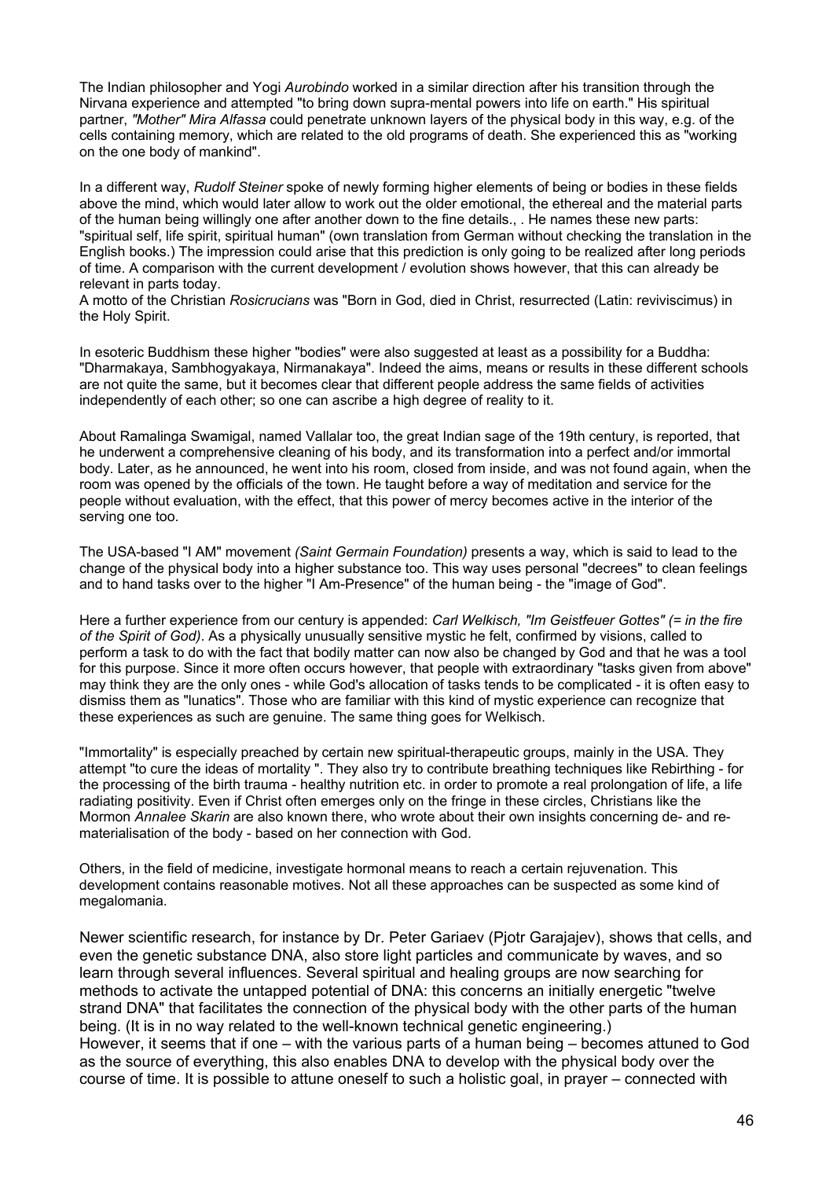The Indian philosopher and Yogi *Aurobindo* worked in a similar direction after his transition through the Nirvana experience and attempted "to bring down supra-mental powers into life on earth." His spiritual partner, *"Mother" Mira Alfassa* could penetrate unknown layers of the physical body in this way, e.g. of the cells containing memory, which are related to the old programs of death. She experienced this as "working on the one body of mankind".

In a different way, *Rudolf Steiner* spoke of newly forming higher elements of being or bodies in these fields above the mind, which would later allow to work out the older emotional, the ethereal and the material parts of the human being willingly one after another down to the fine details., . He names these new parts: "spiritual self, life spirit, spiritual human" (own translation from German without checking the translation in the English books.) The impression could arise that this prediction is only going to be realized after long periods of time. A comparison with the current development / evolution shows however, that this can already be relevant in parts today.
A motto of the Christian *Rosicrucians* was "Born in God, died in Christ, resurrected (Latin: reviviscimus) in the Holy Spirit.

In esoteric Buddhism these higher "bodies" were also suggested at least as a possibility for a Buddha: "Dharmakaya, Sambhogyakaya, Nirmanakaya". Indeed the aims, means or results in these different schools are not quite the same, but it becomes clear that different people address the same fields of activities independently of each other; so one can ascribe a high degree of reality to it.

About Ramalinga Swamigal, named Vallalar too, the great Indian sage of the 19th century, is reported, that he underwent a comprehensive cleaning of his body, and its transformation into a perfect and/or immortal body. Later, as he announced, he went into his room, closed from inside, and was not found again, when the room was opened by the officials of the town. He taught before a way of meditation and service for the people without evaluation, with the effect, that this power of mercy becomes active in the interior of the serving one too.

The USA-based "I AM" movement *(Saint Germain Foundation)* presents a way, which is said to lead to the change of the physical body into a higher substance too. This way uses personal "decrees" to clean feelings and to hand tasks over to the higher "I Am-Presence" of the human being - the "image of God".

Here a further experience from our century is appended: *Carl Welkisch, "Im Geistfeuer Gottes" (= in the fire of the Spirit of God)*. As a physically unusually sensitive mystic he felt, confirmed by visions, called to perform a task to do with the fact that bodily matter can now also be changed by God and that he was a tool for this purpose. Since it more often occurs however, that people with extraordinary "tasks given from above" may think they are the only ones - while God's allocation of tasks tends to be complicated - it is often easy to dismiss them as "lunatics". Those who are familiar with this kind of mystic experience can recognize that these experiences as such are genuine. The same thing goes for Welkisch.

"Immortality" is especially preached by certain new spiritual-therapeutic groups, mainly in the USA. They attempt "to cure the ideas of mortality ". They also try to contribute breathing techniques like Rebirthing - for the processing of the birth trauma - healthy nutrition etc. in order to promote a real prolongation of life, a life radiating positivity. Even if Christ often emerges only on the fringe in these circles, Christians like the Mormon *Annalee Skarin* are also known there, who wrote about their own insights concerning de- and re-materialisation of the body - based on her connection with God.

Others, in the field of medicine, investigate hormonal means to reach a certain rejuvenation. This development contains reasonable motives. Not all these approaches can be suspected as some kind of megalomania.

Newer scientific research, for instance by Dr. Peter Gariaev (Pjotr Garajajev), shows that cells, and even the genetic substance DNA, also store light particles and communicate by waves, and so learn through several influences. Several spiritual and healing groups are now searching for methods to activate the untapped potential of DNA: this concerns an initially energetic "twelve strand DNA" that facilitates the connection of the physical body with the other parts of the human being. (It is in no way related to the well-known technical genetic engineering.)
However, it seems that if one – with the various parts of a human being – becomes attuned to God as the source of everything, this also enables DNA to develop with the physical body over the course of time. It is possible to attune oneself to such a holistic goal, in prayer – connected with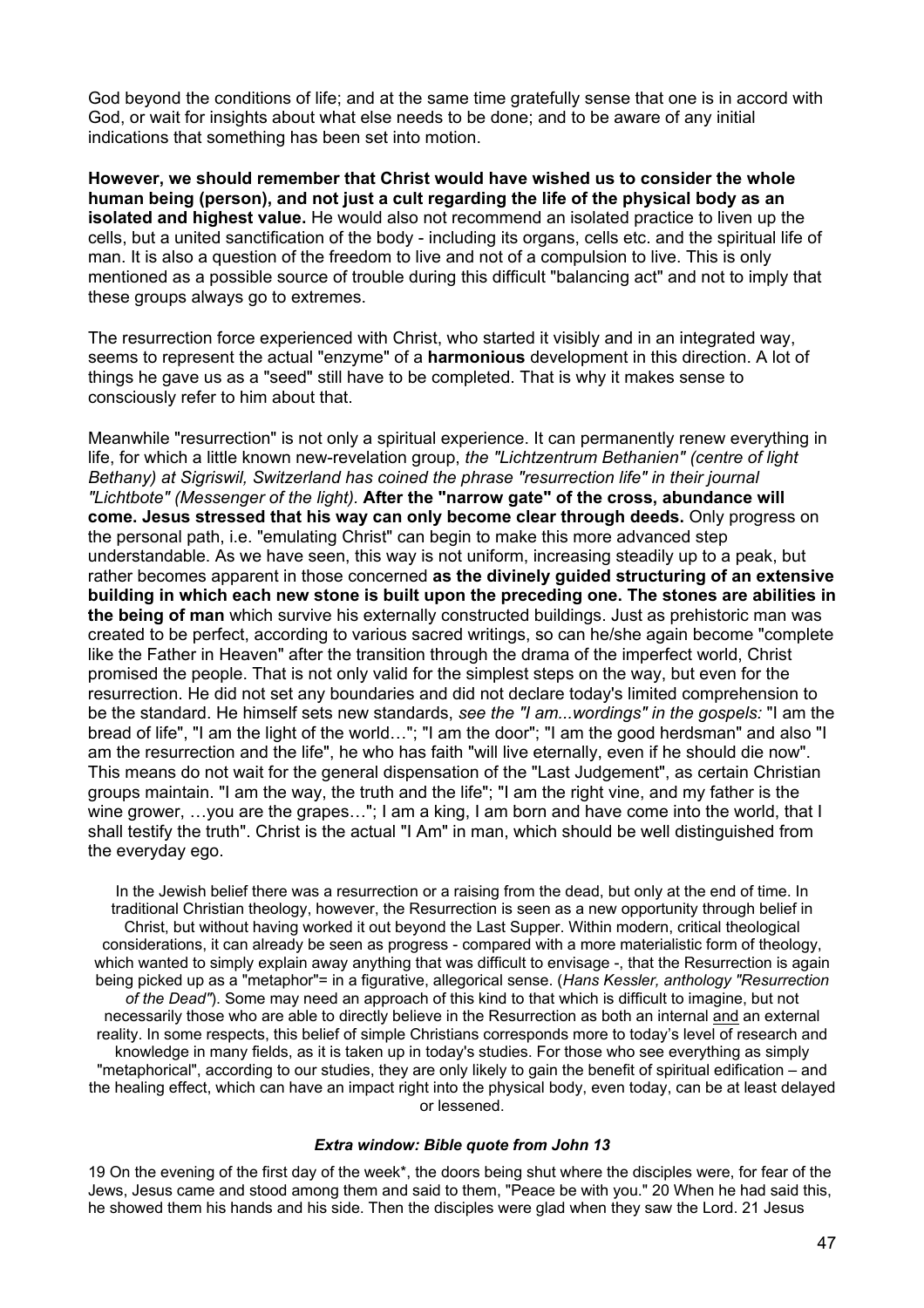God beyond the conditions of life; and at the same time gratefully sense that one is in accord with God, or wait for insights about what else needs to be done; and to be aware of any initial indications that something has been set into motion.

**However, we should remember that Christ would have wished us to consider the whole human being (person), and not just a cult regarding the life of the physical body as an isolated and highest value.** He would also not recommend an isolated practice to liven up the cells, but a united sanctification of the body - including its organs, cells etc. and the spiritual life of man. It is also a question of the freedom to live and not of a compulsion to live. This is only mentioned as a possible source of trouble during this difficult "balancing act" and not to imply that these groups always go to extremes.

The resurrection force experienced with Christ, who started it visibly and in an integrated way, seems to represent the actual "enzyme" of a **harmonious** development in this direction. A lot of things he gave us as a "seed" still have to be completed. That is why it makes sense to consciously refer to him about that.

Meanwhile "resurrection" is not only a spiritual experience. It can permanently renew everything in life, for which a little known new-revelation group, *the "Lichtzentrum Bethanien" (centre of light Bethany) at Sigriswil, Switzerland has coined the phrase "resurrection life" in their journal "Lichtbote" (Messenger of the light).* **After the "narrow gate" of the cross, abundance will come. Jesus stressed that his way can only become clear through deeds.** Only progress on the personal path, i.e. "emulating Christ" can begin to make this more advanced step understandable. As we have seen, this way is not uniform, increasing steadily up to a peak, but rather becomes apparent in those concerned **as the divinely guided structuring of an extensive building in which each new stone is built upon the preceding one. The stones are abilities in the being of man** which survive his externally constructed buildings. Just as prehistoric man was created to be perfect, according to various sacred writings, so can he/she again become "complete like the Father in Heaven" after the transition through the drama of the imperfect world, Christ promised the people. That is not only valid for the simplest steps on the way, but even for the resurrection. He did not set any boundaries and did not declare today's limited comprehension to be the standard. He himself sets new standards, *see the "I am...wordings" in the gospels:* "I am the bread of life", "I am the light of the world…"; "I am the door"; "I am the good herdsman" and also "I am the resurrection and the life", he who has faith "will live eternally, even if he should die now". This means do not wait for the general dispensation of the "Last Judgement", as certain Christian groups maintain. "I am the way, the truth and the life"; "I am the right vine, and my father is the wine grower, …you are the grapes…"; I am a king, I am born and have come into the world, that I shall testify the truth". Christ is the actual "I Am" in man, which should be well distinguished from the everyday ego.

In the Jewish belief there was a resurrection or a raising from the dead, but only at the end of time. In traditional Christian theology, however, the Resurrection is seen as a new opportunity through belief in Christ, but without having worked it out beyond the Last Supper. Within modern, critical theological considerations, it can already be seen as progress - compared with a more materialistic form of theology, which wanted to simply explain away anything that was difficult to envisage -, that the Resurrection is again being picked up as a "metaphor"= in a figurative, allegorical sense. (*Hans Kessler, anthology "Resurrection of the Dead"*). Some may need an approach of this kind to that which is difficult to imagine, but not necessarily those who are able to directly believe in the Resurrection as both an internal and an external reality. In some respects, this belief of simple Christians corresponds more to today's level of research and knowledge in many fields, as it is taken up in today's studies. For those who see everything as simply "metaphorical", according to our studies, they are only likely to gain the benefit of spiritual edification – and the healing effect, which can have an impact right into the physical body, even today, can be at least delayed or lessened.

#### ***Extra window: Bible quote from John 13***

19 On the evening of the first day of the week*, the doors being shut where the disciples were, for fear of the Jews, Jesus came and stood among them and said to them, "Peace be with you." 20 When he had said this, he showed them his hands and his side. Then the disciples were glad when they saw the Lord. 21 Jesus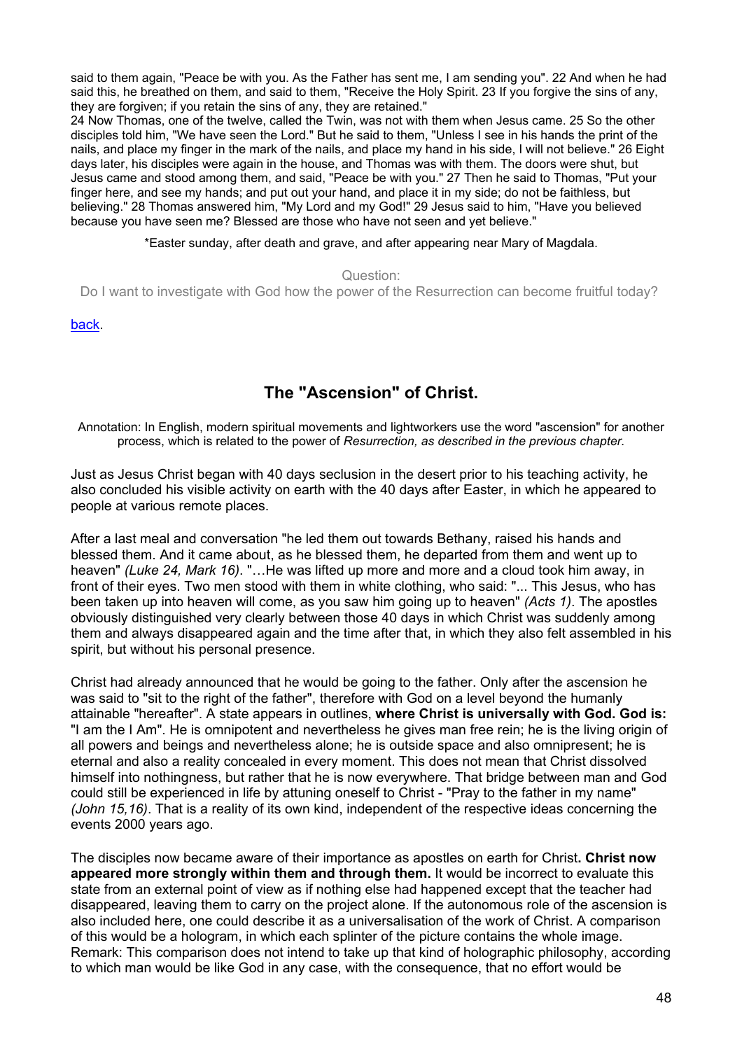said to them again, "Peace be with you. As the Father has sent me, I am sending you". 22 And when he had said this, he breathed on them, and said to them, "Receive the Holy Spirit. 23 If you forgive the sins of any, they are forgiven; if you retain the sins of any, they are retained."
24 Now Thomas, one of the twelve, called the Twin, was not with them when Jesus came. 25 So the other disciples told him, "We have seen the Lord." But he said to them, "Unless I see in his hands the print of the nails, and place my finger in the mark of the nails, and place my hand in his side, I will not believe." 26 Eight days later, his disciples were again in the house, and Thomas was with them. The doors were shut, but Jesus came and stood among them, and said, "Peace be with you." 27 Then he said to Thomas, "Put your finger here, and see my hands; and put out your hand, and place it in my side; do not be faithless, but believing." 28 Thomas answered him, "My Lord and my God!" 29 Jesus said to him, "Have you believed because you have seen me? Blessed are those who have not seen and yet believe."

*Easter sunday, after death and grave, and after appearing near Mary of Magdala.

Question:
Do I want to investigate with God how the power of the Resurrection can become fruitful today?

back.

## The "Ascension" of Christ.

Annotation: In English, modern spiritual movements and lightworkers use the word "ascension" for another process, which is related to the power of *Resurrection, as described in the previous chapter.*

Just as Jesus Christ began with 40 days seclusion in the desert prior to his teaching activity, he also concluded his visible activity on earth with the 40 days after Easter, in which he appeared to people at various remote places.

After a last meal and conversation "he led them out towards Bethany, raised his hands and blessed them. And it came about, as he blessed them, he departed from them and went up to heaven" *(Luke 24, Mark 16)*. "…He was lifted up more and more and a cloud took him away, in front of their eyes. Two men stood with them in white clothing, who said: "... This Jesus, who has been taken up into heaven will come, as you saw him going up to heaven" *(Acts 1)*. The apostles obviously distinguished very clearly between those 40 days in which Christ was suddenly among them and always disappeared again and the time after that, in which they also felt assembled in his spirit, but without his personal presence.

Christ had already announced that he would be going to the father. Only after the ascension he was said to "sit to the right of the father", therefore with God on a level beyond the humanly attainable "hereafter". A state appears in outlines, **where Christ is universally with God. God is:** "I am the I Am". He is omnipotent and nevertheless he gives man free rein; he is the living origin of all powers and beings and nevertheless alone; he is outside space and also omnipresent; he is eternal and also a reality concealed in every moment. This does not mean that Christ dissolved himself into nothingness, but rather that he is now everywhere. That bridge between man and God could still be experienced in life by attuning oneself to Christ - "Pray to the father in my name" *(John 15,16)*. That is a reality of its own kind, independent of the respective ideas concerning the events 2000 years ago.

The disciples now became aware of their importance as apostles on earth for Christ**. Christ now appeared more strongly within them and through them.** It would be incorrect to evaluate this state from an external point of view as if nothing else had happened except that the teacher had disappeared, leaving them to carry on the project alone. If the autonomous role of the ascension is also included here, one could describe it as a universalisation of the work of Christ. A comparison of this would be a hologram, in which each splinter of the picture contains the whole image. Remark: This comparison does not intend to take up that kind of holographic philosophy, according to which man would be like God in any case, with the consequence, that no effort would be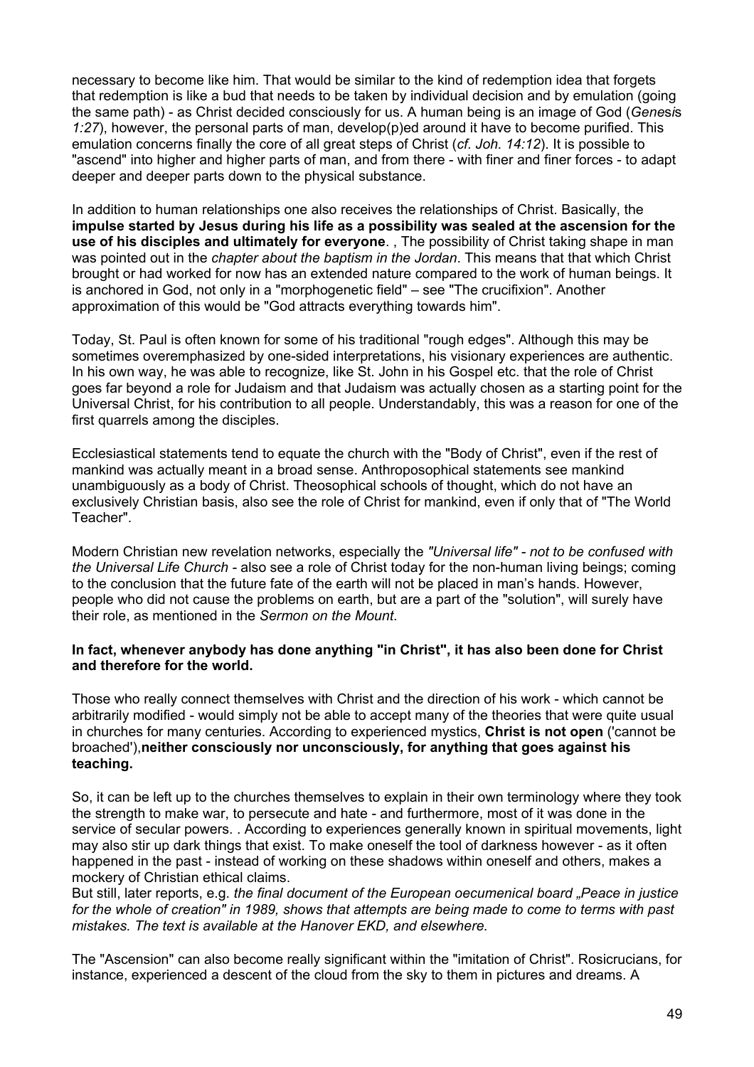necessary to become like him. That would be similar to the kind of redemption idea that forgets that redemption is like a bud that needs to be taken by individual decision and by emulation (going the same path) - as Christ decided consciously for us. A human being is an image of God (*Genesis 1:27*), however, the personal parts of man, develop(p)ed around it have to become purified. This emulation concerns finally the core of all great steps of Christ (*cf. Joh. 14:12*). It is possible to "ascend" into higher and higher parts of man, and from there - with finer and finer forces - to adapt deeper and deeper parts down to the physical substance.

In addition to human relationships one also receives the relationships of Christ. Basically, the **impulse started by Jesus during his life as a possibility was sealed at the ascension for the use of his disciples and ultimately for everyone**. , The possibility of Christ taking shape in man was pointed out in the *chapter about the baptism in the Jordan*. This means that that which Christ brought or had worked for now has an extended nature compared to the work of human beings. It is anchored in God, not only in a "morphogenetic field" – see "The crucifixion". Another approximation of this would be "God attracts everything towards him".

Today, St. Paul is often known for some of his traditional "rough edges". Although this may be sometimes overemphasized by one-sided interpretations, his visionary experiences are authentic. In his own way, he was able to recognize, like St. John in his Gospel etc. that the role of Christ goes far beyond a role for Judaism and that Judaism was actually chosen as a starting point for the Universal Christ, for his contribution to all people. Understandably, this was a reason for one of the first quarrels among the disciples.

Ecclesiastical statements tend to equate the church with the "Body of Christ", even if the rest of mankind was actually meant in a broad sense. Anthroposophical statements see mankind unambiguously as a body of Christ. Theosophical schools of thought, which do not have an exclusively Christian basis, also see the role of Christ for mankind, even if only that of "The World Teacher".

Modern Christian new revelation networks, especially the *"Universal life" - not to be confused with the Universal Life Church* - also see a role of Christ today for the non-human living beings; coming to the conclusion that the future fate of the earth will not be placed in man's hands. However, people who did not cause the problems on earth, but are a part of the "solution", will surely have their role, as mentioned in the *Sermon on the Mount*.

**In fact, whenever anybody has done anything "in Christ", it has also been done for Christ and therefore for the world.**

Those who really connect themselves with Christ and the direction of his work - which cannot be arbitrarily modified - would simply not be able to accept many of the theories that were quite usual in churches for many centuries. According to experienced mystics, **Christ is not open** ('cannot be broached'),**neither consciously nor unconsciously, for anything that goes against his teaching.**

So, it can be left up to the churches themselves to explain in their own terminology where they took the strength to make war, to persecute and hate - and furthermore, most of it was done in the service of secular powers. . According to experiences generally known in spiritual movements, light may also stir up dark things that exist. To make oneself the tool of darkness however - as it often happened in the past - instead of working on these shadows within oneself and others, makes a mockery of Christian ethical claims.
But still, later reports, e.g. *the final document of the European oecumenical board „Peace in justice for the whole of creation" in 1989, shows that attempts are being made to come to terms with past mistakes. The text is available at the Hanover EKD, and elsewhere.*

The "Ascension" can also become really significant within the "imitation of Christ". Rosicrucians, for instance, experienced a descent of the cloud from the sky to them in pictures and dreams. A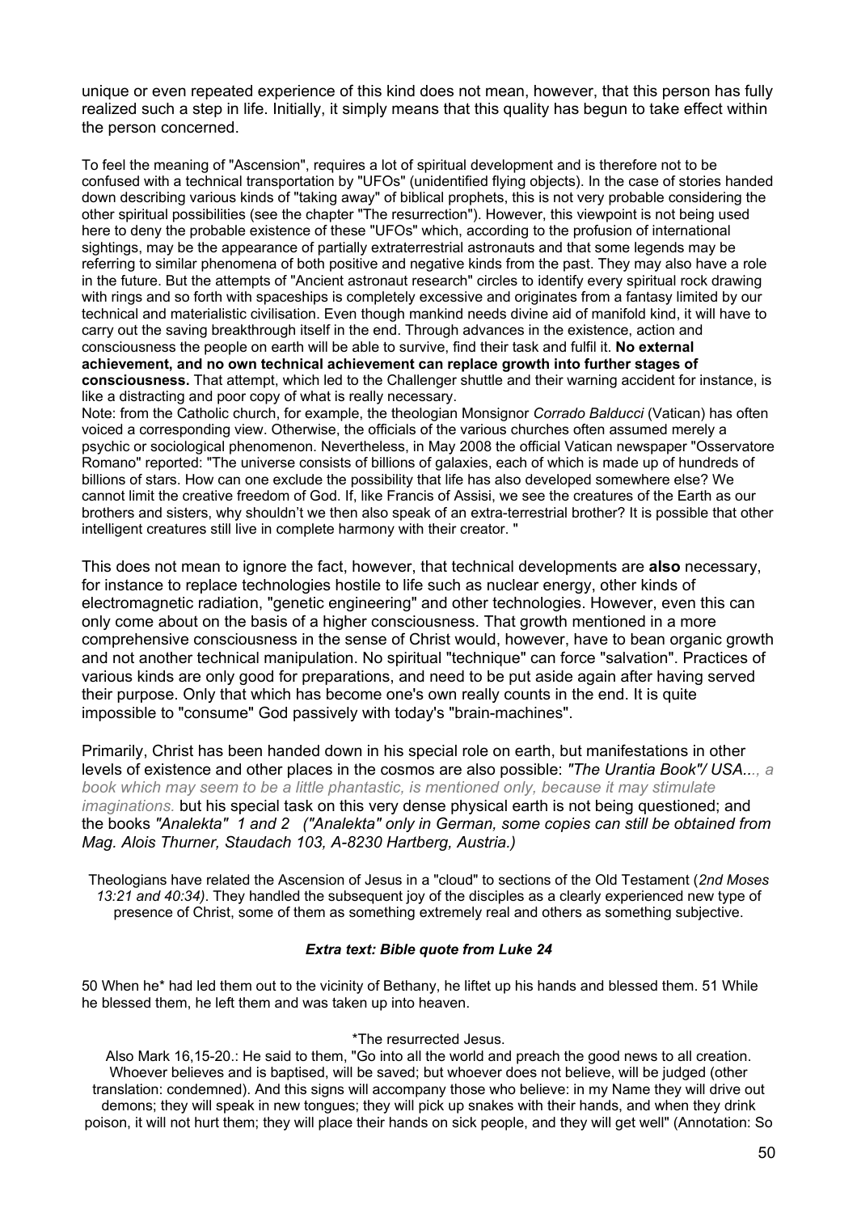unique or even repeated experience of this kind does not mean, however, that this person has fully realized such a step in life. Initially, it simply means that this quality has begun to take effect within the person concerned.

To feel the meaning of "Ascension", requires a lot of spiritual development and is therefore not to be confused with a technical transportation by "UFOs" (unidentified flying objects). In the case of stories handed down describing various kinds of "taking away" of biblical prophets, this is not very probable considering the other spiritual possibilities (see the chapter "The resurrection"). However, this viewpoint is not being used here to deny the probable existence of these "UFOs" which, according to the profusion of international sightings, may be the appearance of partially extraterrestrial astronauts and that some legends may be referring to similar phenomena of both positive and negative kinds from the past. They may also have a role in the future. But the attempts of "Ancient astronaut research" circles to identify every spiritual rock drawing with rings and so forth with spaceships is completely excessive and originates from a fantasy limited by our technical and materialistic civilisation. Even though mankind needs divine aid of manifold kind, it will have to carry out the saving breakthrough itself in the end. Through advances in the existence, action and consciousness the people on earth will be able to survive, find their task and fulfil it. **No external achievement, and no own technical achievement can replace growth into further stages of consciousness.** That attempt, which led to the Challenger shuttle and their warning accident for instance, is like a distracting and poor copy of what is really necessary.
Note: from the Catholic church, for example, the theologian Monsignor *Corrado Balducci* (Vatican) has often voiced a corresponding view. Otherwise, the officials of the various churches often assumed merely a psychic or sociological phenomenon. Nevertheless, in May 2008 the official Vatican newspaper "Osservatore Romano" reported: "The universe consists of billions of galaxies, each of which is made up of hundreds of billions of stars. How can one exclude the possibility that life has also developed somewhere else? We cannot limit the creative freedom of God. If, like Francis of Assisi, we see the creatures of the Earth as our brothers and sisters, why shouldn't we then also speak of an extra-terrestrial brother? It is possible that other intelligent creatures still live in complete harmony with their creator. "

This does not mean to ignore the fact, however, that technical developments are **also** necessary, for instance to replace technologies hostile to life such as nuclear energy, other kinds of electromagnetic radiation, "genetic engineering" and other technologies. However, even this can only come about on the basis of a higher consciousness. That growth mentioned in a more comprehensive consciousness in the sense of Christ would, however, have to bean organic growth and not another technical manipulation. No spiritual "technique" can force "salvation". Practices of various kinds are only good for preparations, and need to be put aside again after having served their purpose. Only that which has become one's own really counts in the end. It is quite impossible to "consume" God passively with today's "brain-machines".

Primarily, Christ has been handed down in his special role on earth, but manifestations in other levels of existence and other places in the cosmos are also possible: *"The Urantia Book"/ USA..., a book which may seem to be a little phantastic, is mentioned only, because it may stimulate imaginations.* but his special task on this very dense physical earth is not being questioned; and the books *"Analekta" 1 and 2 ("Analekta" only in German, some copies can still be obtained from Mag. Alois Thurner, Staudach 103, A-8230 Hartberg, Austria.)*

Theologians have related the Ascension of Jesus in a "cloud" to sections of the Old Testament (*2nd Moses 13:21 and 40:34)*. They handled the subsequent joy of the disciples as a clearly experienced new type of presence of Christ, some of them as something extremely real and others as something subjective.

***Extra text: Bible quote from Luke 24***

50 When he* had led them out to the vicinity of Bethany, he liftet up his hands and blessed them. 51 While he blessed them, he left them and was taken up into heaven.

*The resurrected Jesus.

Also Mark 16,15-20.: He said to them, "Go into all the world and preach the good news to all creation. Whoever believes and is baptised, will be saved; but whoever does not believe, will be judged (other translation: condemned). And this signs will accompany those who believe: in my Name they will drive out demons; they will speak in new tongues; they will pick up snakes with their hands, and when they drink poison, it will not hurt them; they will place their hands on sick people, and they will get well" (Annotation: So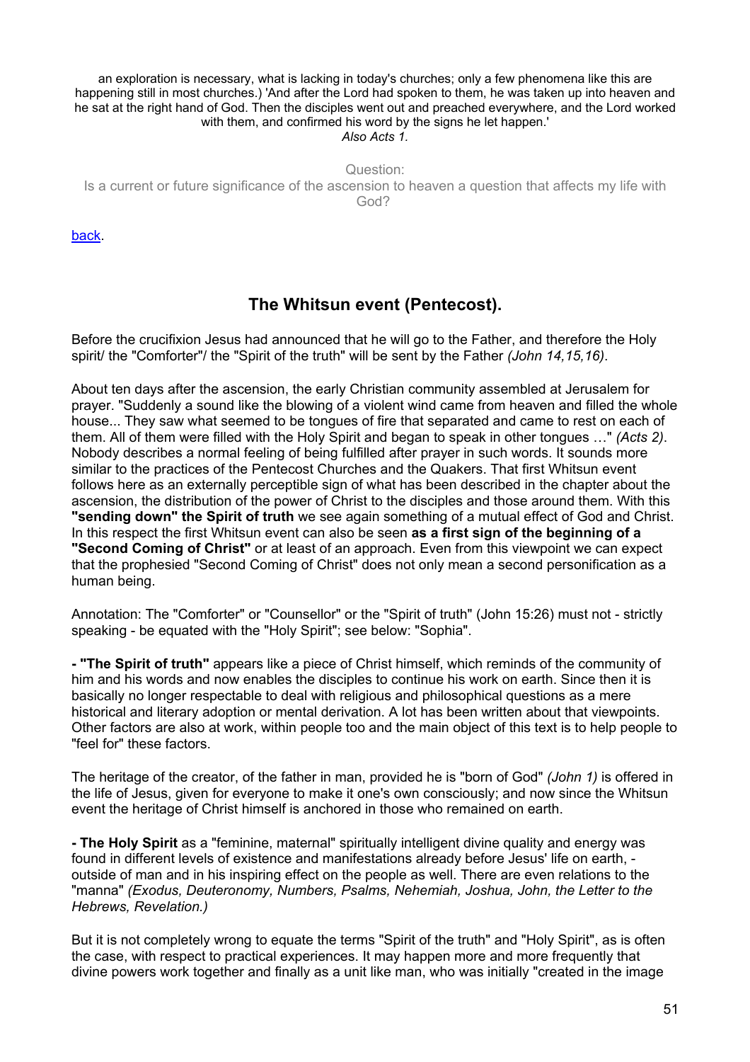an exploration is necessary, what is lacking in today's churches; only a few phenomena like this are happening still in most churches.) 'And after the Lord had spoken to them, he was taken up into heaven and he sat at the right hand of God. Then the disciples went out and preached everywhere, and the Lord worked with them, and confirmed his word by the signs he let happen.'
*Also Acts 1.*

Question:
Is a current or future significance of the ascension to heaven a question that affects my life with God?

back.

## The Whitsun event (Pentecost).

Before the crucifixion Jesus had announced that he will go to the Father, and therefore the Holy spirit/ the "Comforter"/ the "Spirit of the truth" will be sent by the Father *(John 14,15,16)*.

About ten days after the ascension, the early Christian community assembled at Jerusalem for prayer. "Suddenly a sound like the blowing of a violent wind came from heaven and filled the whole house... They saw what seemed to be tongues of fire that separated and came to rest on each of them. All of them were filled with the Holy Spirit and began to speak in other tongues …" *(Acts 2)*. Nobody describes a normal feeling of being fulfilled after prayer in such words. It sounds more similar to the practices of the Pentecost Churches and the Quakers. That first Whitsun event follows here as an externally perceptible sign of what has been described in the chapter about the ascension, the distribution of the power of Christ to the disciples and those around them. With this **"sending down" the Spirit of truth** we see again something of a mutual effect of God and Christ. In this respect the first Whitsun event can also be seen **as a first sign of the beginning of a "Second Coming of Christ"** or at least of an approach. Even from this viewpoint we can expect that the prophesied "Second Coming of Christ" does not only mean a second personification as a human being.

Annotation: The "Comforter" or "Counsellor" or the "Spirit of truth" (John 15:26) must not - strictly speaking - be equated with the "Holy Spirit"; see below: "Sophia".

**- "The Spirit of truth"** appears like a piece of Christ himself, which reminds of the community of him and his words and now enables the disciples to continue his work on earth. Since then it is basically no longer respectable to deal with religious and philosophical questions as a mere historical and literary adoption or mental derivation. A lot has been written about that viewpoints. Other factors are also at work, within people too and the main object of this text is to help people to "feel for" these factors.

The heritage of the creator, of the father in man, provided he is "born of God" *(John 1)* is offered in the life of Jesus, given for everyone to make it one's own consciously; and now since the Whitsun event the heritage of Christ himself is anchored in those who remained on earth.

**- The Holy Spirit** as a "feminine, maternal" spiritually intelligent divine quality and energy was found in different levels of existence and manifestations already before Jesus' life on earth, - outside of man and in his inspiring effect on the people as well. There are even relations to the "manna" *(Exodus, Deuteronomy, Numbers, Psalms, Nehemiah, Joshua, John, the Letter to the Hebrews, Revelation.)*

But it is not completely wrong to equate the terms "Spirit of the truth" and "Holy Spirit", as is often the case, with respect to practical experiences. It may happen more and more frequently that divine powers work together and finally as a unit like man, who was initially "created in the image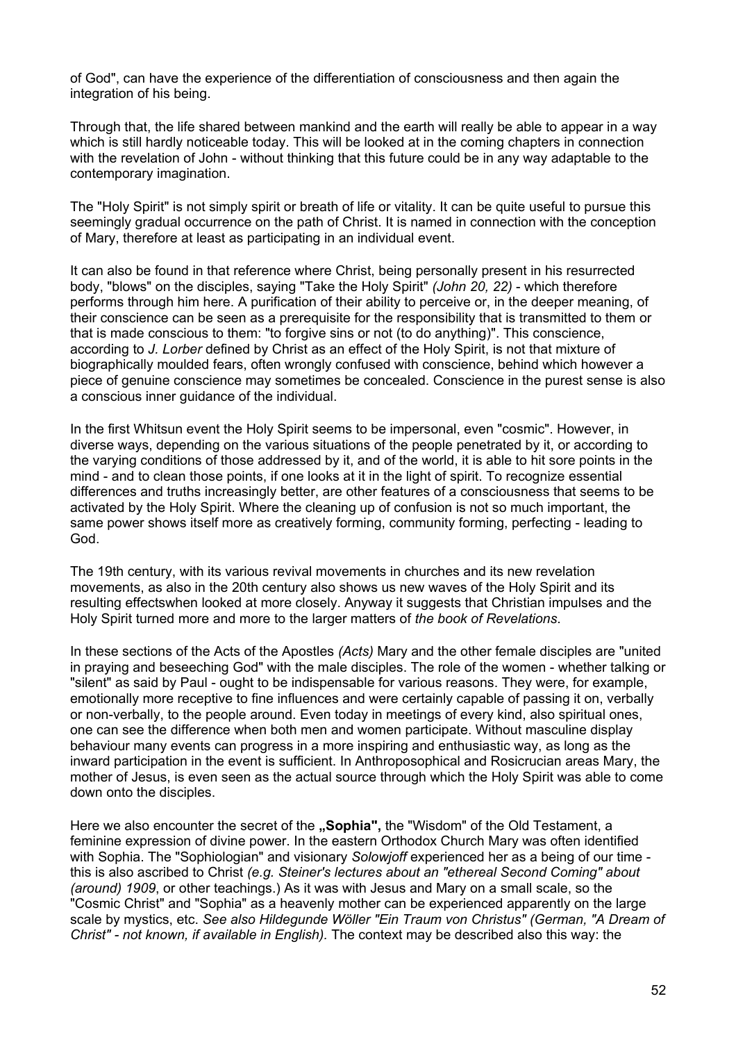of God", can have the experience of the differentiation of consciousness and then again the integration of his being.

Through that, the life shared between mankind and the earth will really be able to appear in a way which is still hardly noticeable today. This will be looked at in the coming chapters in connection with the revelation of John - without thinking that this future could be in any way adaptable to the contemporary imagination.

The "Holy Spirit" is not simply spirit or breath of life or vitality. It can be quite useful to pursue this seemingly gradual occurrence on the path of Christ. It is named in connection with the conception of Mary, therefore at least as participating in an individual event.

It can also be found in that reference where Christ, being personally present in his resurrected body, "blows" on the disciples, saying "Take the Holy Spirit" *(John 20, 22)* - which therefore performs through him here. A purification of their ability to perceive or, in the deeper meaning, of their conscience can be seen as a prerequisite for the responsibility that is transmitted to them or that is made conscious to them: "to forgive sins or not (to do anything)". This conscience, according to *J. Lorber* defined by Christ as an effect of the Holy Spirit, is not that mixture of biographically moulded fears, often wrongly confused with conscience, behind which however a piece of genuine conscience may sometimes be concealed. Conscience in the purest sense is also a conscious inner guidance of the individual.

In the first Whitsun event the Holy Spirit seems to be impersonal, even "cosmic". However, in diverse ways, depending on the various situations of the people penetrated by it, or according to the varying conditions of those addressed by it, and of the world, it is able to hit sore points in the mind - and to clean those points, if one looks at it in the light of spirit. To recognize essential differences and truths increasingly better, are other features of a consciousness that seems to be activated by the Holy Spirit. Where the cleaning up of confusion is not so much important, the same power shows itself more as creatively forming, community forming, perfecting - leading to God.

The 19th century, with its various revival movements in churches and its new revelation movements, as also in the 20th century also shows us new waves of the Holy Spirit and its resulting effectswhen looked at more closely. Anyway it suggests that Christian impulses and the Holy Spirit turned more and more to the larger matters of *the book of Revelations*.

In these sections of the Acts of the Apostles *(Acts)* Mary and the other female disciples are "united in praying and beseeching God" with the male disciples. The role of the women - whether talking or "silent" as said by Paul - ought to be indispensable for various reasons. They were, for example, emotionally more receptive to fine influences and were certainly capable of passing it on, verbally or non-verbally, to the people around. Even today in meetings of every kind, also spiritual ones, one can see the difference when both men and women participate. Without masculine display behaviour many events can progress in a more inspiring and enthusiastic way, as long as the inward participation in the event is sufficient. In Anthroposophical and Rosicrucian areas Mary, the mother of Jesus, is even seen as the actual source through which the Holy Spirit was able to come down onto the disciples.

Here we also encounter the secret of the **„Sophia",** the "Wisdom" of the Old Testament, a feminine expression of divine power. In the eastern Orthodox Church Mary was often identified with Sophia. The "Sophiologian" and visionary *Solowjoff* experienced her as a being of our time - this is also ascribed to Christ *(e.g. Steiner's lectures about an "ethereal Second Coming" about (around) 1909*, or other teachings.) As it was with Jesus and Mary on a small scale, so the "Cosmic Christ" and "Sophia" as a heavenly mother can be experienced apparently on the large scale by mystics, etc. *See also Hildegunde Wöller "Ein Traum von Christus" (German, "A Dream of Christ" - not known, if available in English).* The context may be described also this way: the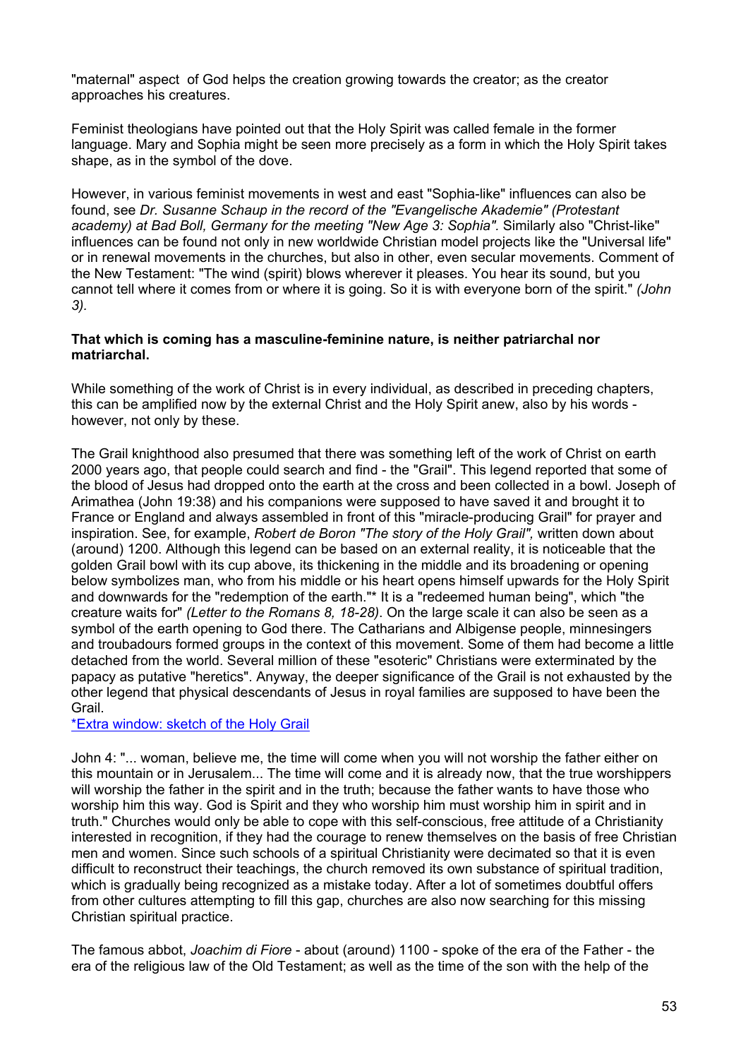"maternal" aspect of God helps the creation growing towards the creator; as the creator approaches his creatures.

Feminist theologians have pointed out that the Holy Spirit was called female in the former language. Mary and Sophia might be seen more precisely as a form in which the Holy Spirit takes shape, as in the symbol of the dove.

However, in various feminist movements in west and east "Sophia-like" influences can also be found, see *Dr. Susanne Schaup in the record of the "Evangelische Akademie" (Protestant academy) at Bad Boll, Germany for the meeting "New Age 3: Sophia".* Similarly also "Christ-like" influences can be found not only in new worldwide Christian model projects like the "Universal life" or in renewal movements in the churches, but also in other, even secular movements. Comment of the New Testament: "The wind (spirit) blows wherever it pleases. You hear its sound, but you cannot tell where it comes from or where it is going. So it is with everyone born of the spirit." *(John 3).*

**That which is coming has a masculine-feminine nature, is neither patriarchal nor matriarchal.**

While something of the work of Christ is in every individual, as described in preceding chapters, this can be amplified now by the external Christ and the Holy Spirit anew, also by his words - however, not only by these.

The Grail knighthood also presumed that there was something left of the work of Christ on earth 2000 years ago, that people could search and find - the "Grail". This legend reported that some of the blood of Jesus had dropped onto the earth at the cross and been collected in a bowl. Joseph of Arimathea (John 19:38) and his companions were supposed to have saved it and brought it to France or England and always assembled in front of this "miracle-producing Grail" for prayer and inspiration. See, for example, *Robert de Boron "The story of the Holy Grail",* written down about (around) 1200. Although this legend can be based on an external reality, it is noticeable that the golden Grail bowl with its cup above, its thickening in the middle and its broadening or opening below symbolizes man, who from his middle or his heart opens himself upwards for the Holy Spirit and downwards for the "redemption of the earth."* It is a "redeemed human being", which "the creature waits for" *(Letter to the Romans 8, 18-28)*. On the large scale it can also be seen as a symbol of the earth opening to God there. The Catharians and Albigense people, minnesingers and troubadours formed groups in the context of this movement. Some of them had become a little detached from the world. Several million of these "esoteric" Christians were exterminated by the papacy as putative "heretics". Anyway, the deeper significance of the Grail is not exhausted by the other legend that physical descendants of Jesus in royal families are supposed to have been the Grail.
*Extra window: sketch of the Holy Grail

John 4: "... woman, believe me, the time will come when you will not worship the father either on this mountain or in Jerusalem... The time will come and it is already now, that the true worshippers will worship the father in the spirit and in the truth; because the father wants to have those who worship him this way. God is Spirit and they who worship him must worship him in spirit and in truth." Churches would only be able to cope with this self-conscious, free attitude of a Christianity interested in recognition, if they had the courage to renew themselves on the basis of free Christian men and women. Since such schools of a spiritual Christianity were decimated so that it is even difficult to reconstruct their teachings, the church removed its own substance of spiritual tradition, which is gradually being recognized as a mistake today. After a lot of sometimes doubtful offers from other cultures attempting to fill this gap, churches are also now searching for this missing Christian spiritual practice.

The famous abbot, *Joachim di Fiore* - about (around) 1100 - spoke of the era of the Father - the era of the religious law of the Old Testament; as well as the time of the son with the help of the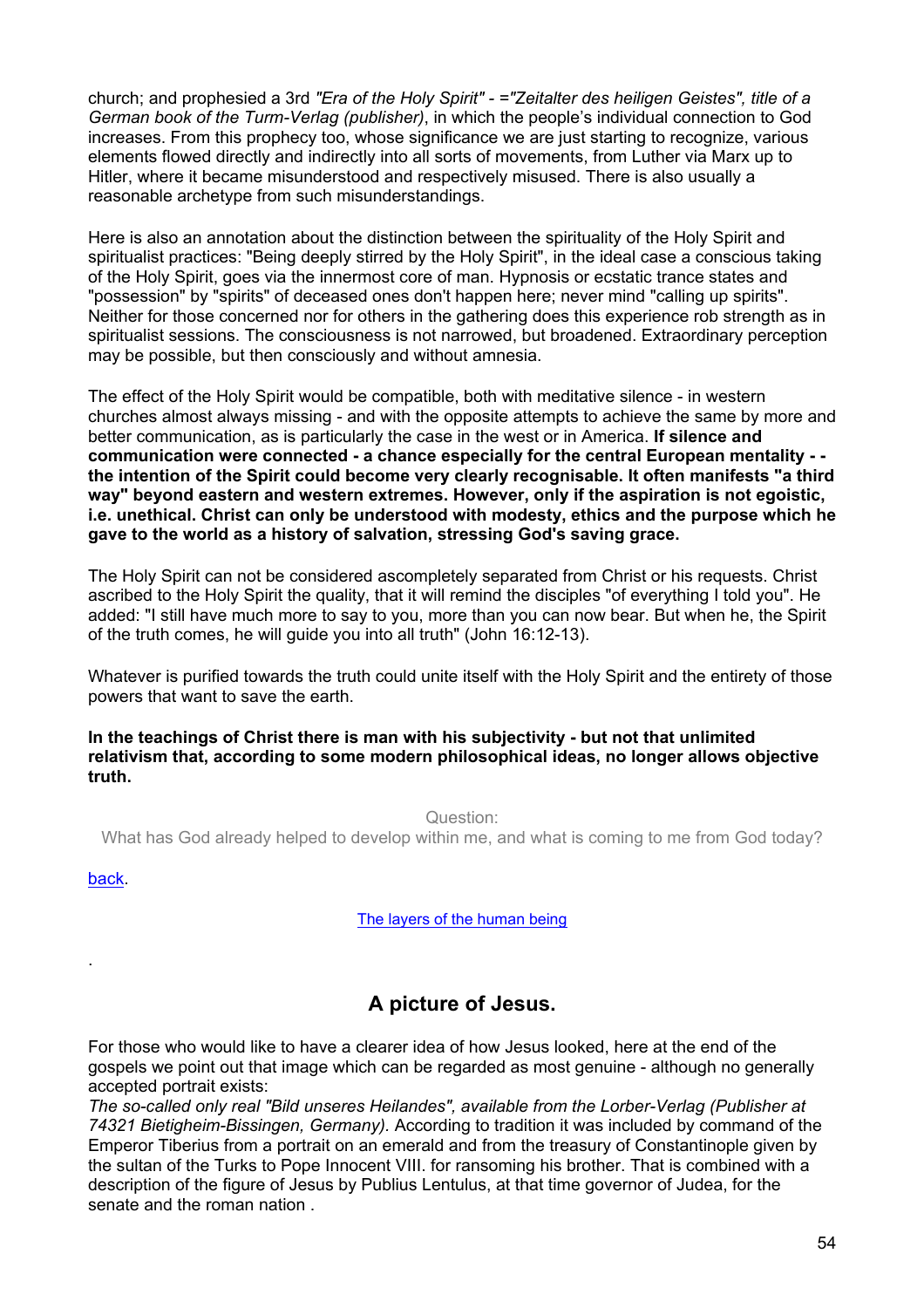church; and prophesied a 3rd *"Era of the Holy Spirit" - ="Zeitalter des heiligen Geistes", title of a German book of the Turm-Verlag (publisher)*, in which the people's individual connection to God increases. From this prophecy too, whose significance we are just starting to recognize, various elements flowed directly and indirectly into all sorts of movements, from Luther via Marx up to Hitler, where it became misunderstood and respectively misused. There is also usually a reasonable archetype from such misunderstandings.

Here is also an annotation about the distinction between the spirituality of the Holy Spirit and spiritualist practices: "Being deeply stirred by the Holy Spirit", in the ideal case a conscious taking of the Holy Spirit, goes via the innermost core of man. Hypnosis or ecstatic trance states and "possession" by "spirits" of deceased ones don't happen here; never mind "calling up spirits". Neither for those concerned nor for others in the gathering does this experience rob strength as in spiritualist sessions. The consciousness is not narrowed, but broadened. Extraordinary perception may be possible, but then consciously and without amnesia.

The effect of the Holy Spirit would be compatible, both with meditative silence - in western churches almost always missing - and with the opposite attempts to achieve the same by more and better communication, as is particularly the case in the west or in America. **If silence and communication were connected - a chance especially for the central European mentality - - the intention of the Spirit could become very clearly recognisable. It often manifests "a third way" beyond eastern and western extremes. However, only if the aspiration is not egoistic, i.e. unethical. Christ can only be understood with modesty, ethics and the purpose which he gave to the world as a history of salvation, stressing God's saving grace.**

The Holy Spirit can not be considered ascompletely separated from Christ or his requests. Christ ascribed to the Holy Spirit the quality, that it will remind the disciples "of everything I told you". He added: "I still have much more to say to you, more than you can now bear. But when he, the Spirit of the truth comes, he will guide you into all truth" (John 16:12-13).

Whatever is purified towards the truth could unite itself with the Holy Spirit and the entirety of those powers that want to save the earth.

**In the teachings of Christ there is man with his subjectivity - but not that unlimited relativism that, according to some modern philosophical ideas, no longer allows objective truth.**

Question:
What has God already helped to develop within me, and what is coming to me from God today?

back.

The layers of the human being

.

## A picture of Jesus.

For those who would like to have a clearer idea of how Jesus looked, here at the end of the gospels we point out that image which can be regarded as most genuine - although no generally accepted portrait exists:
*The so-called only real "Bild unseres Heilandes", available from the Lorber-Verlag (Publisher at 74321 Bietigheim-Bissingen, Germany).* According to tradition it was included by command of the Emperor Tiberius from a portrait on an emerald and from the treasury of Constantinople given by the sultan of the Turks to Pope Innocent VIII. for ransoming his brother. That is combined with a description of the figure of Jesus by Publius Lentulus, at that time governor of Judea, for the senate and the roman nation .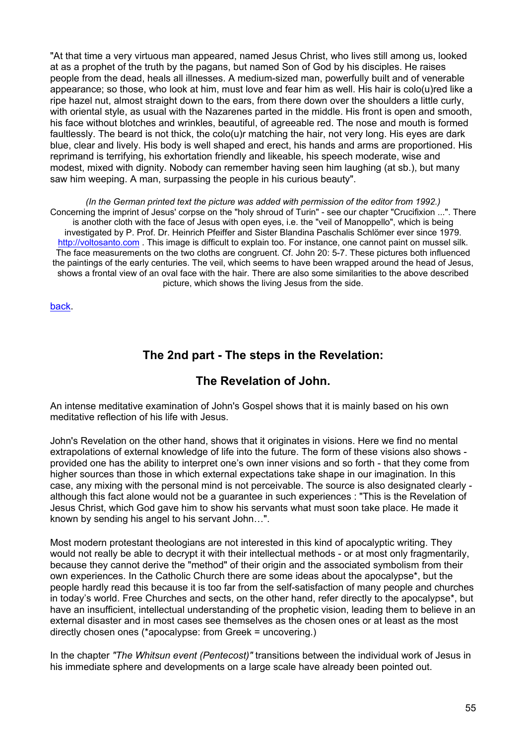"At that time a very virtuous man appeared, named Jesus Christ, who lives still among us, looked at as a prophet of the truth by the pagans, but named Son of God by his disciples. He raises people from the dead, heals all illnesses. A medium-sized man, powerfully built and of venerable appearance; so those, who look at him, must love and fear him as well. His hair is colo(u)red like a ripe hazel nut, almost straight down to the ears, from there down over the shoulders a little curly, with oriental style, as usual with the Nazarenes parted in the middle. His front is open and smooth, his face without blotches and wrinkles, beautiful, of agreeable red. The nose and mouth is formed faultlessly. The beard is not thick, the colo(u)r matching the hair, not very long. His eyes are dark blue, clear and lively. His body is well shaped and erect, his hands and arms are proportioned. His reprimand is terrifying, his exhortation friendly and likeable, his speech moderate, wise and modest, mixed with dignity. Nobody can remember having seen him laughing (at sb.), but many saw him weeping. A man, surpassing the people in his curious beauty".

*(In the German printed text the picture was added with permission of the editor from 1992.)*
Concerning the imprint of Jesus' corpse on the "holy shroud of Turin" - see our chapter "Crucifixion ...". There is another cloth with the face of Jesus with open eyes, i.e. the "veil of Manoppello", which is being investigated by P. Prof. Dr. Heinrich Pfeiffer and Sister Blandina Paschalis Schlömer ever since 1979. http://voltosanto.com . This image is difficult to explain too. For instance, one cannot paint on mussel silk. The face measurements on the two cloths are congruent. Cf. John 20: 5-7. These pictures both influenced the paintings of the early centuries. The veil, which seems to have been wrapped around the head of Jesus, shows a frontal view of an oval face with the hair. There are also some similarities to the above described picture, which shows the living Jesus from the side.

back.

## The 2nd part - The steps in the Revelation:

## The Revelation of John.

An intense meditative examination of John's Gospel shows that it is mainly based on his own meditative reflection of his life with Jesus.

John's Revelation on the other hand, shows that it originates in visions. Here we find no mental extrapolations of external knowledge of life into the future. The form of these visions also shows - provided one has the ability to interpret one's own inner visions and so forth - that they come from higher sources than those in which external expectations take shape in our imagination. In this case, any mixing with the personal mind is not perceivable. The source is also designated clearly - although this fact alone would not be a guarantee in such experiences : "This is the Revelation of Jesus Christ, which God gave him to show his servants what must soon take place. He made it known by sending his angel to his servant John…".

Most modern protestant theologians are not interested in this kind of apocalyptic writing. They would not really be able to decrypt it with their intellectual methods - or at most only fragmentarily, because they cannot derive the "method" of their origin and the associated symbolism from their own experiences. In the Catholic Church there are some ideas about the apocalypse*, but the people hardly read this because it is too far from the self-satisfaction of many people and churches in today's world. Free Churches and sects, on the other hand, refer directly to the apocalypse*, but have an insufficient, intellectual understanding of the prophetic vision, leading them to believe in an external disaster and in most cases see themselves as the chosen ones or at least as the most directly chosen ones (*apocalypse: from Greek = uncovering.)

In the chapter *"The Whitsun event (Pentecost)"* transitions between the individual work of Jesus in his immediate sphere and developments on a large scale have already been pointed out.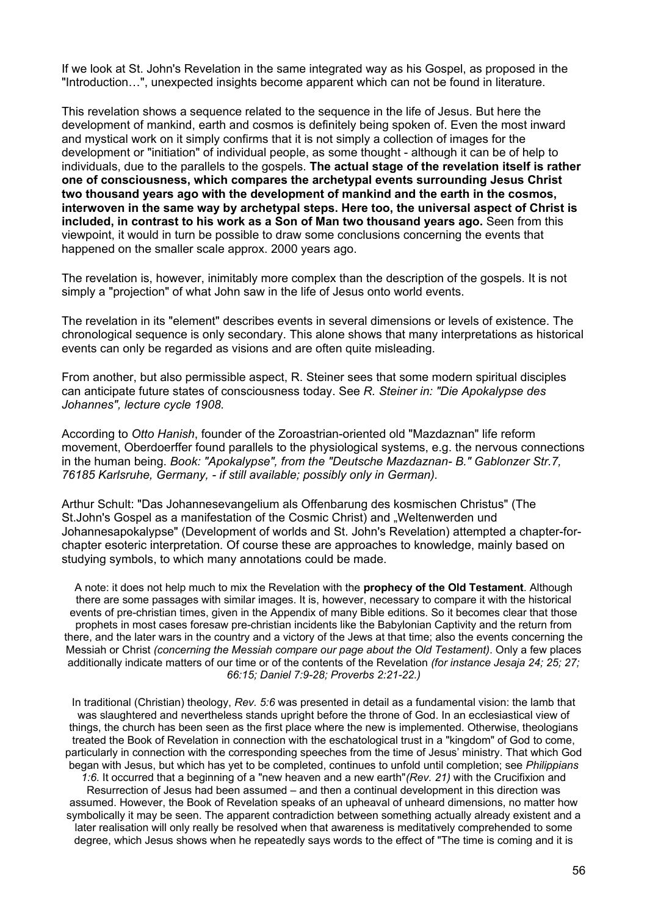If we look at St. John's Revelation in the same integrated way as his Gospel, as proposed in the "Introduction…", unexpected insights become apparent which can not be found in literature.

This revelation shows a sequence related to the sequence in the life of Jesus. But here the development of mankind, earth and cosmos is definitely being spoken of. Even the most inward and mystical work on it simply confirms that it is not simply a collection of images for the development or "initiation" of individual people, as some thought - although it can be of help to individuals, due to the parallels to the gospels. **The actual stage of the revelation itself is rather one of consciousness, which compares the archetypal events surrounding Jesus Christ two thousand years ago with the development of mankind and the earth in the cosmos, interwoven in the same way by archetypal steps. Here too, the universal aspect of Christ is included, in contrast to his work as a Son of Man two thousand years ago.** Seen from this viewpoint, it would in turn be possible to draw some conclusions concerning the events that happened on the smaller scale approx. 2000 years ago.

The revelation is, however, inimitably more complex than the description of the gospels. It is not simply a "projection" of what John saw in the life of Jesus onto world events.

The revelation in its "element" describes events in several dimensions or levels of existence. The chronological sequence is only secondary. This alone shows that many interpretations as historical events can only be regarded as visions and are often quite misleading.

From another, but also permissible aspect, R. Steiner sees that some modern spiritual disciples can anticipate future states of consciousness today. See *R. Steiner in: "Die Apokalypse des Johannes", lecture cycle 1908.*

According to *Otto Hanish*, founder of the Zoroastrian-oriented old "Mazdaznan" life reform movement, Oberdoerffer found parallels to the physiological systems, e.g. the nervous connections in the human being. *Book: "Apokalypse", from the "Deutsche Mazdaznan- B." Gablonzer Str.7, 76185 Karlsruhe, Germany, - if still available; possibly only in German).*

Arthur Schult: "Das Johannesevangelium als Offenbarung des kosmischen Christus" (The St.John's Gospel as a manifestation of the Cosmic Christ) and „Weltenwerden und Johannesapokalypse" (Development of worlds and St. John's Revelation) attempted a chapter-for-chapter esoteric interpretation. Of course these are approaches to knowledge, mainly based on studying symbols, to which many annotations could be made.

A note: it does not help much to mix the Revelation with the **prophecy of the Old Testament**. Although there are some passages with similar images. It is, however, necessary to compare it with the historical events of pre-christian times, given in the Appendix of many Bible editions. So it becomes clear that those prophets in most cases foresaw pre-christian incidents like the Babylonian Captivity and the return from there, and the later wars in the country and a victory of the Jews at that time; also the events concerning the Messiah or Christ *(concerning the Messiah compare our page about the Old Testament)*. Only a few places additionally indicate matters of our time or of the contents of the Revelation *(for instance Jesaja 24; 25; 27; 66:15; Daniel 7:9-28; Proverbs 2:21-22.)*

In traditional (Christian) theology, *Rev. 5:6* was presented in detail as a fundamental vision: the lamb that was slaughtered and nevertheless stands upright before the throne of God. In an ecclesiastical view of things, the church has been seen as the first place where the new is implemented. Otherwise, theologians treated the Book of Revelation in connection with the eschatological trust in a "kingdom" of God to come, particularly in connection with the corresponding speeches from the time of Jesus' ministry. That which God began with Jesus, but which has yet to be completed, continues to unfold until completion; see *Philippians 1:6.* It occurred that a beginning of a "new heaven and a new earth"*(Rev. 21)* with the Crucifixion and Resurrection of Jesus had been assumed – and then a continual development in this direction was assumed. However, the Book of Revelation speaks of an upheaval of unheard dimensions, no matter how symbolically it may be seen. The apparent contradiction between something actually already existent and a later realisation will only really be resolved when that awareness is meditatively comprehended to some degree, which Jesus shows when he repeatedly says words to the effect of "The time is coming and it is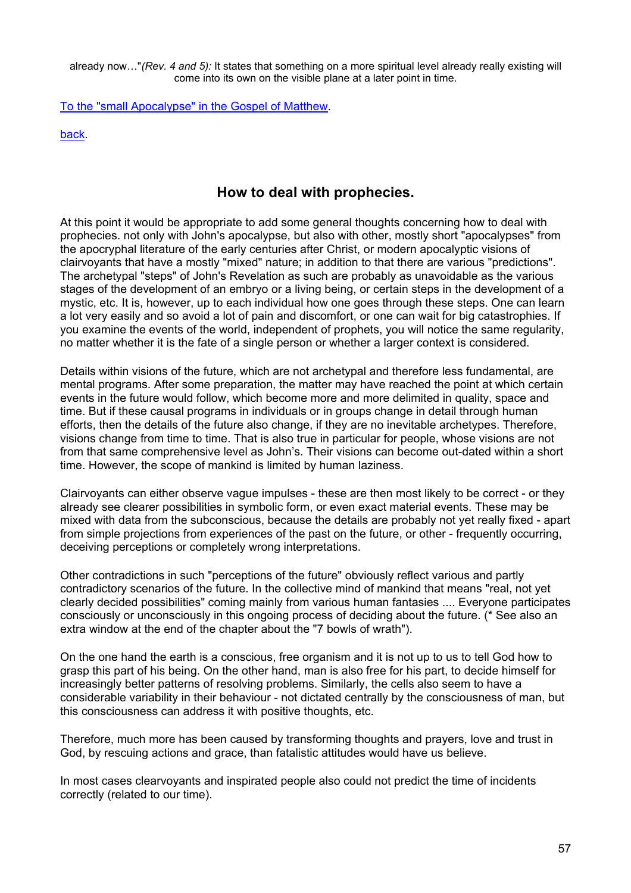already now…"*(Rev. 4 and 5):* It states that something on a more spiritual level already really existing will come into its own on the visible plane at a later point in time.

To the "small Apocalypse" in the Gospel of Matthew.

back.

## How to deal with prophecies.

At this point it would be appropriate to add some general thoughts concerning how to deal with prophecies. not only with John's apocalypse, but also with other, mostly short "apocalypses" from the apocryphal literature of the early centuries after Christ, or modern apocalyptic visions of clairvoyants that have a mostly "mixed" nature; in addition to that there are various "predictions". The archetypal "steps" of John's Revelation as such are probably as unavoidable as the various stages of the development of an embryo or a living being, or certain steps in the development of a mystic, etc. It is, however, up to each individual how one goes through these steps. One can learn a lot very easily and so avoid a lot of pain and discomfort, or one can wait for big catastrophies. If you examine the events of the world, independent of prophets, you will notice the same regularity, no matter whether it is the fate of a single person or whether a larger context is considered.

Details within visions of the future, which are not archetypal and therefore less fundamental, are mental programs. After some preparation, the matter may have reached the point at which certain events in the future would follow, which become more and more delimited in quality, space and time. But if these causal programs in individuals or in groups change in detail through human efforts, then the details of the future also change, if they are no inevitable archetypes. Therefore, visions change from time to time. That is also true in particular for people, whose visions are not from that same comprehensive level as John's. Their visions can become out-dated within a short time. However, the scope of mankind is limited by human laziness.

Clairvoyants can either observe vague impulses - these are then most likely to be correct - or they already see clearer possibilities in symbolic form, or even exact material events. These may be mixed with data from the subconscious, because the details are probably not yet really fixed - apart from simple projections from experiences of the past on the future, or other - frequently occurring, deceiving perceptions or completely wrong interpretations.

Other contradictions in such "perceptions of the future" obviously reflect various and partly contradictory scenarios of the future. In the collective mind of mankind that means "real, not yet clearly decided possibilities" coming mainly from various human fantasies .... Everyone participates consciously or unconsciously in this ongoing process of deciding about the future. (* See also an extra window at the end of the chapter about the "7 bowls of wrath").

On the one hand the earth is a conscious, free organism and it is not up to us to tell God how to grasp this part of his being. On the other hand, man is also free for his part, to decide himself for increasingly better patterns of resolving problems. Similarly, the cells also seem to have a considerable variability in their behaviour - not dictated centrally by the consciousness of man, but this consciousness can address it with positive thoughts, etc.

Therefore, much more has been caused by transforming thoughts and prayers, love and trust in God, by rescuing actions and grace, than fatalistic attitudes would have us believe.

In most cases clearvoyants and inspirated people also could not predict the time of incidents correctly (related to our time).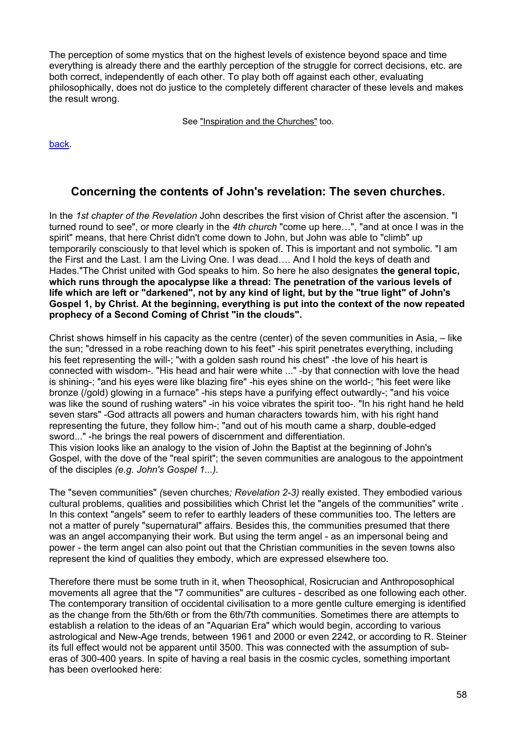The perception of some mystics that on the highest levels of existence beyond space and time everything is already there and the earthly perception of the struggle for correct decisions, etc. are both correct, independently of each other. To play both off against each other, evaluating philosophically, does not do justice to the completely different character of these levels and makes the result wrong.

See "Inspiration and the Churches" too.

back.

## Concerning the contents of John's revelation: The seven churches.

In the *1st chapter of the Revelation* John describes the first vision of Christ after the ascension. "I turned round to see", or more clearly in the *4th church* "come up here…", "and at once I was in the spirit" means, that here Christ didn't come down to John, but John was able to "climb" up temporarily consciously to that level which is spoken of. This is important and not symbolic. "I am the First and the Last. I am the Living One. I was dead…. And I hold the keys of death and Hades."The Christ united with God speaks to him. So here he also designates **the general topic, which runs through the apocalypse like a thread: The penetration of the various levels of life which are left or "darkened", not by any kind of light, but by the "true light" of John's Gospel 1, by Christ. At the beginning, everything is put into the context of the now repeated prophecy of a Second Coming of Christ "in the clouds".**

Christ shows himself in his capacity as the centre (center) of the seven communities in Asia, – like the sun; "dressed in a robe reaching down to his feet" -his spirit penetrates everything, including his feet representing the will-; "with a golden sash round his chest" -the love of his heart is connected with wisdom-. "His head and hair were white ..." -by that connection with love the head is shining-; "and his eyes were like blazing fire" -his eyes shine on the world-; "his feet were like bronze (/gold) glowing in a furnace" -his steps have a purifying effect outwardly-; "and his voice was like the sound of rushing waters" -in his voice vibrates the spirit too-. "In his right hand he held seven stars" -God attracts all powers and human characters towards him, with his right hand representing the future, they follow him-; "and out of his mouth came a sharp, double-edged sword..." -he brings the real powers of discernment and differentiation.
This vision looks like an analogy to the vision of John the Baptist at the beginning of John's Gospel, with the dove of the "real spirit"; the seven communities are analogous to the appointment of the disciples *(e.g. John's Gospel 1...).*

The "seven communities" *(*seven churches*; Revelation 2-3)* really existed. They embodied various cultural problems, qualities and possibilities which Christ let the "angels of the communities" write . In this context "angels" seem to refer to earthly leaders of these communities too. The letters are not a matter of purely "supernatural" affairs. Besides this, the communities presumed that there was an angel accompanying their work. But using the term angel - as an impersonal being and power - the term angel can also point out that the Christian communities in the seven towns also represent the kind of qualities they embody, which are expressed elsewhere too.

Therefore there must be some truth in it, when Theosophical, Rosicrucian and Anthroposophical movements all agree that the "7 communities" are cultures - described as one following each other. The contemporary transition of occidental civilisation to a more gentle culture emerging is identified as the change from the 5th/6th or from the 6th/7th communities. Sometimes there are attempts to establish a relation to the ideas of an "Aquarian Era" which would begin, according to various astrological and New-Age trends, between 1961 and 2000 or even 2242, or according to R. Steiner its full effect would not be apparent until 3500. This was connected with the assumption of sub-eras of 300-400 years. In spite of having a real basis in the cosmic cycles, something important has been overlooked here: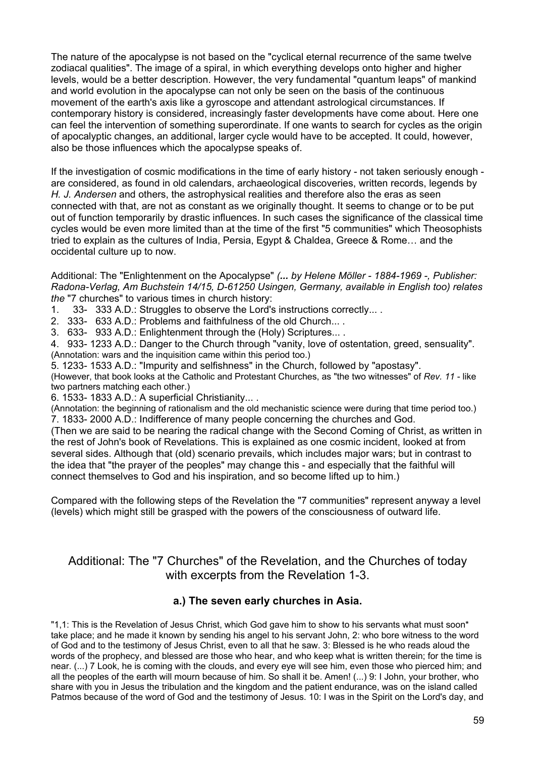The nature of the apocalypse is not based on the "cyclical eternal recurrence of the same twelve zodiacal qualities". The image of a spiral, in which everything develops onto higher and higher levels, would be a better description. However, the very fundamental "quantum leaps" of mankind and world evolution in the apocalypse can not only be seen on the basis of the continuous movement of the earth's axis like a gyroscope and attendant astrological circumstances. If contemporary history is considered, increasingly faster developments have come about. Here one can feel the intervention of something superordinate. If one wants to search for cycles as the origin of apocalyptic changes, an additional, larger cycle would have to be accepted. It could, however, also be those influences which the apocalypse speaks of.

If the investigation of cosmic modifications in the time of early history - not taken seriously enough - are considered, as found in old calendars, archaeological discoveries, written records, legends by *H. J. Andersen* and others, the astrophysical realities and therefore also the eras as seen connected with that, are not as constant as we originally thought. It seems to change or to be put out of function temporarily by drastic influences. In such cases the significance of the classical time cycles would be even more limited than at the time of the first "5 communities" which Theosophists tried to explain as the cultures of India, Persia, Egypt & Chaldea, Greece & Rome… and the occidental culture up to now.

Additional: The "Enlightenment on the Apocalypse" *(... by Helene Möller - 1884-1969 -, Publisher: Radona-Verlag, Am Buchstein 14/15, D-61250 Usingen, Germany, available in English too) relates the* "7 churches" to various times in church history:

1. 33- 333 A.D.: Struggles to observe the Lord's instructions correctly... .
2. 333- 633 A.D.: Problems and faithfulness of the old Church... .
3. 633- 933 A.D.: Enlightenment through the (Holy) Scriptures... .
4. 933- 1233 A.D.: Danger to the Church through "vanity, love of ostentation, greed, sensuality".
(Annotation: wars and the inquisition came within this period too.)
5. 1233- 1533 A.D.: "Impurity and selfishness" in the Church, followed by "apostasy".
(However, that book looks at the Catholic and Protestant Churches, as "the two witnesses" of *Rev. 11* - like two partners matching each other.)
6. 1533- 1833 A.D.: A superficial Christianity... .
(Annotation: the beginning of rationalism and the old mechanistic science were during that time period too.)
7. 1833- 2000 A.D.: Indifference of many people concerning the churches and God.

(Then we are said to be nearing the radical change with the Second Coming of Christ, as written in the rest of John's book of Revelations. This is explained as one cosmic incident, looked at from several sides. Although that (old) scenario prevails, which includes major wars; but in contrast to the idea that "the prayer of the peoples" may change this - and especially that the faithful will connect themselves to God and his inspiration, and so become lifted up to him.)

Compared with the following steps of the Revelation the "7 communities" represent anyway a level (levels) which might still be grasped with the powers of the consciousness of outward life.

## Additional: The "7 Churches" of the Revelation, and the Churches of today with excerpts from the Revelation 1-3.

### a.) The seven early churches in Asia.

"1,1: This is the Revelation of Jesus Christ, which God gave him to show to his servants what must soon* take place; and he made it known by sending his angel to his servant John, 2: who bore witness to the word of God and to the testimony of Jesus Christ, even to all that he saw. 3: Blessed is he who reads aloud the words of the prophecy, and blessed are those who hear, and who keep what is written therein; for the time is near. (...) 7 Look, he is coming with the clouds, and every eye will see him, even those who pierced him; and all the peoples of the earth will mourn because of him. So shall it be. Amen! (...) 9: I John, your brother, who share with you in Jesus the tribulation and the kingdom and the patient endurance, was on the island called Patmos because of the word of God and the testimony of Jesus. 10: I was in the Spirit on the Lord's day, and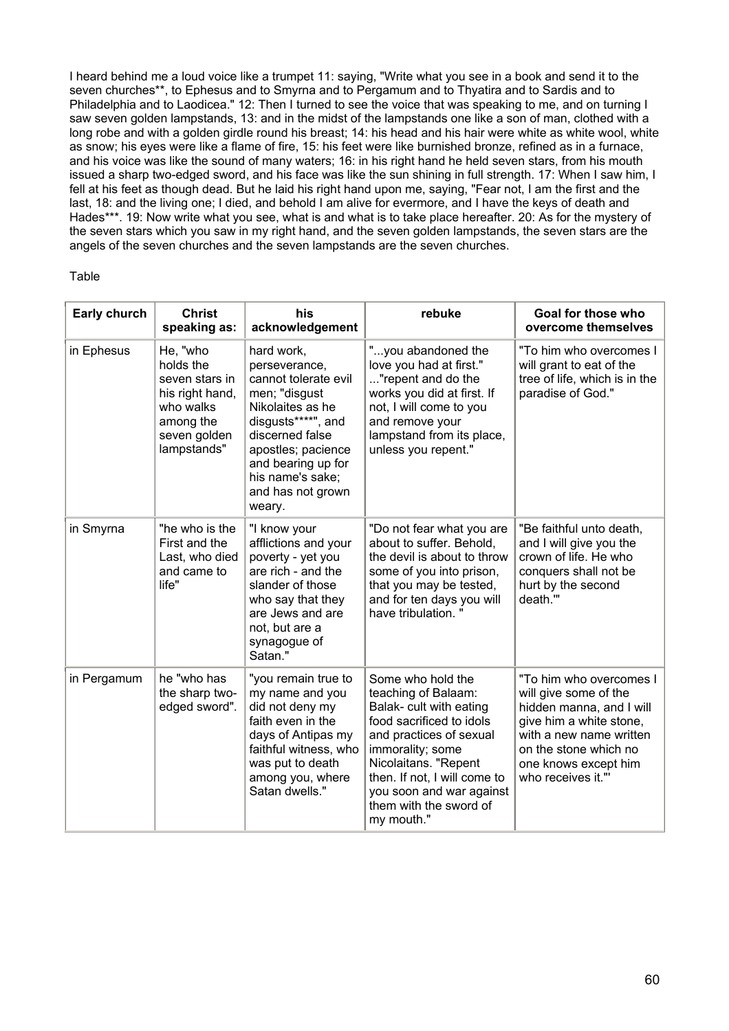I heard behind me a loud voice like a trumpet 11: saying, "Write what you see in a book and send it to the seven churches**, to Ephesus and to Smyrna and to Pergamum and to Thyatira and to Sardis and to Philadelphia and to Laodicea." 12: Then I turned to see the voice that was speaking to me, and on turning I saw seven golden lampstands, 13: and in the midst of the lampstands one like a son of man, clothed with a long robe and with a golden girdle round his breast; 14: his head and his hair were white as white wool, white as snow; his eyes were like a flame of fire, 15: his feet were like burnished bronze, refined as in a furnace, and his voice was like the sound of many waters; 16: in his right hand he held seven stars, from his mouth issued a sharp two-edged sword, and his face was like the sun shining in full strength. 17: When I saw him, I fell at his feet as though dead. But he laid his right hand upon me, saying, "Fear not, I am the first and the last, 18: and the living one; I died, and behold I am alive for evermore, and I have the keys of death and Hades***. 19: Now write what you see, what is and what is to take place hereafter. 20: As for the mystery of the seven stars which you saw in my right hand, and the seven golden lampstands, the seven stars are the angels of the seven churches and the seven lampstands are the seven churches.

Table

| Early church | Christ speaking as: | his acknowledgement | rebuke | Goal for those who overcome themselves |
|---|---|---|---|---|
| in Ephesus | He, "who holds the seven stars in his right hand, who walks among the seven golden lampstands" | hard work, perseverance, cannot tolerate evil men; "disgust Nikolaites as he disgusts****", and discerned false apostles; pacience and bearing up for his name's sake; and has not grown weary. | "...you abandoned the love you had at first." ..."repent and do the works you did at first. If not, I will come to you and remove your lampstand from its place, unless you repent." | "To him who overcomes I will grant to eat of the tree of life, which is in the paradise of God." |
| in Smyrna | "he who is the First and the Last, who died and came to life" | "I know your afflictions and your poverty - yet you are rich - and the slander of those who say that they are Jews and are not, but are a synagogue of Satan." | "Do not fear what you are about to suffer. Behold, the devil is about to throw some of you into prison, that you may be tested, and for ten days you will have tribulation. " | "Be faithful unto death, and I will give you the crown of life. He who conquers shall not be hurt by the second death.'" |
| in Pergamum | he "who has the sharp two-edged sword". | "you remain true to my name and you did not deny my faith even in the days of Antipas my faithful witness, who was put to death among you, where Satan dwells." | Some who hold the teaching of Balaam: Balak- cult with eating food sacrificed to idols and practices of sexual immorality; some Nicolaitans. "Repent then. If not, I will come to you soon and war against them with the sword of my mouth." | "To him who overcomes I will give some of the hidden manna, and I will give him a white stone, with a new name written on the stone which no one knows except him who receives it.'" |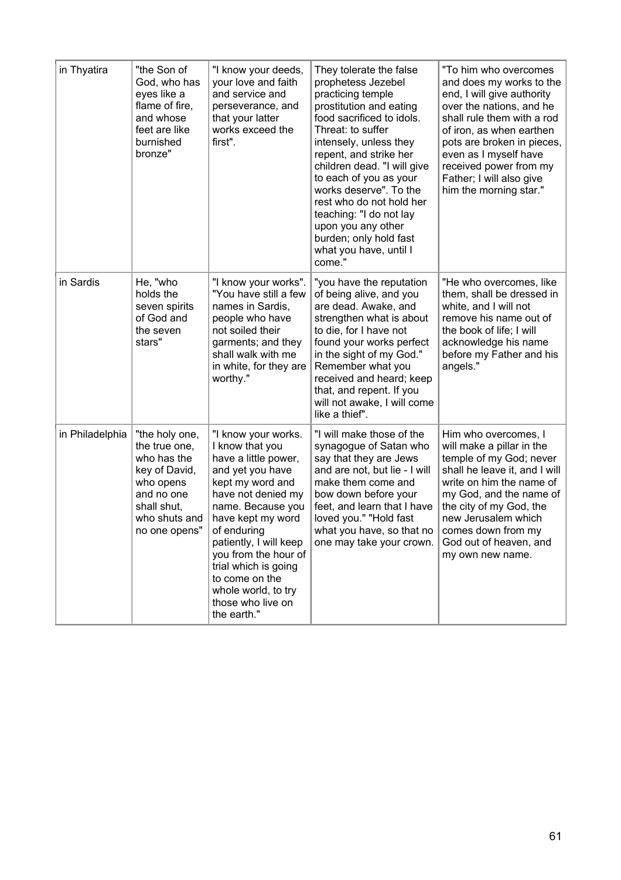| | | | | |
|---|---|---|---|---|
| in Thyatira | "the Son of God, who has eyes like a flame of fire, and whose feet are like burnished bronze" | "I know your deeds, your love and faith and service and perseverance, and that your latter works exceed the first". | They tolerate the false prophetess Jezebel practicing temple prostitution and eating food sacrificed to idols. Threat: to suffer intensely, unless they repent, and strike her children dead. "I will give to each of you as your works deserve". To the rest who do not hold her teaching: "I do not lay upon you any other burden; only hold fast what you have, until I come." | "To him who overcomes and does my works to the end, I will give authority over the nations, and he shall rule them with a rod of iron, as when earthen pots are broken in pieces, even as I myself have received power from my Father; I will also give him the morning star." |
| in Sardis | He, "who holds the seven spirits of God and the seven stars" | "I know your works". "You have still a few names in Sardis, people who have not soiled their garments; and they shall walk with me in white, for they are worthy." | "you have the reputation of being alive, and you are dead. Awake, and strengthen what is about to die, for I have not found your works perfect in the sight of my God." Remember what you received and heard; keep that, and repent. If you will not awake, I will come like a thief". | "He who overcomes, like them, shall be dressed in white, and I will not remove his name out of the book of life; I will acknowledge his name before my Father and his angels." |
| in Philadelphia | "the holy one, the true one, who has the key of David, who opens and no one shall shut, who shuts and no one opens" | "I know your works. I know that you have a little power, and yet you have kept my word and have not denied my name. Because you have kept my word of enduring patiently, I will keep you from the hour of trial which is going to come on the whole world, to try those who live on the earth." | "I will make those of the synagogue of Satan who say that they are Jews and are not, but lie - I will make them come and bow down before your feet, and learn that I have loved you." "Hold fast what you have, so that no one may take your crown. | Him who overcomes, I will make a pillar in the temple of my God; never shall he leave it, and I will write on him the name of my God, and the name of the city of my God, the new Jerusalem which comes down from my God out of heaven, and my own new name. |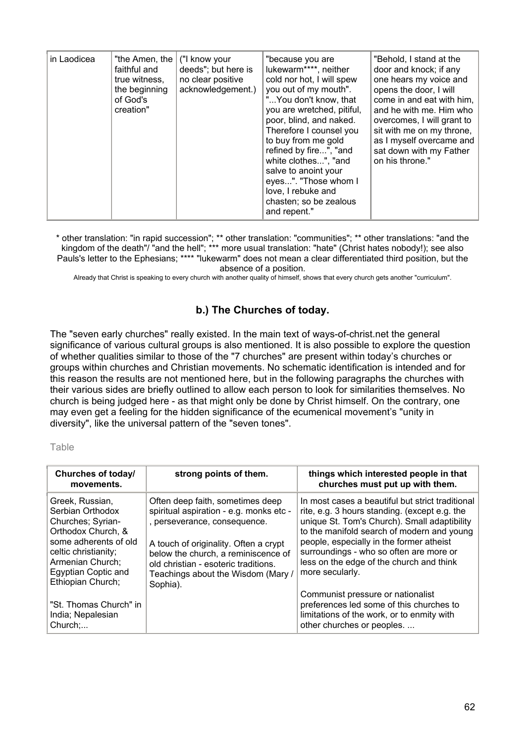| in Laodicea | "the Amen, the faithful and true witness, the beginning of God's creation" | ("I know your deeds"; but here is no clear positive acknowledgement.) | "because you are lukewarm****, neither cold nor hot, I will spew you out of my mouth". "...You don't know, that you are wretched, pitiful, poor, blind, and naked. Therefore I counsel you to buy from me gold refined by fire...", "and white clothes...", "and salve to anoint your eyes...". "Those whom I love, I rebuke and chasten; so be zealous and repent." | "Behold, I stand at the door and knock; if any one hears my voice and opens the door, I will come in and eat with him, and he with me. Him who overcomes, I will grant to sit with me on my throne, as I myself overcame and sat down with my Father on his throne." |
|---|---|---|---|---|

\* other translation: "in rapid succession"; ** other translation: "communities"; ** other translations: "and the kingdom of the death"/ "and the hell"; *** more usual translation: "hate" (Christ hates nobody!); see also Pauls's letter to the Ephesians; **** "lukewarm" does not mean a clear differentiated third position, but the absence of a position.

Already that Christ is speaking to every church with another quality of himself, shows that every church gets another "curriculum".

## b.) The Churches of today.

The "seven early churches" really existed. In the main text of ways-of-christ.net the general significance of various cultural groups is also mentioned. It is also possible to explore the question of whether qualities similar to those of the "7 churches" are present within today's churches or groups within churches and Christian movements. No schematic identification is intended and for this reason the results are not mentioned here, but in the following paragraphs the churches with their various sides are briefly outlined to allow each person to look for similarities themselves. No church is being judged here - as that might only be done by Christ himself. On the contrary, one may even get a feeling for the hidden significance of the ecumenical movement's "unity in diversity", like the universal pattern of the "seven tones".

Table

| Churches of today/ movements. | strong points of them. | things which interested people in that churches must put up with them. |
|---|---|---|
| Greek, Russian, Serbian Orthodox Churches; Syrian-Orthodox Church, & some adherents of old celtic christianity; Armenian Church; Egyptian Coptic and Ethiopian Church;<br><br>"St. Thomas Church" in India; Nepalesian Church;... | Often deep faith, sometimes deep spiritual aspiration - e.g. monks etc - , perseverance, consequence.<br><br>A touch of originality. Often a crypt below the church, a reminiscence of old christian - esoteric traditions. Teachings about the Wisdom (Mary / Sophia). | In most cases a beautiful but strict traditional rite, e.g. 3 hours standing. (except e.g. the unique St. Tom's Church). Small adaptibility to the manifold search of modern and young people, especially in the former atheist surroundings - who so often are more or less on the edge of the church and think more secularly.<br><br>Communist pressure or nationalist preferences led some of this churches to limitations of the work, or to enmity with other churches or peoples. ... |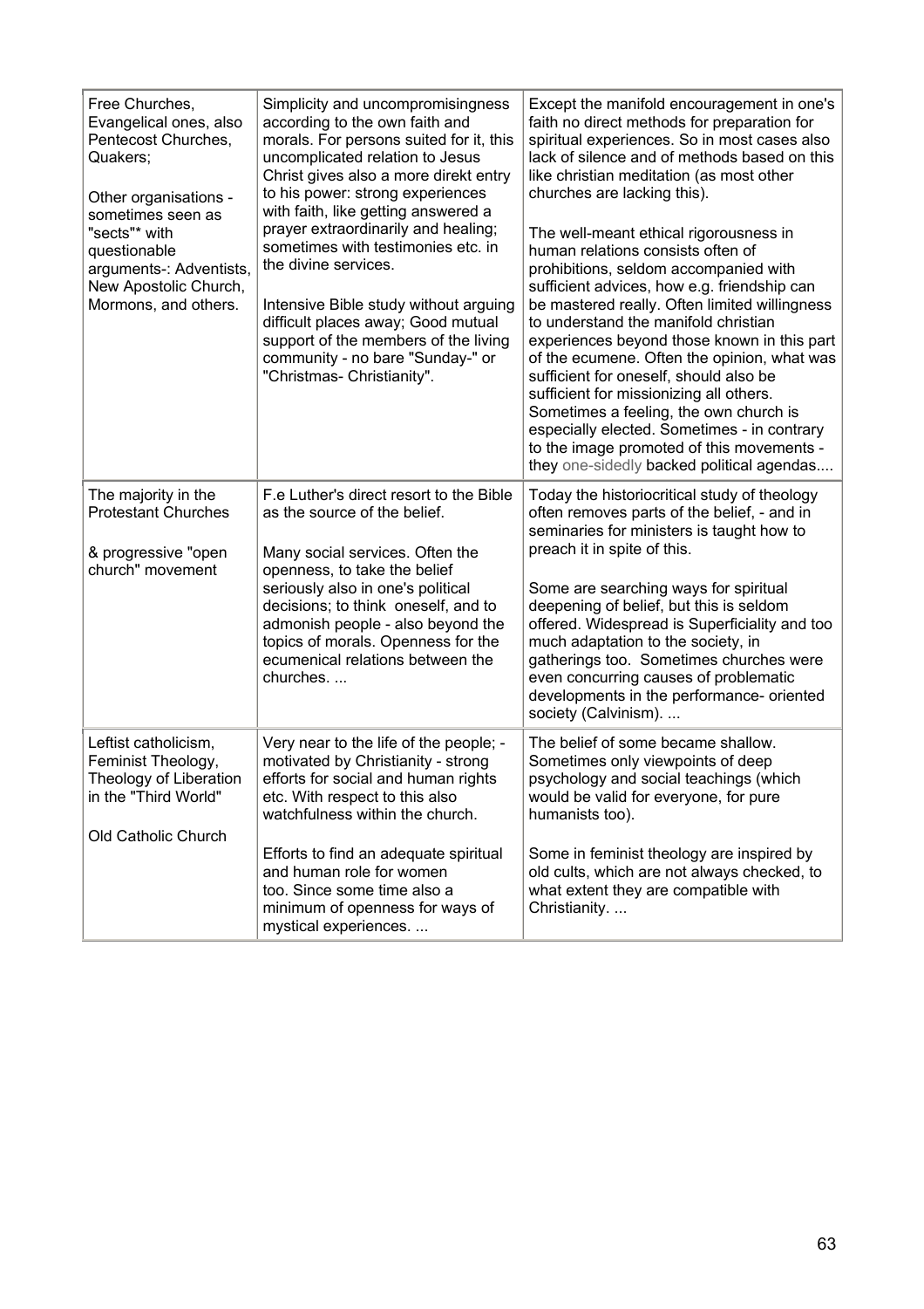| | | |
|---|---|---|
| Free Churches, Evangelical ones, also Pentecost Churches, Quakers;<br><br>Other organisations - sometimes seen as "sects"* with questionable arguments-: Adventists, New Apostolic Church, Mormons, and others. | Simplicity and uncompromisingness according to the own faith and morals. For persons suited for it, this uncomplicated relation to Jesus Christ gives also a more direkt entry to his power: strong experiences with faith, like getting answered a prayer extraordinarily and healing; sometimes with testimonies etc. in the divine services.<br><br>Intensive Bible study without arguing difficult places away; Good mutual support of the members of the living community - no bare "Sunday-" or "Christmas- Christianity". | Except the manifold encouragement in one's faith no direct methods for preparation for spiritual experiences. So in most cases also lack of silence and of methods based on this like christian meditation (as most other churches are lacking this).<br><br>The well-meant ethical rigorousness in human relations consists often of prohibitions, seldom accompanied with sufficient advices, how e.g. friendship can be mastered really. Often limited willingness to understand the manifold christian experiences beyond those known in this part of the ecumene. Often the opinion, what was sufficient for oneself, should also be sufficient for missionizing all others. Sometimes a feeling, the own church is especially elected. Sometimes - in contrary to the image promoted of this movements - they one-sidedly backed political agendas.... |
| The majority in the Protestant Churches<br><br>& progressive "open church" movement | F.e Luther's direct resort to the Bible as the source of the belief.<br><br>Many social services. Often the openness, to take the belief seriously also in one's political decisions; to think oneself, and to admonish people - also beyond the topics of morals. Openness for the ecumenical relations between the churches. ... | Today the historiocritical study of theology often removes parts of the belief, - and in seminaries for ministers is taught how to preach it in spite of this.<br><br>Some are searching ways for spiritual deepening of belief, but this is seldom offered. Widespread is Superficiality and too much adaptation to the society, in gatherings too. Sometimes churches were even concurring causes of problematic developments in the performance- oriented society (Calvinism). ... |
| Leftist catholicism, Feminist Theology, Theology of Liberation in the "Third World"<br><br>Old Catholic Church | Very near to the life of the people; - motivated by Christianity - strong efforts for social and human rights etc. With respect to this also watchfulness within the church.<br><br>Efforts to find an adequate spiritual and human role for women too. Since some time also a minimum of openness for ways of mystical experiences. ... | The belief of some became shallow. Sometimes only viewpoints of deep psychology and social teachings (which would be valid for everyone, for pure humanists too).<br><br>Some in feminist theology are inspired by old cults, which are not always checked, to what extent they are compatible with Christianity. ... |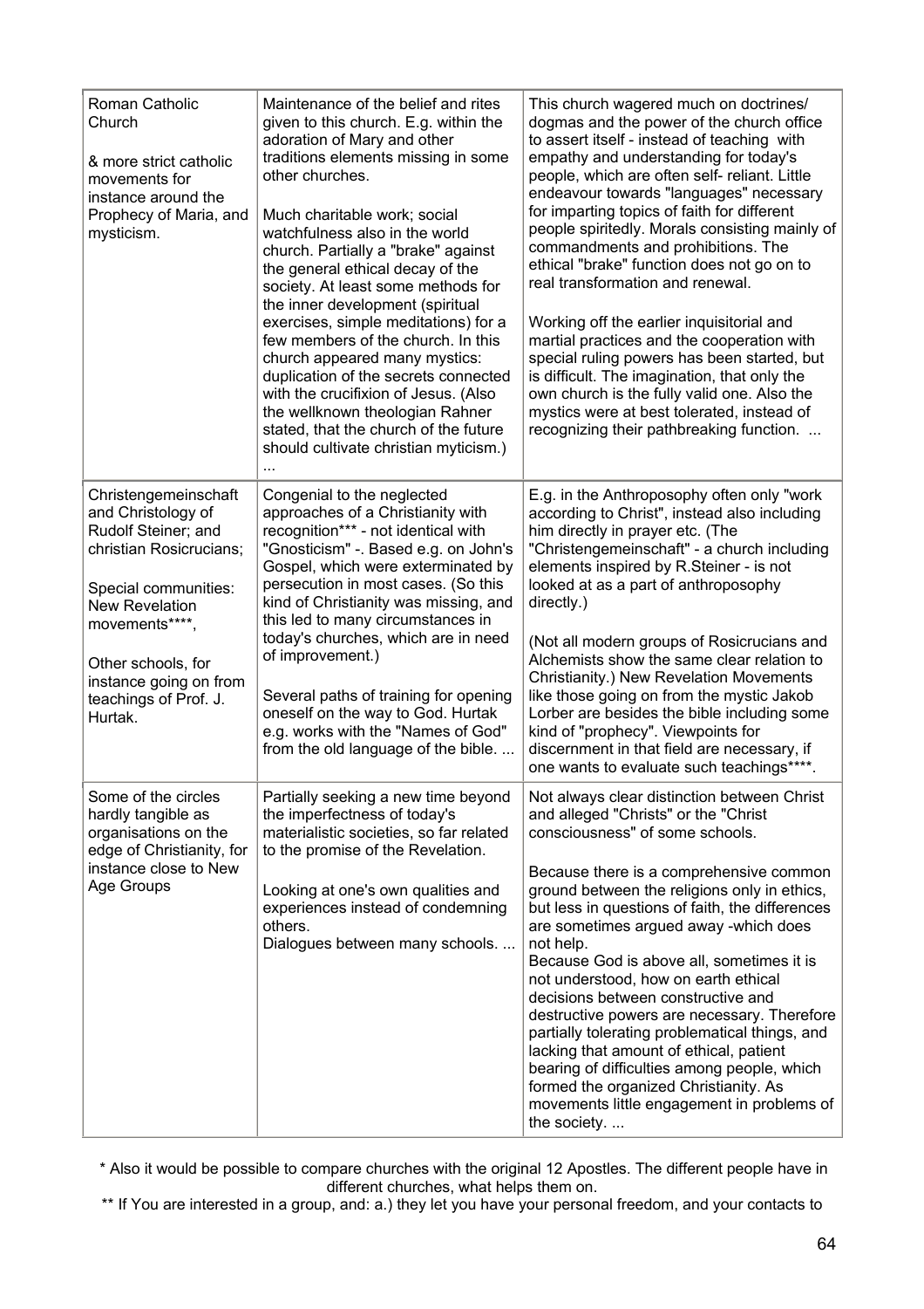| | | |
|---|---|---|
| Roman Catholic Church<br><br>& more strict catholic movements for instance around the Prophecy of Maria, and mysticism. | Maintenance of the belief and rites given to this church. E.g. within the adoration of Mary and other traditions elements missing in some other churches.<br><br>Much charitable work; social watchfulness also in the world church. Partially a "brake" against the general ethical decay of the society. At least some methods for the inner development (spiritual exercises, simple meditations) for a few members of the church. In this church appeared many mystics: duplication of the secrets connected with the crucifixion of Jesus. (Also the wellknown theologian Rahner stated, that the church of the future should cultivate christian myticism.) ... | This church wagered much on doctrines/ dogmas and the power of the church office to assert itself - instead of teaching with empathy and understanding for today's people, which are often self- reliant. Little endeavour towards "languages" necessary for imparting topics of faith for different people spiritedly. Morals consisting mainly of commandments and prohibitions. The ethical "brake" function does not go on to real transformation and renewal.<br><br>Working off the earlier inquisitorial and martial practices and the cooperation with special ruling powers has been started, but is difficult. The imagination, that only the own church is the fully valid one. Also the mystics were at best tolerated, instead of recognizing their pathbreaking function. ... |
| Christengemeinschaft and Christology of Rudolf Steiner; and christian Rosicrucians;<br><br>Special communities: New Revelation movements****,<br><br>Other schools, for instance going on from teachings of Prof. J. Hurtak. | Congenial to the neglected approaches of a Christianity with recognition*** - not identical with "Gnosticism" -. Based e.g. on John's Gospel, which were exterminated by persecution in most cases. (So this kind of Christianity was missing, and this led to many circumstances in today's churches, which are in need of improvement.)<br><br>Several paths of training for opening oneself on the way to God. Hurtak e.g. works with the "Names of God" from the old language of the bible. ... | E.g. in the Anthroposophy often only "work according to Christ", instead also including him directly in prayer etc. (The "Christengemeinschaft" - a church including elements inspired by R.Steiner - is not looked at as a part of anthroposophy directly.)<br><br>(Not all modern groups of Rosicrucians and Alchemists show the same clear relation to Christianity.) New Revelation Movements like those going on from the mystic Jakob Lorber are besides the bible including some kind of "prophecy". Viewpoints for discernment in that field are necessary, if one wants to evaluate such teachings****. |
| Some of the circles hardly tangible as organisations on the edge of Christianity, for instance close to New Age Groups | Partially seeking a new time beyond the imperfectness of today's materialistic societies, so far related to the promise of the Revelation.<br><br>Looking at one's own qualities and experiences instead of condemning others.<br>Dialogues between many schools. ... | Not always clear distinction between Christ and alleged "Christs" or the "Christ consciousness" of some schools.<br><br>Because there is a comprehensive common ground between the religions only in ethics, but less in questions of faith, the differences are sometimes argued away -which does not help.<br>Because God is above all, sometimes it is not understood, how on earth ethical decisions between constructive and destructive powers are necessary. Therefore partially tolerating problematical things, and lacking that amount of ethical, patient bearing of difficulties among people, which formed the organized Christianity. As movements little engagement in problems of the society. ... |

\* Also it would be possible to compare churches with the original 12 Apostles. The different people have in different churches, what helps them on.

\** If You are interested in a group, and: a.) they let you have your personal freedom, and your contacts to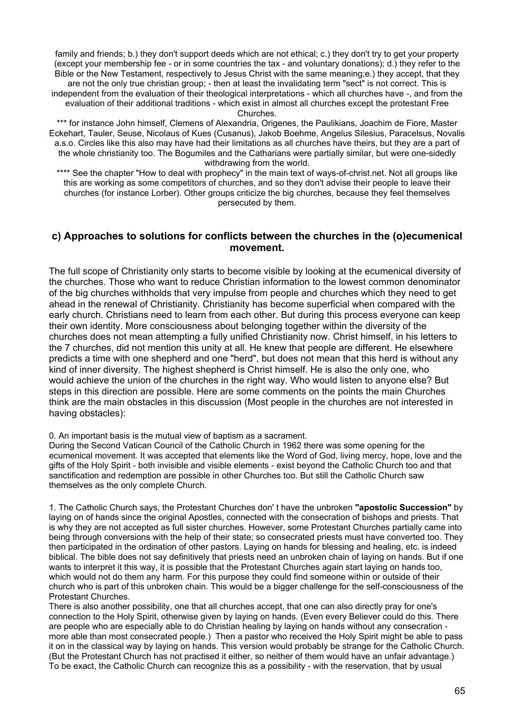family and friends; b.) they don't support deeds which are not ethical; c.) they don't try to get your property (except your membership fee - or in some countries the tax - and voluntary donations); d.) they refer to the Bible or the New Testament, respectively to Jesus Christ with the same meaning;e.) they accept, that they are not the only true christian group; - then at least the invalidating term "sect" is not correct. This is independent from the evaluation of their theological interpretations - which all churches have -, and from the evaluation of their additional traditions - which exist in almost all churches except the protestant Free Churches.

*** for instance John himself, Clemens of Alexandria, Origenes, the Paulikians, Joachim de Fiore, Master Eckehart, Tauler, Seuse, Nicolaus of Kues (Cusanus), Jakob Boehme, Angelus Silesius, Paracelsus, Novalis a.s.o. Circles like this also may have had their limitations as all churches have theirs, but they are a part of the whole christianity too. The Bogumiles and the Catharians were partially similar, but were one-sidedly withdrawing from the world.

**** See the chapter "How to deal with prophecy" in the main text of ways-of-christ.net. Not all groups like this are working as some competitors of churches, and so they don't advise their people to leave their churches (for instance Lorber). Other groups criticize the big churches, because they feel themselves persecuted by them.

### c) Approaches to solutions for conflicts between the churches in the (o)ecumenical movement.

The full scope of Christianity only starts to become visible by looking at the ecumenical diversity of the churches. Those who want to reduce Christian information to the lowest common denominator of the big churches withholds that very impulse from people and churches which they need to get ahead in the renewal of Christianity. Christianity has become superficial when compared with the early church. Christians need to learn from each other. But during this process everyone can keep their own identity. More consciousness about belonging together within the diversity of the churches does not mean attempting a fully unified Christianity now. Christ himself, in his letters to the 7 churches, did not mention this unity at all. He knew that people are different. He elsewhere predicts a time with one shepherd and one "herd", but does not mean that this herd is without any kind of inner diversity. The highest shepherd is Christ himself. He is also the only one, who would achieve the union of the churches in the right way. Who would listen to anyone else? But steps in this direction are possible. Here are some comments on the points the main Churches think are the main obstacles in this discussion (Most people in the churches are not interested in having obstacles):

0. An important basis is the mutual view of baptism as a sacrament.
During the Second Vatican Council of the Catholic Church in 1962 there was some opening for the ecumenical movement. It was accepted that elements like the Word of God, living mercy, hope, love and the gifts of the Holy Spirit - both invisible and visible elements - exist beyond the Catholic Church too and that sanctification and redemption are possible in other Churches too. But still the Catholic Church saw themselves as the only complete Church.

1. The Catholic Church says, the Protestant Churches don' t have the unbroken **"apostolic Succession"** by laying on of hands since the original Apostles, connected with the consecration of bishops and priests. That is why they are not accepted as full sister churches. However, some Protestant Churches partially came into being through conversions with the help of their state; so consecrated priests must have converted too. They then participated in the ordination of other pastors. Laying on hands for blessing and healing, etc. is indeed biblical. The bible does not say definitively that priests need an unbroken chain of laying on hands. But if one wants to interpret it this way, it is possible that the Protestant Churches again start laying on hands too, which would not do them any harm. For this purpose they could find someone within or outside of their church who is part of this unbroken chain. This would be a bigger challenge for the self-consciousness of the Protestant Churches.
There is also another possibility, one that all churches accept, that one can also directly pray for one's connection to the Holy Spirit, otherwise given by laying on hands. (Even every Believer could do this. There are people who are especially able to do Christian healing by laying on hands without any consecration - more able than most consecrated people.) Then a pastor who received the Holy Spirit might be able to pass it on in the classical way by laying on hands. This version would probably be strange for the Catholic Church. (But the Protestant Church has not practised it either, so neither of them would have an unfair advantage.) To be exact, the Catholic Church can recognize this as a possibility - with the reservation, that by usual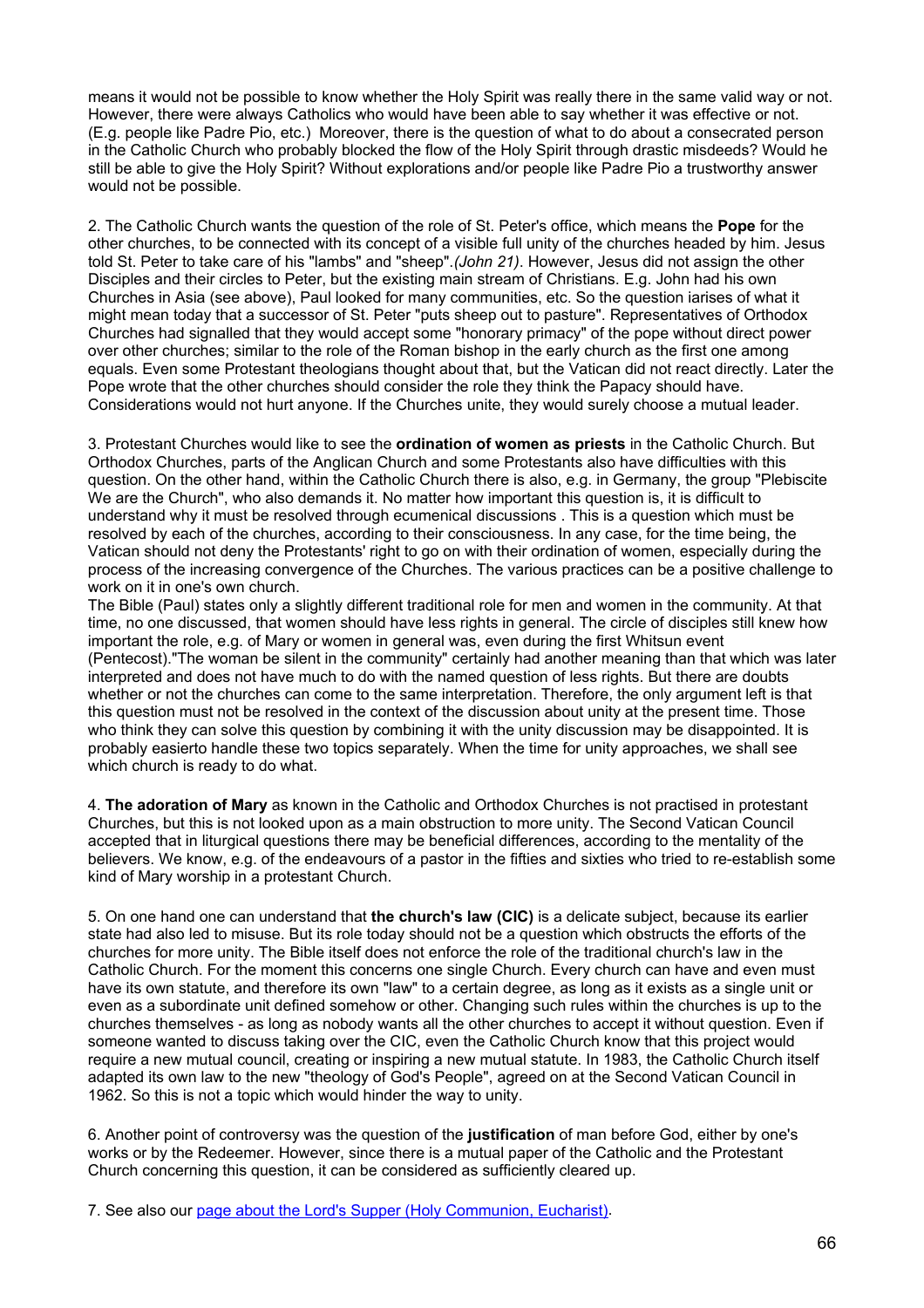means it would not be possible to know whether the Holy Spirit was really there in the same valid way or not. However, there were always Catholics who would have been able to say whether it was effective or not. (E.g. people like Padre Pio, etc.) Moreover, there is the question of what to do about a consecrated person in the Catholic Church who probably blocked the flow of the Holy Spirit through drastic misdeeds? Would he still be able to give the Holy Spirit? Without explorations and/or people like Padre Pio a trustworthy answer would not be possible.

2. The Catholic Church wants the question of the role of St. Peter's office, which means the **Pope** for the other churches, to be connected with its concept of a visible full unity of the churches headed by him. Jesus told St. Peter to take care of his "lambs" and "sheep".*(John 21)*. However, Jesus did not assign the other Disciples and their circles to Peter, but the existing main stream of Christians. E.g. John had his own Churches in Asia (see above), Paul looked for many communities, etc. So the question iarises of what it might mean today that a successor of St. Peter "puts sheep out to pasture". Representatives of Orthodox Churches had signalled that they would accept some "honorary primacy" of the pope without direct power over other churches; similar to the role of the Roman bishop in the early church as the first one among equals. Even some Protestant theologians thought about that, but the Vatican did not react directly. Later the Pope wrote that the other churches should consider the role they think the Papacy should have. Considerations would not hurt anyone. If the Churches unite, they would surely choose a mutual leader.

3. Protestant Churches would like to see the **ordination of women as priests** in the Catholic Church. But Orthodox Churches, parts of the Anglican Church and some Protestants also have difficulties with this question. On the other hand, within the Catholic Church there is also, e.g. in Germany, the group "Plebiscite We are the Church", who also demands it. No matter how important this question is, it is difficult to understand why it must be resolved through ecumenical discussions . This is a question which must be resolved by each of the churches, according to their consciousness. In any case, for the time being, the Vatican should not deny the Protestants' right to go on with their ordination of women, especially during the process of the increasing convergence of the Churches. The various practices can be a positive challenge to work on it in one's own church.
The Bible (Paul) states only a slightly different traditional role for men and women in the community. At that time, no one discussed, that women should have less rights in general. The circle of disciples still knew how important the role, e.g. of Mary or women in general was, even during the first Whitsun event (Pentecost)."The woman be silent in the community" certainly had another meaning than that which was later interpreted and does not have much to do with the named question of less rights. But there are doubts whether or not the churches can come to the same interpretation. Therefore, the only argument left is that this question must not be resolved in the context of the discussion about unity at the present time. Those who think they can solve this question by combining it with the unity discussion may be disappointed. It is probably easierto handle these two topics separately. When the time for unity approaches, we shall see which church is ready to do what.

4. **The adoration of Mary** as known in the Catholic and Orthodox Churches is not practised in protestant Churches, but this is not looked upon as a main obstruction to more unity. The Second Vatican Council accepted that in liturgical questions there may be beneficial differences, according to the mentality of the believers. We know, e.g. of the endeavours of a pastor in the fifties and sixties who tried to re-establish some kind of Mary worship in a protestant Church.

5. On one hand one can understand that **the church's law (CIC)** is a delicate subject, because its earlier state had also led to misuse. But its role today should not be a question which obstructs the efforts of the churches for more unity. The Bible itself does not enforce the role of the traditional church's law in the Catholic Church. For the moment this concerns one single Church. Every church can have and even must have its own statute, and therefore its own "law" to a certain degree, as long as it exists as a single unit or even as a subordinate unit defined somehow or other. Changing such rules within the churches is up to the churches themselves - as long as nobody wants all the other churches to accept it without question. Even if someone wanted to discuss taking over the CIC, even the Catholic Church know that this project would require a new mutual council, creating or inspiring a new mutual statute. In 1983, the Catholic Church itself adapted its own law to the new "theology of God's People", agreed on at the Second Vatican Council in 1962. So this is not a topic which would hinder the way to unity.

6. Another point of controversy was the question of the **justification** of man before God, either by one's works or by the Redeemer. However, since there is a mutual paper of the Catholic and the Protestant Church concerning this question, it can be considered as sufficiently cleared up.

7. See also our [page about the Lord's Supper (Holy Communion, Eucharist)](#).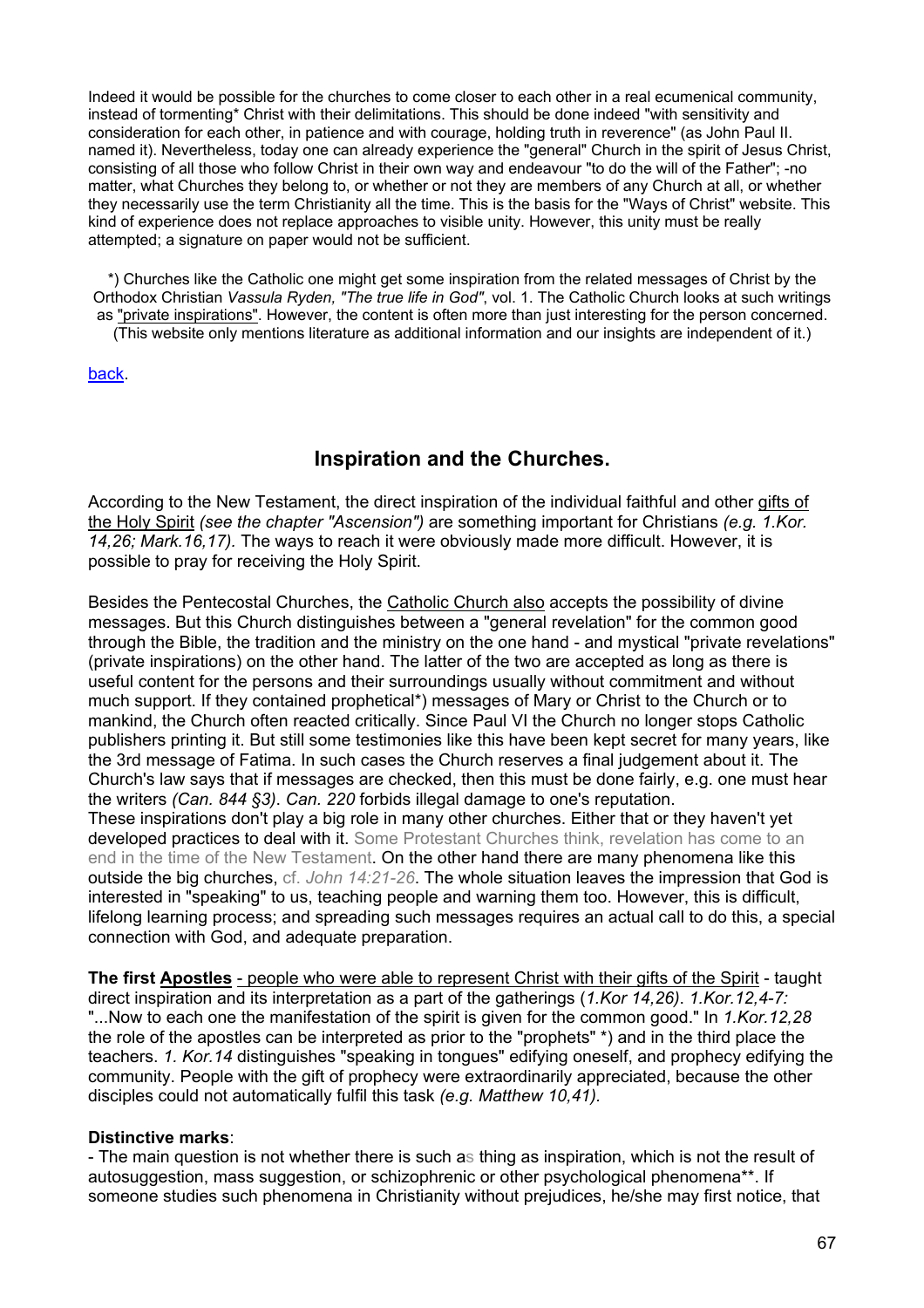Indeed it would be possible for the churches to come closer to each other in a real ecumenical community, instead of tormenting* Christ with their delimitations. This should be done indeed "with sensitivity and consideration for each other, in patience and with courage, holding truth in reverence" (as John Paul II. named it). Nevertheless, today one can already experience the "general" Church in the spirit of Jesus Christ, consisting of all those who follow Christ in their own way and endeavour "to do the will of the Father"; -no matter, what Churches they belong to, or whether or not they are members of any Church at all, or whether they necessarily use the term Christianity all the time. This is the basis for the "Ways of Christ" website. This kind of experience does not replace approaches to visible unity. However, this unity must be really attempted; a signature on paper would not be sufficient.

*) Churches like the Catholic one might get some inspiration from the related messages of Christ by the Orthodox Christian *Vassula Ryden, "The true life in God"*, vol. 1. The Catholic Church looks at such writings as "private inspirations". However, the content is often more than just interesting for the person concerned. (This website only mentions literature as additional information and our insights are independent of it.)

back.

## Inspiration and the Churches.

According to the New Testament, the direct inspiration of the individual faithful and other gifts of the Holy Spirit *(see the chapter "Ascension")* are something important for Christians *(e.g. 1.Kor. 14,26; Mark.16,17).* The ways to reach it were obviously made more difficult. However, it is possible to pray for receiving the Holy Spirit.

Besides the Pentecostal Churches, the Catholic Church also accepts the possibility of divine messages. But this Church distinguishes between a "general revelation" for the common good through the Bible, the tradition and the ministry on the one hand - and mystical "private revelations" (private inspirations) on the other hand. The latter of the two are accepted as long as there is useful content for the persons and their surroundings usually without commitment and without much support. If they contained prophetical*) messages of Mary or Christ to the Church or to mankind, the Church often reacted critically. Since Paul VI the Church no longer stops Catholic publishers printing it. But still some testimonies like this have been kept secret for many years, like the 3rd message of Fatima. In such cases the Church reserves a final judgement about it. The Church's law says that if messages are checked, then this must be done fairly, e.g. one must hear the writers *(Can. 844 §3)*. *Can. 220* forbids illegal damage to one's reputation.
These inspirations don't play a big role in many other churches. Either that or they haven't yet developed practices to deal with it. Some Protestant Churches think, revelation has come to an end in the time of the New Testament. On the other hand there are many phenomena like this outside the big churches, cf. *John 14:21-26*. The whole situation leaves the impression that God is interested in "speaking" to us, teaching people and warning them too. However, this is difficult, lifelong learning process; and spreading such messages requires an actual call to do this, a special connection with God, and adequate preparation.

**The first Apostles** - people who were able to represent Christ with their gifts of the Spirit - taught direct inspiration and its interpretation as a part of the gatherings (*1.Kor 14,26)*. *1.Kor.12,4-7:* "...Now to each one the manifestation of the spirit is given for the common good." In *1.Kor.12,28* the role of the apostles can be interpreted as prior to the "prophets" *) and in the third place the teachers. *1. Kor.14* distinguishes "speaking in tongues" edifying oneself, and prophecy edifying the community. People with the gift of prophecy were extraordinarily appreciated, because the other disciples could not automatically fulfil this task *(e.g. Matthew 10,41).*

**Distinctive marks**:
- The main question is not whether there is such as thing as inspiration, which is not the result of autosuggestion, mass suggestion, or schizophrenic or other psychological phenomena**. If someone studies such phenomena in Christianity without prejudices, he/she may first notice, that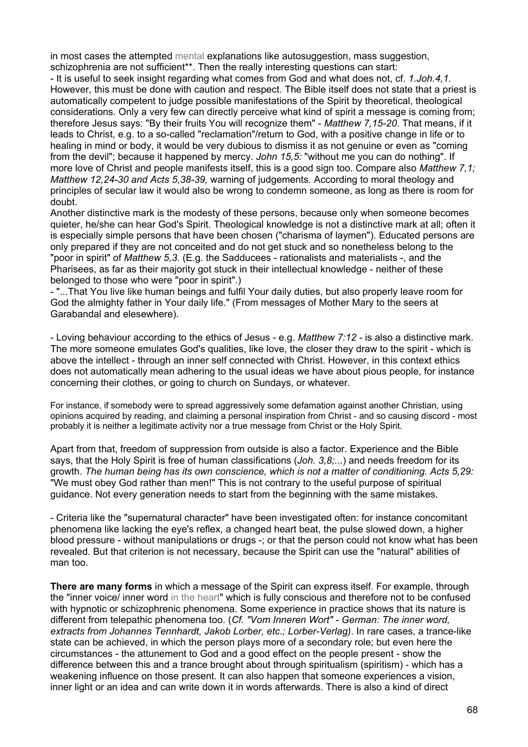in most cases the attempted mental explanations like autosuggestion, mass suggestion, schizophrenia are not sufficient**. Then the really interesting questions can start:

- It is useful to seek insight regarding what comes from God and what does not, cf. *1.Joh.4,1.* However, this must be done with caution and respect. The Bible itself does not state that a priest is automatically competent to judge possible manifestations of the Spirit by theoretical, theological considerations. Only a very few can directly perceive what kind of spirit a message is coming from; therefore Jesus says: "By their fruits You will recognize them" - *Matthew 7,15-20*. That means, if it leads to Christ, e.g. to a so-called "reclamation"/return to God, with a positive change in life or to healing in mind or body, it would be very dubious to dismiss it as not genuine or even as "coming from the devil"; because it happened by mercy. *John 15,5:* "without me you can do nothing". If more love of Christ and people manifests itself, this is a good sign too. Compare also *Matthew 7,1; Matthew 12,24-30 and Acts 5,38-39,* warning of judgements. According to moral theology and principles of secular law it would also be wrong to condemn someone, as long as there is room for doubt.

Another distinctive mark is the modesty of these persons, because only when someone becomes quieter, he/she can hear God's Spirit. Theological knowledge is not a distinctive mark at all; often it is especially simple persons that have been chosen ("charisma of laymen"). Educated persons are only prepared if they are not conceited and do not get stuck and so nonetheless belong to the "poor in spirit" of *Matthew 5,3.* (E.g. the Sadducees - rationalists and materialists -, and the Pharisees, as far as their majority got stuck in their intellectual knowledge - neither of these belonged to those who were "poor in spirit".)

- "...That You live like human beings and fulfil Your daily duties, but also properly leave room for God the almighty father in Your daily life." (From messages of Mother Mary to the seers at Garabandal and elesewhere).

- Loving behaviour according to the ethics of Jesus - e.g. *Matthew 7:12* - is also a distinctive mark. The more someone emulates God's qualities, like love, the closer they draw to the spirit - which is above the intellect - through an inner self connected with Christ. However, in this context ethics does not automatically mean adhering to the usual ideas we have about pious people, for instance concerning their clothes, or going to church on Sundays, or whatever.

For instance, if somebody were to spread aggressively some defamation against another Christian, using opinions acquired by reading, and claiming a personal inspiration from Christ - and so causing discord - most probably it is neither a legitimate activity nor a true message from Christ or the Holy Spirit.

Apart from that, freedom of suppression from outside is also a factor. Experience and the Bible says, that the Holy Spirit is free of human classifications (*Joh. 3,8;...*) and needs freedom for its growth. *The human being has its own conscience, which is not a matter of conditioning. Acts 5,29:* "We must obey God rather than men!" This is not contrary to the useful purpose of spiritual guidance. Not every generation needs to start from the beginning with the same mistakes.

- Criteria like the "supernatural character" have been investigated often: for instance concomitant phenomena like lacking the eye's reflex, a changed heart beat, the pulse slowed down, a higher blood pressure - without manipulations or drugs -; or that the person could not know what has been revealed. But that criterion is not necessary, because the Spirit can use the "natural" abilities of man too.

**There are many forms** in which a message of the Spirit can express itself. For example, through the "inner voice/ inner word in the heart" which is fully conscious and therefore not to be confused with hypnotic or schizophrenic phenomena. Some experience in practice shows that its nature is different from telepathic phenomena too. (*Cf. "Vom Inneren Wort" - German: The inner word, extracts from Johannes Tennhardt, Jakob Lorber, etc.; Lorber-Verlag)*. In rare cases, a trance-like state can be achieved, in which the person plays more of a secondary role; but even here the circumstances - the attunement to God and a good effect on the people present - show the difference between this and a trance brought about through spiritualism (spiritism) - which has a weakening influence on those present. It can also happen that someone experiences a vision, inner light or an idea and can write down it in words afterwards. There is also a kind of direct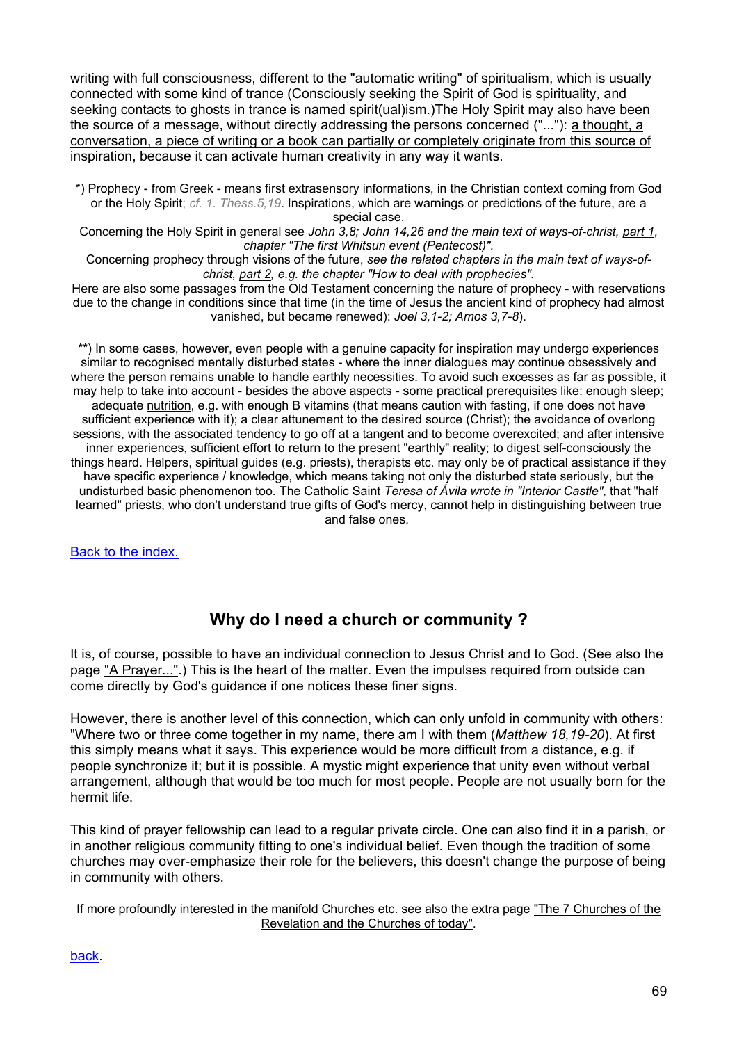writing with full consciousness, different to the "automatic writing" of spiritualism, which is usually connected with some kind of trance (Consciously seeking the Spirit of God is spirituality, and seeking contacts to ghosts in trance is named spirit(ual)ism.)The Holy Spirit may also have been the source of a message, without directly addressing the persons concerned ("..."): a thought, a conversation, a piece of writing or a book can partially or completely originate from this source of inspiration, because it can activate human creativity in any way it wants.

*) Prophecy - from Greek - means first extrasensory informations, in the Christian context coming from God or the Holy Spirit; *cf. 1. Thess.5,19*. Inspirations, which are warnings or predictions of the future, are a special case.
Concerning the Holy Spirit in general see *John 3,8; John 14,26 and the main text of ways-of-christ, part 1, chapter "The first Whitsun event (Pentecost)".*
Concerning prophecy through visions of the future, *see the related chapters in the main text of ways-of-christ, part 2, e.g. the chapter "How to deal with prophecies".*
Here are also some passages from the Old Testament concerning the nature of prophecy - with reservations due to the change in conditions since that time (in the time of Jesus the ancient kind of prophecy had almost vanished, but became renewed): *Joel 3,1-2; Amos 3,7-8*).

**) In some cases, however, even people with a genuine capacity for inspiration may undergo experiences similar to recognised mentally disturbed states - where the inner dialogues may continue obsessively and where the person remains unable to handle earthly necessities. To avoid such excesses as far as possible, it may help to take into account - besides the above aspects - some practical prerequisites like: enough sleep; adequate nutrition, e.g. with enough B vitamins (that means caution with fasting, if one does not have sufficient experience with it); a clear attunement to the desired source (Christ); the avoidance of overlong sessions, with the associated tendency to go off at a tangent and to become overexcited; and after intensive inner experiences, sufficient effort to return to the present "earthly" reality; to digest self-consciously the things heard. Helpers, spiritual guides (e.g. priests), therapists etc. may only be of practical assistance if they have specific experience / knowledge, which means taking not only the disturbed state seriously, but the undisturbed basic phenomenon too. The Catholic Saint *Teresa of Ávila wrote in "Interior Castle"*, that "half learned" priests, who don't understand true gifts of God's mercy, cannot help in distinguishing between true and false ones.

Back to the index.

## Why do I need a church or community ?

It is, of course, possible to have an individual connection to Jesus Christ and to God. (See also the page "A Prayer...".) This is the heart of the matter. Even the impulses required from outside can come directly by God's guidance if one notices these finer signs.

However, there is another level of this connection, which can only unfold in community with others: "Where two or three come together in my name, there am I with them (*Matthew 18,19-20*). At first this simply means what it says. This experience would be more difficult from a distance, e.g. if people synchronize it; but it is possible. A mystic might experience that unity even without verbal arrangement, although that would be too much for most people. People are not usually born for the hermit life.

This kind of prayer fellowship can lead to a regular private circle. One can also find it in a parish, or in another religious community fitting to one's individual belief. Even though the tradition of some churches may over-emphasize their role for the believers, this doesn't change the purpose of being in community with others.

If more profoundly interested in the manifold Churches etc. see also the extra page "The 7 Churches of the Revelation and the Churches of today".

back.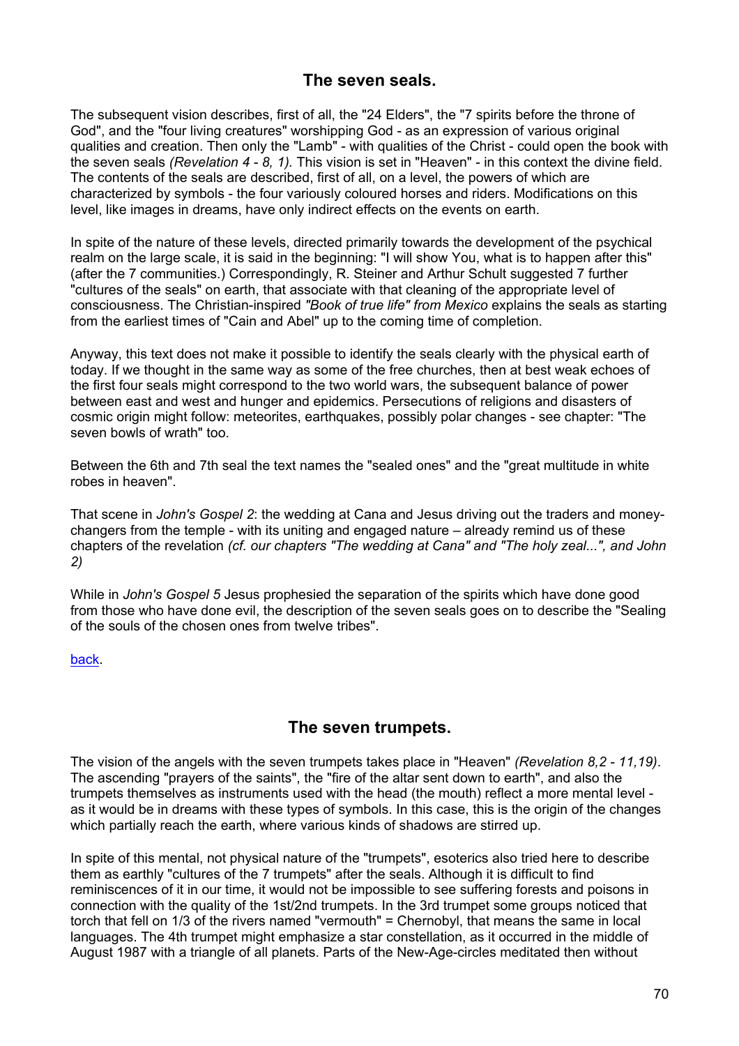## The seven seals.

The subsequent vision describes, first of all, the "24 Elders", the "7 spirits before the throne of God", and the "four living creatures" worshipping God - as an expression of various original qualities and creation. Then only the "Lamb" - with qualities of the Christ - could open the book with the seven seals *(Revelation 4 - 8, 1).* This vision is set in "Heaven" - in this context the divine field. The contents of the seals are described, first of all, on a level, the powers of which are characterized by symbols - the four variously coloured horses and riders. Modifications on this level, like images in dreams, have only indirect effects on the events on earth.

In spite of the nature of these levels, directed primarily towards the development of the psychical realm on the large scale, it is said in the beginning: "I will show You, what is to happen after this" (after the 7 communities.) Correspondingly, R. Steiner and Arthur Schult suggested 7 further "cultures of the seals" on earth, that associate with that cleaning of the appropriate level of consciousness. The Christian-inspired *"Book of true life" from Mexico* explains the seals as starting from the earliest times of "Cain and Abel" up to the coming time of completion.

Anyway, this text does not make it possible to identify the seals clearly with the physical earth of today. If we thought in the same way as some of the free churches, then at best weak echoes of the first four seals might correspond to the two world wars, the subsequent balance of power between east and west and hunger and epidemics. Persecutions of religions and disasters of cosmic origin might follow: meteorites, earthquakes, possibly polar changes - see chapter: "The seven bowls of wrath" too.

Between the 6th and 7th seal the text names the "sealed ones" and the "great multitude in white robes in heaven".

That scene in *John's Gospel 2*: the wedding at Cana and Jesus driving out the traders and money-changers from the temple - with its uniting and engaged nature – already remind us of these chapters of the revelation *(cf. our chapters "The wedding at Cana" and "The holy zeal...", and John 2)*

While in *John's Gospel 5* Jesus prophesied the separation of the spirits which have done good from those who have done evil, the description of the seven seals goes on to describe the "Sealing of the souls of the chosen ones from twelve tribes".

back.

## The seven trumpets.

The vision of the angels with the seven trumpets takes place in "Heaven" *(Revelation 8,2 - 11,19)*. The ascending "prayers of the saints", the "fire of the altar sent down to earth", and also the trumpets themselves as instruments used with the head (the mouth) reflect a more mental level - as it would be in dreams with these types of symbols. In this case, this is the origin of the changes which partially reach the earth, where various kinds of shadows are stirred up.

In spite of this mental, not physical nature of the "trumpets", esoterics also tried here to describe them as earthly "cultures of the 7 trumpets" after the seals. Although it is difficult to find reminiscences of it in our time, it would not be impossible to see suffering forests and poisons in connection with the quality of the 1st/2nd trumpets. In the 3rd trumpet some groups noticed that torch that fell on 1/3 of the rivers named "vermouth" = Chernobyl, that means the same in local languages. The 4th trumpet might emphasize a star constellation, as it occurred in the middle of August 1987 with a triangle of all planets. Parts of the New-Age-circles meditated then without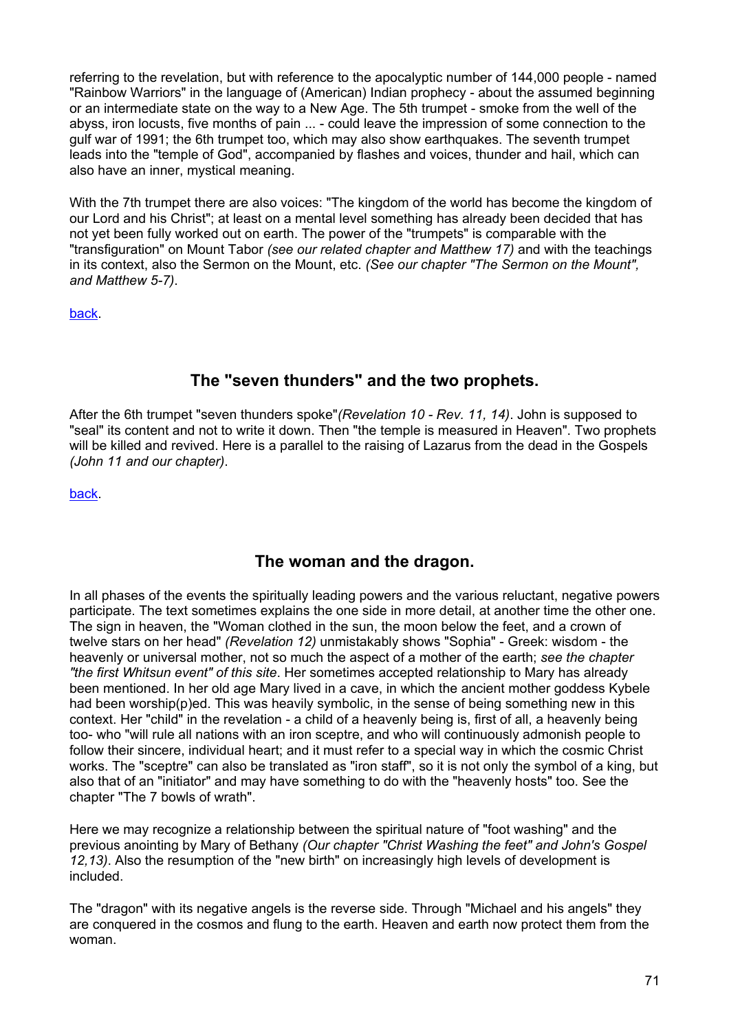referring to the revelation, but with reference to the apocalyptic number of 144,000 people - named "Rainbow Warriors" in the language of (American) Indian prophecy - about the assumed beginning or an intermediate state on the way to a New Age. The 5th trumpet - smoke from the well of the abyss, iron locusts, five months of pain ... - could leave the impression of some connection to the gulf war of 1991; the 6th trumpet too, which may also show earthquakes. The seventh trumpet leads into the "temple of God", accompanied by flashes and voices, thunder and hail, which can also have an inner, mystical meaning.

With the 7th trumpet there are also voices: "The kingdom of the world has become the kingdom of our Lord and his Christ"; at least on a mental level something has already been decided that has not yet been fully worked out on earth. The power of the "trumpets" is comparable with the "transfiguration" on Mount Tabor *(see our related chapter and Matthew 17)* and with the teachings in its context, also the Sermon on the Mount, etc. *(See our chapter "The Sermon on the Mount", and Matthew 5-7)*.

back.

## The "seven thunders" and the two prophets.

After the 6th trumpet "seven thunders spoke"*(Revelation 10 - Rev. 11, 14)*. John is supposed to "seal" its content and not to write it down. Then "the temple is measured in Heaven". Two prophets will be killed and revived. Here is a parallel to the raising of Lazarus from the dead in the Gospels *(John 11 and our chapter)*.

back.

## The woman and the dragon.

In all phases of the events the spiritually leading powers and the various reluctant, negative powers participate. The text sometimes explains the one side in more detail, at another time the other one. The sign in heaven, the "Woman clothed in the sun, the moon below the feet, and a crown of twelve stars on her head" *(Revelation 12)* unmistakably shows "Sophia" - Greek: wisdom - the heavenly or universal mother, not so much the aspect of a mother of the earth; *see the chapter "the first Whitsun event" of this site*. Her sometimes accepted relationship to Mary has already been mentioned. In her old age Mary lived in a cave, in which the ancient mother goddess Kybele had been worship(p)ed. This was heavily symbolic, in the sense of being something new in this context. Her "child" in the revelation - a child of a heavenly being is, first of all, a heavenly being too- who "will rule all nations with an iron sceptre, and who will continuously admonish people to follow their sincere, individual heart; and it must refer to a special way in which the cosmic Christ works. The "sceptre" can also be translated as "iron staff", so it is not only the symbol of a king, but also that of an "initiator" and may have something to do with the "heavenly hosts" too. See the chapter "The 7 bowls of wrath".

Here we may recognize a relationship between the spiritual nature of "foot washing" and the previous anointing by Mary of Bethany *(Our chapter "Christ Washing the feet" and John's Gospel 12,13)*. Also the resumption of the "new birth" on increasingly high levels of development is included.

The "dragon" with its negative angels is the reverse side. Through "Michael and his angels" they are conquered in the cosmos and flung to the earth. Heaven and earth now protect them from the woman.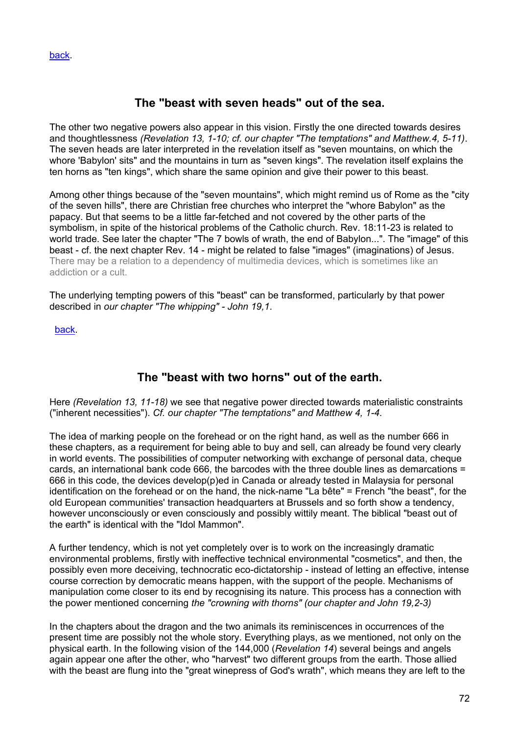back.

## The "beast with seven heads" out of the sea.

The other two negative powers also appear in this vision. Firstly the one directed towards desires and thoughtlessness *(Revelation 13, 1-10; cf. our chapter "The temptations" and Matthew.4, 5-11)*. The seven heads are later interpreted in the revelation itself as "seven mountains, on which the whore 'Babylon' sits" and the mountains in turn as "seven kings". The revelation itself explains the ten horns as "ten kings", which share the same opinion and give their power to this beast.

Among other things because of the "seven mountains", which might remind us of Rome as the "city of the seven hills", there are Christian free churches who interpret the "whore Babylon" as the papacy. But that seems to be a little far-fetched and not covered by the other parts of the symbolism, in spite of the historical problems of the Catholic church. Rev. 18:11-23 is related to world trade. See later the chapter "The 7 bowls of wrath, the end of Babylon...". The "image" of this beast - cf. the next chapter Rev. 14 - might be related to false "images" (imaginations) of Jesus. There may be a relation to a dependency of multimedia devices, which is sometimes like an addiction or a cult.

The underlying tempting powers of this "beast" can be transformed, particularly by that power described in *our chapter "The whipping" - John 19,1*.

back.

## The "beast with two horns" out of the earth.

Here *(Revelation 13, 11-18)* we see that negative power directed towards materialistic constraints ("inherent necessities"). *Cf. our chapter "The temptations" and Matthew 4, 1-4*.

The idea of marking people on the forehead or on the right hand, as well as the number 666 in these chapters, as a requirement for being able to buy and sell, can already be found very clearly in world events. The possibilities of computer networking with exchange of personal data, cheque cards, an international bank code 666, the barcodes with the three double lines as demarcations = 666 in this code, the devices develop(p)ed in Canada or already tested in Malaysia for personal identification on the forehead or on the hand, the nick-name "La bête" = French "the beast", for the old European communities' transaction headquarters at Brussels and so forth show a tendency, however unconsciously or even consciously and possibly wittily meant. The biblical "beast out of the earth" is identical with the "Idol Mammon".

A further tendency, which is not yet completely over is to work on the increasingly dramatic environmental problems, firstly with ineffective technical environmental "cosmetics", and then, the possibly even more deceiving, technocratic eco-dictatorship - instead of letting an effective, intense course correction by democratic means happen, with the support of the people. Mechanisms of manipulation come closer to its end by recognising its nature. This process has a connection with the power mentioned concerning *the "crowning with thorns" (our chapter and John 19,2-3)*

In the chapters about the dragon and the two animals its reminiscences in occurrences of the present time are possibly not the whole story. Everything plays, as we mentioned, not only on the physical earth. In the following vision of the 144,000 (*Revelation 14*) several beings and angels again appear one after the other, who "harvest" two different groups from the earth. Those allied with the beast are flung into the "great winepress of God's wrath", which means they are left to the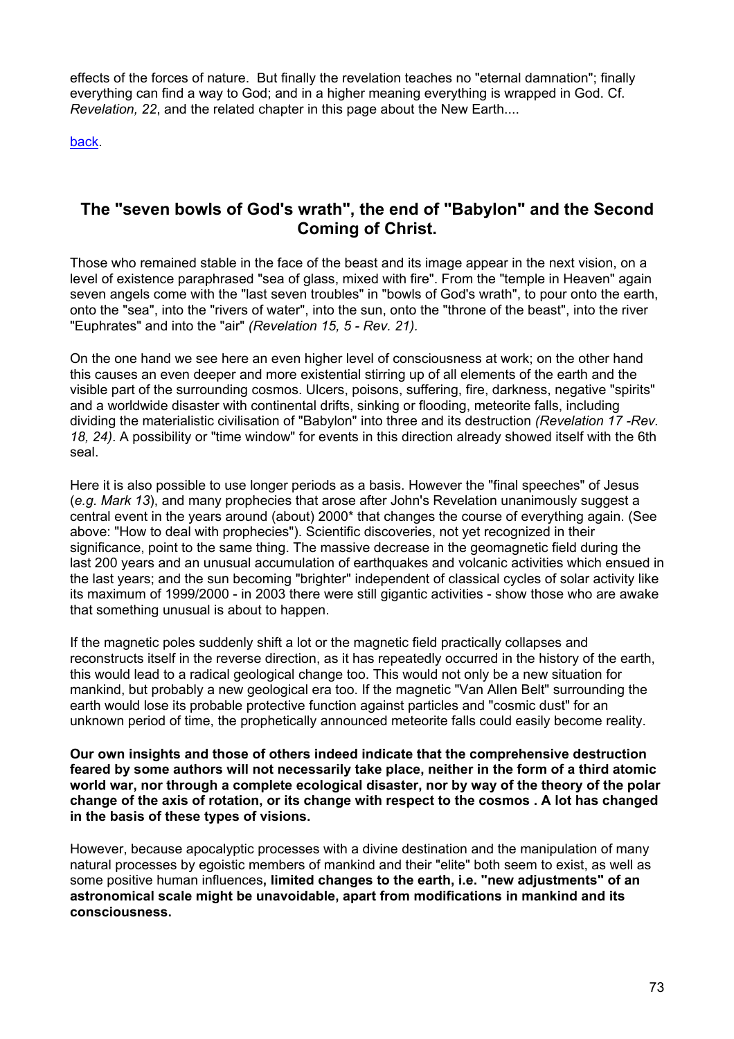effects of the forces of nature. But finally the revelation teaches no "eternal damnation"; finally everything can find a way to God; and in a higher meaning everything is wrapped in God. Cf. *Revelation, 22*, and the related chapter in this page about the New Earth....

back.

## The "seven bowls of God's wrath", the end of "Babylon" and the Second Coming of Christ.

Those who remained stable in the face of the beast and its image appear in the next vision, on a level of existence paraphrased "sea of glass, mixed with fire". From the "temple in Heaven" again seven angels come with the "last seven troubles" in "bowls of God's wrath", to pour onto the earth, onto the "sea", into the "rivers of water", into the sun, onto the "throne of the beast", into the river "Euphrates" and into the "air" *(Revelation 15, 5 - Rev. 21)*.

On the one hand we see here an even higher level of consciousness at work; on the other hand this causes an even deeper and more existential stirring up of all elements of the earth and the visible part of the surrounding cosmos. Ulcers, poisons, suffering, fire, darkness, negative "spirits" and a worldwide disaster with continental drifts, sinking or flooding, meteorite falls, including dividing the materialistic civilisation of "Babylon" into three and its destruction *(Revelation 17 -Rev. 18, 24)*. A possibility or "time window" for events in this direction already showed itself with the 6th seal.

Here it is also possible to use longer periods as a basis. However the "final speeches" of Jesus (*e.g. Mark 13*), and many prophecies that arose after John's Revelation unanimously suggest a central event in the years around (about) 2000* that changes the course of everything again. (See above: "How to deal with prophecies"). Scientific discoveries, not yet recognized in their significance, point to the same thing. The massive decrease in the geomagnetic field during the last 200 years and an unusual accumulation of earthquakes and volcanic activities which ensued in the last years; and the sun becoming "brighter" independent of classical cycles of solar activity like its maximum of 1999/2000 - in 2003 there were still gigantic activities - show those who are awake that something unusual is about to happen.

If the magnetic poles suddenly shift a lot or the magnetic field practically collapses and reconstructs itself in the reverse direction, as it has repeatedly occurred in the history of the earth, this would lead to a radical geological change too. This would not only be a new situation for mankind, but probably a new geological era too. If the magnetic "Van Allen Belt" surrounding the earth would lose its probable protective function against particles and "cosmic dust" for an unknown period of time, the prophetically announced meteorite falls could easily become reality.

**Our own insights and those of others indeed indicate that the comprehensive destruction feared by some authors will not necessarily take place, neither in the form of a third atomic world war, nor through a complete ecological disaster, nor by way of the theory of the polar change of the axis of rotation, or its change with respect to the cosmos . A lot has changed in the basis of these types of visions.**

However, because apocalyptic processes with a divine destination and the manipulation of many natural processes by egoistic members of mankind and their "elite" both seem to exist, as well as some positive human influences**, limited changes to the earth, i.e. "new adjustments" of an astronomical scale might be unavoidable, apart from modifications in mankind and its consciousness.**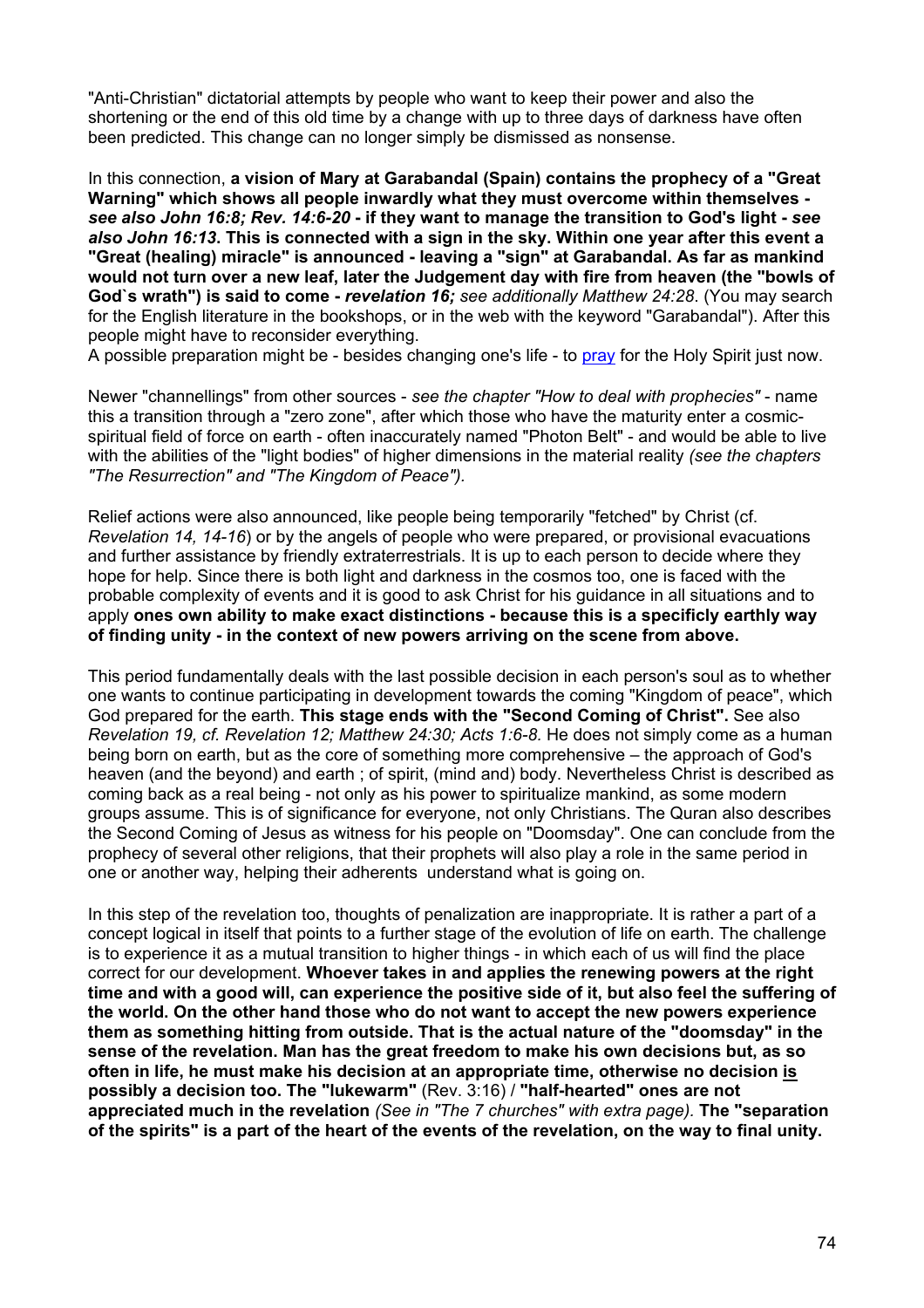"Anti-Christian" dictatorial attempts by people who want to keep their power and also the shortening or the end of this old time by a change with up to three days of darkness have often been predicted. This change can no longer simply be dismissed as nonsense.

In this connection, **a vision of Mary at Garabandal (Spain) contains the prophecy of a "Great Warning" which shows all people inwardly what they must overcome within themselves -** ***see also John 16:8; Rev. 14:6-20*** **- if they want to manage the transition to God's light -** ***see also John 16:13.*** **This is connected with a sign in the sky. Within one year after this event a "Great (healing) miracle" is announced - leaving a "sign" at Garabandal. As far as mankind would not turn over a new leaf, later the Judgement day with fire from heaven (the "bowls of God`s wrath") is said to come -** ***revelation 16;*** *see additionally Matthew 24:28*. (You may search for the English literature in the bookshops, or in the web with the keyword "Garabandal"). After this people might have to reconsider everything.
A possible preparation might be - besides changing one's life - to pray for the Holy Spirit just now.

Newer "channellings" from other sources - *see the chapter "How to deal with prophecies"* - name this a transition through a "zero zone", after which those who have the maturity enter a cosmic-spiritual field of force on earth - often inaccurately named "Photon Belt" - and would be able to live with the abilities of the "light bodies" of higher dimensions in the material reality *(see the chapters "The Resurrection" and "The Kingdom of Peace").*

Relief actions were also announced, like people being temporarily "fetched" by Christ (cf. *Revelation 14, 14-16*) or by the angels of people who were prepared, or provisional evacuations and further assistance by friendly extraterrestrials. It is up to each person to decide where they hope for help. Since there is both light and darkness in the cosmos too, one is faced with the probable complexity of events and it is good to ask Christ for his guidance in all situations and to apply **ones own ability to make exact distinctions - because this is a specificly earthly way of finding unity - in the context of new powers arriving on the scene from above.**

This period fundamentally deals with the last possible decision in each person's soul as to whether one wants to continue participating in development towards the coming "Kingdom of peace", which God prepared for the earth. **This stage ends with the "Second Coming of Christ".** See also *Revelation 19, cf. Revelation 12; Matthew 24:30; Acts 1:6-8.* He does not simply come as a human being born on earth, but as the core of something more comprehensive – the approach of God's heaven (and the beyond) and earth ; of spirit, (mind and) body. Nevertheless Christ is described as coming back as a real being - not only as his power to spiritualize mankind, as some modern groups assume. This is of significance for everyone, not only Christians. The Quran also describes the Second Coming of Jesus as witness for his people on "Doomsday". One can conclude from the prophecy of several other religions, that their prophets will also play a role in the same period in one or another way, helping their adherents understand what is going on.

In this step of the revelation too, thoughts of penalization are inappropriate. It is rather a part of a concept logical in itself that points to a further stage of the evolution of life on earth. The challenge is to experience it as a mutual transition to higher things - in which each of us will find the place correct for our development. **Whoever takes in and applies the renewing powers at the right time and with a good will, can experience the positive side of it, but also feel the suffering of the world. On the other hand those who do not want to accept the new powers experience them as something hitting from outside. That is the actual nature of the "doomsday" in the sense of the revelation. Man has the great freedom to make his own decisions but, as so often in life, he must make his decision at an appropriate time, otherwise no decision is possibly a decision too. The "lukewarm"** (Rev. 3:16) / **"half-hearted" ones are not appreciated much in the revelation** *(See in "The 7 churches" with extra page).* **The "separation of the spirits" is a part of the heart of the events of the revelation, on the way to final unity.**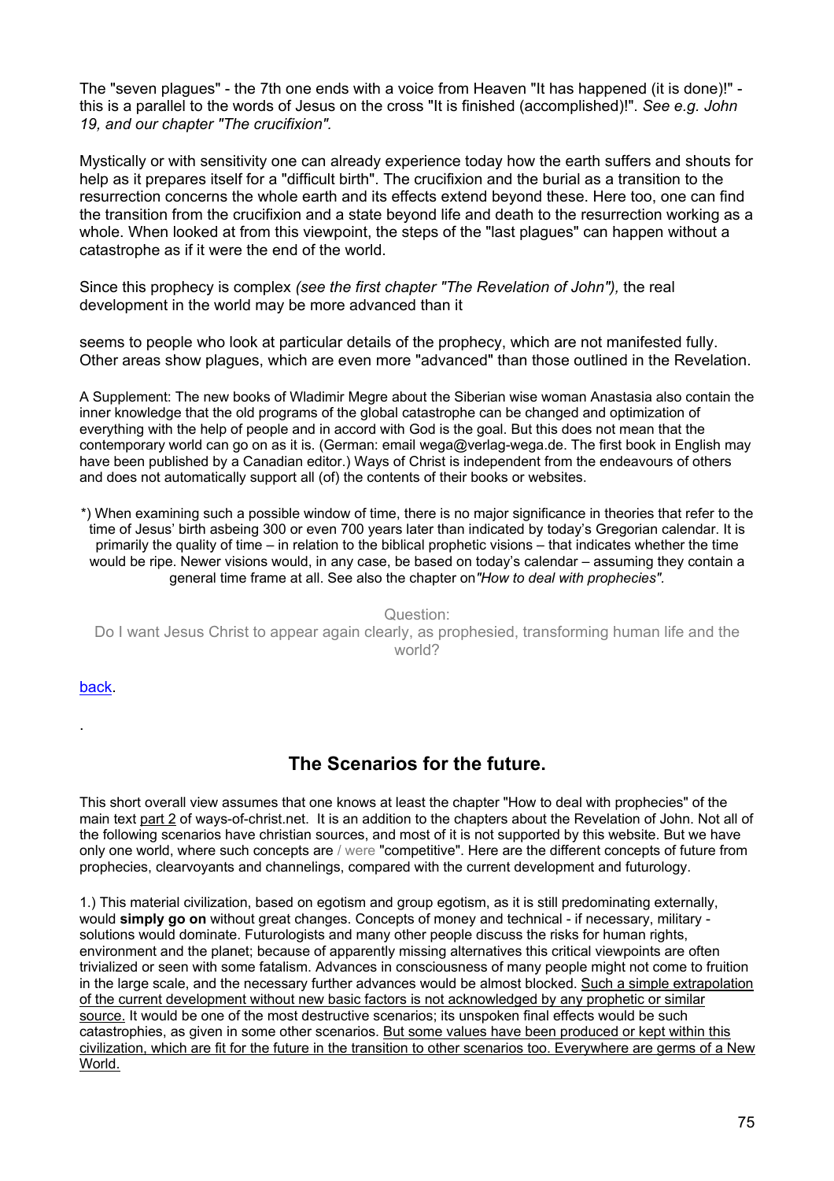The "seven plagues" - the 7th one ends with a voice from Heaven "It has happened (it is done)!" - this is a parallel to the words of Jesus on the cross "It is finished (accomplished)!". *See e.g. John 19, and our chapter "The crucifixion".*

Mystically or with sensitivity one can already experience today how the earth suffers and shouts for help as it prepares itself for a "difficult birth". The crucifixion and the burial as a transition to the resurrection concerns the whole earth and its effects extend beyond these. Here too, one can find the transition from the crucifixion and a state beyond life and death to the resurrection working as a whole. When looked at from this viewpoint, the steps of the "last plagues" can happen without a catastrophe as if it were the end of the world.

Since this prophecy is complex *(see the first chapter "The Revelation of John"),* the real development in the world may be more advanced than it

seems to people who look at particular details of the prophecy, which are not manifested fully. Other areas show plagues, which are even more "advanced" than those outlined in the Revelation.

A Supplement: The new books of Wladimir Megre about the Siberian wise woman Anastasia also contain the inner knowledge that the old programs of the global catastrophe can be changed and optimization of everything with the help of people and in accord with God is the goal. But this does not mean that the contemporary world can go on as it is. (German: email wega@verlag-wega.de. The first book in English may have been published by a Canadian editor.) Ways of Christ is independent from the endeavours of others and does not automatically support all (of) the contents of their books or websites.

*) When examining such a possible window of time, there is no major significance in theories that refer to the time of Jesus' birth asbeing 300 or even 700 years later than indicated by today's Gregorian calendar. It is primarily the quality of time – in relation to the biblical prophetic visions – that indicates whether the time would be ripe. Newer visions would, in any case, be based on today's calendar – assuming they contain a general time frame at all. See also the chapter on*"How to deal with prophecies".*

Question:
Do I want Jesus Christ to appear again clearly, as prophesied, transforming human life and the world?

back.

.

## The Scenarios for the future.

This short overall view assumes that one knows at least the chapter "How to deal with prophecies" of the main text part 2 of ways-of-christ.net. It is an addition to the chapters about the Revelation of John. Not all of the following scenarios have christian sources, and most of it is not supported by this website. But we have only one world, where such concepts are / were "competitive". Here are the different concepts of future from prophecies, clearvoyants and channelings, compared with the current development and futurology.

1.) This material civilization, based on egotism and group egotism, as it is still predominating externally, would **simply go on** without great changes. Concepts of money and technical - if necessary, military - solutions would dominate. Futurologists and many other people discuss the risks for human rights, environment and the planet; because of apparently missing alternatives this critical viewpoints are often trivialized or seen with some fatalism. Advances in consciousness of many people might not come to fruition in the large scale, and the necessary further advances would be almost blocked. Such a simple extrapolation of the current development without new basic factors is not acknowledged by any prophetic or similar source. It would be one of the most destructive scenarios; its unspoken final effects would be such catastrophies, as given in some other scenarios. But some values have been produced or kept within this civilization, which are fit for the future in the transition to other scenarios too. Everywhere are germs of a New World.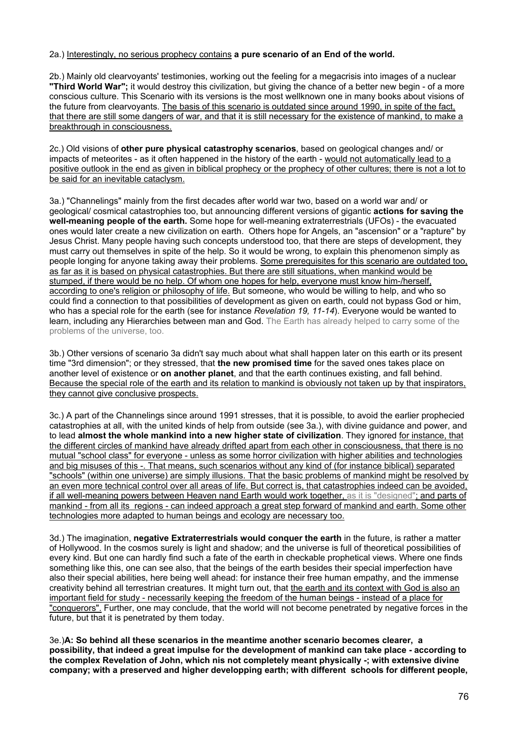2a.) Interestingly, no serious prophecy contains **a pure scenario of an End of the world.**

2b.) Mainly old clearvoyants' testimonies, working out the feeling for a megacrisis into images of a nuclear **"Third World War";** it would destroy this civilization, but giving the chance of a better new begin - of a more conscious culture. This Scenario with its versions is the most wellknown one in many books about visions of the future from clearvoyants. The basis of this scenario is outdated since around 1990, in spite of the fact, that there are still some dangers of war, and that it is still necessary for the existence of mankind, to make a breakthrough in consciousness.

2c.) Old visions of **other pure physical catastrophy scenarios**, based on geological changes and/ or impacts of meteorites - as it often happened in the history of the earth - would not automatically lead to a positive outlook in the end as given in biblical prophecy or the prophecy of other cultures; there is not a lot to be said for an inevitable cataclysm.

3a.) "Channelings" mainly from the first decades after world war two, based on a world war and/ or geological/ cosmical catastrophies too, but announcing different versions of gigantic **actions for saving the well-meaning people of the earth.** Some hope for well-meaning extraterrestrials (UFOs) - the evacuated ones would later create a new civilization on earth. Others hope for Angels, an "ascension" or a "rapture" by Jesus Christ. Many people having such concepts understood too, that there are steps of development, they must carry out themselves in spite of the help. So it would be wrong, to explain this phenomenon simply as people longing for anyone taking away their problems. Some prerequisites for this scenario are outdated too, as far as it is based on physical catastrophies. But there are still situations, when mankind would be stumped, if there would be no help. Of whom one hopes for help, everyone must know him-/herself, according to one's religion or philosophy of life. But someone, who would be willing to help, and who so could find a connection to that possibilities of development as given on earth, could not bypass God or him, who has a special role for the earth (see for instance *Revelation 19, 11-14*). Everyone would be wanted to learn, including any Hierarchies between man and God. The Earth has already helped to carry some of the problems of the universe, too.

3b.) Other versions of scenario 3a didn't say much about what shall happen later on this earth or its present time "3rd dimension"; or they stressed, that **the new promised time** for the saved ones takes place on another level of existence or **on another planet**, and that the earth continues existing, and fall behind. Because the special role of the earth and its relation to mankind is obviously not taken up by that inspirators, they cannot give conclusive prospects.

3c.) A part of the Channelings since around 1991 stresses, that it is possible, to avoid the earlier prophecied catastrophies at all, with the united kinds of help from outside (see 3a.), with divine guidance and power, and to lead **almost the whole mankind into a new higher state of civilization**. They ignored for instance, that the different circles of mankind have already drifted apart from each other in consciousness, that there is no mutual "school class" for everyone - unless as some horror civilization with higher abilities and technologies and big misuses of this -. That means, such scenarios without any kind of (for instance biblical) separated "schools" (within one universe) are simply illusions. That the basic problems of mankind might be resolved by an even more technical control over all areas of life. But correct is, that catastrophies indeed can be avoided, if all well-meaning powers between Heaven nand Earth would work together, as it is "designed"; and parts of mankind - from all its regions - can indeed approach a great step forward of mankind and earth. Some other technologies more adapted to human beings and ecology are necessary too.

3d.) The imagination, **negative Extraterrestrials would conquer the earth** in the future, is rather a matter of Hollywood. In the cosmos surely is light and shadow; and the universe is full of theoretical possibilities of every kind. But one can hardly find such a fate of the earth in checkable prophetical views. Where one finds something like this, one can see also, that the beings of the earth besides their special imperfection have also their special abilities, here being well ahead: for instance their free human empathy, and the immense creativity behind all terrestrian creatures. It might turn out, that the earth and its context with God is also an important field for study - necessarily keeping the freedom of the human beings - instead of a place for "conquerors". Further, one may conclude, that the world will not become penetrated by negative forces in the future, but that it is penetrated by them today.

3e.)**A: So behind all these scenarios in the meantime another scenario becomes clearer, a possibility, that indeed a great impulse for the development of mankind can take place - according to the complex Revelation of John, which nis not completely meant physically -; with extensive divine company; with a preserved and higher developping earth; with different schools for different people,**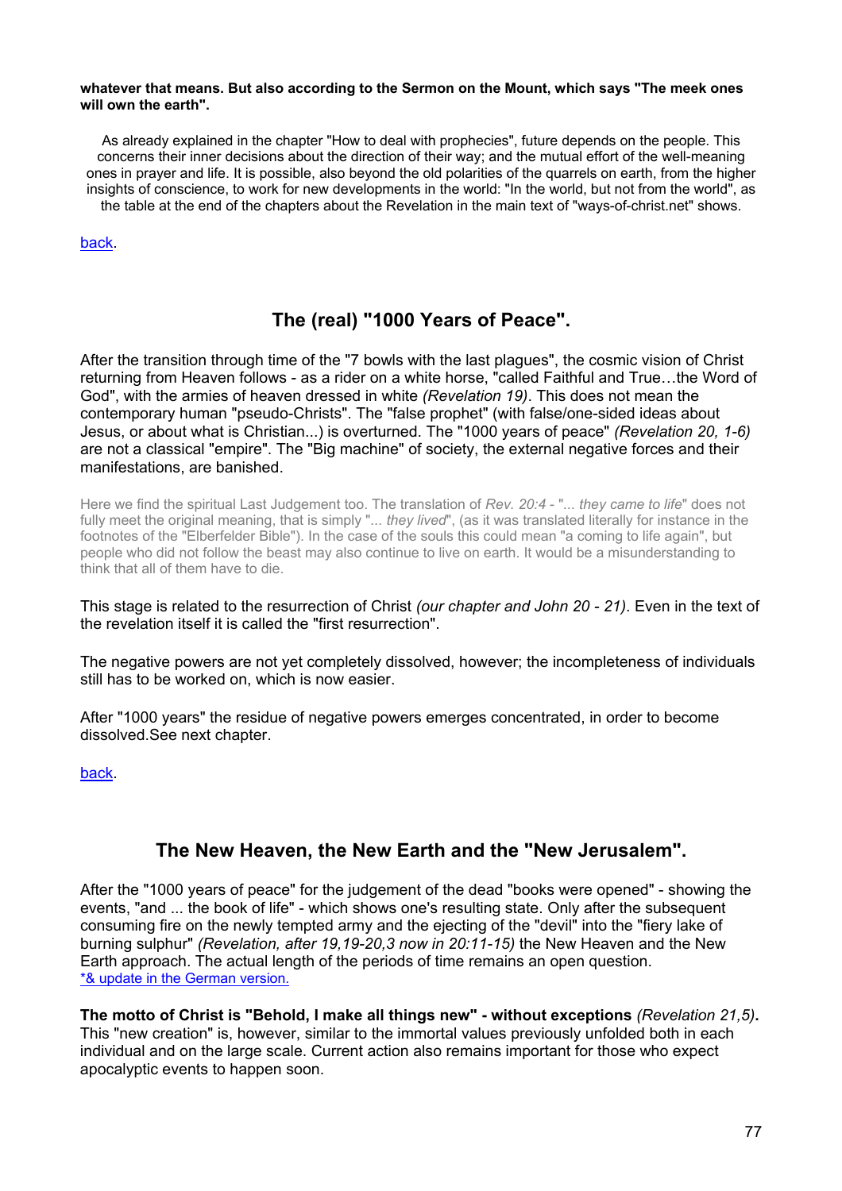**whatever that means. But also according to the Sermon on the Mount, which says "The meek ones will own the earth".**

As already explained in the chapter "How to deal with prophecies", future depends on the people. This concerns their inner decisions about the direction of their way; and the mutual effort of the well-meaning ones in prayer and life. It is possible, also beyond the old polarities of the quarrels on earth, from the higher insights of conscience, to work for new developments in the world: "In the world, but not from the world", as the table at the end of the chapters about the Revelation in the main text of "ways-of-christ.net" shows.

back.

## The (real) "1000 Years of Peace".

After the transition through time of the "7 bowls with the last plagues", the cosmic vision of Christ returning from Heaven follows - as a rider on a white horse, "called Faithful and True…the Word of God", with the armies of heaven dressed in white *(Revelation 19)*. This does not mean the contemporary human "pseudo-Christs". The "false prophet" (with false/one-sided ideas about Jesus, or about what is Christian...) is overturned. The "1000 years of peace" *(Revelation 20, 1-6)* are not a classical "empire". The "Big machine" of society, the external negative forces and their manifestations, are banished.

Here we find the spiritual Last Judgement too. The translation of *Rev. 20:4* - "*... they came to life*" does not fully meet the original meaning, that is simply "*... they lived*", (as it was translated literally for instance in the footnotes of the "Elberfelder Bible"). In the case of the souls this could mean "a coming to life again", but people who did not follow the beast may also continue to live on earth. It would be a misunderstanding to think that all of them have to die.

This stage is related to the resurrection of Christ *(our chapter and John 20 - 21)*. Even in the text of the revelation itself it is called the "first resurrection".

The negative powers are not yet completely dissolved, however; the incompleteness of individuals still has to be worked on, which is now easier.

After "1000 years" the residue of negative powers emerges concentrated, in order to become dissolved.See next chapter.

back.

## The New Heaven, the New Earth and the "New Jerusalem".

After the "1000 years of peace" for the judgement of the dead "books were opened" - showing the events, "and ... the book of life" - which shows one's resulting state. Only after the subsequent consuming fire on the newly tempted army and the ejecting of the "devil" into the "fiery lake of burning sulphur" *(Revelation, after 19,19-20,3 now in 20:11-15)* the New Heaven and the New Earth approach. The actual length of the periods of time remains an open question.
*& update in the German version.

**The motto of Christ is "Behold, I make all things new" - without exceptions** *(Revelation 21,5)***.** This "new creation" is, however, similar to the immortal values previously unfolded both in each individual and on the large scale. Current action also remains important for those who expect apocalyptic events to happen soon.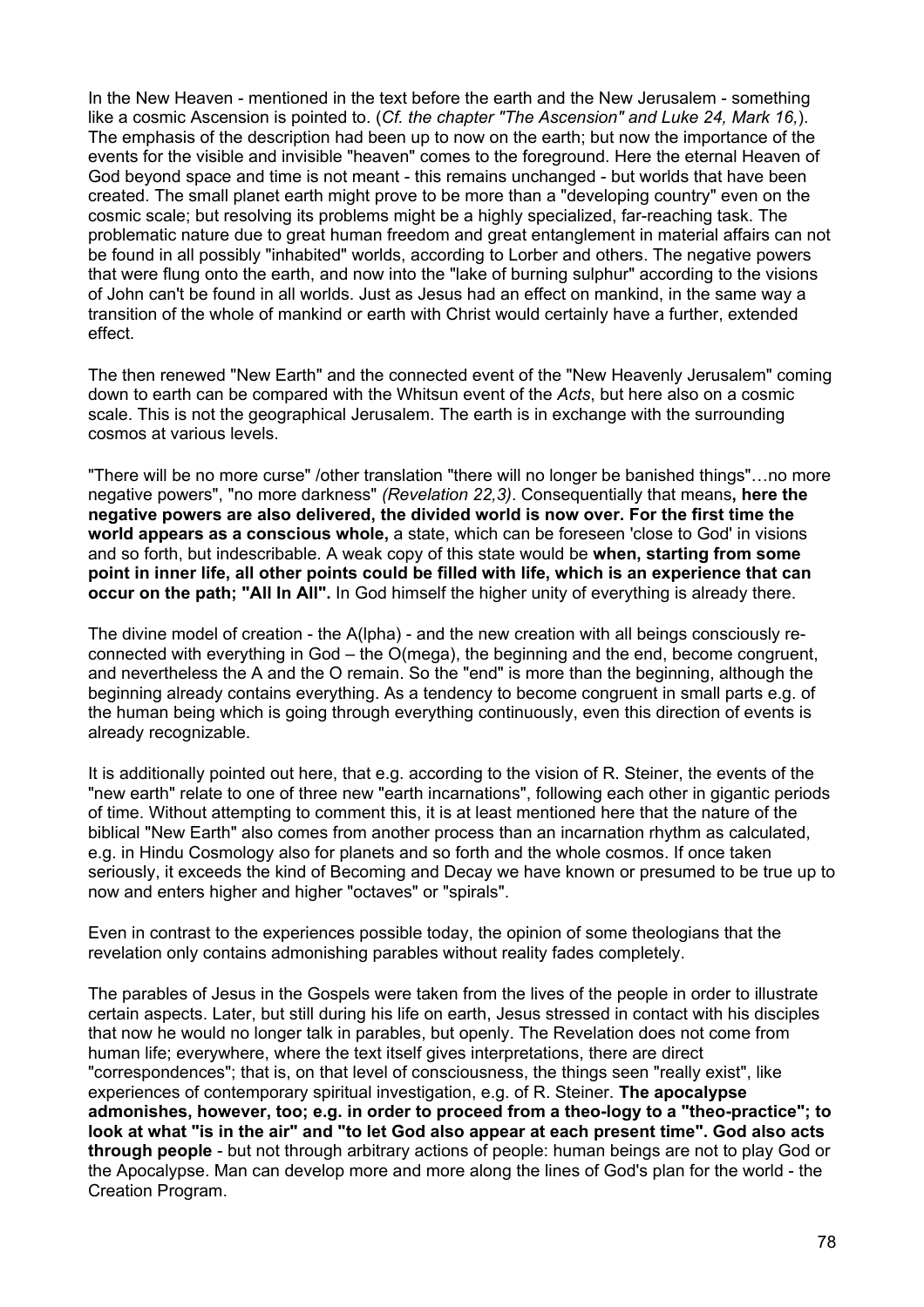In the New Heaven - mentioned in the text before the earth and the New Jerusalem - something like a cosmic Ascension is pointed to. (*Cf. the chapter "The Ascension" and Luke 24, Mark 16,*). The emphasis of the description had been up to now on the earth; but now the importance of the events for the visible and invisible "heaven" comes to the foreground. Here the eternal Heaven of God beyond space and time is not meant - this remains unchanged - but worlds that have been created. The small planet earth might prove to be more than a "developing country" even on the cosmic scale; but resolving its problems might be a highly specialized, far-reaching task. The problematic nature due to great human freedom and great entanglement in material affairs can not be found in all possibly "inhabited" worlds, according to Lorber and others. The negative powers that were flung onto the earth, and now into the "lake of burning sulphur" according to the visions of John can't be found in all worlds. Just as Jesus had an effect on mankind, in the same way a transition of the whole of mankind or earth with Christ would certainly have a further, extended effect.

The then renewed "New Earth" and the connected event of the "New Heavenly Jerusalem" coming down to earth can be compared with the Whitsun event of the *Acts*, but here also on a cosmic scale. This is not the geographical Jerusalem. The earth is in exchange with the surrounding cosmos at various levels.

"There will be no more curse" /other translation "there will no longer be banished things"…no more negative powers", "no more darkness" *(Revelation 22,3)*. Consequentially that means**, here the negative powers are also delivered, the divided world is now over. For the first time the world appears as a conscious whole,** a state, which can be foreseen 'close to God' in visions and so forth, but indescribable. A weak copy of this state would be **when, starting from some point in inner life, all other points could be filled with life, which is an experience that can occur on the path; "All In All".** In God himself the higher unity of everything is already there.

The divine model of creation - the A(lpha) - and the new creation with all beings consciously re-connected with everything in God – the O(mega), the beginning and the end, become congruent, and nevertheless the A and the O remain. So the "end" is more than the beginning, although the beginning already contains everything. As a tendency to become congruent in small parts e.g. of the human being which is going through everything continuously, even this direction of events is already recognizable.

It is additionally pointed out here, that e.g. according to the vision of R. Steiner, the events of the "new earth" relate to one of three new "earth incarnations", following each other in gigantic periods of time. Without attempting to comment this, it is at least mentioned here that the nature of the biblical "New Earth" also comes from another process than an incarnation rhythm as calculated, e.g. in Hindu Cosmology also for planets and so forth and the whole cosmos. If once taken seriously, it exceeds the kind of Becoming and Decay we have known or presumed to be true up to now and enters higher and higher "octaves" or "spirals".

Even in contrast to the experiences possible today, the opinion of some theologians that the revelation only contains admonishing parables without reality fades completely.

The parables of Jesus in the Gospels were taken from the lives of the people in order to illustrate certain aspects. Later, but still during his life on earth, Jesus stressed in contact with his disciples that now he would no longer talk in parables, but openly. The Revelation does not come from human life; everywhere, where the text itself gives interpretations, there are direct "correspondences"; that is, on that level of consciousness, the things seen "really exist", like experiences of contemporary spiritual investigation, e.g. of R. Steiner. **The apocalypse admonishes, however, too; e.g. in order to proceed from a theo-logy to a "theo-practice"; to look at what "is in the air" and "to let God also appear at each present time". God also acts through people** - but not through arbitrary actions of people: human beings are not to play God or the Apocalypse. Man can develop more and more along the lines of God's plan for the world - the Creation Program.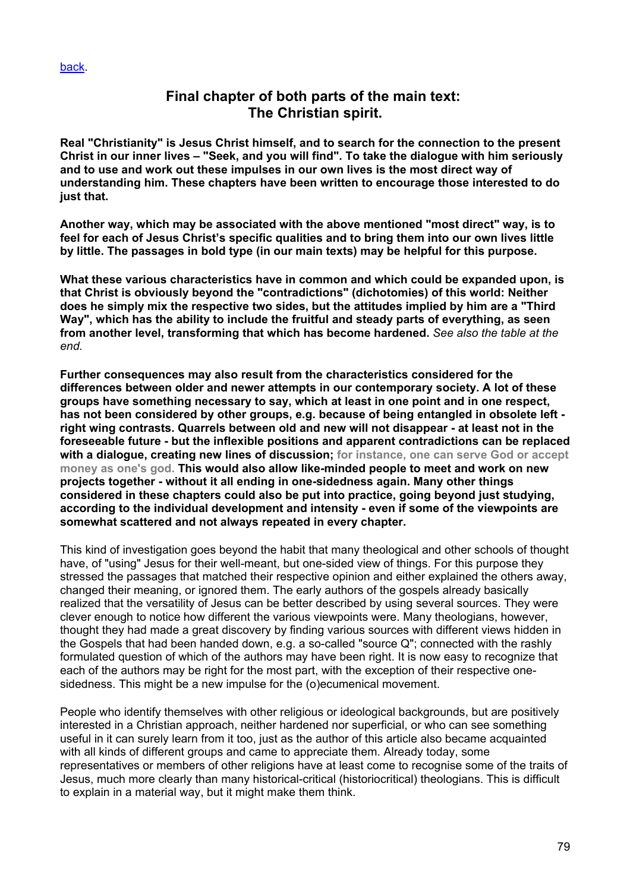[back](#).

## Final chapter of both parts of the main text: The Christian spirit.

**Real "Christianity" is Jesus Christ himself, and to search for the connection to the present Christ in our inner lives – "Seek, and you will find". To take the dialogue with him seriously and to use and work out these impulses in our own lives is the most direct way of understanding him. These chapters have been written to encourage those interested to do just that.**

**Another way, which may be associated with the above mentioned "most direct" way, is to feel for each of Jesus Christ's specific qualities and to bring them into our own lives little by little. The passages in bold type (in our main texts) may be helpful for this purpose.**

**What these various characteristics have in common and which could be expanded upon, is that Christ is obviously beyond the "contradictions" (dichotomies) of this world: Neither does he simply mix the respective two sides, but the attitudes implied by him are a "Third Way", which has the ability to include the fruitful and steady parts of everything, as seen from another level, transforming that which has become hardened.** *See also the table at the end.*

**Further consequences may also result from the characteristics considered for the differences between older and newer attempts in our contemporary society. A lot of these groups have something necessary to say, which at least in one point and in one respect, has not been considered by other groups, e.g. because of being entangled in obsolete left - right wing contrasts. Quarrels between old and new will not disappear - at least not in the foreseeable future - but the inflexible positions and apparent contradictions can be replaced with a dialogue, creating new lines of discussion; for instance, one can serve God or accept money as one's god. This would also allow like-minded people to meet and work on new projects together - without it all ending in one-sidedness again. Many other things considered in these chapters could also be put into practice, going beyond just studying, according to the individual development and intensity - even if some of the viewpoints are somewhat scattered and not always repeated in every chapter.**

This kind of investigation goes beyond the habit that many theological and other schools of thought have, of "using" Jesus for their well-meant, but one-sided view of things. For this purpose they stressed the passages that matched their respective opinion and either explained the others away, changed their meaning, or ignored them. The early authors of the gospels already basically realized that the versatility of Jesus can be better described by using several sources. They were clever enough to notice how different the various viewpoints were. Many theologians, however, thought they had made a great discovery by finding various sources with different views hidden in the Gospels that had been handed down, e.g. a so-called "source Q"; connected with the rashly formulated question of which of the authors may have been right. It is now easy to recognize that each of the authors may be right for the most part, with the exception of their respective one-sidedness. This might be a new impulse for the (o)ecumenical movement.

People who identify themselves with other religious or ideological backgrounds, but are positively interested in a Christian approach, neither hardened nor superficial, or who can see something useful in it can surely learn from it too, just as the author of this article also became acquainted with all kinds of different groups and came to appreciate them. Already today, some representatives or members of other religions have at least come to recognise some of the traits of Jesus, much more clearly than many historical-critical (historiocritical) theologians. This is difficult to explain in a material way, but it might make them think.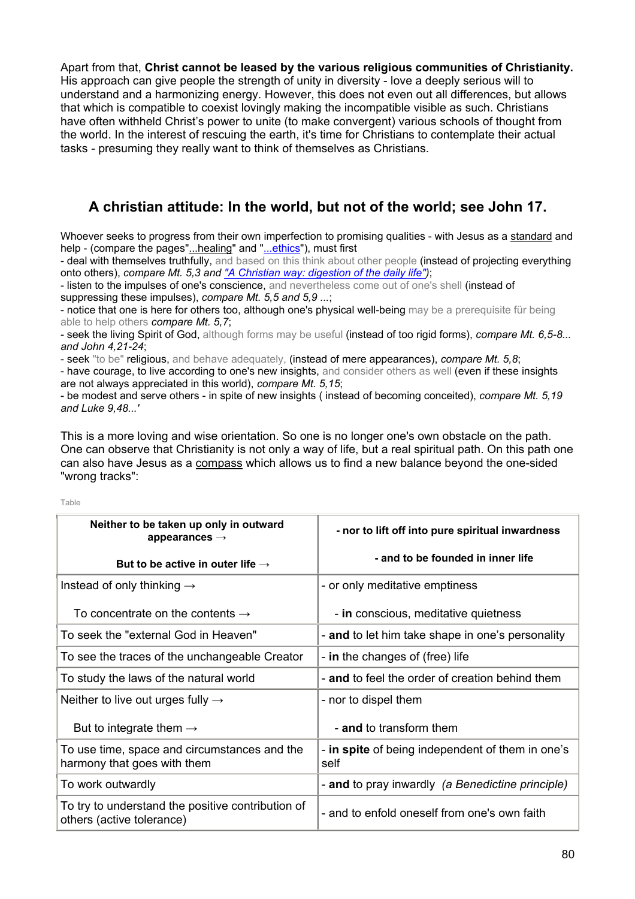Apart from that, **Christ cannot be leased by the various religious communities of Christianity.** His approach can give people the strength of unity in diversity - love a deeply serious will to understand and a harmonizing energy. However, this does not even out all differences, but allows that which is compatible to coexist lovingly making the incompatible visible as such. Christians have often withheld Christ's power to unite (to make convergent) various schools of thought from the world. In the interest of rescuing the earth, it's time for Christians to contemplate their actual tasks - presuming they really want to think of themselves as Christians.

## A christian attitude: In the world, but not of the world; see John 17.

Whoever seeks to progress from their own imperfection to promising qualities - with Jesus as a standard and help - (compare the pages"...healing" and "...ethics"), must first

- deal with themselves truthfully, and based on this think about other people (instead of projecting everything onto others), *compare Mt. 5,3 and "A Christian way: digestion of the daily life"*;
- listen to the impulses of one's conscience, and nevertheless come out of one's shell (instead of suppressing these impulses), *compare Mt. 5,5 and 5,9 ...*;
- notice that one is here for others too, although one's physical well-being may be a prerequisite für being able to help others *compare Mt. 5,7*;
- seek the living Spirit of God, although forms may be useful (instead of too rigid forms), *compare Mt. 6,5-8... and John 4,21-24*;
- seek "to be" religious, and behave adequately, (instead of mere appearances), *compare Mt. 5,8*;
- have courage, to live according to one's new insights, and consider others as well (even if these insights are not always appreciated in this world), *compare Mt. 5,15*;
- be modest and serve others - in spite of new insights ( instead of becoming conceited), *compare Mt. 5,19 and Luke 9,48...'*

This is a more loving and wise orientation. So one is no longer one's own obstacle on the path. One can observe that Christianity is not only a way of life, but a real spiritual path. On this path one can also have Jesus as a compass which allows us to find a new balance beyond the one-sided "wrong tracks":

Table

| **Neither to be taken up only in outward appearances →**<br><br>**But to be active in outer life →** | **- nor to lift off into pure spiritual inwardness**<br><br>**- and to be founded in inner life** |
|---|---|
| Instead of only thinking →<br><br>To concentrate on the contents → | - or only meditative emptiness<br><br>- **in** conscious, meditative quietness |
| To seek the "external God in Heaven" | - **and** to let him take shape in one's personality |
| To see the traces of the unchangeable Creator | - **in** the changes of (free) life |
| To study the laws of the natural world | - **and** to feel the order of creation behind them |
| Neither to live out urges fully →<br><br>But to integrate them → | - nor to dispel them<br><br>- **and** to transform them |
| To use time, space and circumstances and the harmony that goes with them | - **in spite** of being independent of them in one's self |
| To work outwardly | - **and** to pray inwardly *(a Benedictine principle)* |
| To try to understand the positive contribution of others (active tolerance) | - and to enfold oneself from one's own faith |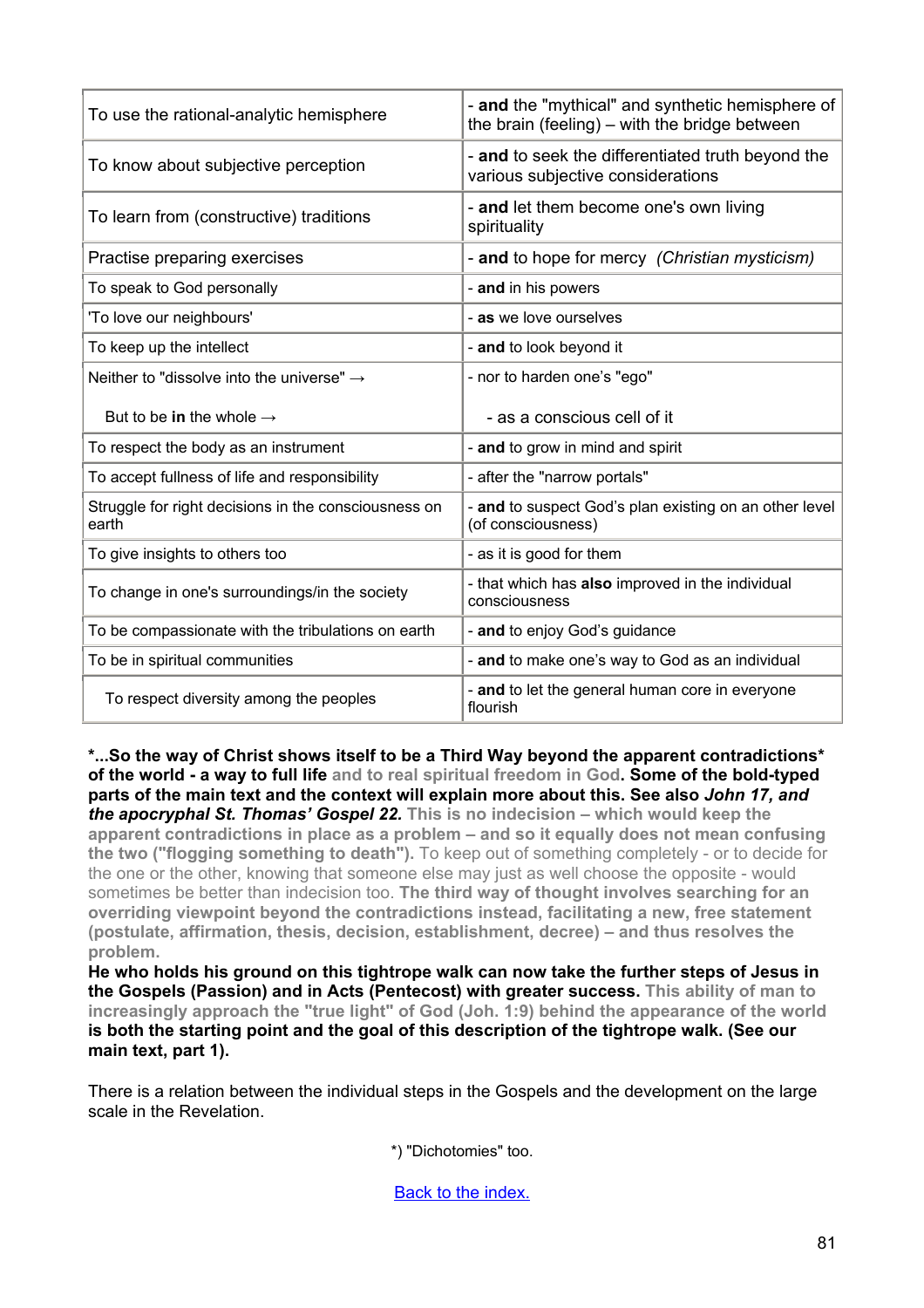| | |
|---|---|
| To use the rational-analytic hemisphere | - **and** the "mythical" and synthetic hemisphere of the brain (feeling) – with the bridge between |
| To know about subjective perception | - **and** to seek the differentiated truth beyond the various subjective considerations |
| To learn from (constructive) traditions | - **and** let them become one's own living spirituality |
| Practise preparing exercises | - **and** to hope for mercy *(Christian mysticism)* |
| To speak to God personally | - **and** in his powers |
| 'To love our neighbours' | - **as** we love ourselves |
| To keep up the intellect | - **and** to look beyond it |
| Neither to "dissolve into the universe" → <br><br> But to be **in** the whole → | - nor to harden one's "ego" <br><br> - as a conscious cell of it |
| To respect the body as an instrument | - **and** to grow in mind and spirit |
| To accept fullness of life and responsibility | - after the "narrow portals" |
| Struggle for right decisions in the consciousness on earth | - **and** to suspect God's plan existing on an other level (of consciousness) |
| To give insights to others too | - as it is good for them |
| To change in one's surroundings/in the society | - that which has **also** improved in the individual consciousness |
| To be compassionate with the tribulations on earth | - **and** to enjoy God's guidance |
| To be in spiritual communities | - **and** to make one's way to God as an individual |
| To respect diversity among the peoples | - **and** to let the general human core in everyone flourish |

**\*...So the way of Christ shows itself to be a Third Way beyond the apparent contradictions\* of the world - a way to full life** **and to real spiritual freedom in God. Some of the bold-typed parts of the main text and the context will explain more about this. See also *John 17, and the apocryphal St. Thomas' Gospel 22.*** **This is no indecision – which would keep the apparent contradictions in place as a problem – and so it equally does not mean confusing the two ("flogging something to death").** To keep out of something completely - or to decide for the one or the other, knowing that someone else may just as well choose the opposite - would sometimes be better than indecision too. **The third way of thought involves searching for an overriding viewpoint beyond the contradictions instead, facilitating a new, free statement (postulate, affirmation, thesis, decision, establishment, decree) – and thus resolves the problem.**
**He who holds his ground on this tightrope walk can now take the further steps of Jesus in the Gospels (Passion) and in Acts (Pentecost) with greater success. This ability of man to increasingly approach the "true light" of God (Joh. 1:9) behind the appearance of the world is both the starting point and the goal of this description of the tightrope walk. (See our main text, part 1).**

There is a relation between the individual steps in the Gospels and the development on the large scale in the Revelation.

\*) "Dichotomies" too.

Back to the index.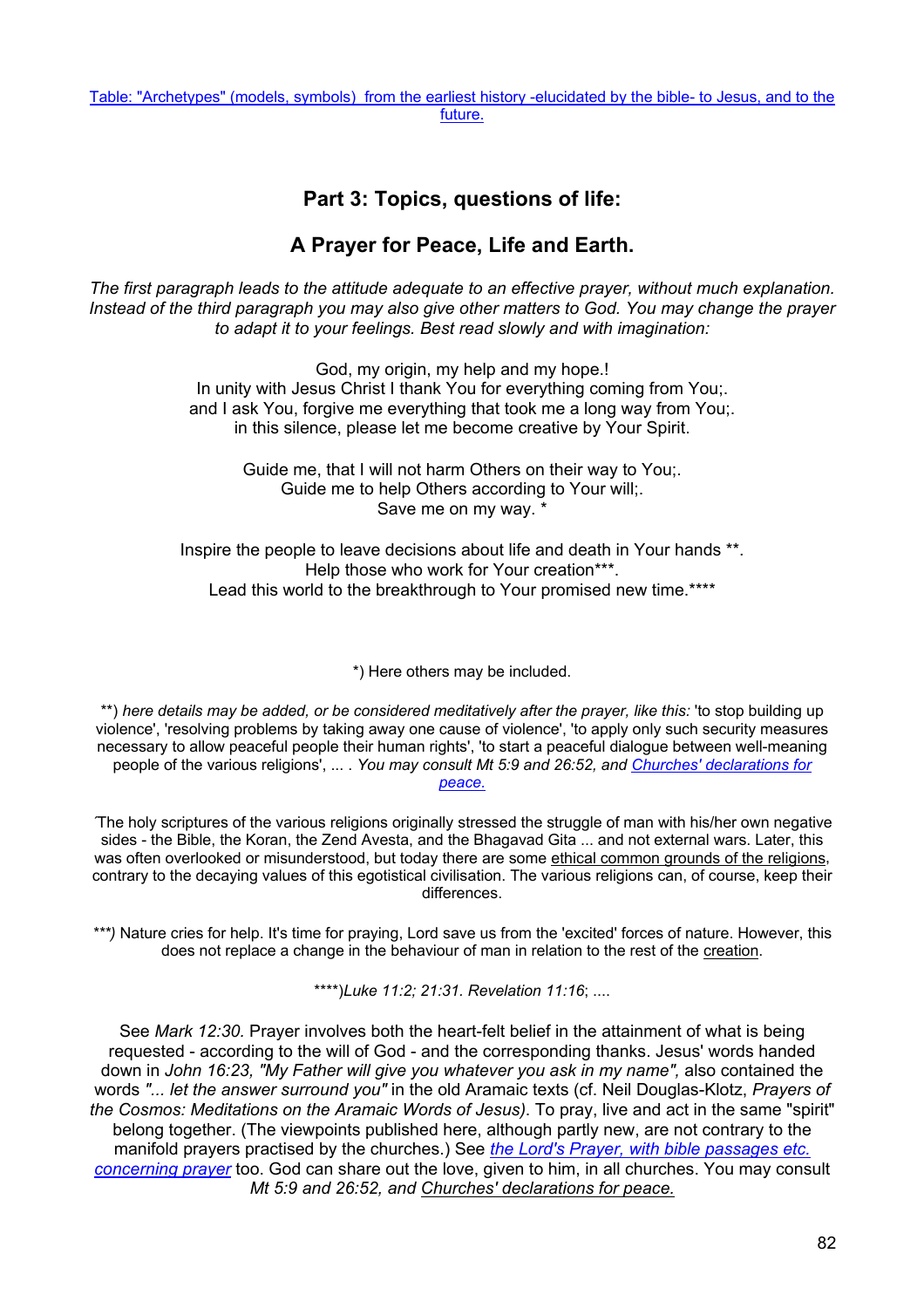[Table: "Archetypes" (models, symbols) from the earliest history -elucidated by the bible- to Jesus, and to the future.]

## Part 3: Topics, questions of life:

## A Prayer for Peace, Life and Earth.

*The first paragraph leads to the attitude adequate to an effective prayer, without much explanation. Instead of the third paragraph you may also give other matters to God. You may change the prayer to adapt it to your feelings. Best read slowly and with imagination:*

God, my origin, my help and my hope.!
In unity with Jesus Christ I thank You for everything coming from You;.
and I ask You, forgive me everything that took me a long way from You;.
in this silence, please let me become creative by Your Spirit.

Guide me, that I will not harm Others on their way to You;.
Guide me to help Others according to Your will;.
Save me on my way. *

Inspire the people to leave decisions about life and death in Your hands **.
Help those who work for Your creation***.
Lead this world to the breakthrough to Your promised new time.****

*) Here others may be included.

**) *here details may be added, or be considered meditatively after the prayer, like this:* 'to stop building up violence', 'resolving problems by taking away one cause of violence', 'to apply only such security measures necessary to allow peaceful people their human rights', 'to start a peaceful dialogue between well-meaning people of the various religions', *... . You may consult Mt 5:9 and 26:52, and [Churches' declarations for peace.]*

The holy scriptures of the various religions originally stressed the struggle of man with his/her own negative sides - the Bible, the Koran, the Zend Avesta, and the Bhagavad Gita ... and not external wars. Later, this was often overlooked or misunderstood, but today there are some ethical common grounds of the religions, contrary to the decaying values of this egotistical civilisation. The various religions can, of course, keep their differences.

****) Nature cries for help. It's time for praying, Lord save us from the 'excited' forces of nature. However, this does not replace a change in the behaviour of man in relation to the rest of the creation.

****)*Luke 11:2; 21:31. Revelation 11:16*; ....

See *Mark 12:30.* Prayer involves both the heart-felt belief in the attainment of what is being requested - according to the will of God - and the corresponding thanks. Jesus' words handed down in *John 16:23, "My Father will give you whatever you ask in my name",* also contained the words *"... let the answer surround you"* in the old Aramaic texts (cf. Neil Douglas-Klotz, *Prayers of the Cosmos: Meditations on the Aramaic Words of Jesus)*. To pray, live and act in the same "spirit" belong together. (The viewpoints published here, although partly new, are not contrary to the manifold prayers practised by the churches.) See *[the Lord's Prayer, with bible passages etc. concerning prayer]* too. God can share out the love, given to him, in all churches. You may consult *Mt 5:9 and 26:52, and Churches' declarations for peace.*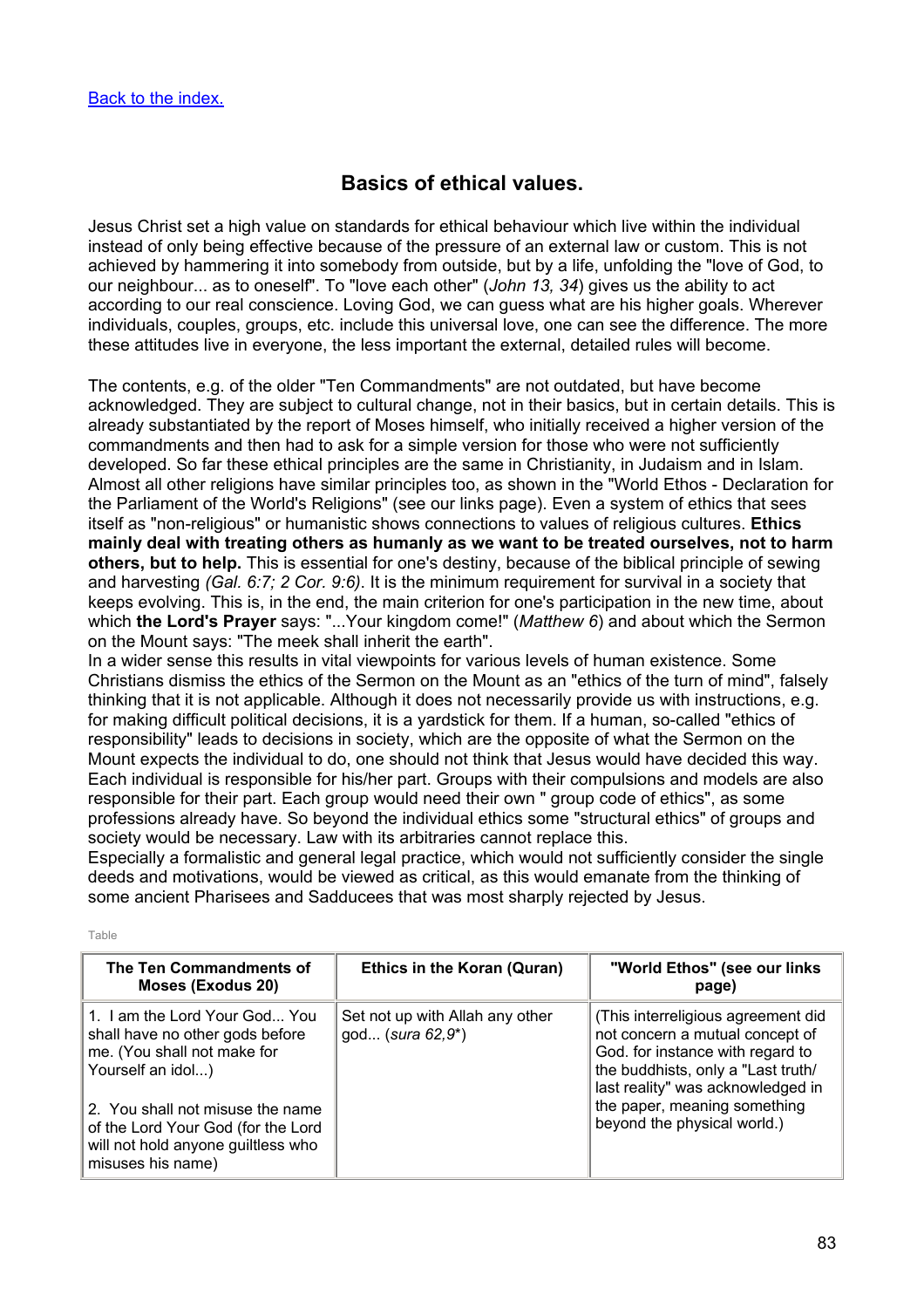[Back to the index.](#)

## Basics of ethical values.

Jesus Christ set a high value on standards for ethical behaviour which live within the individual instead of only being effective because of the pressure of an external law or custom. This is not achieved by hammering it into somebody from outside, but by a life, unfolding the "love of God, to our neighbour... as to oneself". To "love each other" (*John 13, 34*) gives us the ability to act according to our real conscience. Loving God, we can guess what are his higher goals. Wherever individuals, couples, groups, etc. include this universal love, one can see the difference. The more these attitudes live in everyone, the less important the external, detailed rules will become.

The contents, e.g. of the older "Ten Commandments" are not outdated, but have become acknowledged. They are subject to cultural change, not in their basics, but in certain details. This is already substantiated by the report of Moses himself, who initially received a higher version of the commandments and then had to ask for a simple version for those who were not sufficiently developed. So far these ethical principles are the same in Christianity, in Judaism and in Islam. Almost all other religions have similar principles too, as shown in the "World Ethos - Declaration for the Parliament of the World's Religions" (see our links page). Even a system of ethics that sees itself as "non-religious" or humanistic shows connections to values of religious cultures. **Ethics mainly deal with treating others as humanly as we want to be treated ourselves, not to harm others, but to help.** This is essential for one's destiny, because of the biblical principle of sewing and harvesting *(Gal. 6:7; 2 Cor. 9:6)*. It is the minimum requirement for survival in a society that keeps evolving. This is, in the end, the main criterion for one's participation in the new time, about which **the Lord's Prayer** says: "...Your kingdom come!" (*Matthew 6*) and about which the Sermon on the Mount says: "The meek shall inherit the earth".

In a wider sense this results in vital viewpoints for various levels of human existence. Some Christians dismiss the ethics of the Sermon on the Mount as an "ethics of the turn of mind", falsely thinking that it is not applicable. Although it does not necessarily provide us with instructions, e.g. for making difficult political decisions, it is a yardstick for them. If a human, so-called "ethics of responsibility" leads to decisions in society, which are the opposite of what the Sermon on the Mount expects the individual to do, one should not think that Jesus would have decided this way. Each individual is responsible for his/her part. Groups with their compulsions and models are also responsible for their part. Each group would need their own " group code of ethics", as some professions already have. So beyond the individual ethics some "structural ethics" of groups and society would be necessary. Law with its arbitraries cannot replace this.

Especially a formalistic and general legal practice, which would not sufficiently consider the single deeds and motivations, would be viewed as critical, as this would emanate from the thinking of some ancient Pharisees and Sadducees that was most sharply rejected by Jesus.

Table

| The Ten Commandments of Moses (Exodus 20) | Ethics in the Koran (Quran) | "World Ethos" (see our links page) |
|---|---|---|
| 1. I am the Lord Your God... You shall have no other gods before me. (You shall not make for Yourself an idol...)<br><br>2. You shall not misuse the name of the Lord Your God (for the Lord will not hold anyone guiltless who misuses his name) | Set not up with Allah any other god... (*sura 62,9\**) | (This interreligious agreement did not concern a mutual concept of God. for instance with regard to the buddhists, only a "Last truth/ last reality" was acknowledged in the paper, meaning something beyond the physical world.) |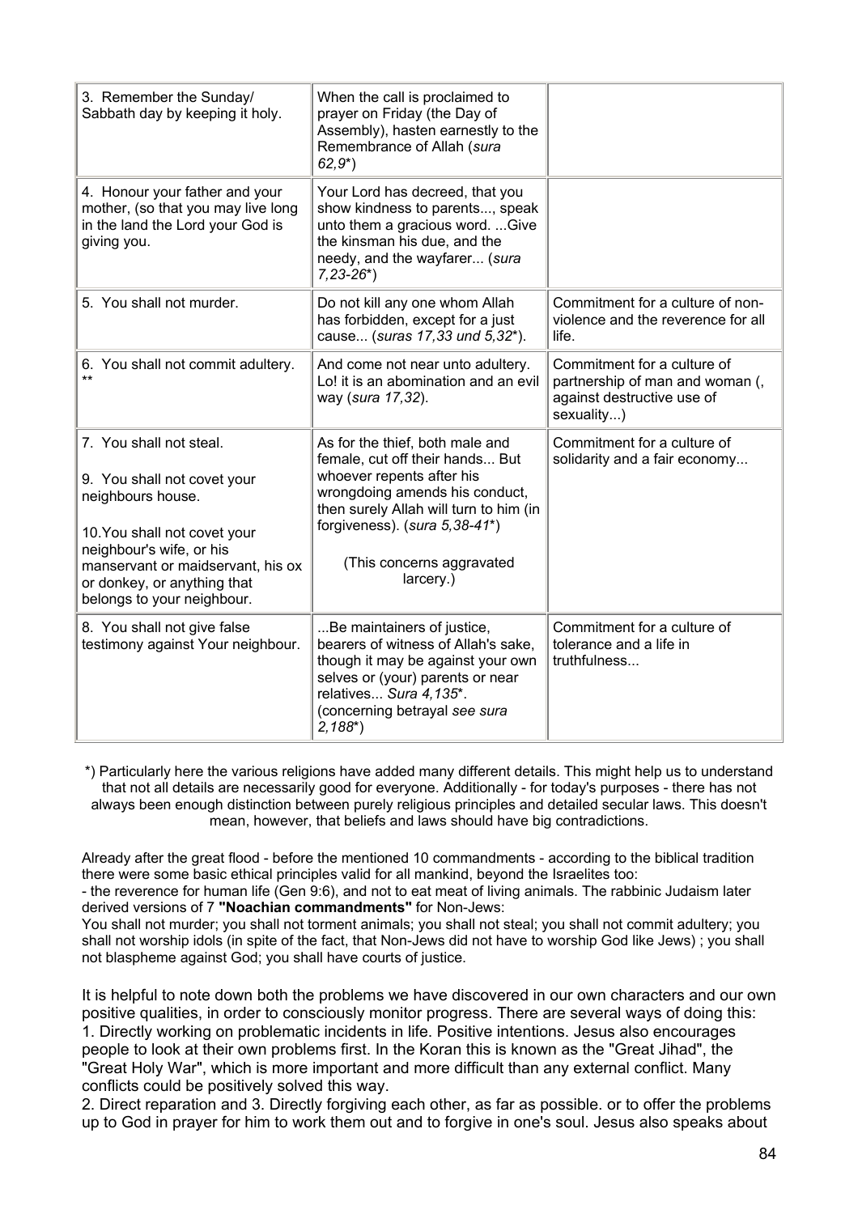| | | |
|---|---|---|
| 3. Remember the Sunday/ Sabbath day by keeping it holy. | When the call is proclaimed to prayer on Friday (the Day of Assembly), hasten earnestly to the Remembrance of Allah (*sura 62,9**) | |
| 4. Honour your father and your mother, (so that you may live long in the land the Lord your God is giving you. | Your Lord has decreed, that you show kindness to parents..., speak unto them a gracious word. ...Give the kinsman his due, and the needy, and the wayfarer... (*sura 7,23-26**) | |
| 5. You shall not murder. | Do not kill any one whom Allah has forbidden, except for a just cause... (*suras 17,33 und 5,32**). | Commitment for a culture of non-violence and the reverence for all life. |
| 6. You shall not commit adultery. ** | And come not near unto adultery. Lo! it is an abomination and an evil way (*sura 17,32*). | Commitment for a culture of partnership of man and woman (, against destructive use of sexuality...) |
| 7. You shall not steal.<br><br>9. You shall not covet your neighbours house.<br><br>10.You shall not covet your neighbour's wife, or his manservant or maidservant, his ox or donkey, or anything that belongs to your neighbour. | As for the thief, both male and female, cut off their hands... But whoever repents after his wrongdoing amends his conduct, then surely Allah will turn to him (in forgiveness). (*sura 5,38-41**)<br><br>(This concerns aggravated larcery.) | Commitment for a culture of solidarity and a fair economy... |
| 8. You shall not give false testimony against Your neighbour. | ...Be maintainers of justice, bearers of witness of Allah's sake, though it may be against your own selves or (your) parents or near relatives... *Sura 4,135**. (concerning betrayal *see sura 2,188**) | Commitment for a culture of tolerance and a life in truthfulness... |

*) Particularly here the various religions have added many different details. This might help us to understand that not all details are necessarily good for everyone. Additionally - for today's purposes - there has not always been enough distinction between purely religious principles and detailed secular laws. This doesn't mean, however, that beliefs and laws should have big contradictions.

Already after the great flood - before the mentioned 10 commandments - according to the biblical tradition there were some basic ethical principles valid for all mankind, beyond the Israelites too:
- the reverence for human life (Gen 9:6), and not to eat meat of living animals. The rabbinic Judaism later derived versions of 7 **"Noachian commandments"** for Non-Jews:
You shall not murder; you shall not torment animals; you shall not steal; you shall not commit adultery; you shall not worship idols (in spite of the fact, that Non-Jews did not have to worship God like Jews) ; you shall not blaspheme against God; you shall have courts of justice.

It is helpful to note down both the problems we have discovered in our own characters and our own positive qualities, in order to consciously monitor progress. There are several ways of doing this:
1. Directly working on problematic incidents in life. Positive intentions. Jesus also encourages people to look at their own problems first. In the Koran this is known as the "Great Jihad", the "Great Holy War", which is more important and more difficult than any external conflict. Many conflicts could be positively solved this way.
2. Direct reparation and 3. Directly forgiving each other, as far as possible. or to offer the problems up to God in prayer for him to work them out and to forgive in one's soul. Jesus also speaks about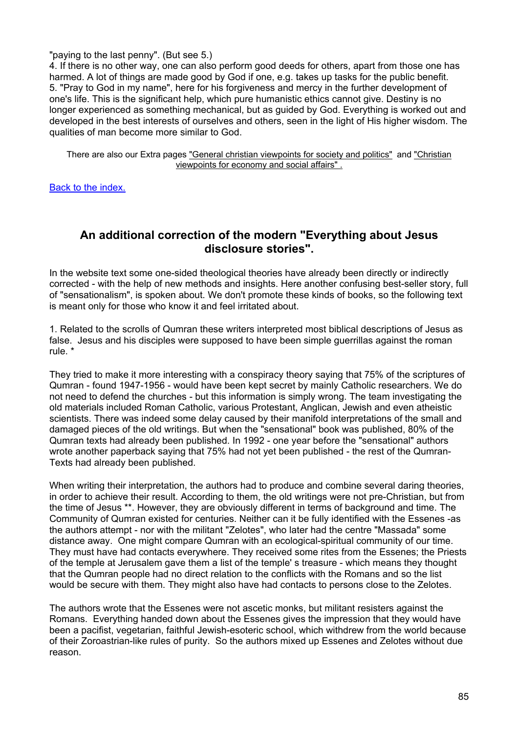"paying to the last penny". (But see 5.)

4. If there is no other way, one can also perform good deeds for others, apart from those one has harmed. A lot of things are made good by God if one, e.g. takes up tasks for the public benefit.

5. "Pray to God in my name", here for his forgiveness and mercy in the further development of one's life. This is the significant help, which pure humanistic ethics cannot give. Destiny is no longer experienced as something mechanical, but as guided by God. Everything is worked out and developed in the best interests of ourselves and others, seen in the light of His higher wisdom. The qualities of man become more similar to God.

There are also our Extra pages "General christian viewpoints for society and politics" and "Christian viewpoints for economy and social affairs" .

Back to the index.

## An additional correction of the modern "Everything about Jesus disclosure stories".

In the website text some one-sided theological theories have already been directly or indirectly corrected - with the help of new methods and insights. Here another confusing best-seller story, full of "sensationalism", is spoken about. We don't promote these kinds of books, so the following text is meant only for those who know it and feel irritated about.

1. Related to the scrolls of Qumran these writers interpreted most biblical descriptions of Jesus as false. Jesus and his disciples were supposed to have been simple guerrillas against the roman rule. *

They tried to make it more interesting with a conspiracy theory saying that 75% of the scriptures of Qumran - found 1947-1956 - would have been kept secret by mainly Catholic researchers. We do not need to defend the churches - but this information is simply wrong. The team investigating the old materials included Roman Catholic, various Protestant, Anglican, Jewish and even atheistic scientists. There was indeed some delay caused by their manifold interpretations of the small and damaged pieces of the old writings. But when the "sensational" book was published, 80% of the Qumran texts had already been published. In 1992 - one year before the "sensational" authors wrote another paperback saying that 75% had not yet been published - the rest of the Qumran-Texts had already been published.

When writing their interpretation, the authors had to produce and combine several daring theories, in order to achieve their result. According to them, the old writings were not pre-Christian, but from the time of Jesus **. However, they are obviously different in terms of background and time. The Community of Qumran existed for centuries. Neither can it be fully identified with the Essenes -as the authors attempt - nor with the militant "Zelotes", who later had the centre "Massada" some distance away. One might compare Qumran with an ecological-spiritual community of our time. They must have had contacts everywhere. They received some rites from the Essenes; the Priests of the temple at Jerusalem gave them a list of the temple' s treasure - which means they thought that the Qumran people had no direct relation to the conflicts with the Romans and so the list would be secure with them. They might also have had contacts to persons close to the Zelotes.

The authors wrote that the Essenes were not ascetic monks, but militant resisters against the Romans. Everything handed down about the Essenes gives the impression that they would have been a pacifist, vegetarian, faithful Jewish-esoteric school, which withdrew from the world because of their Zoroastrian-like rules of purity. So the authors mixed up Essenes and Zelotes without due reason.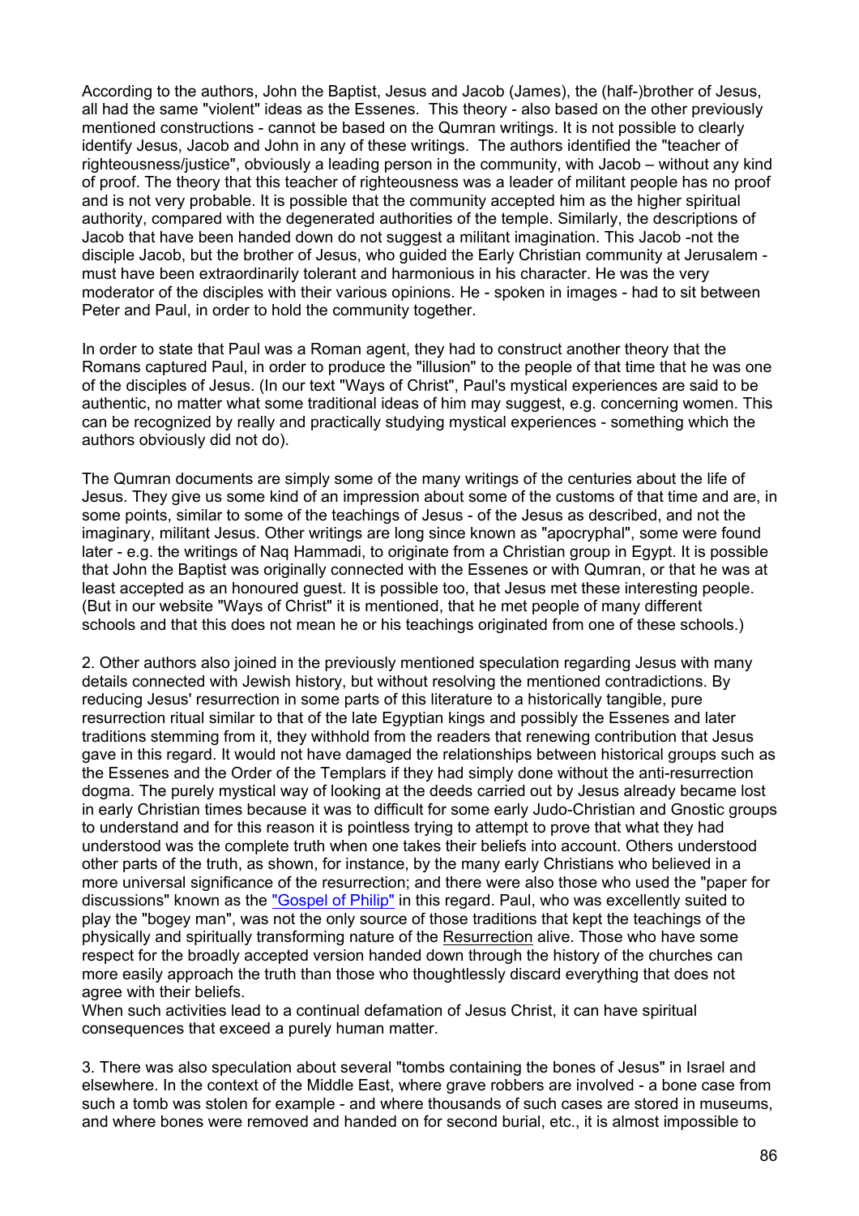According to the authors, John the Baptist, Jesus and Jacob (James), the (half-)brother of Jesus, all had the same "violent" ideas as the Essenes. This theory - also based on the other previously mentioned constructions - cannot be based on the Qumran writings. It is not possible to clearly identify Jesus, Jacob and John in any of these writings. The authors identified the "teacher of righteousness/justice", obviously a leading person in the community, with Jacob – without any kind of proof. The theory that this teacher of righteousness was a leader of militant people has no proof and is not very probable. It is possible that the community accepted him as the higher spiritual authority, compared with the degenerated authorities of the temple. Similarly, the descriptions of Jacob that have been handed down do not suggest a militant imagination. This Jacob -not the disciple Jacob, but the brother of Jesus, who guided the Early Christian community at Jerusalem - must have been extraordinarily tolerant and harmonious in his character. He was the very moderator of the disciples with their various opinions. He - spoken in images - had to sit between Peter and Paul, in order to hold the community together.

In order to state that Paul was a Roman agent, they had to construct another theory that the Romans captured Paul, in order to produce the "illusion" to the people of that time that he was one of the disciples of Jesus. (In our text "Ways of Christ", Paul's mystical experiences are said to be authentic, no matter what some traditional ideas of him may suggest, e.g. concerning women. This can be recognized by really and practically studying mystical experiences - something which the authors obviously did not do).

The Qumran documents are simply some of the many writings of the centuries about the life of Jesus. They give us some kind of an impression about some of the customs of that time and are, in some points, similar to some of the teachings of Jesus - of the Jesus as described, and not the imaginary, militant Jesus. Other writings are long since known as "apocryphal", some were found later - e.g. the writings of Naq Hammadi, to originate from a Christian group in Egypt. It is possible that John the Baptist was originally connected with the Essenes or with Qumran, or that he was at least accepted as an honoured guest. It is possible too, that Jesus met these interesting people. (But in our website "Ways of Christ" it is mentioned, that he met people of many different schools and that this does not mean he or his teachings originated from one of these schools.)

2. Other authors also joined in the previously mentioned speculation regarding Jesus with many details connected with Jewish history, but without resolving the mentioned contradictions. By reducing Jesus' resurrection in some parts of this literature to a historically tangible, pure resurrection ritual similar to that of the late Egyptian kings and possibly the Essenes and later traditions stemming from it, they withhold from the readers that renewing contribution that Jesus gave in this regard. It would not have damaged the relationships between historical groups such as the Essenes and the Order of the Templars if they had simply done without the anti-resurrection dogma. The purely mystical way of looking at the deeds carried out by Jesus already became lost in early Christian times because it was to difficult for some early Judo-Christian and Gnostic groups to understand and for this reason it is pointless trying to attempt to prove that what they had understood was the complete truth when one takes their beliefs into account. Others understood other parts of the truth, as shown, for instance, by the many early Christians who believed in a more universal significance of the resurrection; and there were also those who used the "paper for discussions" known as the "Gospel of Philip" in this regard. Paul, who was excellently suited to play the "bogey man", was not the only source of those traditions that kept the teachings of the physically and spiritually transforming nature of the Resurrection alive. Those who have some respect for the broadly accepted version handed down through the history of the churches can more easily approach the truth than those who thoughtlessly discard everything that does not agree with their beliefs.
When such activities lead to a continual defamation of Jesus Christ, it can have spiritual consequences that exceed a purely human matter.

3. There was also speculation about several "tombs containing the bones of Jesus" in Israel and elsewhere. In the context of the Middle East, where grave robbers are involved - a bone case from such a tomb was stolen for example - and where thousands of such cases are stored in museums, and where bones were removed and handed on for second burial, etc., it is almost impossible to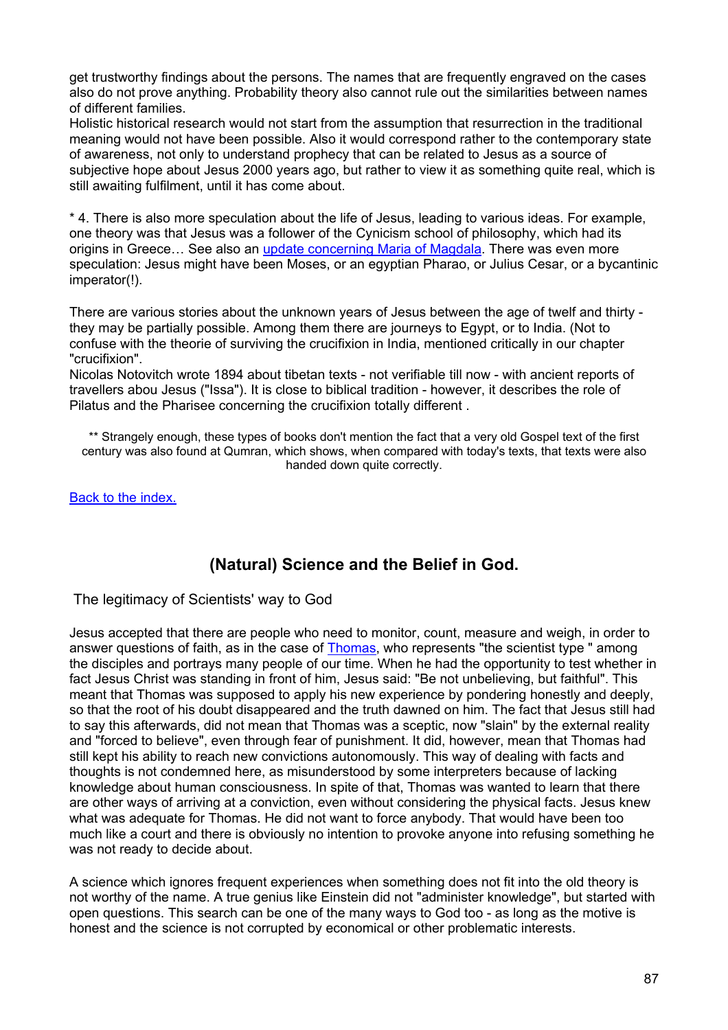get trustworthy findings about the persons. The names that are frequently engraved on the cases also do not prove anything. Probability theory also cannot rule out the similarities between names of different families.
Holistic historical research would not start from the assumption that resurrection in the traditional meaning would not have been possible. Also it would correspond rather to the contemporary state of awareness, not only to understand prophecy that can be related to Jesus as a source of subjective hope about Jesus 2000 years ago, but rather to view it as something quite real, which is still awaiting fulfilment, until it has come about.

* 4. There is also more speculation about the life of Jesus, leading to various ideas. For example, one theory was that Jesus was a follower of the Cynicism school of philosophy, which had its origins in Greece… See also an update concerning Maria of Magdala. There was even more speculation: Jesus might have been Moses, or an egyptian Pharao, or Julius Cesar, or a bycantinic imperator(!).

There are various stories about the unknown years of Jesus between the age of twelf and thirty - they may be partially possible. Among them there are journeys to Egypt, or to India. (Not to confuse with the theorie of surviving the crucifixion in India, mentioned critically in our chapter "crucifixion".
Nicolas Notovitch wrote 1894 about tibetan texts - not verifiable till now - with ancient reports of travellers abou Jesus ("Issa"). It is close to biblical tradition - however, it describes the role of Pilatus and the Pharisee concerning the crucifixion totally different .

** Strangely enough, these types of books don't mention the fact that a very old Gospel text of the first century was also found at Qumran, which shows, when compared with today's texts, that texts were also handed down quite correctly.

Back to the index.

## (Natural) Science and the Belief in God.

The legitimacy of Scientists' way to God

Jesus accepted that there are people who need to monitor, count, measure and weigh, in order to answer questions of faith, as in the case of Thomas, who represents "the scientist type " among the disciples and portrays many people of our time. When he had the opportunity to test whether in fact Jesus Christ was standing in front of him, Jesus said: "Be not unbelieving, but faithful". This meant that Thomas was supposed to apply his new experience by pondering honestly and deeply, so that the root of his doubt disappeared and the truth dawned on him. The fact that Jesus still had to say this afterwards, did not mean that Thomas was a sceptic, now "slain" by the external reality and "forced to believe", even through fear of punishment. It did, however, mean that Thomas had still kept his ability to reach new convictions autonomously. This way of dealing with facts and thoughts is not condemned here, as misunderstood by some interpreters because of lacking knowledge about human consciousness. In spite of that, Thomas was wanted to learn that there are other ways of arriving at a conviction, even without considering the physical facts. Jesus knew what was adequate for Thomas. He did not want to force anybody. That would have been too much like a court and there is obviously no intention to provoke anyone into refusing something he was not ready to decide about.

A science which ignores frequent experiences when something does not fit into the old theory is not worthy of the name. A true genius like Einstein did not "administer knowledge", but started with open questions. This search can be one of the many ways to God too - as long as the motive is honest and the science is not corrupted by economical or other problematic interests.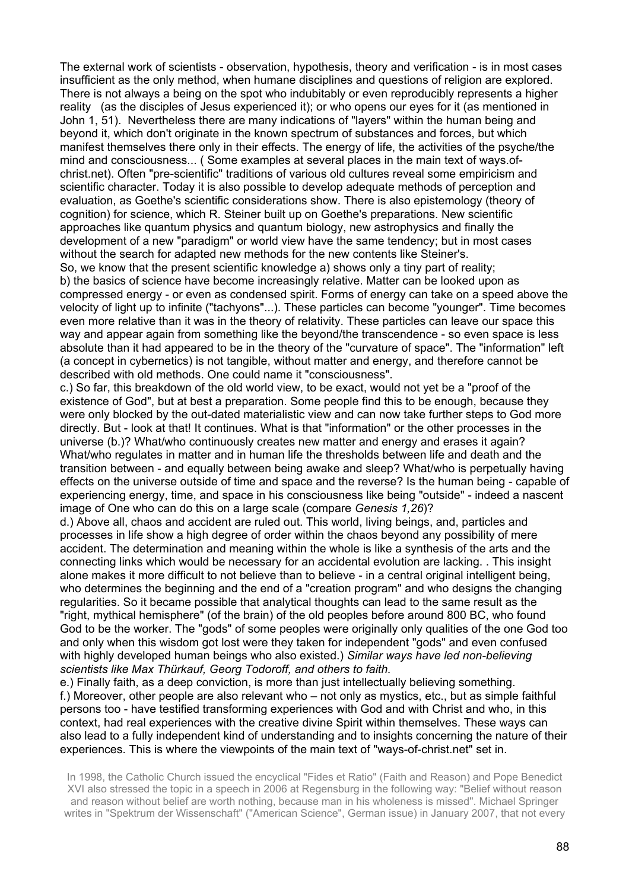The external work of scientists - observation, hypothesis, theory and verification - is in most cases insufficient as the only method, when humane disciplines and questions of religion are explored. There is not always a being on the spot who indubitably or even reproducibly represents a higher reality (as the disciples of Jesus experienced it); or who opens our eyes for it (as mentioned in John 1, 51). Nevertheless there are many indications of "layers" within the human being and beyond it, which don't originate in the known spectrum of substances and forces, but which manifest themselves there only in their effects. The energy of life, the activities of the psyche/the mind and consciousness... ( Some examples at several places in the main text of ways.of-christ.net). Often "pre-scientific" traditions of various old cultures reveal some empiricism and scientific character. Today it is also possible to develop adequate methods of perception and evaluation, as Goethe's scientific considerations show. There is also epistemology (theory of cognition) for science, which R. Steiner built up on Goethe's preparations. New scientific approaches like quantum physics and quantum biology, new astrophysics and finally the development of a new "paradigm" or world view have the same tendency; but in most cases without the search for adapted new methods for the new contents like Steiner's.

So, we know that the present scientific knowledge a) shows only a tiny part of reality;

b) the basics of science have become increasingly relative. Matter can be looked upon as compressed energy - or even as condensed spirit. Forms of energy can take on a speed above the velocity of light up to infinite ("tachyons"...). These particles can become "younger". Time becomes even more relative than it was in the theory of relativity. These particles can leave our space this way and appear again from something like the beyond/the transcendence - so even space is less absolute than it had appeared to be in the theory of the "curvature of space". The "information" left (a concept in cybernetics) is not tangible, without matter and energy, and therefore cannot be described with old methods. One could name it "consciousness".

c.) So far, this breakdown of the old world view, to be exact, would not yet be a "proof of the existence of God", but at best a preparation. Some people find this to be enough, because they were only blocked by the out-dated materialistic view and can now take further steps to God more directly. But - look at that! It continues. What is that "information" or the other processes in the universe (b.)? What/who continuously creates new matter and energy and erases it again? What/who regulates in matter and in human life the thresholds between life and death and the transition between - and equally between being awake and sleep? What/who is perpetually having effects on the universe outside of time and space and the reverse? Is the human being - capable of experiencing energy, time, and space in his consciousness like being "outside" - indeed a nascent image of One who can do this on a large scale (compare *Genesis 1,26*)?

d.) Above all, chaos and accident are ruled out. This world, living beings, and, particles and processes in life show a high degree of order within the chaos beyond any possibility of mere accident. The determination and meaning within the whole is like a synthesis of the arts and the connecting links which would be necessary for an accidental evolution are lacking. . This insight alone makes it more difficult to not believe than to believe - in a central original intelligent being, who determines the beginning and the end of a "creation program" and who designs the changing regularities. So it became possible that analytical thoughts can lead to the same result as the "right, mythical hemisphere" (of the brain) of the old peoples before around 800 BC, who found God to be the worker. The "gods" of some peoples were originally only qualities of the one God too and only when this wisdom got lost were they taken for independent "gods" and even confused with highly developed human beings who also existed.) *Similar ways have led non-believing scientists like Max Thürkauf, Georg Todoroff, and others to faith.*

e.) Finally faith, as a deep conviction, is more than just intellectually believing something.

f.) Moreover, other people are also relevant who – not only as mystics, etc., but as simple faithful persons too - have testified transforming experiences with God and with Christ and who, in this context, had real experiences with the creative divine Spirit within themselves. These ways can also lead to a fully independent kind of understanding and to insights concerning the nature of their experiences. This is where the viewpoints of the main text of "ways-of-christ.net" set in.

In 1998, the Catholic Church issued the encyclical "Fides et Ratio" (Faith and Reason) and Pope Benedict XVI also stressed the topic in a speech in 2006 at Regensburg in the following way: "Belief without reason and reason without belief are worth nothing, because man in his wholeness is missed". Michael Springer writes in "Spektrum der Wissenschaft" ("American Science", German issue) in January 2007, that not every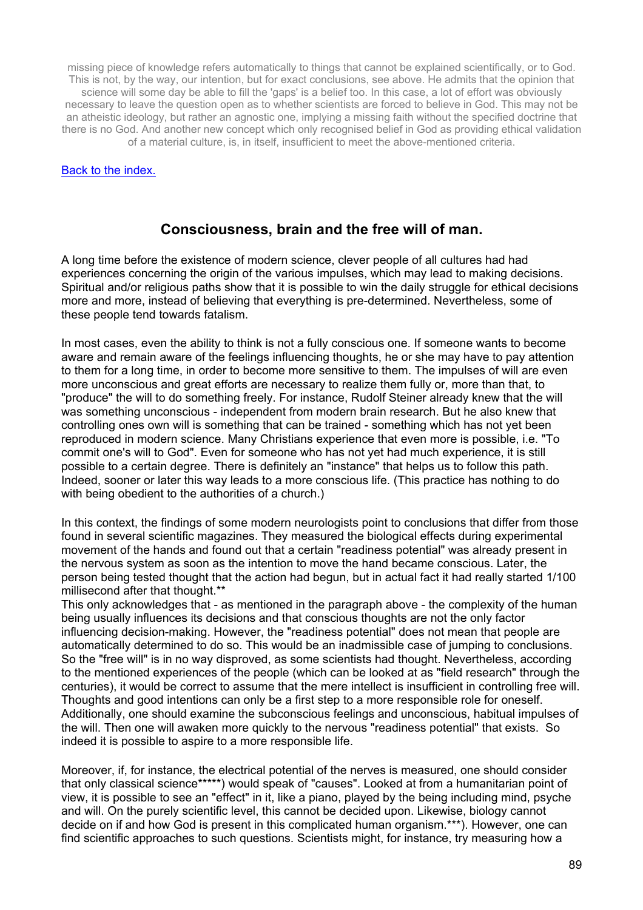missing piece of knowledge refers automatically to things that cannot be explained scientifically, or to God. This is not, by the way, our intention, but for exact conclusions, see above. He admits that the opinion that science will some day be able to fill the 'gaps' is a belief too. In this case, a lot of effort was obviously necessary to leave the question open as to whether scientists are forced to believe in God. This may not be an atheistic ideology, but rather an agnostic one, implying a missing faith without the specified doctrine that there is no God. And another new concept which only recognised belief in God as providing ethical validation of a material culture, is, in itself, insufficient to meet the above-mentioned criteria.

Back to the index.

## Consciousness, brain and the free will of man.

A long time before the existence of modern science, clever people of all cultures had had experiences concerning the origin of the various impulses, which may lead to making decisions. Spiritual and/or religious paths show that it is possible to win the daily struggle for ethical decisions more and more, instead of believing that everything is pre-determined. Nevertheless, some of these people tend towards fatalism.

In most cases, even the ability to think is not a fully conscious one. If someone wants to become aware and remain aware of the feelings influencing thoughts, he or she may have to pay attention to them for a long time, in order to become more sensitive to them. The impulses of will are even more unconscious and great efforts are necessary to realize them fully or, more than that, to "produce" the will to do something freely. For instance, Rudolf Steiner already knew that the will was something unconscious - independent from modern brain research. But he also knew that controlling ones own will is something that can be trained - something which has not yet been reproduced in modern science. Many Christians experience that even more is possible, i.e. "To commit one's will to God". Even for someone who has not yet had much experience, it is still possible to a certain degree. There is definitely an "instance" that helps us to follow this path. Indeed, sooner or later this way leads to a more conscious life. (This practice has nothing to do with being obedient to the authorities of a church.)

In this context, the findings of some modern neurologists point to conclusions that differ from those found in several scientific magazines. They measured the biological effects during experimental movement of the hands and found out that a certain "readiness potential" was already present in the nervous system as soon as the intention to move the hand became conscious. Later, the person being tested thought that the action had begun, but in actual fact it had really started 1/100 millisecond after that thought.**
This only acknowledges that - as mentioned in the paragraph above - the complexity of the human being usually influences its decisions and that conscious thoughts are not the only factor influencing decision-making. However, the "readiness potential" does not mean that people are automatically determined to do so. This would be an inadmissible case of jumping to conclusions. So the "free will" is in no way disproved, as some scientists had thought. Nevertheless, according to the mentioned experiences of the people (which can be looked at as "field research" through the centuries), it would be correct to assume that the mere intellect is insufficient in controlling free will. Thoughts and good intentions can only be a first step to a more responsible role for oneself. Additionally, one should examine the subconscious feelings and unconscious, habitual impulses of the will. Then one will awaken more quickly to the nervous "readiness potential" that exists. So indeed it is possible to aspire to a more responsible life.

Moreover, if, for instance, the electrical potential of the nerves is measured, one should consider that only classical science*****) would speak of "causes". Looked at from a humanitarian point of view, it is possible to see an "effect" in it, like a piano, played by the being including mind, psyche and will. On the purely scientific level, this cannot be decided upon. Likewise, biology cannot decide on if and how God is present in this complicated human organism.***). However, one can find scientific approaches to such questions. Scientists might, for instance, try measuring how a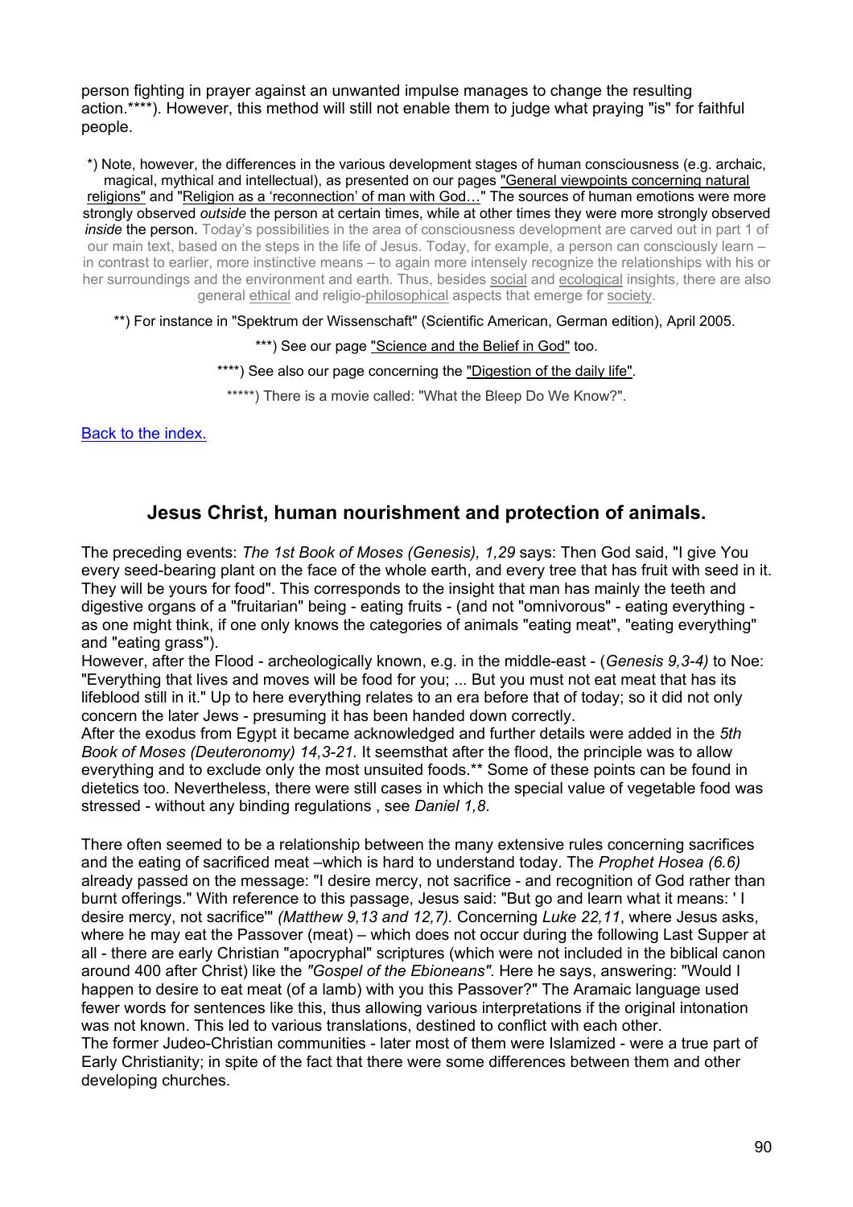person fighting in prayer against an unwanted impulse manages to change the resulting action.****). However, this method will still not enable them to judge what praying "is" for faithful people.

*) Note, however, the differences in the various development stages of human consciousness (e.g. archaic, magical, mythical and intellectual), as presented on our pages "General viewpoints concerning natural religions" and "Religion as a 'reconnection' of man with God…" The sources of human emotions were more strongly observed *outside* the person at certain times, while at other times they were more strongly observed *inside* the person. Today's possibilities in the area of consciousness development are carved out in part 1 of our main text, based on the steps in the life of Jesus. Today, for example, a person can consciously learn – in contrast to earlier, more instinctive means – to again more intensely recognize the relationships with his or her surroundings and the environment and earth. Thus, besides social and ecological insights, there are also general ethical and religio-philosophical aspects that emerge for society.

**) For instance in "Spektrum der Wissenschaft" (Scientific American, German edition), April 2005.

***) See our page "Science and the Belief in God" too.

****) See also our page concerning the "Digestion of the daily life".

*****) There is a movie called: "What the Bleep Do We Know?".

Back to the index.

## Jesus Christ, human nourishment and protection of animals.

The preceding events: *The 1st Book of Moses (Genesis), 1,29* says: Then God said, "I give You every seed-bearing plant on the face of the whole earth, and every tree that has fruit with seed in it. They will be yours for food". This corresponds to the insight that man has mainly the teeth and digestive organs of a "fruitarian" being - eating fruits - (and not "omnivorous" - eating everything - as one might think, if one only knows the categories of animals "eating meat", "eating everything" and "eating grass").
However, after the Flood - archeologically known, e.g. in the middle-east - (*Genesis 9,3-4)* to Noe: "Everything that lives and moves will be food for you; ... But you must not eat meat that has its lifeblood still in it." Up to here everything relates to an era before that of today; so it did not only concern the later Jews - presuming it has been handed down correctly.
After the exodus from Egypt it became acknowledged and further details were added in the *5th Book of Moses (Deuteronomy) 14,3-21.* It seemsthat after the flood, the principle was to allow everything and to exclude only the most unsuited foods.** Some of these points can be found in dietetics too. Nevertheless, there were still cases in which the special value of vegetable food was stressed - without any binding regulations , see *Daniel 1,8*.

There often seemed to be a relationship between the many extensive rules concerning sacrifices and the eating of sacrificed meat –which is hard to understand today. The *Prophet Hosea (6.6)* already passed on the message: "I desire mercy, not sacrifice - and recognition of God rather than burnt offerings." With reference to this passage, Jesus said: "But go and learn what it means: ' I desire mercy, not sacrifice'" *(Matthew 9,13 and 12,7).* Concerning *Luke 22,11*, where Jesus asks, where he may eat the Passover (meat) – which does not occur during the following Last Supper at all - there are early Christian "apocryphal" scriptures (which were not included in the biblical canon around 400 after Christ) like the *"Gospel of the Ebioneans"*. Here he says, answering: "Would I happen to desire to eat meat (of a lamb) with you this Passover?" The Aramaic language used fewer words for sentences like this, thus allowing various interpretations if the original intonation was not known. This led to various translations, destined to conflict with each other.
The former Judeo-Christian communities - later most of them were Islamized - were a true part of Early Christianity; in spite of the fact that there were some differences between them and other developing churches.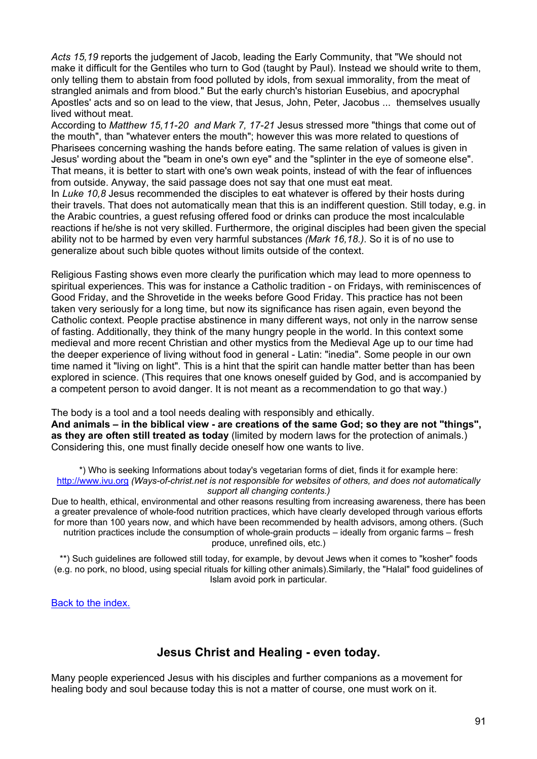*Acts 15,19* reports the judgement of Jacob, leading the Early Community, that "We should not make it difficult for the Gentiles who turn to God (taught by Paul). Instead we should write to them, only telling them to abstain from food polluted by idols, from sexual immorality, from the meat of strangled animals and from blood." But the early church's historian Eusebius, and apocryphal Apostles' acts and so on lead to the view, that Jesus, John, Peter, Jacobus ... themselves usually lived without meat.
According to *Matthew 15,11-20 and Mark 7, 17-21* Jesus stressed more "things that come out of the mouth", than "whatever enters the mouth"; however this was more related to questions of Pharisees concerning washing the hands before eating. The same relation of values is given in Jesus' wording about the "beam in one's own eye" and the "splinter in the eye of someone else". That means, it is better to start with one's own weak points, instead of with the fear of influences from outside. Anyway, the said passage does not say that one must eat meat.
In *Luke 10,8* Jesus recommended the disciples to eat whatever is offered by their hosts during their travels. That does not automatically mean that this is an indifferent question. Still today, e.g. in the Arabic countries, a guest refusing offered food or drinks can produce the most incalculable reactions if he/she is not very skilled. Furthermore, the original disciples had been given the special ability not to be harmed by even very harmful substances *(Mark 16,18.)*. So it is of no use to generalize about such bible quotes without limits outside of the context.

Religious Fasting shows even more clearly the purification which may lead to more openness to spiritual experiences. This was for instance a Catholic tradition - on Fridays, with reminiscences of Good Friday, and the Shrovetide in the weeks before Good Friday. This practice has not been taken very seriously for a long time, but now its significance has risen again, even beyond the Catholic context. People practise abstinence in many different ways, not only in the narrow sense of fasting. Additionally, they think of the many hungry people in the world. In this context some medieval and more recent Christian and other mystics from the Medieval Age up to our time had the deeper experience of living without food in general - Latin: "inedia". Some people in our own time named it "living on light". This is a hint that the spirit can handle matter better than has been explored in science. (This requires that one knows oneself guided by God, and is accompanied by a competent person to avoid danger. It is not meant as a recommendation to go that way.)

The body is a tool and a tool needs dealing with responsibly and ethically.
**And animals – in the biblical view - are creations of the same God; so they are not "things", as they are often still treated as today** (limited by modern laws for the protection of animals.) Considering this, one must finally decide oneself how one wants to live.

*) Who is seeking Informations about today's vegetarian forms of diet, finds it for example here: http://www.ivu.org *(Ways-of-christ.net is not responsible for websites of others, and does not automatically support all changing contents.)*
Due to health, ethical, environmental and other reasons resulting from increasing awareness, there has been a greater prevalence of whole-food nutrition practices, which have clearly developed through various efforts for more than 100 years now, and which have been recommended by health advisors, among others. (Such nutrition practices include the consumption of whole-grain products – ideally from organic farms – fresh produce, unrefined oils, etc.)

**) Such guidelines are followed still today, for example, by devout Jews when it comes to "kosher" foods (e.g. no pork, no blood, using special rituals for killing other animals).Similarly, the "Halal" food guidelines of Islam avoid pork in particular.

Back to the index.

## Jesus Christ and Healing - even today.

Many people experienced Jesus with his disciples and further companions as a movement for healing body and soul because today this is not a matter of course, one must work on it.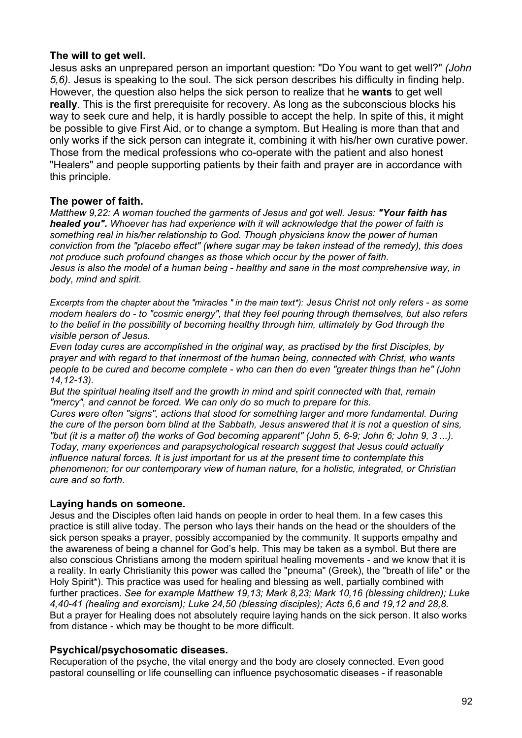### The will to get well.

Jesus asks an unprepared person an important question: "Do You want to get well?" *(John 5,6).* Jesus is speaking to the soul. The sick person describes his difficulty in finding help. However, the question also helps the sick person to realize that he **wants** to get well **really**. This is the first prerequisite for recovery. As long as the subconscious blocks his way to seek cure and help, it is hardly possible to accept the help. In spite of this, it might be possible to give First Aid, or to change a symptom. But Healing is more than that and only works if the sick person can integrate it, combining it with his/her own curative power. Those from the medical professions who co-operate with the patient and also honest "Healers" and people supporting patients by their faith and prayer are in accordance with this principle.

### The power of faith.

*Matthew 9,22: A woman touched the garments of Jesus and got well. Jesus:* ***"Your faith has healed you".*** *Whoever has had experience with it will acknowledge that the power of faith is something real in his/her relationship to God. Though physicians know the power of human conviction from the "placebo effect" (where sugar may be taken instead of the remedy), this does not produce such profound changes as those which occur by the power of faith.*
*Jesus is also the model of a human being - healthy and sane in the most comprehensive way, in body, mind and spirit.*

*Excerpts from the chapter about the "miracles " in the main text\*): Jesus Christ not only refers - as some modern healers do - to "cosmic energy", that they feel pouring through themselves, but also refers to the belief in the possibility of becoming healthy through him, ultimately by God through the visible person of Jesus.*
*Even today cures are accomplished in the original way, as practised by the first Disciples, by prayer and with regard to that innermost of the human being, connected with Christ, who wants people to be cured and become complete - who can then do even "greater things than he" (John 14,12-13).*
*But the spiritual healing itself and the growth in mind and spirit connected with that, remain "mercy", and cannot be forced. We can only do so much to prepare for this.*
*Cures were often "signs", actions that stood for something larger and more fundamental. During the cure of the person born blind at the Sabbath, Jesus answered that it is not a question of sins, "but (it is a matter of) the works of God becoming apparent" (John 5, 6-9; John 6; John 9, 3 ...). Today, many experiences and parapsychological research suggest that Jesus could actually influence natural forces. It is just important for us at the present time to contemplate this phenomenon; for our contemporary view of human nature, for a holistic, integrated, or Christian cure and so forth.*

### Laying hands on someone.

Jesus and the Disciples often laid hands on people in order to heal them. In a few cases this practice is still alive today. The person who lays their hands on the head or the shoulders of the sick person speaks a prayer, possibly accompanied by the community. It supports empathy and the awareness of being a channel for God's help. This may be taken as a symbol. But there are also conscious Christians among the modern spiritual healing movements - and we know that it is a reality. In early Christianity this power was called the "pneuma" (Greek), the "breath of life" or the Holy Spirit\*). This practice was used for healing and blessing as well, partially combined with further practices. *See for example Matthew 19,13; Mark 8,23; Mark 10,16 (blessing children); Luke 4,40-41 (healing and exorcism); Luke 24,50 (blessing disciples); Acts 6,6 and 19,12 and 28,8.*
But a prayer for Healing does not absolutely require laying hands on the sick person. It also works from distance - which may be thought to be more difficult.

### Psychical/psychosomatic diseases.

Recuperation of the psyche, the vital energy and the body are closely connected. Even good pastoral counselling or life counselling can influence psychosomatic diseases - if reasonable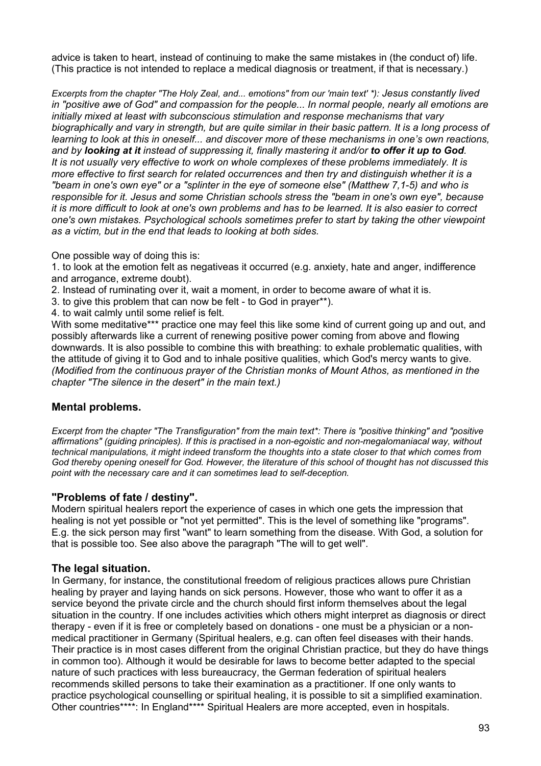advice is taken to heart, instead of continuing to make the same mistakes in (the conduct of) life. (This practice is not intended to replace a medical diagnosis or treatment, if that is necessary.)

*Excerpts from the chapter "The Holy Zeal, and... emotions" from our 'main text' \*): Jesus constantly lived in "positive awe of God" and compassion for the people... In normal people, nearly all emotions are initially mixed at least with subconscious stimulation and response mechanisms that vary biographically and vary in strength, but are quite similar in their basic pattern. It is a long process of learning to look at this in oneself... and discover more of these mechanisms in one's own reactions, and by* ***looking at it*** *instead of suppressing it, finally mastering it and/or* ***to offer it up to God****. It is not usually very effective to work on whole complexes of these problems immediately. It is more effective to first search for related occurrences and then try and distinguish whether it is a "beam in one's own eye" or a "splinter in the eye of someone else" (Matthew 7,1-5) and who is responsible for it. Jesus and some Christian schools stress the "beam in one's own eye", because it is more difficult to look at one's own problems and has to be learned. It is also easier to correct one's own mistakes. Psychological schools sometimes prefer to start by taking the other viewpoint as a victim, but in the end that leads to looking at both sides.*

One possible way of doing this is:

1. to look at the emotion felt as negativeas it occurred (e.g. anxiety, hate and anger, indifference and arrogance, extreme doubt).
2. Instead of ruminating over it, wait a moment, in order to become aware of what it is.
3. to give this problem that can now be felt - to God in prayer**).
4. to wait calmly until some relief is felt.

With some meditative*** practice one may feel this like some kind of current going up and out, and possibly afterwards like a current of renewing positive power coming from above and flowing downwards. It is also possible to combine this with breathing: to exhale problematic qualities, with the attitude of giving it to God and to inhale positive qualities, which God's mercy wants to give. *(Modified from the continuous prayer of the Christian monks of Mount Athos, as mentioned in the chapter "The silence in the desert" in the main text.)*

## Mental problems.

*Excerpt from the chapter "The Transfiguration" from the main text\*: There is "positive thinking" and "positive affirmations" (guiding principles). If this is practised in a non-egoistic and non-megalomaniacal way, without technical manipulations, it might indeed transform the thoughts into a state closer to that which comes from God thereby opening oneself for God. However, the literature of this school of thought has not discussed this point with the necessary care and it can sometimes lead to self-deception.*

## "Problems of fate / destiny".

Modern spiritual healers report the experience of cases in which one gets the impression that healing is not yet possible or "not yet permitted". This is the level of something like "programs". E.g. the sick person may first "want" to learn something from the disease. With God, a solution for that is possible too. See also above the paragraph "The will to get well".

## The legal situation.

In Germany, for instance, the constitutional freedom of religious practices allows pure Christian healing by prayer and laying hands on sick persons. However, those who want to offer it as a service beyond the private circle and the church should first inform themselves about the legal situation in the country. If one includes activities which others might interpret as diagnosis or direct therapy - even if it is free or completely based on donations - one must be a physician or a non-medical practitioner in Germany (Spiritual healers, e.g. can often feel diseases with their hands. Their practice is in most cases different from the original Christian practice, but they do have things in common too). Although it would be desirable for laws to become better adapted to the special nature of such practices with less bureaucracy, the German federation of spiritual healers recommends skilled persons to take their examination as a practitioner. If one only wants to practice psychological counselling or spiritual healing, it is possible to sit a simplified examination. Other countries****: In England**** Spiritual Healers are more accepted, even in hospitals.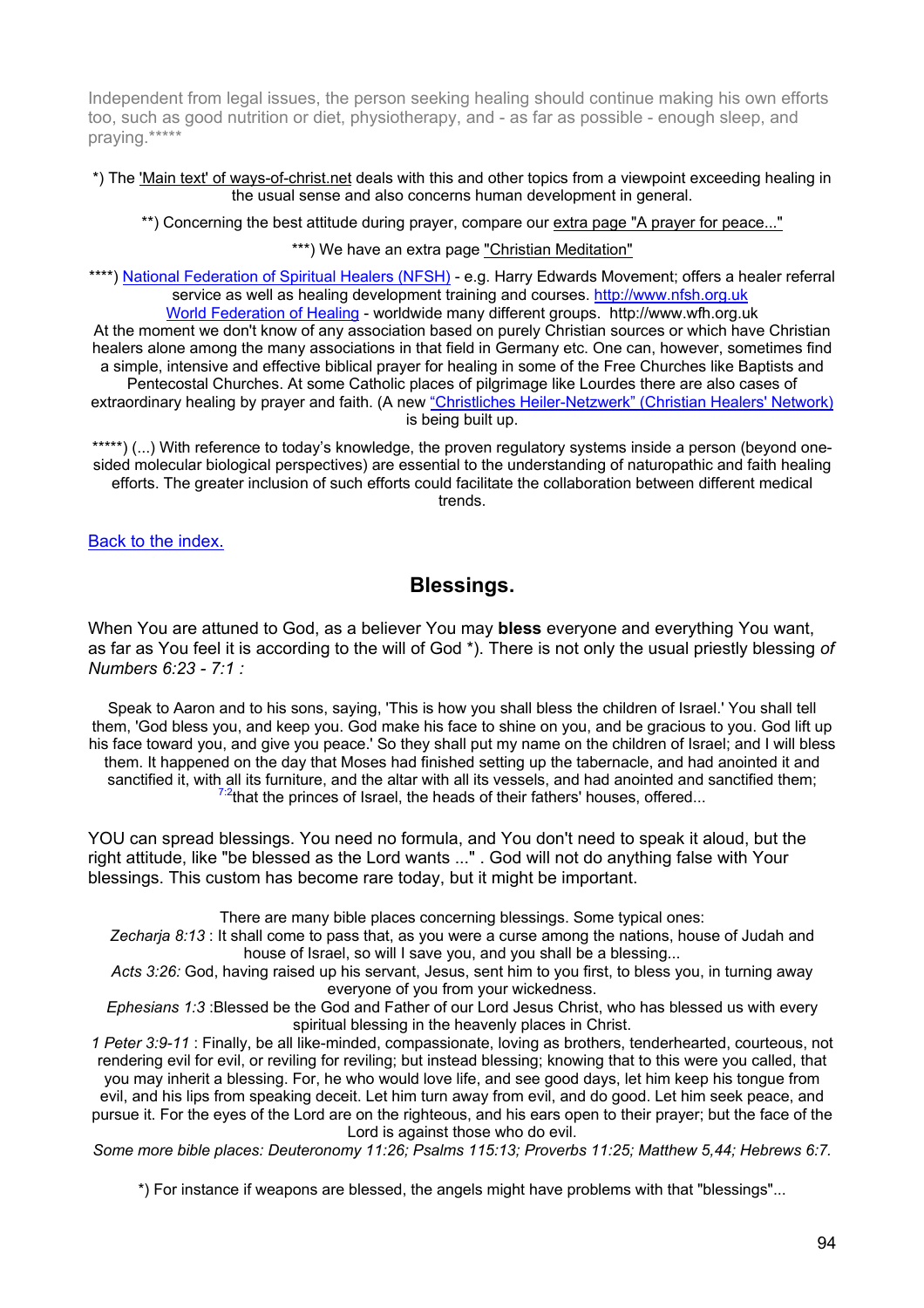Independent from legal issues, the person seeking healing should continue making his own efforts too, such as good nutrition or diet, physiotherapy, and - as far as possible - enough sleep, and praying.*****

*) The 'Main text' of ways-of-christ.net deals with this and other topics from a viewpoint exceeding healing in the usual sense and also concerns human development in general.

**) Concerning the best attitude during prayer, compare our extra page "A prayer for peace..."

***) We have an extra page "Christian Meditation"

****) National Federation of Spiritual Healers (NFSH) - e.g. Harry Edwards Movement; offers a healer referral service as well as healing development training and courses. http://www.nfsh.org.uk
World Federation of Healing - worldwide many different groups. http://www.wfh.org.uk
At the moment we don't know of any association based on purely Christian sources or which have Christian healers alone among the many associations in that field in Germany etc. One can, however, sometimes find a simple, intensive and effective biblical prayer for healing in some of the Free Churches like Baptists and Pentecostal Churches. At some Catholic places of pilgrimage like Lourdes there are also cases of extraordinary healing by prayer and faith. (A new "Christliches Heiler-Netzwerk" (Christian Healers' Network) is being built up.

*****) (...) With reference to today's knowledge, the proven regulatory systems inside a person (beyond one-sided molecular biological perspectives) are essential to the understanding of naturopathic and faith healing efforts. The greater inclusion of such efforts could facilitate the collaboration between different medical trends.

Back to the index.

## Blessings.

When You are attuned to God, as a believer You may **bless** everyone and everything You want, as far as You feel it is according to the will of God *). There is not only the usual priestly blessing *of Numbers 6:23 - 7:1 :*

Speak to Aaron and to his sons, saying, 'This is how you shall bless the children of Israel.' You shall tell them, 'God bless you, and keep you. God make his face to shine on you, and be gracious to you. God lift up his face toward you, and give you peace.' So they shall put my name on the children of Israel; and I will bless them. It happened on the day that Moses had finished setting up the tabernacle, and had anointed it and sanctified it, with all its furniture, and the altar with all its vessels, and had anointed and sanctified them; [7:2]that the princes of Israel, the heads of their fathers' houses, offered...

YOU can spread blessings. You need no formula, and You don't need to speak it aloud, but the right attitude, like "be blessed as the Lord wants ..." . God will not do anything false with Your blessings. This custom has become rare today, but it might be important.

There are many bible places concerning blessings. Some typical ones:
*Zecharja 8:13* : It shall come to pass that, as you were a curse among the nations, house of Judah and house of Israel, so will I save you, and you shall be a blessing...
*Acts 3:26:* God, having raised up his servant, Jesus, sent him to you first, to bless you, in turning away everyone of you from your wickedness.
*Ephesians 1:3* :Blessed be the God and Father of our Lord Jesus Christ, who has blessed us with every spiritual blessing in the heavenly places in Christ.
*1 Peter 3:9-11* : Finally, be all like-minded, compassionate, loving as brothers, tenderhearted, courteous, not rendering evil for evil, or reviling for reviling; but instead blessing; knowing that to this were you called, that you may inherit a blessing. For, he who would love life, and see good days, let him keep his tongue from evil, and his lips from speaking deceit. Let him turn away from evil, and do good. Let him seek peace, and pursue it. For the eyes of the Lord are on the righteous, and his ears open to their prayer; but the face of the Lord is against those who do evil.
*Some more bible places: Deuteronomy 11:26; Psalms 115:13; Proverbs 11:25; Matthew 5,44; Hebrews 6:7.*

*) For instance if weapons are blessed, the angels might have problems with that "blessings"...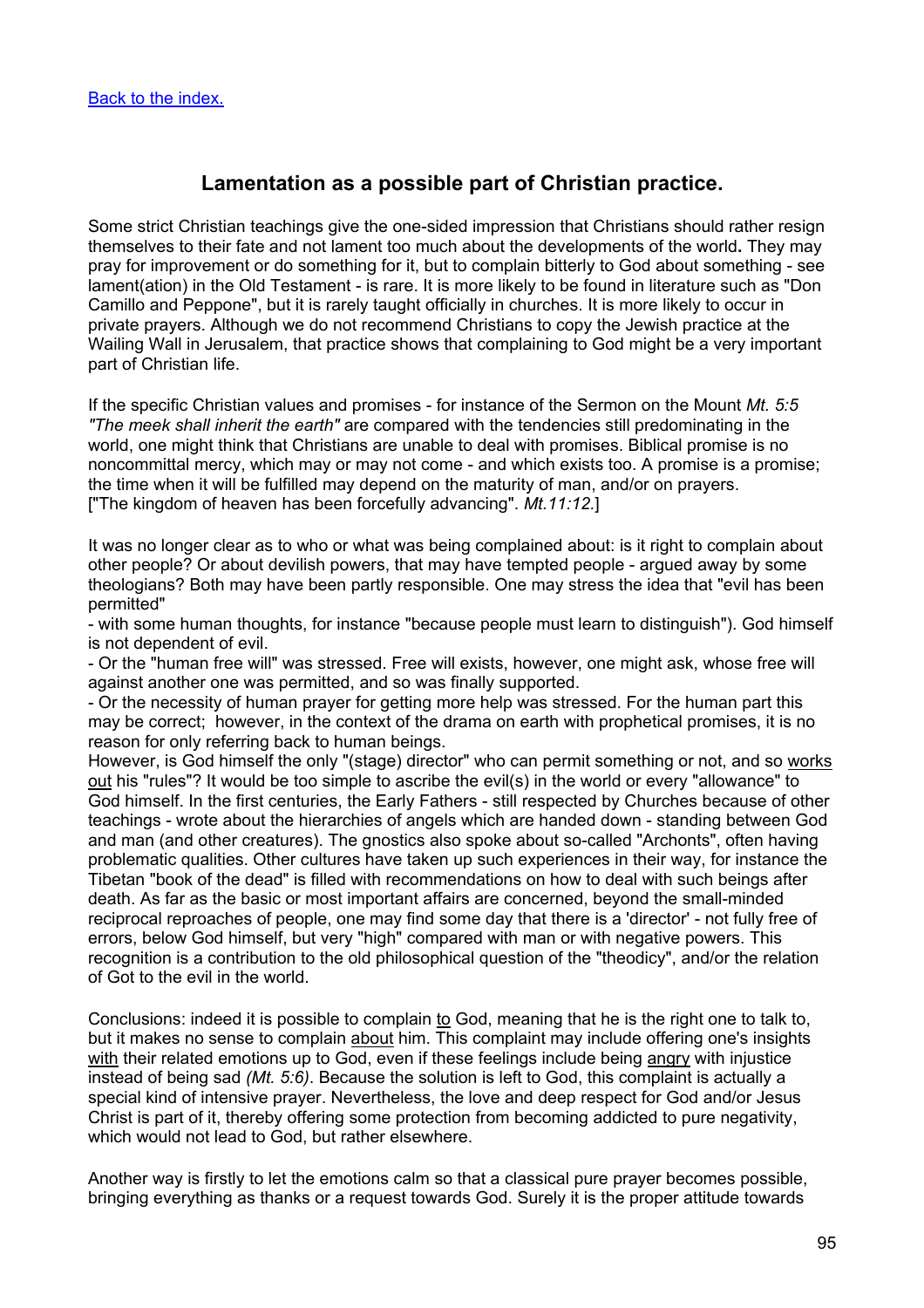[Back to the index.](#)

## Lamentation as a possible part of Christian practice.

Some strict Christian teachings give the one-sided impression that Christians should rather resign themselves to their fate and not lament too much about the developments of the world**.** They may pray for improvement or do something for it, but to complain bitterly to God about something - see lament(ation) in the Old Testament - is rare. It is more likely to be found in literature such as "Don Camillo and Peppone", but it is rarely taught officially in churches. It is more likely to occur in private prayers. Although we do not recommend Christians to copy the Jewish practice at the Wailing Wall in Jerusalem, that practice shows that complaining to God might be a very important part of Christian life.

If the specific Christian values and promises - for instance of the Sermon on the Mount *Mt. 5:5 "The meek shall inherit the earth"* are compared with the tendencies still predominating in the world, one might think that Christians are unable to deal with promises. Biblical promise is no noncommittal mercy, which may or may not come - and which exists too. A promise is a promise; the time when it will be fulfilled may depend on the maturity of man, and/or on prayers.
["The kingdom of heaven has been forcefully advancing". *Mt.11:12.*]

It was no longer clear as to who or what was being complained about: is it right to complain about other people? Or about devilish powers, that may have tempted people - argued away by some theologians? Both may have been partly responsible. One may stress the idea that "evil has been permitted"
- with some human thoughts, for instance "because people must learn to distinguish"). God himself is not dependent of evil.
- Or the "human free will" was stressed. Free will exists, however, one might ask, whose free will against another one was permitted, and so was finally supported.
- Or the necessity of human prayer for getting more help was stressed. For the human part this may be correct; however, in the context of the drama on earth with prophetical promises, it is no reason for only referring back to human beings.

However, is God himself the only "(stage) director" who can permit something or not, and so works out his "rules"? It would be too simple to ascribe the evil(s) in the world or every "allowance" to God himself. In the first centuries, the Early Fathers - still respected by Churches because of other teachings - wrote about the hierarchies of angels which are handed down - standing between God and man (and other creatures). The gnostics also spoke about so-called "Archonts", often having problematic qualities. Other cultures have taken up such experiences in their way, for instance the Tibetan "book of the dead" is filled with recommendations on how to deal with such beings after death. As far as the basic or most important affairs are concerned, beyond the small-minded reciprocal reproaches of people, one may find some day that there is a 'director' - not fully free of errors, below God himself, but very "high" compared with man or with negative powers. This recognition is a contribution to the old philosophical question of the "theodicy", and/or the relation of Got to the evil in the world.

Conclusions: indeed it is possible to complain to God, meaning that he is the right one to talk to, but it makes no sense to complain about him. This complaint may include offering one's insights with their related emotions up to God, even if these feelings include being angry with injustice instead of being sad *(Mt. 5:6)*. Because the solution is left to God, this complaint is actually a special kind of intensive prayer. Nevertheless, the love and deep respect for God and/or Jesus Christ is part of it, thereby offering some protection from becoming addicted to pure negativity, which would not lead to God, but rather elsewhere.

Another way is firstly to let the emotions calm so that a classical pure prayer becomes possible, bringing everything as thanks or a request towards God. Surely it is the proper attitude towards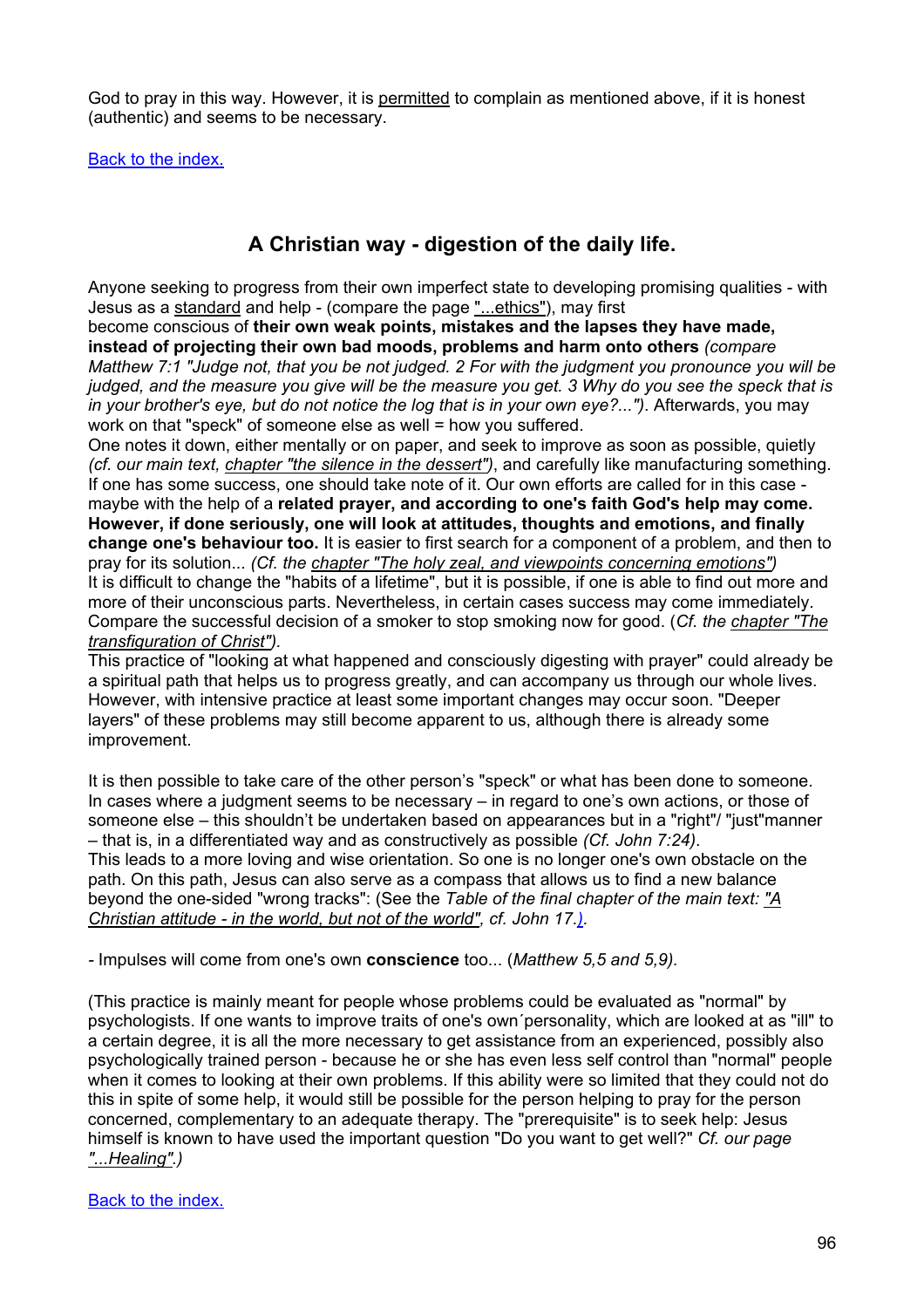God to pray in this way. However, it is permitted to complain as mentioned above, if it is honest (authentic) and seems to be necessary.

Back to the index.

## A Christian way - digestion of the daily life.

Anyone seeking to progress from their own imperfect state to developing promising qualities - with Jesus as a standard and help - (compare the page "...ethics"), may first become conscious of **their own weak points, mistakes and the lapses they have made, instead of projecting their own bad moods, problems and harm onto others** *(compare Matthew 7:1 "Judge not, that you be not judged. 2 For with the judgment you pronounce you will be judged, and the measure you give will be the measure you get. 3 Why do you see the speck that is in your brother's eye, but do not notice the log that is in your own eye?...")*. Afterwards, you may work on that "speck" of someone else as well = how you suffered.

One notes it down, either mentally or on paper, and seek to improve as soon as possible, quietly *(cf. our main text, chapter "the silence in the dessert")*, and carefully like manufacturing something. If one has some success, one should take note of it. Our own efforts are called for in this case - maybe with the help of a **related prayer, and according to one's faith God's help may come. However, if done seriously, one will look at attitudes, thoughts and emotions, and finally change one's behaviour too.** It is easier to first search for a component of a problem, and then to pray for its solution... *(Cf. the chapter "The holy zeal, and viewpoints concerning emotions")*

It is difficult to change the "habits of a lifetime", but it is possible, if one is able to find out more and more of their unconscious parts. Nevertheless, in certain cases success may come immediately. Compare the successful decision of a smoker to stop smoking now for good. (*Cf. the chapter "The transfiguration of Christ"*).

This practice of "looking at what happened and consciously digesting with prayer" could already be a spiritual path that helps us to progress greatly, and can accompany us through our whole lives. However, with intensive practice at least some important changes may occur soon. "Deeper layers" of these problems may still become apparent to us, although there is already some improvement.

It is then possible to take care of the other person's "speck" or what has been done to someone. In cases where a judgment seems to be necessary – in regard to one's own actions, or those of someone else – this shouldn't be undertaken based on appearances but in a "right"/ "just"manner – that is, in a differentiated way and as constructively as possible *(Cf. John 7:24)*.

This leads to a more loving and wise orientation. So one is no longer one's own obstacle on the path. On this path, Jesus can also serve as a compass that allows us to find a new balance beyond the one-sided "wrong tracks": (See the *Table of the final chapter of the main text: "A Christian attitude - in the world, but not of the world", cf. John 17.).*

- Impulses will come from one's own **conscience** too... (*Matthew 5,5 and 5,9).*

(This practice is mainly meant for people whose problems could be evaluated as "normal" by psychologists. If one wants to improve traits of one's own´personality, which are looked at as "ill" to a certain degree, it is all the more necessary to get assistance from an experienced, possibly also psychologically trained person - because he or she has even less self control than "normal" people when it comes to looking at their own problems. If this ability were so limited that they could not do this in spite of some help, it would still be possible for the person helping to pray for the person concerned, complementary to an adequate therapy. The "prerequisite" is to seek help: Jesus himself is known to have used the important question "Do you want to get well?" *Cf. our page "...Healing".)*

Back to the index.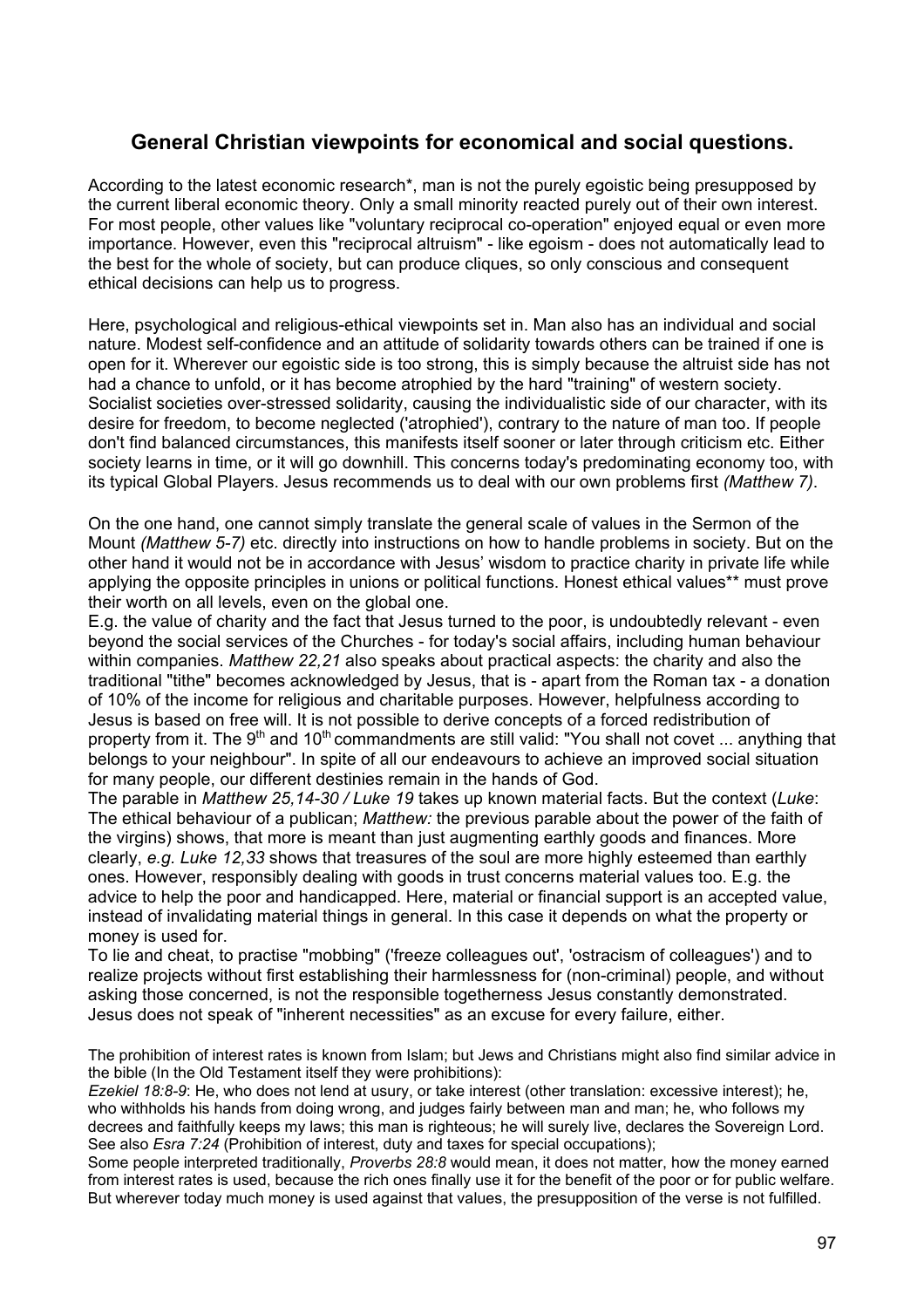## General Christian viewpoints for economical and social questions.

According to the latest economic research*, man is not the purely egoistic being presupposed by the current liberal economic theory. Only a small minority reacted purely out of their own interest. For most people, other values like "voluntary reciprocal co-operation" enjoyed equal or even more importance. However, even this "reciprocal altruism" - like egoism - does not automatically lead to the best for the whole of society, but can produce cliques, so only conscious and consequent ethical decisions can help us to progress.

Here, psychological and religious-ethical viewpoints set in. Man also has an individual and social nature. Modest self-confidence and an attitude of solidarity towards others can be trained if one is open for it. Wherever our egoistic side is too strong, this is simply because the altruist side has not had a chance to unfold, or it has become atrophied by the hard "training" of western society. Socialist societies over-stressed solidarity, causing the individualistic side of our character, with its desire for freedom, to become neglected ('atrophied'), contrary to the nature of man too. If people don't find balanced circumstances, this manifests itself sooner or later through criticism etc. Either society learns in time, or it will go downhill. This concerns today's predominating economy too, with its typical Global Players. Jesus recommends us to deal with our own problems first *(Matthew 7)*.

On the one hand, one cannot simply translate the general scale of values in the Sermon of the Mount *(Matthew 5-7)* etc. directly into instructions on how to handle problems in society. But on the other hand it would not be in accordance with Jesus' wisdom to practice charity in private life while applying the opposite principles in unions or political functions. Honest ethical values** must prove their worth on all levels, even on the global one.

E.g. the value of charity and the fact that Jesus turned to the poor, is undoubtedly relevant - even beyond the social services of the Churches - for today's social affairs, including human behaviour within companies. *Matthew 22,21* also speaks about practical aspects: the charity and also the traditional "tithe" becomes acknowledged by Jesus, that is - apart from the Roman tax - a donation of 10% of the income for religious and charitable purposes. However, helpfulness according to Jesus is based on free will. It is not possible to derive concepts of a forced redistribution of property from it. The 9th and 10th commandments are still valid: "You shall not covet ... anything that belongs to your neighbour". In spite of all our endeavours to achieve an improved social situation for many people, our different destinies remain in the hands of God.

The parable in *Matthew 25,14-30 / Luke 19* takes up known material facts. But the context (*Luke*: The ethical behaviour of a publican; *Matthew:* the previous parable about the power of the faith of the virgins) shows, that more is meant than just augmenting earthly goods and finances. More clearly, *e.g. Luke 12,33* shows that treasures of the soul are more highly esteemed than earthly ones. However, responsibly dealing with goods in trust concerns material values too. E.g. the advice to help the poor and handicapped. Here, material or financial support is an accepted value, instead of invalidating material things in general. In this case it depends on what the property or money is used for.

To lie and cheat, to practise "mobbing" ('freeze colleagues out', 'ostracism of colleagues') and to realize projects without first establishing their harmlessness for (non-criminal) people, and without asking those concerned, is not the responsible togetherness Jesus constantly demonstrated. Jesus does not speak of "inherent necessities" as an excuse for every failure, either.

The prohibition of interest rates is known from Islam; but Jews and Christians might also find similar advice in the bible (In the Old Testament itself they were prohibitions):

*Ezekiel 18:8-9*: He, who does not lend at usury, or take interest (other translation: excessive interest); he, who withholds his hands from doing wrong, and judges fairly between man and man; he, who follows my decrees and faithfully keeps my laws; this man is righteous; he will surely live, declares the Sovereign Lord. See also *Esra 7:24* (Prohibition of interest, duty and taxes for special occupations);

Some people interpreted traditionally, *Proverbs 28:8* would mean, it does not matter, how the money earned from interest rates is used, because the rich ones finally use it for the benefit of the poor or for public welfare. But wherever today much money is used against that values, the presupposition of the verse is not fulfilled.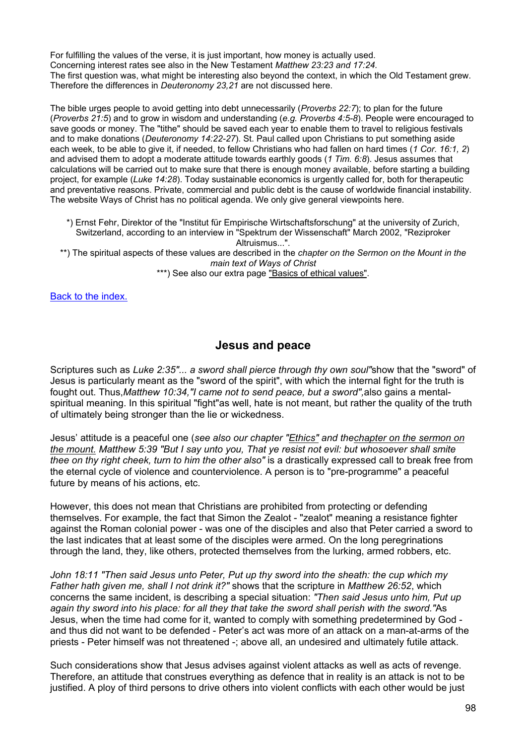For fulfilling the values of the verse, it is just important, how money is actually used.
Concerning interest rates see also in the New Testament *Matthew 23:23 and 17:24.*
The first question was, what might be interesting also beyond the context, in which the Old Testament grew. Therefore the differences in *Deuteronomy 23,21* are not discussed here.

The bible urges people to avoid getting into debt unnecessarily (*Proverbs 22:7*); to plan for the future (*Proverbs 21:5*) and to grow in wisdom and understanding (*e.g. Proverbs 4:5-8*). People were encouraged to save goods or money. The "tithe" should be saved each year to enable them to travel to religious festivals and to make donations (*Deuteronomy 14:22-27*). St. Paul called upon Christians to put something aside each week, to be able to give it, if needed, to fellow Christians who had fallen on hard times (*1 Cor. 16:1, 2*) and advised them to adopt a moderate attitude towards earthly goods (*1 Tim. 6:8*). Jesus assumes that calculations will be carried out to make sure that there is enough money available, before starting a building project, for example (*Luke 14:28*). Today sustainable economics is urgently called for, both for therapeutic and preventative reasons. Private, commercial and public debt is the cause of worldwide financial instability. The website Ways of Christ has no political agenda. We only give general viewpoints here.

*) Ernst Fehr, Direktor of the "Institut für Empirische Wirtschaftsforschung" at the university of Zurich, Switzerland, according to an interview in "Spektrum der Wissenschaft" March 2002, "Reziproker Altruismus...".
**) The spiritual aspects of these values are described in the *chapter on the Sermon on the Mount in the main text of Ways of Christ*
***) See also our extra page "Basics of ethical values".

Back to the index.

## Jesus and peace

Scriptures such as *Luke 2:35"... a sword shall pierce through thy own soul"*show that the "sword" of Jesus is particularly meant as the "sword of the spirit", with which the internal fight for the truth is fought out. Thus,*Matthew 10:34,"I came not to send peace, but a sword",*also gains a mental-spiritual meaning. In this spiritual "fight"as well, hate is not meant, but rather the quality of the truth of ultimately being stronger than the lie or wickedness.

Jesus' attitude is a peaceful one (*see also our chapter "Ethics" and thechapter on the sermon on the mount. Matthew 5:39 "But I say unto you, That ye resist not evil: but whosoever shall smite thee on thy right cheek, turn to him the other also"* is a drastically expressed call to break free from the eternal cycle of violence and counterviolence. A person is to "pre-programme" a peaceful future by means of his actions, etc.

However, this does not mean that Christians are prohibited from protecting or defending themselves. For example, the fact that Simon the Zealot - "zealot" meaning a resistance fighter against the Roman colonial power - was one of the disciples and also that Peter carried a sword to the last indicates that at least some of the disciples were armed. On the long peregrinations through the land, they, like others, protected themselves from the lurking, armed robbers, etc.

*John 18:11 "Then said Jesus unto Peter, Put up thy sword into the sheath: the cup which my Father hath given me, shall I not drink it?"* shows that the scripture in *Matthew 26:52*, which concerns the same incident, is describing a special situation: *"Then said Jesus unto him, Put up again thy sword into his place: for all they that take the sword shall perish with the sword."*As Jesus, when the time had come for it, wanted to comply with something predetermined by God - and thus did not want to be defended - Peter's act was more of an attack on a man-at-arms of the priests - Peter himself was not threatened -; above all, an undesired and ultimately futile attack.

Such considerations show that Jesus advises against violent attacks as well as acts of revenge. Therefore, an attitude that construes everything as defence that in reality is an attack is not to be justified. A ploy of third persons to drive others into violent conflicts with each other would be just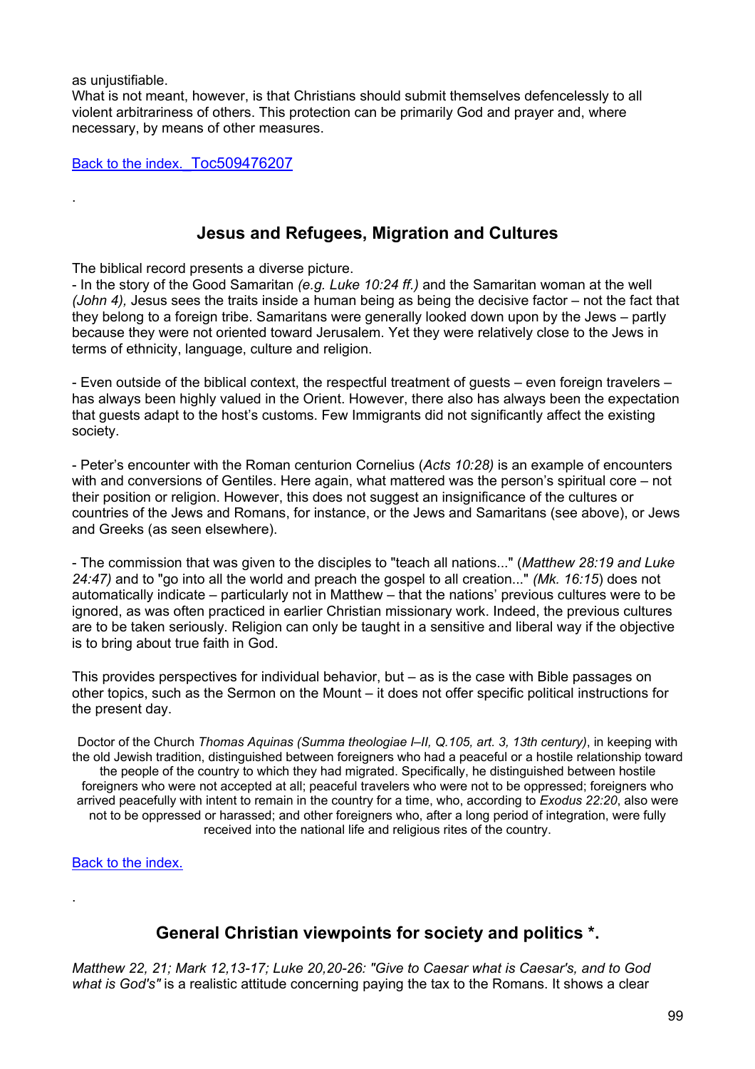as unjustifiable.
What is not meant, however, is that Christians should submit themselves defencelessly to all violent arbitrariness of others. This protection can be primarily God and prayer and, where necessary, by means of other measures.

[Back to the index._Toc509476207]()

.

## Jesus and Refugees, Migration and Cultures

The biblical record presents a diverse picture.
- In the story of the Good Samaritan *(e.g. Luke 10:24 ff.)* and the Samaritan woman at the well *(John 4),* Jesus sees the traits inside a human being as being the decisive factor – not the fact that they belong to a foreign tribe. Samaritans were generally looked down upon by the Jews – partly because they were not oriented toward Jerusalem. Yet they were relatively close to the Jews in terms of ethnicity, language, culture and religion.

- Even outside of the biblical context, the respectful treatment of guests – even foreign travelers – has always been highly valued in the Orient. However, there also has always been the expectation that guests adapt to the host's customs. Few Immigrants did not significantly affect the existing society.

- Peter's encounter with the Roman centurion Cornelius (*Acts 10:28)* is an example of encounters with and conversions of Gentiles. Here again, what mattered was the person's spiritual core – not their position or religion. However, this does not suggest an insignificance of the cultures or countries of the Jews and Romans, for instance, or the Jews and Samaritans (see above), or Jews and Greeks (as seen elsewhere).

- The commission that was given to the disciples to "teach all nations..." (*Matthew 28:19 and Luke 24:47)* and to "go into all the world and preach the gospel to all creation..." *(Mk. 16:15*) does not automatically indicate – particularly not in Matthew – that the nations' previous cultures were to be ignored, as was often practiced in earlier Christian missionary work. Indeed, the previous cultures are to be taken seriously. Religion can only be taught in a sensitive and liberal way if the objective is to bring about true faith in God.

This provides perspectives for individual behavior, but – as is the case with Bible passages on other topics, such as the Sermon on the Mount – it does not offer specific political instructions for the present day.

Doctor of the Church *Thomas Aquinas (Summa theologiae I–II, Q.105, art. 3, 13th century)*, in keeping with the old Jewish tradition, distinguished between foreigners who had a peaceful or a hostile relationship toward the people of the country to which they had migrated. Specifically, he distinguished between hostile foreigners who were not accepted at all; peaceful travelers who were not to be oppressed; foreigners who arrived peacefully with intent to remain in the country for a time, who, according to *Exodus 22:20*, also were not to be oppressed or harassed; and other foreigners who, after a long period of integration, were fully received into the national life and religious rites of the country.

[Back to the index.]()

.

## General Christian viewpoints for society and politics *.

*Matthew 22, 21; Mark 12,13-17; Luke 20,20-26: "Give to Caesar what is Caesar's, and to God what is God's"* is a realistic attitude concerning paying the tax to the Romans. It shows a clear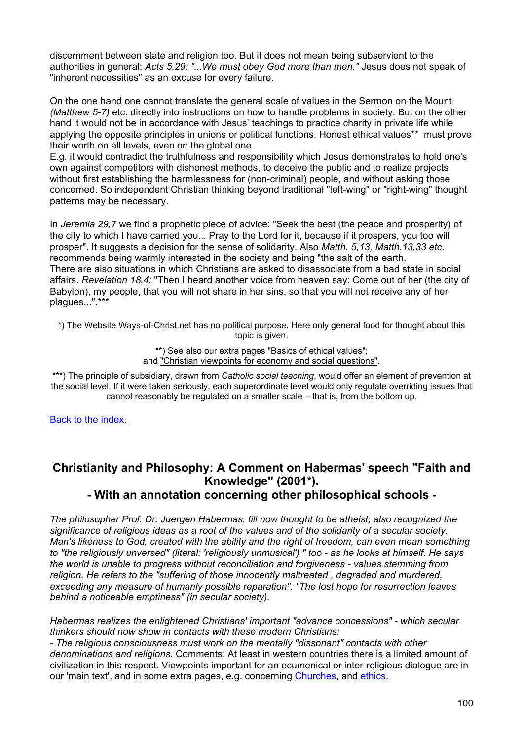discernment between state and religion too. But it does not mean being subservient to the authorities in general; *Acts 5,29: "...We must obey God more than men."* Jesus does not speak of "inherent necessities" as an excuse for every failure.

On the one hand one cannot translate the general scale of values in the Sermon on the Mount *(Matthew 5-7)* etc. directly into instructions on how to handle problems in society. But on the other hand it would not be in accordance with Jesus' teachings to practice charity in private life while applying the opposite principles in unions or political functions. Honest ethical values** must prove their worth on all levels, even on the global one.
E.g. it would contradict the truthfulness and responsibility which Jesus demonstrates to hold one's own against competitors with dishonest methods, to deceive the public and to realize projects without first establishing the harmlessness for (non-criminal) people, and without asking those concerned. So independent Christian thinking beyond traditional "left-wing" or "right-wing" thought patterns may be necessary.

In *Jeremia 29,7* we find a prophetic piece of advice: "Seek the best (the peace and prosperity) of the city to which I have carried you... Pray to the Lord for it, because if it prospers, you too will prosper". It suggests a decision for the sense of solidarity. Also *Matth. 5,13, Matth.13,33 etc.* recommends being warmly interested in the society and being "the salt of the earth.
There are also situations in which Christians are asked to disassociate from a bad state in social affairs. *Revelation 18,4:* "Then I heard another voice from heaven say: Come out of her (the city of Babylon), my people, that you will not share in her sins, so that you will not receive any of her plagues...".***

*) The Website Ways-of-Christ.net has no political purpose. Here only general food for thought about this topic is given.

**) See also our extra pages "Basics of ethical values"; and "Christian viewpoints for economy and social questions".

***) The principle of subsidiary, drawn from *Catholic social teaching*, would offer an element of prevention at the social level. If it were taken seriously, each superordinate level would only regulate overriding issues that cannot reasonably be regulated on a smaller scale – that is, from the bottom up.

Back to the index.

## Christianity and Philosophy: A Comment on Habermas' speech "Faith and Knowledge" (2001*).
## - With an annotation concerning other philosophical schools -

*The philosopher Prof. Dr. Juergen Habermas, till now thought to be atheist, also recognized the significance of religious ideas as a root of the values and of the solidarity of a secular society. Man's likeness to God, created with the ability and the right of freedom, can even mean something to "the religiously unversed" (literal: 'religiously unmusical') " too - as he looks at himself. He says the world is unable to progress without reconciliation and forgiveness - values stemming from religion. He refers to the "suffering of those innocently maltreated , degraded and murdered, exceeding any measure of humanly possible reparation". "The lost hope for resurrection leaves behind a noticeable emptiness" (in secular society).*

*Habermas realizes the enlightened Christians' important "advance concessions" - which secular thinkers should now show in contacts with these modern Christians:*
*- The religious consciousness must work on the mentally "dissonant" contacts with other denominations and religions.* Comments: At least in western countries there is a limited amount of civilization in this respect. Viewpoints important for an ecumenical or inter-religious dialogue are in our 'main text', and in some extra pages, e.g. concerning Churches, and ethics.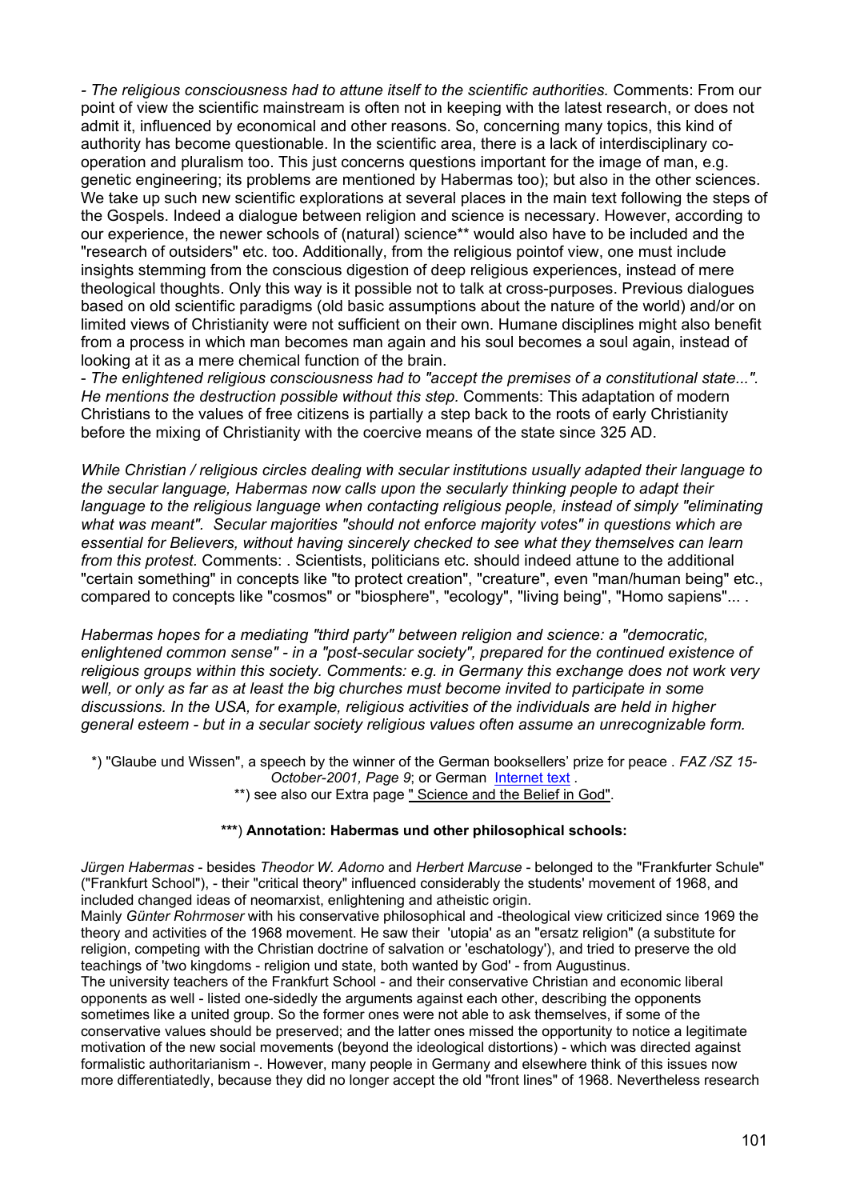- *The religious consciousness had to attune itself to the scientific authorities.* Comments: From our point of view the scientific mainstream is often not in keeping with the latest research, or does not admit it, influenced by economical and other reasons. So, concerning many topics, this kind of authority has become questionable. In the scientific area, there is a lack of interdisciplinary co-operation and pluralism too. This just concerns questions important for the image of man, e.g. genetic engineering; its problems are mentioned by Habermas too); but also in the other sciences. We take up such new scientific explorations at several places in the main text following the steps of the Gospels. Indeed a dialogue between religion and science is necessary. However, according to our experience, the newer schools of (natural) science** would also have to be included and the "research of outsiders" etc. too. Additionally, from the religious pointof view, one must include insights stemming from the conscious digestion of deep religious experiences, instead of mere theological thoughts. Only this way is it possible not to talk at cross-purposes. Previous dialogues based on old scientific paradigms (old basic assumptions about the nature of the world) and/or on limited views of Christianity were not sufficient on their own. Humane disciplines might also benefit from a process in which man becomes man again and his soul becomes a soul again, instead of looking at it as a mere chemical function of the brain.
- *The enlightened religious consciousness had to "accept the premises of a constitutional state...". He mentions the destruction possible without this step.* Comments: This adaptation of modern Christians to the values of free citizens is partially a step back to the roots of early Christianity before the mixing of Christianity with the coercive means of the state since 325 AD.

*While Christian / religious circles dealing with secular institutions usually adapted their language to the secular language, Habermas now calls upon the secularly thinking people to adapt their language to the religious language when contacting religious people, instead of simply "eliminating what was meant". Secular majorities "should not enforce majority votes" in questions which are essential for Believers, without having sincerely checked to see what they themselves can learn from this protest.* Comments: . Scientists, politicians etc. should indeed attune to the additional "certain something" in concepts like "to protect creation", "creature", even "man/human being" etc., compared to concepts like "cosmos" or "biosphere", "ecology", "living being", "Homo sapiens"... .

*Habermas hopes for a mediating "third party" between religion and science: a "democratic, enlightened common sense" - in a "post-secular society", prepared for the continued existence of religious groups within this society. Comments: e.g. in Germany this exchange does not work very well, or only as far as at least the big churches must become invited to participate in some discussions. In the USA, for example, religious activities of the individuals are held in higher general esteem - but in a secular society religious values often assume an unrecognizable form.*

*) "Glaube und Wissen", a speech by the winner of the German booksellers' prize for peace . *FAZ /SZ 15-October-2001, Page 9*; or German Internet text .
**) see also our Extra page " Science and the Belief in God".

***) **Annotation: Habermas und other philosophical schools:**

*Jürgen Habermas* - besides *Theodor W. Adorno* and *Herbert Marcuse* - belonged to the "Frankfurter Schule" ("Frankfurt School"), - their "critical theory" influenced considerably the students' movement of 1968, and included changed ideas of neomarxist, enlightening and atheistic origin.
Mainly *Günter Rohrmoser* with his conservative philosophical and -theological view criticized since 1969 the theory and activities of the 1968 movement. He saw their 'utopia' as an "ersatz religion" (a substitute for religion, competing with the Christian doctrine of salvation or 'eschatology'), and tried to preserve the old teachings of 'two kingdoms - religion und state, both wanted by God' - from Augustinus.
The university teachers of the Frankfurt School - and their conservative Christian and economic liberal opponents as well - listed one-sidedly the arguments against each other, describing the opponents sometimes like a united group. So the former ones were not able to ask themselves, if some of the conservative values should be preserved; and the latter ones missed the opportunity to notice a legitimate motivation of the new social movements (beyond the ideological distortions) - which was directed against formalistic authoritarianism -. However, many people in Germany and elsewhere think of this issues now more differentiatedly, because they did no longer accept the old "front lines" of 1968. Nevertheless research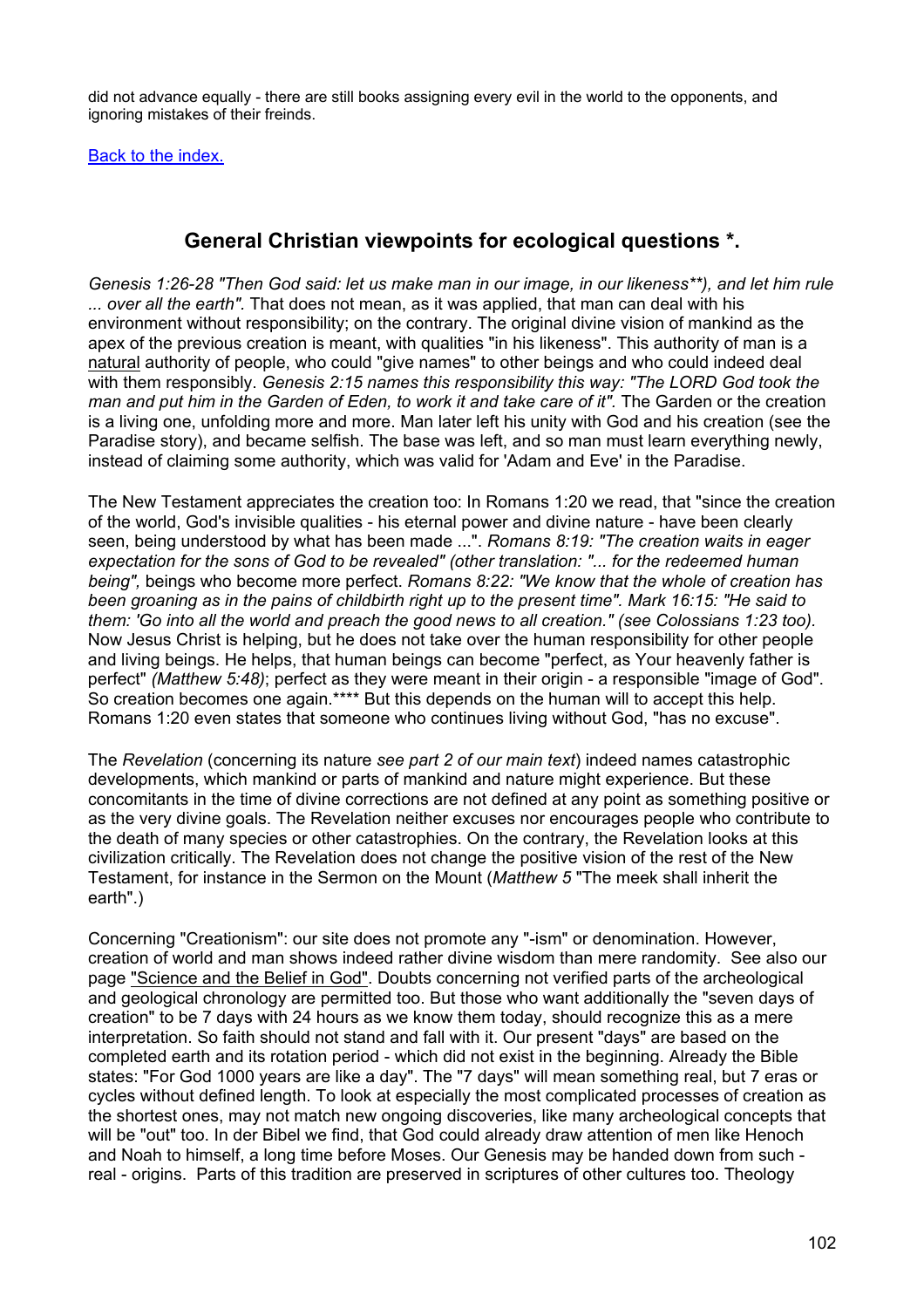did not advance equally - there are still books assigning every evil in the world to the opponents, and ignoring mistakes of their freinds.

[Back to the index.](#)

## General Christian viewpoints for ecological questions *.

*Genesis 1:26-28 "Then God said: let us make man in our image, in our likeness**), and let him rule ... over all the earth".* That does not mean, as it was applied, that man can deal with his environment without responsibility; on the contrary. The original divine vision of mankind as the apex of the previous creation is meant, with qualities "in his likeness". This authority of man is a natural authority of people, who could "give names" to other beings and who could indeed deal with them responsibly. *Genesis 2:15 names this responsibility this way: "The LORD God took the man and put him in the Garden of Eden, to work it and take care of it".* The Garden or the creation is a living one, unfolding more and more. Man later left his unity with God and his creation (see the Paradise story), and became selfish. The base was left, and so man must learn everything newly, instead of claiming some authority, which was valid for 'Adam and Eve' in the Paradise.

The New Testament appreciates the creation too: In Romans 1:20 we read, that "since the creation of the world, God's invisible qualities - his eternal power and divine nature - have been clearly seen, being understood by what has been made ...". *Romans 8:19: "The creation waits in eager expectation for the sons of God to be revealed" (other translation: "... for the redeemed human being"*, beings who become more perfect. *Romans 8:22: "We know that the whole of creation has been groaning as in the pains of childbirth right up to the present time". Mark 16:15: "He said to them: 'Go into all the world and preach the good news to all creation." (see Colossians 1:23 too).* Now Jesus Christ is helping, but he does not take over the human responsibility for other people and living beings. He helps, that human beings can become "perfect, as Your heavenly father is perfect" *(Matthew 5:48)*; perfect as they were meant in their origin - a responsible "image of God". So creation becomes one again.**** But this depends on the human will to accept this help. Romans 1:20 even states that someone who continues living without God, "has no excuse".

The *Revelation* (concerning its nature *see part 2 of our main text*) indeed names catastrophic developments, which mankind or parts of mankind and nature might experience. But these concomitants in the time of divine corrections are not defined at any point as something positive or as the very divine goals. The Revelation neither excuses nor encourages people who contribute to the death of many species or other catastrophies. On the contrary, the Revelation looks at this civilization critically. The Revelation does not change the positive vision of the rest of the New Testament, for instance in the Sermon on the Mount (*Matthew 5* "The meek shall inherit the earth".)

Concerning "Creationism": our site does not promote any "-ism" or denomination. However, creation of world and man shows indeed rather divine wisdom than mere randomity. See also our page ["Science and the Belief in God"](#). Doubts concerning not verified parts of the archeological and geological chronology are permitted too. But those who want additionally the "seven days of creation" to be 7 days with 24 hours as we know them today, should recognize this as a mere interpretation. So faith should not stand and fall with it. Our present "days" are based on the completed earth and its rotation period - which did not exist in the beginning. Already the Bible states: "For God 1000 years are like a day". The "7 days" will mean something real, but 7 eras or cycles without defined length. To look at especially the most complicated processes of creation as the shortest ones, may not match new ongoing discoveries, like many archeological concepts that will be "out" too. In der Bibel we find, that God could already draw attention of men like Henoch and Noah to himself, a long time before Moses. Our Genesis may be handed down from such - real - origins. Parts of this tradition are preserved in scriptures of other cultures too. Theology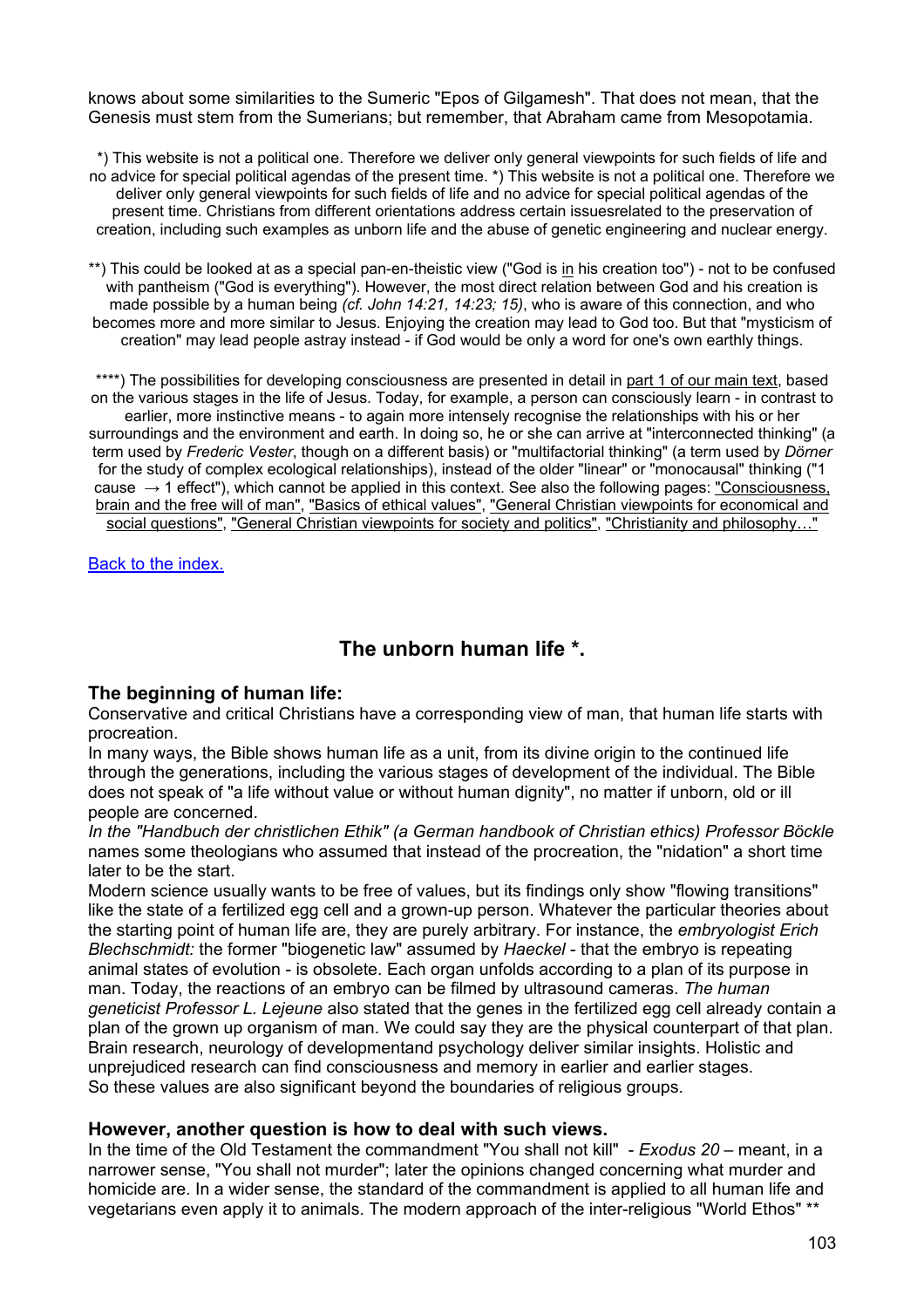knows about some similarities to the Sumeric "Epos of Gilgamesh". That does not mean, that the Genesis must stem from the Sumerians; but remember, that Abraham came from Mesopotamia.

*) This website is not a political one. Therefore we deliver only general viewpoints for such fields of life and no advice for special political agendas of the present time. *) This website is not a political one. Therefore we deliver only general viewpoints for such fields of life and no advice for special political agendas of the present time. Christians from different orientations address certain issuesrelated to the preservation of creation, including such examples as unborn life and the abuse of genetic engineering and nuclear energy.

**) This could be looked at as a special pan-en-theistic view ("God is in his creation too") - not to be confused with pantheism ("God is everything"). However, the most direct relation between God and his creation is made possible by a human being *(cf. John 14:21, 14:23; 15)*, who is aware of this connection, and who becomes more and more similar to Jesus. Enjoying the creation may lead to God too. But that "mysticism of creation" may lead people astray instead - if God would be only a word for one's own earthly things.

****) The possibilities for developing consciousness are presented in detail in part 1 of our main text, based on the various stages in the life of Jesus. Today, for example, a person can consciously learn - in contrast to earlier, more instinctive means - to again more intensely recognise the relationships with his or her surroundings and the environment and earth. In doing so, he or she can arrive at "interconnected thinking" (a term used by *Frederic Vester*, though on a different basis) or "multifactorial thinking" (a term used by *Dörner* for the study of complex ecological relationships), instead of the older "linear" or "monocausal" thinking ("1 cause → 1 effect"), which cannot be applied in this context. See also the following pages: "Consciousness, brain and the free will of man", "Basics of ethical values", "General Christian viewpoints for economical and social questions", "General Christian viewpoints for society and politics", "Christianity and philosophy…"

Back to the index.

## The unborn human life *.

### The beginning of human life:

Conservative and critical Christians have a corresponding view of man, that human life starts with procreation.

In many ways, the Bible shows human life as a unit, from its divine origin to the continued life through the generations, including the various stages of development of the individual. The Bible does not speak of "a life without value or without human dignity", no matter if unborn, old or ill people are concerned.

*In the "Handbuch der christlichen Ethik" (a German handbook of Christian ethics) Professor Böckle* names some theologians who assumed that instead of the procreation, the "nidation" a short time later to be the start.

Modern science usually wants to be free of values, but its findings only show "flowing transitions" like the state of a fertilized egg cell and a grown-up person. Whatever the particular theories about the starting point of human life are, they are purely arbitrary. For instance, the *embryologist Erich Blechschmidt:* the former "biogenetic law" assumed by *Haeckel* - that the embryo is repeating animal states of evolution - is obsolete. Each organ unfolds according to a plan of its purpose in man. Today, the reactions of an embryo can be filmed by ultrasound cameras. *The human geneticist Professor L. Lejeune* also stated that the genes in the fertilized egg cell already contain a plan of the grown up organism of man. We could say they are the physical counterpart of that plan. Brain research, neurology of developmentand psychology deliver similar insights. Holistic and unprejudiced research can find consciousness and memory in earlier and earlier stages.

So these values are also significant beyond the boundaries of religious groups.

### However, another question is how to deal with such views.

In the time of the Old Testament the commandment "You shall not kill" - *Exodus 20* – meant, in a narrower sense, "You shall not murder"; later the opinions changed concerning what murder and homicide are. In a wider sense, the standard of the commandment is applied to all human life and vegetarians even apply it to animals. The modern approach of the inter-religious "World Ethos" **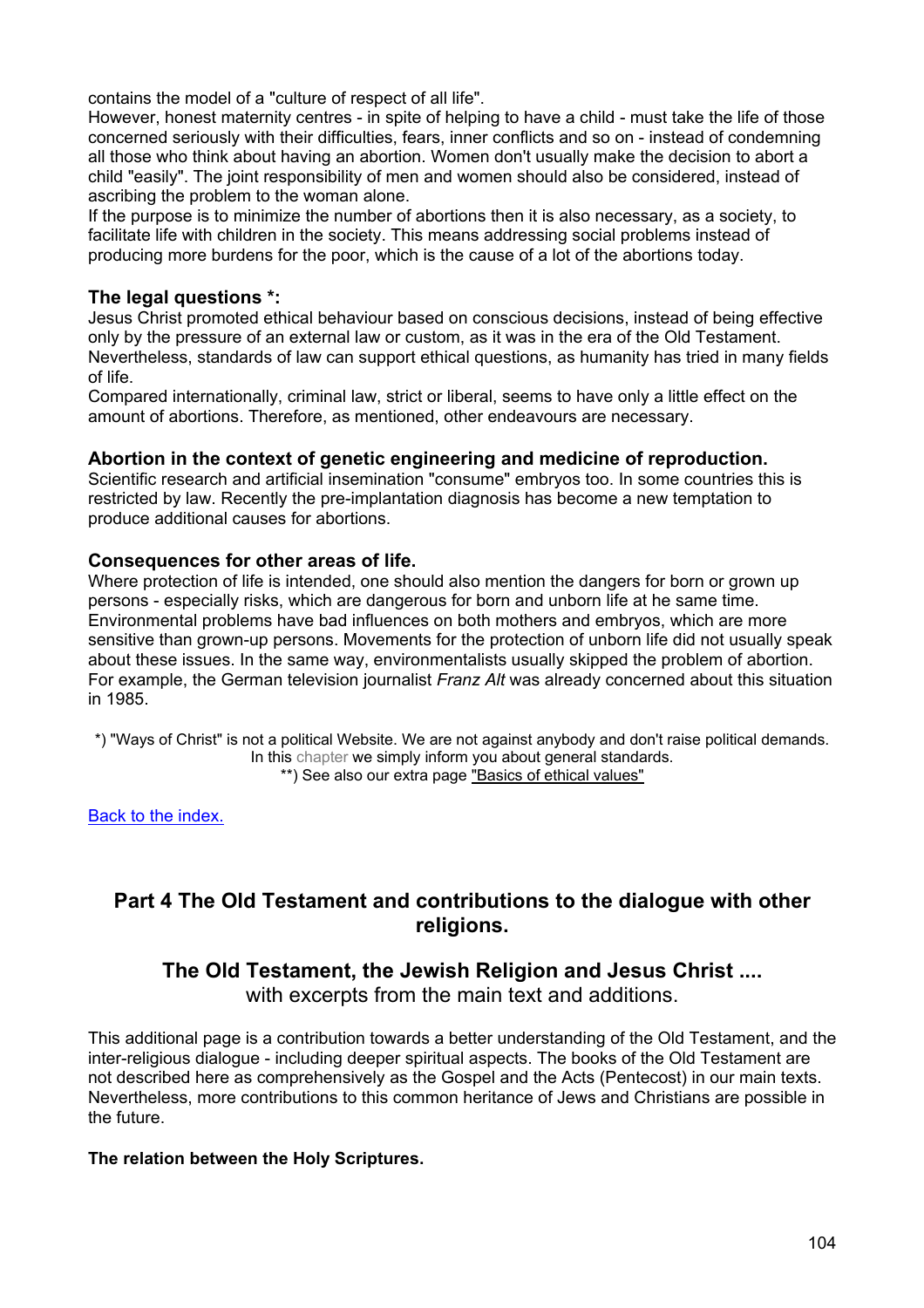contains the model of a "culture of respect of all life".

However, honest maternity centres - in spite of helping to have a child - must take the life of those concerned seriously with their difficulties, fears, inner conflicts and so on - instead of condemning all those who think about having an abortion. Women don't usually make the decision to abort a child "easily". The joint responsibility of men and women should also be considered, instead of ascribing the problem to the woman alone.

If the purpose is to minimize the number of abortions then it is also necessary, as a society, to facilitate life with children in the society. This means addressing social problems instead of producing more burdens for the poor, which is the cause of a lot of the abortions today.

### The legal questions *:

Jesus Christ promoted ethical behaviour based on conscious decisions, instead of being effective only by the pressure of an external law or custom, as it was in the era of the Old Testament. Nevertheless, standards of law can support ethical questions, as humanity has tried in many fields of life.

Compared internationally, criminal law, strict or liberal, seems to have only a little effect on the amount of abortions. Therefore, as mentioned, other endeavours are necessary.

### Abortion in the context of genetic engineering and medicine of reproduction.

Scientific research and artificial insemination "consume" embryos too. In some countries this is restricted by law. Recently the pre-implantation diagnosis has become a new temptation to produce additional causes for abortions.

### Consequences for other areas of life.

Where protection of life is intended, one should also mention the dangers for born or grown up persons - especially risks, which are dangerous for born and unborn life at he same time. Environmental problems have bad influences on both mothers and embryos, which are more sensitive than grown-up persons. Movements for the protection of unborn life did not usually speak about these issues. In the same way, environmentalists usually skipped the problem of abortion. For example, the German television journalist *Franz Alt* was already concerned about this situation in 1985.

*) "Ways of Christ" is not a political Website. We are not against anybody and don't raise political demands. In this chapter we simply inform you about general standards.

**) See also our extra page "Basics of ethical values"

Back to the index.

## Part 4 The Old Testament and contributions to the dialogue with other religions.

## The Old Testament, the Jewish Religion and Jesus Christ ....

with excerpts from the main text and additions.

This additional page is a contribution towards a better understanding of the Old Testament, and the inter-religious dialogue - including deeper spiritual aspects. The books of the Old Testament are not described here as comprehensively as the Gospel and the Acts (Pentecost) in our main texts. Nevertheless, more contributions to this common heritance of Jews and Christians are possible in the future.

**The relation between the Holy Scriptures.**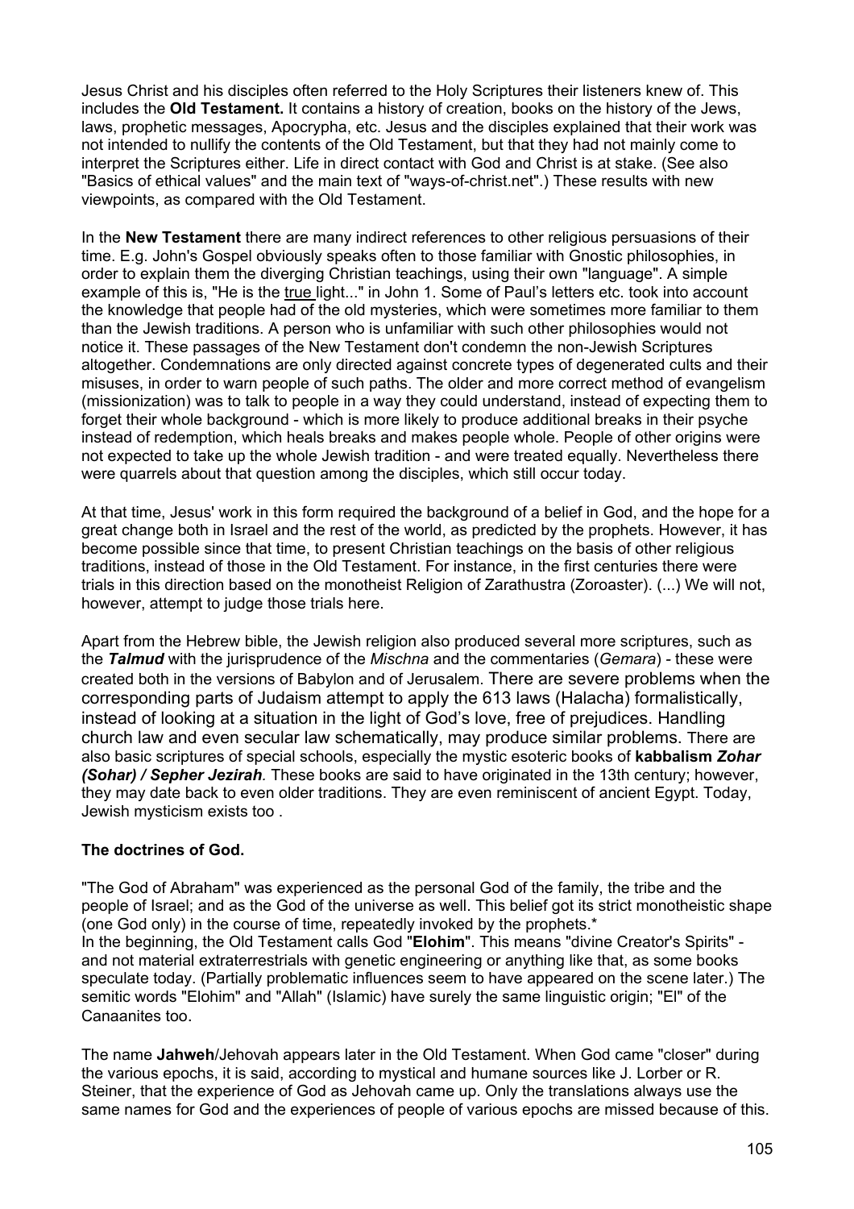Jesus Christ and his disciples often referred to the Holy Scriptures their listeners knew of. This includes the **Old Testament.** It contains a history of creation, books on the history of the Jews, laws, prophetic messages, Apocrypha, etc. Jesus and the disciples explained that their work was not intended to nullify the contents of the Old Testament, but that they had not mainly come to interpret the Scriptures either. Life in direct contact with God and Christ is at stake. (See also "Basics of ethical values" and the main text of "ways-of-christ.net".) These results with new viewpoints, as compared with the Old Testament.

In the **New Testament** there are many indirect references to other religious persuasions of their time. E.g. John's Gospel obviously speaks often to those familiar with Gnostic philosophies, in order to explain them the diverging Christian teachings, using their own "language". A simple example of this is, "He is the true light..." in John 1. Some of Paul's letters etc. took into account the knowledge that people had of the old mysteries, which were sometimes more familiar to them than the Jewish traditions. A person who is unfamiliar with such other philosophies would not notice it. These passages of the New Testament don't condemn the non-Jewish Scriptures altogether. Condemnations are only directed against concrete types of degenerated cults and their misuses, in order to warn people of such paths. The older and more correct method of evangelism (missionization) was to talk to people in a way they could understand, instead of expecting them to forget their whole background - which is more likely to produce additional breaks in their psyche instead of redemption, which heals breaks and makes people whole. People of other origins were not expected to take up the whole Jewish tradition - and were treated equally. Nevertheless there were quarrels about that question among the disciples, which still occur today.

At that time, Jesus' work in this form required the background of a belief in God, and the hope for a great change both in Israel and the rest of the world, as predicted by the prophets. However, it has become possible since that time, to present Christian teachings on the basis of other religious traditions, instead of those in the Old Testament. For instance, in the first centuries there were trials in this direction based on the monotheist Religion of Zarathustra (Zoroaster). (...) We will not, however, attempt to judge those trials here.

Apart from the Hebrew bible, the Jewish religion also produced several more scriptures, such as the ***Talmud*** with the jurisprudence of the *Mischna* and the commentaries (*Gemara*) - these were created both in the versions of Babylon and of Jerusalem. There are severe problems when the corresponding parts of Judaism attempt to apply the 613 laws (Halacha) formalistically, instead of looking at a situation in the light of God's love, free of prejudices. Handling church law and even secular law schematically, may produce similar problems. There are also basic scriptures of special schools, especially the mystic esoteric books of **kabbalism** ***Zohar (Sohar) / Sepher Jezirah.*** These books are said to have originated in the 13th century; however, they may date back to even older traditions. They are even reminiscent of ancient Egypt. Today, Jewish mysticism exists too .

**The doctrines of God.**

"The God of Abraham" was experienced as the personal God of the family, the tribe and the people of Israel; and as the God of the universe as well. This belief got its strict monotheistic shape (one God only) in the course of time, repeatedly invoked by the prophets.*
In the beginning, the Old Testament calls God "**Elohim**". This means "divine Creator's Spirits" - and not material extraterrestrials with genetic engineering or anything like that, as some books speculate today. (Partially problematic influences seem to have appeared on the scene later.) The semitic words "Elohim" and "Allah" (Islamic) have surely the same linguistic origin; "El" of the Canaanites too.

The name **Jahweh**/Jehovah appears later in the Old Testament. When God came "closer" during the various epochs, it is said, according to mystical and humane sources like J. Lorber or R. Steiner, that the experience of God as Jehovah came up. Only the translations always use the same names for God and the experiences of people of various epochs are missed because of this.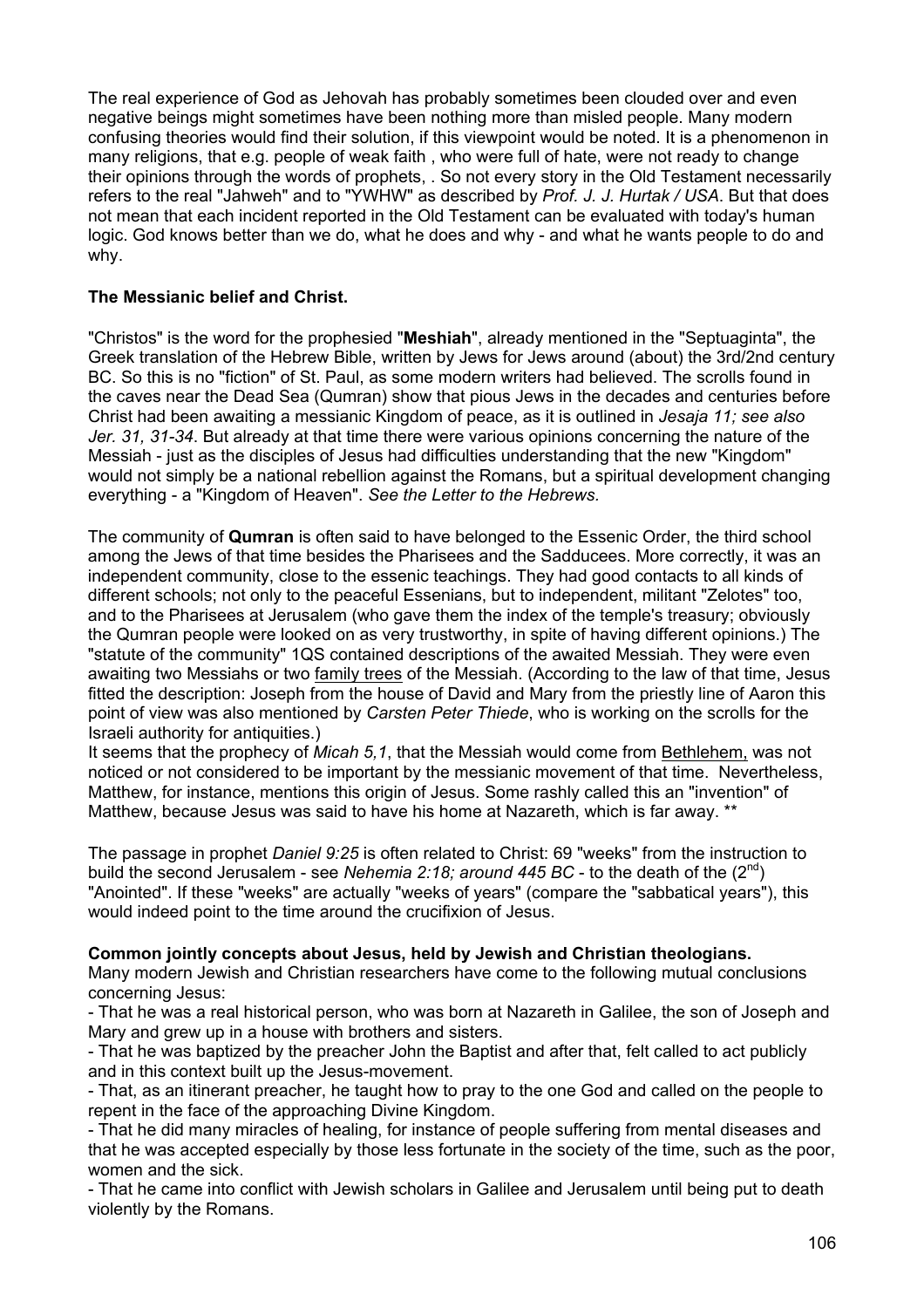The real experience of God as Jehovah has probably sometimes been clouded over and even negative beings might sometimes have been nothing more than misled people. Many modern confusing theories would find their solution, if this viewpoint would be noted. It is a phenomenon in many religions, that e.g. people of weak faith , who were full of hate, were not ready to change their opinions through the words of prophets, . So not every story in the Old Testament necessarily refers to the real "Jahweh" and to "YWHW" as described by *Prof. J. J. Hurtak / USA*. But that does not mean that each incident reported in the Old Testament can be evaluated with today's human logic. God knows better than we do, what he does and why - and what he wants people to do and why.

**The Messianic belief and Christ.**

"Christos" is the word for the prophesied "**Meshiah**", already mentioned in the "Septuaginta", the Greek translation of the Hebrew Bible, written by Jews for Jews around (about) the 3rd/2nd century BC. So this is no "fiction" of St. Paul, as some modern writers had believed. The scrolls found in the caves near the Dead Sea (Qumran) show that pious Jews in the decades and centuries before Christ had been awaiting a messianic Kingdom of peace, as it is outlined in *Jesaja 11; see also Jer. 31, 31-34*. But already at that time there were various opinions concerning the nature of the Messiah - just as the disciples of Jesus had difficulties understanding that the new "Kingdom" would not simply be a national rebellion against the Romans, but a spiritual development changing everything - a "Kingdom of Heaven". *See the Letter to the Hebrews.*

The community of **Qumran** is often said to have belonged to the Essenic Order, the third school among the Jews of that time besides the Pharisees and the Sadducees. More correctly, it was an independent community, close to the essenic teachings. They had good contacts to all kinds of different schools; not only to the peaceful Essenians, but to independent, militant "Zelotes" too, and to the Pharisees at Jerusalem (who gave them the index of the temple's treasury; obviously the Qumran people were looked on as very trustworthy, in spite of having different opinions.) The "statute of the community" 1QS contained descriptions of the awaited Messiah. They were even awaiting two Messiahs or two family trees of the Messiah. (According to the law of that time, Jesus fitted the description: Joseph from the house of David and Mary from the priestly line of Aaron this point of view was also mentioned by *Carsten Peter Thiede*, who is working on the scrolls for the Israeli authority for antiquities.)
It seems that the prophecy of *Micah 5,1*, that the Messiah would come from Bethlehem, was not noticed or not considered to be important by the messianic movement of that time. Nevertheless, Matthew, for instance, mentions this origin of Jesus. Some rashly called this an "invention" of Matthew, because Jesus was said to have his home at Nazareth, which is far away. **

The passage in prophet *Daniel 9:25* is often related to Christ: 69 "weeks" from the instruction to build the second Jerusalem - see *Nehemia 2:18; around 445 BC* - to the death of the (2nd) "Anointed". If these "weeks" are actually "weeks of years" (compare the "sabbatical years"), this would indeed point to the time around the crucifixion of Jesus.

**Common jointly concepts about Jesus, held by Jewish and Christian theologians.**
Many modern Jewish and Christian researchers have come to the following mutual conclusions concerning Jesus:

- That he was a real historical person, who was born at Nazareth in Galilee, the son of Joseph and Mary and grew up in a house with brothers and sisters.
- That he was baptized by the preacher John the Baptist and after that, felt called to act publicly and in this context built up the Jesus-movement.
- That, as an itinerant preacher, he taught how to pray to the one God and called on the people to repent in the face of the approaching Divine Kingdom.
- That he did many miracles of healing, for instance of people suffering from mental diseases and that he was accepted especially by those less fortunate in the society of the time, such as the poor, women and the sick.
- That he came into conflict with Jewish scholars in Galilee and Jerusalem until being put to death violently by the Romans.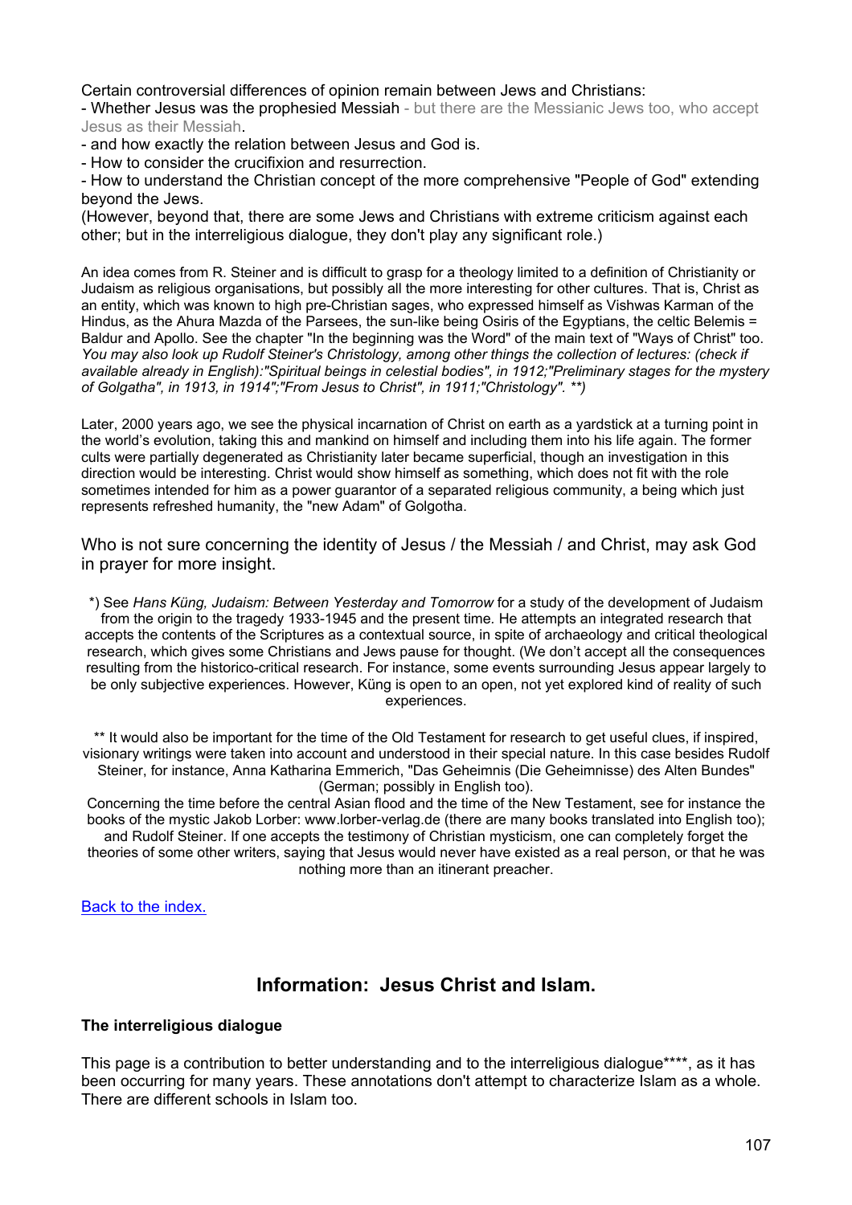Certain controversial differences of opinion remain between Jews and Christians:
- Whether Jesus was the prophesied Messiah - but there are the Messianic Jews too, who accept Jesus as their Messiah.
- and how exactly the relation between Jesus and God is.
- How to consider the crucifixion and resurrection.
- How to understand the Christian concept of the more comprehensive "People of God" extending beyond the Jews.

(However, beyond that, there are some Jews and Christians with extreme criticism against each other; but in the interreligious dialogue, they don't play any significant role.)

An idea comes from R. Steiner and is difficult to grasp for a theology limited to a definition of Christianity or Judaism as religious organisations, but possibly all the more interesting for other cultures. That is, Christ as an entity, which was known to high pre-Christian sages, who expressed himself as Vishwas Karman of the Hindus, as the Ahura Mazda of the Parsees, the sun-like being Osiris of the Egyptians, the celtic Belemis = Baldur and Apollo. See the chapter "In the beginning was the Word" of the main text of "Ways of Christ" too. *You may also look up Rudolf Steiner's Christology, among other things the collection of lectures: (check if available already in English):"Spiritual beings in celestial bodies", in 1912;"Preliminary stages for the mystery of Golgatha", in 1913, in 1914";"From Jesus to Christ", in 1911;"Christology". \*\*)*

Later, 2000 years ago, we see the physical incarnation of Christ on earth as a yardstick at a turning point in the world's evolution, taking this and mankind on himself and including them into his life again. The former cults were partially degenerated as Christianity later became superficial, though an investigation in this direction would be interesting. Christ would show himself as something, which does not fit with the role sometimes intended for him as a power guarantor of a separated religious community, a being which just represents refreshed humanity, the "new Adam" of Golgotha.

Who is not sure concerning the identity of Jesus / the Messiah / and Christ, may ask God in prayer for more insight.

*) See *Hans Küng, Judaism: Between Yesterday and Tomorrow* for a study of the development of Judaism from the origin to the tragedy 1933-1945 and the present time. He attempts an integrated research that accepts the contents of the Scriptures as a contextual source, in spite of archaeology and critical theological research, which gives some Christians and Jews pause for thought. (We don't accept all the consequences resulting from the historico-critical research. For instance, some events surrounding Jesus appear largely to be only subjective experiences. However, Küng is open to an open, not yet explored kind of reality of such experiences.

** It would also be important for the time of the Old Testament for research to get useful clues, if inspired, visionary writings were taken into account and understood in their special nature. In this case besides Rudolf Steiner, for instance, Anna Katharina Emmerich, "Das Geheimnis (Die Geheimnisse) des Alten Bundes" (German; possibly in English too).

Concerning the time before the central Asian flood and the time of the New Testament, see for instance the books of the mystic Jakob Lorber: www.lorber-verlag.de (there are many books translated into English too); and Rudolf Steiner. If one accepts the testimony of Christian mysticism, one can completely forget the theories of some other writers, saying that Jesus would never have existed as a real person, or that he was nothing more than an itinerant preacher.

Back to the index.

## Information: Jesus Christ and Islam.

**The interreligious dialogue**

This page is a contribution to better understanding and to the interreligious dialogue****, as it has been occurring for many years. These annotations don't attempt to characterize Islam as a whole. There are different schools in Islam too.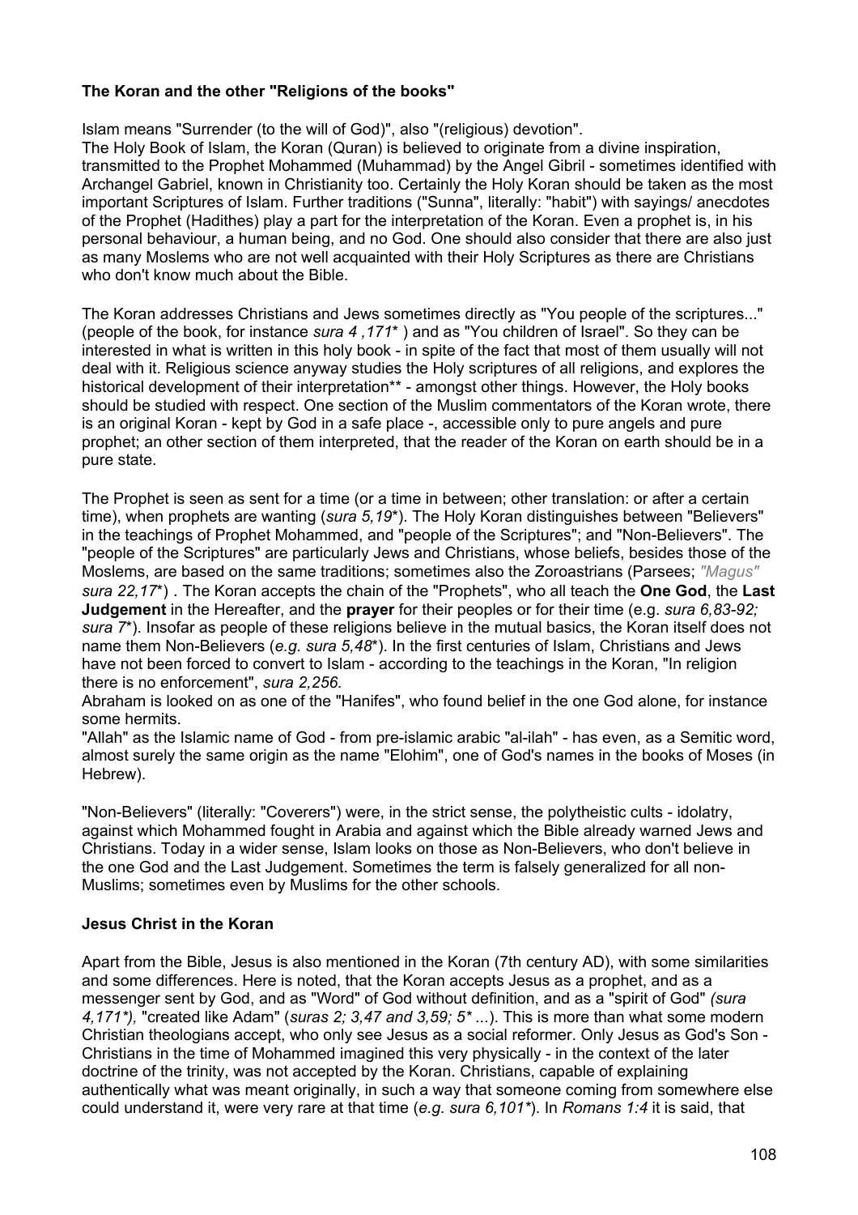**The Koran and the other "Religions of the books"**

Islam means "Surrender (to the will of God)", also "(religious) devotion".
The Holy Book of Islam, the Koran (Quran) is believed to originate from a divine inspiration, transmitted to the Prophet Mohammed (Muhammad) by the Angel Gibril - sometimes identified with Archangel Gabriel, known in Christianity too. Certainly the Holy Koran should be taken as the most important Scriptures of Islam. Further traditions ("Sunna", literally: "habit") with sayings/ anecdotes of the Prophet (Hadithes) play a part for the interpretation of the Koran. Even a prophet is, in his personal behaviour, a human being, and no God. One should also consider that there are also just as many Moslems who are not well acquainted with their Holy Scriptures as there are Christians who don't know much about the Bible.

The Koran addresses Christians and Jews sometimes directly as "You people of the scriptures..." (people of the book, for instance *sura 4 ,171** ) and as "You children of Israel". So they can be interested in what is written in this holy book - in spite of the fact that most of them usually will not deal with it. Religious science anyway studies the Holy scriptures of all religions, and explores the historical development of their interpretation** - amongst other things. However, the Holy books should be studied with respect. One section of the Muslim commentators of the Koran wrote, there is an original Koran - kept by God in a safe place -, accessible only to pure angels and pure prophet; an other section of them interpreted, that the reader of the Koran on earth should be in a pure state.

The Prophet is seen as sent for a time (or a time in between; other translation: or after a certain time), when prophets are wanting (*sura 5,19**). The Holy Koran distinguishes between "Believers" in the teachings of Prophet Mohammed, and "people of the Scriptures"; and "Non-Believers". The "people of the Scriptures" are particularly Jews and Christians, whose beliefs, besides those of the Moslems, are based on the same traditions; sometimes also the Zoroastrians (Parsees; *"Magus" sura 22,17**) . The Koran accepts the chain of the "Prophets", who all teach the **One God**, the **Last Judgement** in the Hereafter, and the **prayer** for their peoples or for their time (e.g. *sura 6,83-92; sura 7**). Insofar as people of these religions believe in the mutual basics, the Koran itself does not name them Non-Believers (*e.g. sura 5,48**). In the first centuries of Islam, Christians and Jews have not been forced to convert to Islam - according to the teachings in the Koran, "In religion there is no enforcement", *sura 2,256.*
Abraham is looked on as one of the "Hanifes", who found belief in the one God alone, for instance some hermits.
"Allah" as the Islamic name of God - from pre-islamic arabic "al-ilah" - has even, as a Semitic word, almost surely the same origin as the name "Elohim", one of God's names in the books of Moses (in Hebrew).

"Non-Believers" (literally: "Coverers") were, in the strict sense, the polytheistic cults - idolatry, against which Mohammed fought in Arabia and against which the Bible already warned Jews and Christians. Today in a wider sense, Islam looks on those as Non-Believers, who don't believe in the one God and the Last Judgement. Sometimes the term is falsely generalized for all non-Muslims; sometimes even by Muslims for the other schools.

**Jesus Christ in the Koran**

Apart from the Bible, Jesus is also mentioned in the Koran (7th century AD), with some similarities and some differences. Here is noted, that the Koran accepts Jesus as a prophet, and as a messenger sent by God, and as "Word" of God without definition, and as a "spirit of God" *(sura 4,171*),* "created like Adam" (*suras 2; 3,47 and 3,59; 5* ...*). This is more than what some modern Christian theologians accept, who only see Jesus as a social reformer. Only Jesus as God's Son - Christians in the time of Mohammed imagined this very physically - in the context of the later doctrine of the trinity, was not accepted by the Koran. Christians, capable of explaining authentically what was meant originally, in such a way that someone coming from somewhere else could understand it, were very rare at that time (*e.g. sura 6,101**). In *Romans 1:4* it is said, that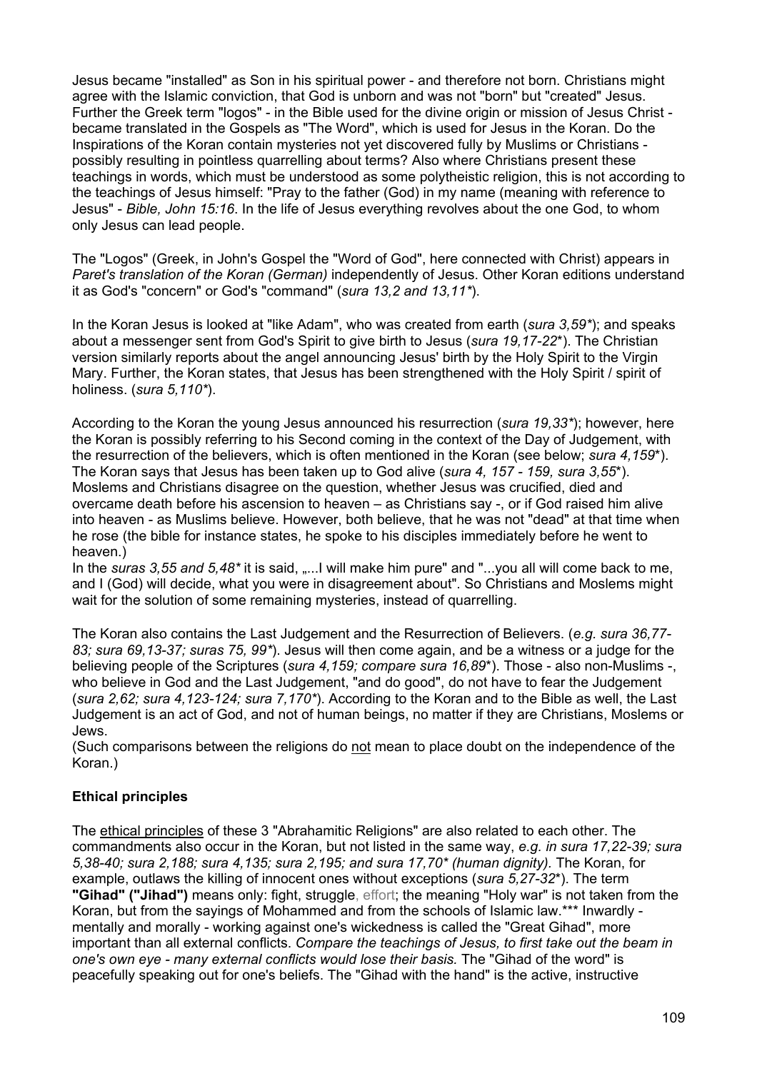Jesus became "installed" as Son in his spiritual power - and therefore not born. Christians might agree with the Islamic conviction, that God is unborn and was not "born" but "created" Jesus. Further the Greek term "logos" - in the Bible used for the divine origin or mission of Jesus Christ - became translated in the Gospels as "The Word", which is used for Jesus in the Koran. Do the Inspirations of the Koran contain mysteries not yet discovered fully by Muslims or Christians - possibly resulting in pointless quarrelling about terms? Also where Christians present these teachings in words, which must be understood as some polytheistic religion, this is not according to the teachings of Jesus himself: "Pray to the father (God) in my name (meaning with reference to Jesus" - *Bible, John 15:16*. In the life of Jesus everything revolves about the one God, to whom only Jesus can lead people.

The "Logos" (Greek, in John's Gospel the "Word of God", here connected with Christ) appears in *Paret's translation of the Koran (German)* independently of Jesus. Other Koran editions understand it as God's "concern" or God's "command" (*sura 13,2 and 13,11**).

In the Koran Jesus is looked at "like Adam", who was created from earth (*sura 3,59**); and speaks about a messenger sent from God's Spirit to give birth to Jesus (*sura 19,17-22**). The Christian version similarly reports about the angel announcing Jesus' birth by the Holy Spirit to the Virgin Mary. Further, the Koran states, that Jesus has been strengthened with the Holy Spirit / spirit of holiness. (*sura 5,110**).

According to the Koran the young Jesus announced his resurrection (*sura 19,33**); however, here the Koran is possibly referring to his Second coming in the context of the Day of Judgement, with the resurrection of the believers, which is often mentioned in the Koran (see below; *sura 4,159**). The Koran says that Jesus has been taken up to God alive (*sura 4, 157 - 159, sura 3,55**). Moslems and Christians disagree on the question, whether Jesus was crucified, died and overcame death before his ascension to heaven – as Christians say -, or if God raised him alive into heaven - as Muslims believe. However, both believe, that he was not "dead" at that time when he rose (the bible for instance states, he spoke to his disciples immediately before he went to heaven.)
In the *suras 3,55 and 5,48** it is said, „...I will make him pure" and "...you all will come back to me, and I (God) will decide, what you were in disagreement about". So Christians and Moslems might wait for the solution of some remaining mysteries, instead of quarrelling.

The Koran also contains the Last Judgement and the Resurrection of Believers. (*e.g. sura 36,77-83; sura 69,13-37; suras 75, 99**). Jesus will then come again, and be a witness or a judge for the believing people of the Scriptures (*sura 4,159; compare sura 16,89**). Those - also non-Muslims -, who believe in God and the Last Judgement, "and do good", do not have to fear the Judgement (*sura 2,62; sura 4,123-124; sura 7,170**). According to the Koran and to the Bible as well, the Last Judgement is an act of God, and not of human beings, no matter if they are Christians, Moslems or Jews.
(Such comparisons between the religions do not mean to place doubt on the independence of the Koran.)

**Ethical principles**

The ethical principles of these 3 "Abrahamitic Religions" are also related to each other. The commandments also occur in the Koran, but not listed in the same way, *e.g. in sura 17,22-39; sura 5,38-40; sura 2,188; sura 4,135; sura 2,195; and sura 17,70* (human dignity).* The Koran, for example, outlaws the killing of innocent ones without exceptions (*sura 5,27-32**). The term **"Gihad" ("Jihad")** means only: fight, struggle, effort; the meaning "Holy war" is not taken from the Koran, but from the sayings of Mohammed and from the schools of Islamic law.*** Inwardly - mentally and morally - working against one's wickedness is called the "Great Gihad", more important than all external conflicts. *Compare the teachings of Jesus, to first take out the beam in one's own eye - many external conflicts would lose their basis.* The "Gihad of the word" is peacefully speaking out for one's beliefs. The "Gihad with the hand" is the active, instructive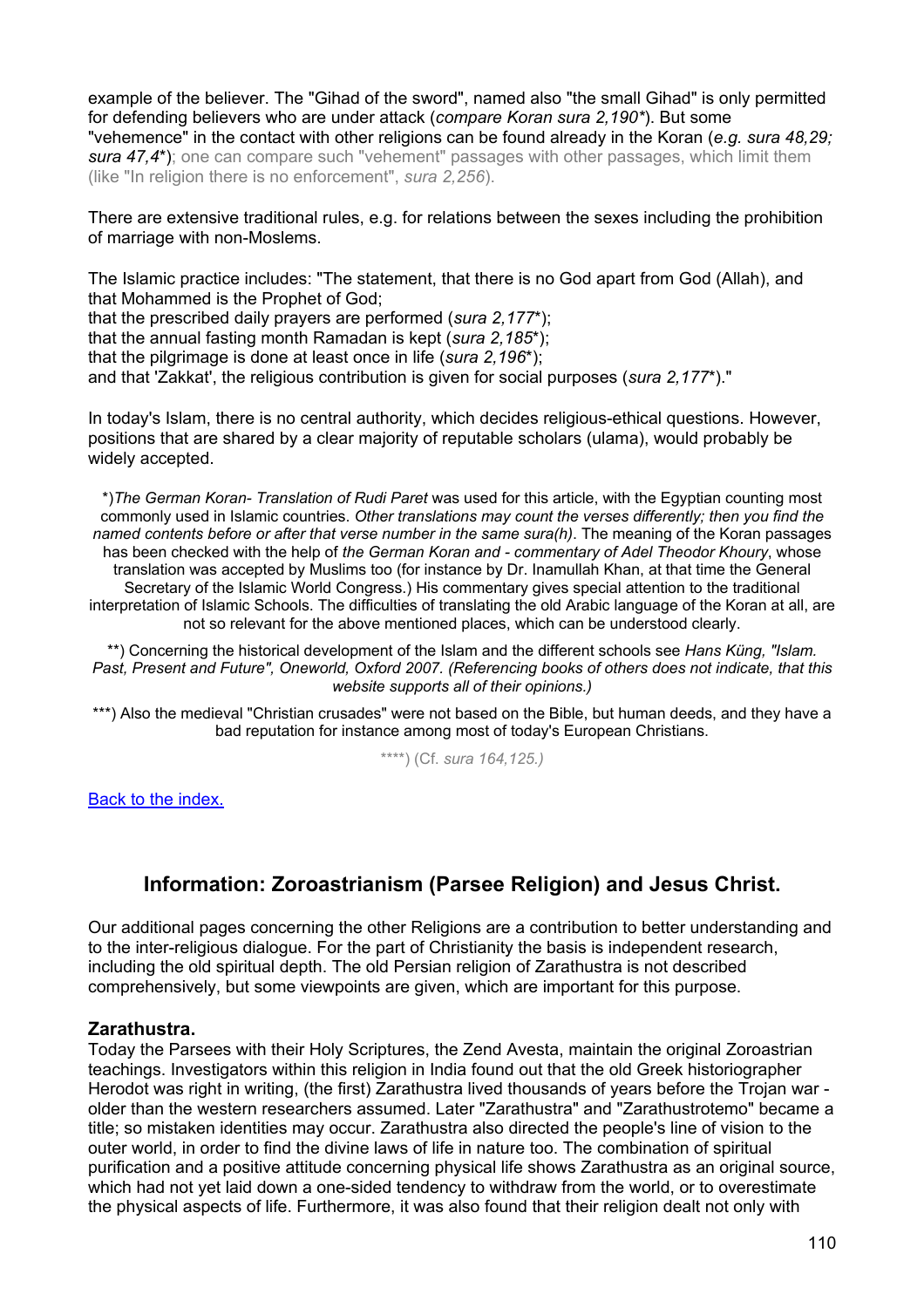example of the believer. The "Gihad of the sword", named also "the small Gihad" is only permitted for defending believers who are under attack (*compare Koran sura 2,190**). But some "vehemence" in the contact with other religions can be found already in the Koran (*e.g. sura 48,29; sura 47,4**); one can compare such "vehement" passages with other passages, which limit them (like "In religion there is no enforcement", *sura 2,256*).

There are extensive traditional rules, e.g. for relations between the sexes including the prohibition of marriage with non-Moslems.

The Islamic practice includes: "The statement, that there is no God apart from God (Allah), and that Mohammed is the Prophet of God;
that the prescribed daily prayers are performed (*sura 2,177**);
that the annual fasting month Ramadan is kept (*sura 2,185**);
that the pilgrimage is done at least once in life (*sura 2,196**);
and that 'Zakkat', the religious contribution is given for social purposes (*sura 2,177**)."

In today's Islam, there is no central authority, which decides religious-ethical questions. However, positions that are shared by a clear majority of reputable scholars (ulama), would probably be widely accepted.

*)*The German Koran- Translation of Rudi Paret* was used for this article, with the Egyptian counting most commonly used in Islamic countries. *Other translations may count the verses differently; then you find the named contents before or after that verse number in the same sura(h)*. The meaning of the Koran passages has been checked with the help of *the German Koran and - commentary of Adel Theodor Khoury*, whose translation was accepted by Muslims too (for instance by Dr. Inamullah Khan, at that time the General Secretary of the Islamic World Congress.) His commentary gives special attention to the traditional interpretation of Islamic Schools. The difficulties of translating the old Arabic language of the Koran at all, are not so relevant for the above mentioned places, which can be understood clearly.

**) Concerning the historical development of the Islam and the different schools see *Hans Küng, "Islam. Past, Present and Future", Oneworld, Oxford 2007. (Referencing books of others does not indicate, that this website supports all of their opinions.)*

***) Also the medieval "Christian crusades" were not based on the Bible, but human deeds, and they have a bad reputation for instance among most of today's European Christians.

****) (Cf. *sura 164,125.)*

Back to the index.

## Information: Zoroastrianism (Parsee Religion) and Jesus Christ.

Our additional pages concerning the other Religions are a contribution to better understanding and to the inter-religious dialogue. For the part of Christianity the basis is independent research, including the old spiritual depth. The old Persian religion of Zarathustra is not described comprehensively, but some viewpoints are given, which are important for this purpose.

### Zarathustra.

Today the Parsees with their Holy Scriptures, the Zend Avesta, maintain the original Zoroastrian teachings. Investigators within this religion in India found out that the old Greek historiographer Herodot was right in writing, (the first) Zarathustra lived thousands of years before the Trojan war - older than the western researchers assumed. Later "Zarathustra" and "Zarathustrotemo" became a title; so mistaken identities may occur. Zarathustra also directed the people's line of vision to the outer world, in order to find the divine laws of life in nature too. The combination of spiritual purification and a positive attitude concerning physical life shows Zarathustra as an original source, which had not yet laid down a one-sided tendency to withdraw from the world, or to overestimate the physical aspects of life. Furthermore, it was also found that their religion dealt not only with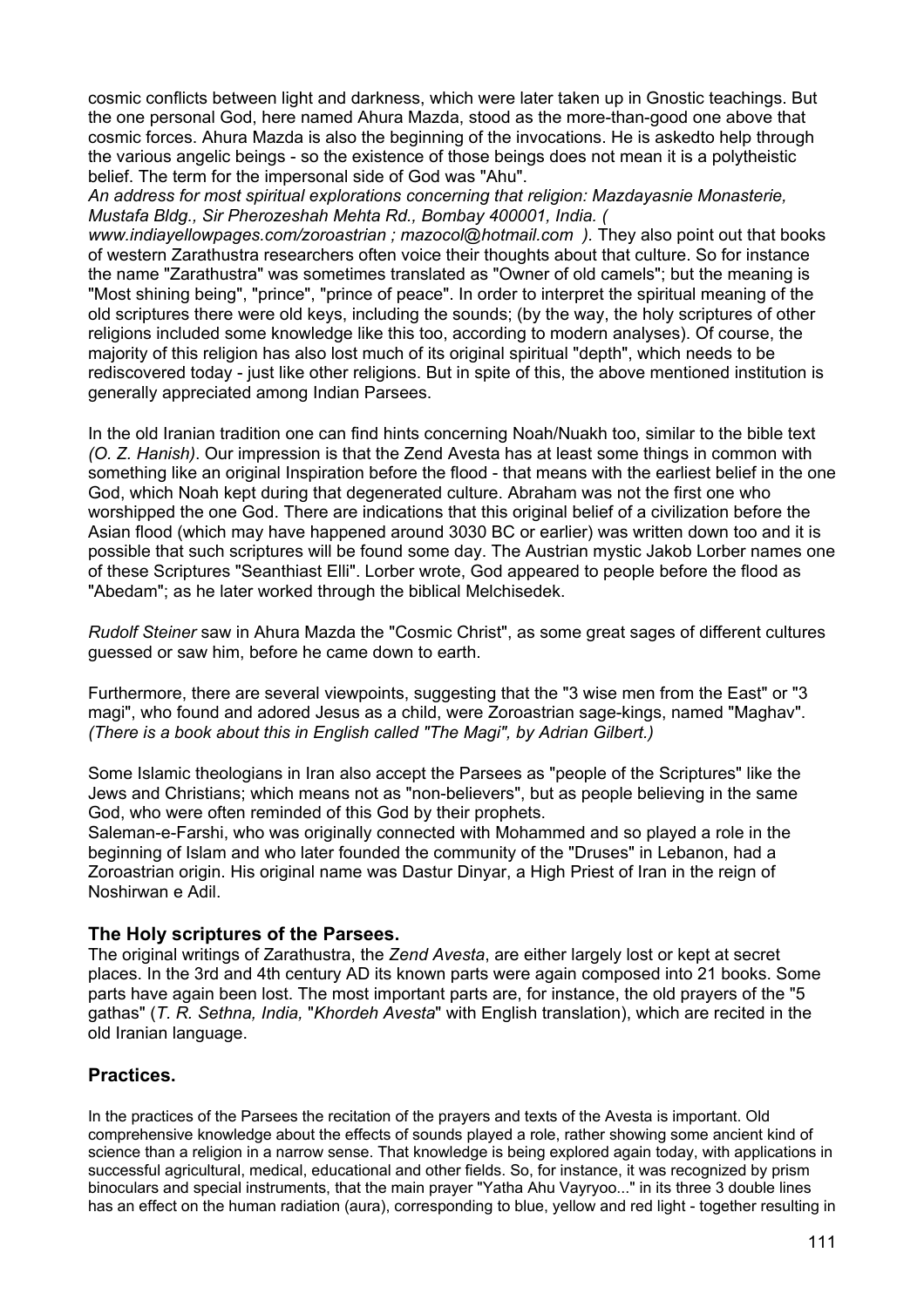cosmic conflicts between light and darkness, which were later taken up in Gnostic teachings. But the one personal God, here named Ahura Mazda, stood as the more-than-good one above that cosmic forces. Ahura Mazda is also the beginning of the invocations. He is askedto help through the various angelic beings - so the existence of those beings does not mean it is a polytheistic belief. The term for the impersonal side of God was "Ahu".

*An address for most spiritual explorations concerning that religion: Mazdayasnie Monasterie, Mustafa Bldg., Sir Pherozeshah Mehta Rd., Bombay 400001, India. ( www.indiayellowpages.com/zoroastrian ; mazocol@hotmail.com ).* They also point out that books of western Zarathustra researchers often voice their thoughts about that culture. So for instance the name "Zarathustra" was sometimes translated as "Owner of old camels"; but the meaning is "Most shining being", "prince", "prince of peace". In order to interpret the spiritual meaning of the old scriptures there were old keys, including the sounds; (by the way, the holy scriptures of other religions included some knowledge like this too, according to modern analyses). Of course, the majority of this religion has also lost much of its original spiritual "depth", which needs to be rediscovered today - just like other religions. But in spite of this, the above mentioned institution is generally appreciated among Indian Parsees.

In the old Iranian tradition one can find hints concerning Noah/Nuakh too, similar to the bible text *(O. Z. Hanish)*. Our impression is that the Zend Avesta has at least some things in common with something like an original Inspiration before the flood - that means with the earliest belief in the one God, which Noah kept during that degenerated culture. Abraham was not the first one who worshipped the one God. There are indications that this original belief of a civilization before the Asian flood (which may have happened around 3030 BC or earlier) was written down too and it is possible that such scriptures will be found some day. The Austrian mystic Jakob Lorber names one of these Scriptures "Seanthiast Elli". Lorber wrote, God appeared to people before the flood as "Abedam"; as he later worked through the biblical Melchisedek.

*Rudolf Steiner* saw in Ahura Mazda the "Cosmic Christ", as some great sages of different cultures guessed or saw him, before he came down to earth.

Furthermore, there are several viewpoints, suggesting that the "3 wise men from the East" or "3 magi", who found and adored Jesus as a child, were Zoroastrian sage-kings, named "Maghav". *(There is a book about this in English called "The Magi", by Adrian Gilbert.)*

Some Islamic theologians in Iran also accept the Parsees as "people of the Scriptures" like the Jews and Christians; which means not as "non-believers", but as people believing in the same God, who were often reminded of this God by their prophets.
Saleman-e-Farshi, who was originally connected with Mohammed and so played a role in the beginning of Islam and who later founded the community of the "Druses" in Lebanon, had a Zoroastrian origin. His original name was Dastur Dinyar, a High Priest of Iran in the reign of Noshirwan e Adil.

### The Holy scriptures of the Parsees.

The original writings of Zarathustra, the *Zend Avesta*, are either largely lost or kept at secret places. In the 3rd and 4th century AD its known parts were again composed into 21 books. Some parts have again been lost. The most important parts are, for instance, the old prayers of the "5 gathas" (*T. R. Sethna, India,* "*Khordeh Avesta*" with English translation), which are recited in the old Iranian language.

### Practices.

In the practices of the Parsees the recitation of the prayers and texts of the Avesta is important. Old comprehensive knowledge about the effects of sounds played a role, rather showing some ancient kind of science than a religion in a narrow sense. That knowledge is being explored again today, with applications in successful agricultural, medical, educational and other fields. So, for instance, it was recognized by prism binoculars and special instruments, that the main prayer "Yatha Ahu Vayryoo..." in its three 3 double lines has an effect on the human radiation (aura), corresponding to blue, yellow and red light - together resulting in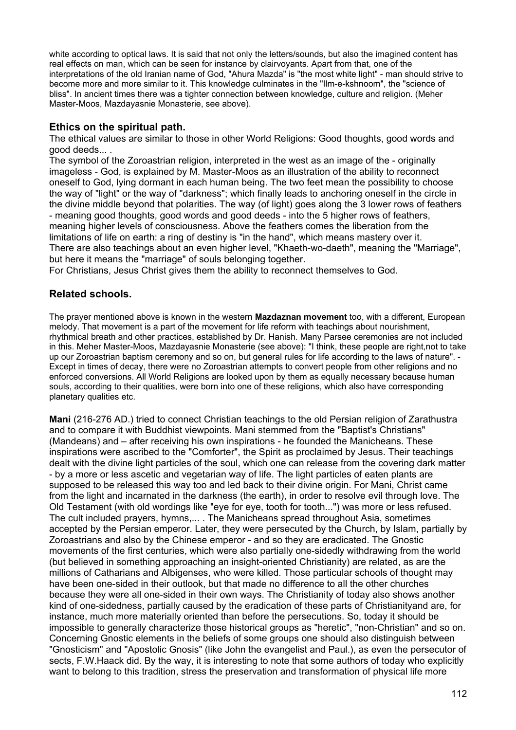white according to optical laws. It is said that not only the letters/sounds, but also the imagined content has real effects on man, which can be seen for instance by clairvoyants. Apart from that, one of the interpretations of the old Iranian name of God, "Ahura Mazda" is "the most white light" - man should strive to become more and more similar to it. This knowledge culminates in the "Ilm-e-kshnoom", the "science of bliss". In ancient times there was a tighter connection between knowledge, culture and religion. (Meher Master-Moos, Mazdayasnie Monasterie, see above).

### Ethics on the spiritual path.

The ethical values are similar to those in other World Religions: Good thoughts, good words and good deeds... .

The symbol of the Zoroastrian religion, interpreted in the west as an image of the - originally imageless - God, is explained by M. Master-Moos as an illustration of the ability to reconnect oneself to God, lying dormant in each human being. The two feet mean the possibility to choose the way of "light" or the way of "darkness"; which finally leads to anchoring oneself in the circle in the divine middle beyond that polarities. The way (of light) goes along the 3 lower rows of feathers - meaning good thoughts, good words and good deeds - into the 5 higher rows of feathers, meaning higher levels of consciousness. Above the feathers comes the liberation from the limitations of life on earth: a ring of destiny is "in the hand", which means mastery over it. There are also teachings about an even higher level, "Khaeth-wo-daeth", meaning the "Marriage", but here it means the "marriage" of souls belonging together.

For Christians, Jesus Christ gives them the ability to reconnect themselves to God.

### Related schools.

The prayer mentioned above is known in the western **Mazdaznan movement** too, with a different, European melody. That movement is a part of the movement for life reform with teachings about nourishment, rhythmical breath and other practices, established by Dr. Hanish. Many Parsee ceremonies are not included in this. Meher Master-Moos, Mazdayasnie Monasterie (see above): "I think, these people are right,not to take up our Zoroastrian baptism ceremony and so on, but general rules for life according to the laws of nature". - Except in times of decay, there were no Zoroastrian attempts to convert people from other religions and no enforced conversions. All World Religions are looked upon by them as equally necessary because human souls, according to their qualities, were born into one of these religions, which also have corresponding planetary qualities etc.

**Mani** (216-276 AD.) tried to connect Christian teachings to the old Persian religion of Zarathustra and to compare it with Buddhist viewpoints. Mani stemmed from the "Baptist's Christians" (Mandeans) and – after receiving his own inspirations - he founded the Manicheans. These inspirations were ascribed to the "Comforter", the Spirit as proclaimed by Jesus. Their teachings dealt with the divine light particles of the soul, which one can release from the covering dark matter - by a more or less ascetic and vegetarian way of life. The light particles of eaten plants are supposed to be released this way too and led back to their divine origin. For Mani, Christ came from the light and incarnated in the darkness (the earth), in order to resolve evil through love. The Old Testament (with old wordings like "eye for eye, tooth for tooth...") was more or less refused. The cult included prayers, hymns,... . The Manicheans spread throughout Asia, sometimes accepted by the Persian emperor. Later, they were persecuted by the Church, by Islam, partially by Zoroastrians and also by the Chinese emperor - and so they are eradicated. The Gnostic movements of the first centuries, which were also partially one-sidedly withdrawing from the world (but believed in something approaching an insight-oriented Christianity) are related, as are the millions of Catharians and Albigenses, who were killed. Those particular schools of thought may have been one-sided in their outlook, but that made no difference to all the other churches because they were all one-sided in their own ways. The Christianity of today also shows another kind of one-sidedness, partially caused by the eradication of these parts of Christianityand are, for instance, much more materially oriented than before the persecutions. So, today it should be impossible to generally characterize those historical groups as "heretic", "non-Christian" and so on. Concerning Gnostic elements in the beliefs of some groups one should also distinguish between "Gnosticism" and "Apostolic Gnosis" (like John the evangelist and Paul.), as even the persecutor of sects, F.W.Haack did. By the way, it is interesting to note that some authors of today who explicitly want to belong to this tradition, stress the preservation and transformation of physical life more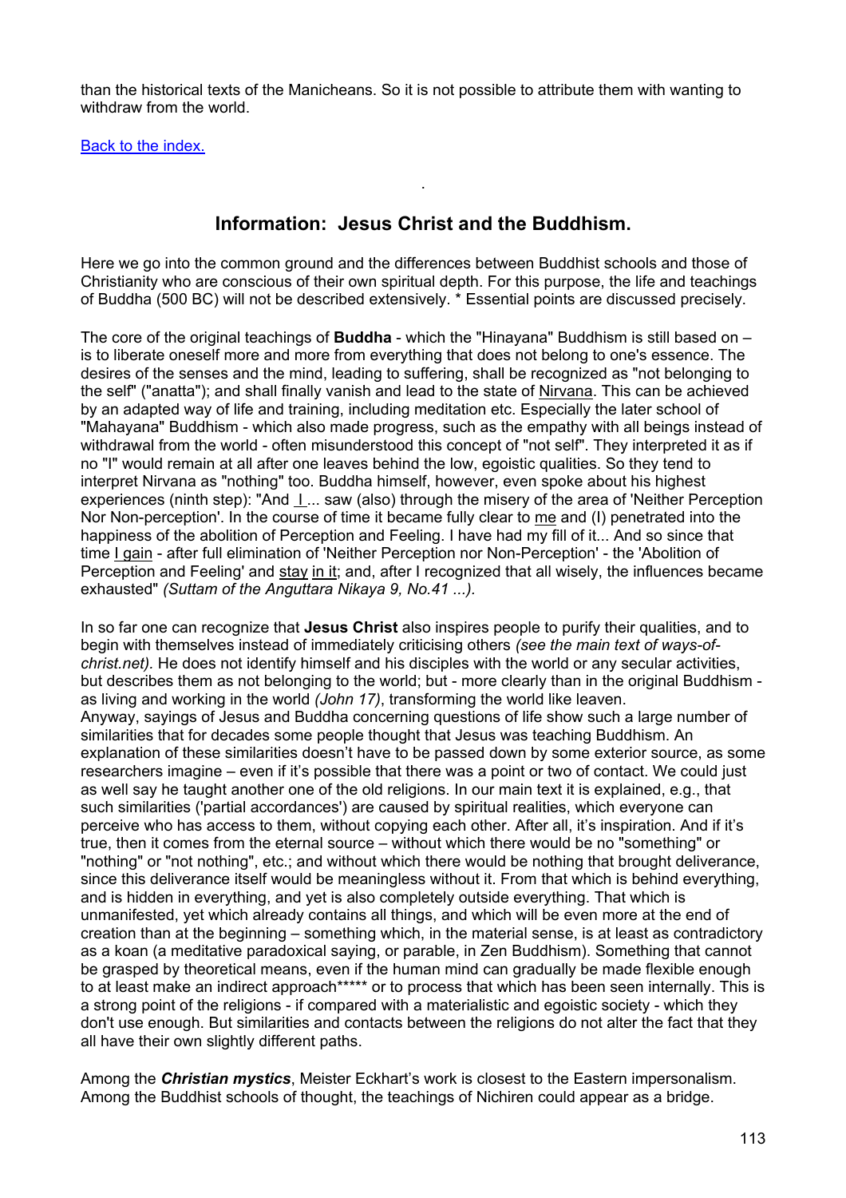than the historical texts of the Manicheans. So it is not possible to attribute them with wanting to withdraw from the world.

Back to the index.

.

## Information: Jesus Christ and the Buddhism.

Here we go into the common ground and the differences between Buddhist schools and those of Christianity who are conscious of their own spiritual depth. For this purpose, the life and teachings of Buddha (500 BC) will not be described extensively. * Essential points are discussed precisely.

The core of the original teachings of **Buddha** - which the "Hinayana" Buddhism is still based on – is to liberate oneself more and more from everything that does not belong to one's essence. The desires of the senses and the mind, leading to suffering, shall be recognized as "not belonging to the self" ("anatta"); and shall finally vanish and lead to the state of Nirvana. This can be achieved by an adapted way of life and training, including meditation etc. Especially the later school of "Mahayana" Buddhism - which also made progress, such as the empathy with all beings instead of withdrawal from the world - often misunderstood this concept of "not self". They interpreted it as if no "I" would remain at all after one leaves behind the low, egoistic qualities. So they tend to interpret Nirvana as "nothing" too. Buddha himself, however, even spoke about his highest experiences (ninth step): "And I... saw (also) through the misery of the area of 'Neither Perception Nor Non-perception'. In the course of time it became fully clear to me and (I) penetrated into the happiness of the abolition of Perception and Feeling. I have had my fill of it... And so since that time I gain - after full elimination of 'Neither Perception nor Non-Perception' - the 'Abolition of Perception and Feeling' and stay in it; and, after I recognized that all wisely, the influences became exhausted" *(Suttam of the Anguttara Nikaya 9, No.41 ...).*

In so far one can recognize that **Jesus Christ** also inspires people to purify their qualities, and to begin with themselves instead of immediately criticising others *(see the main text of ways-of-christ.net)*. He does not identify himself and his disciples with the world or any secular activities, but describes them as not belonging to the world; but - more clearly than in the original Buddhism - as living and working in the world *(John 17)*, transforming the world like leaven.
Anyway, sayings of Jesus and Buddha concerning questions of life show such a large number of similarities that for decades some people thought that Jesus was teaching Buddhism. An explanation of these similarities doesn't have to be passed down by some exterior source, as some researchers imagine – even if it's possible that there was a point or two of contact. We could just as well say he taught another one of the old religions. In our main text it is explained, e.g., that such similarities ('partial accordances') are caused by spiritual realities, which everyone can perceive who has access to them, without copying each other. After all, it's inspiration. And if it's true, then it comes from the eternal source – without which there would be no "something" or "nothing" or "not nothing", etc.; and without which there would be nothing that brought deliverance, since this deliverance itself would be meaningless without it. From that which is behind everything, and is hidden in everything, and yet is also completely outside everything. That which is unmanifested, yet which already contains all things, and which will be even more at the end of creation than at the beginning – something which, in the material sense, is at least as contradictory as a koan (a meditative paradoxical saying, or parable, in Zen Buddhism). Something that cannot be grasped by theoretical means, even if the human mind can gradually be made flexible enough to at least make an indirect approach***** or to process that which has been seen internally. This is a strong point of the religions - if compared with a materialistic and egoistic society - which they don't use enough. But similarities and contacts between the religions do not alter the fact that they all have their own slightly different paths.

Among the ***Christian mystics***, Meister Eckhart's work is closest to the Eastern impersonalism. Among the Buddhist schools of thought, the teachings of Nichiren could appear as a bridge.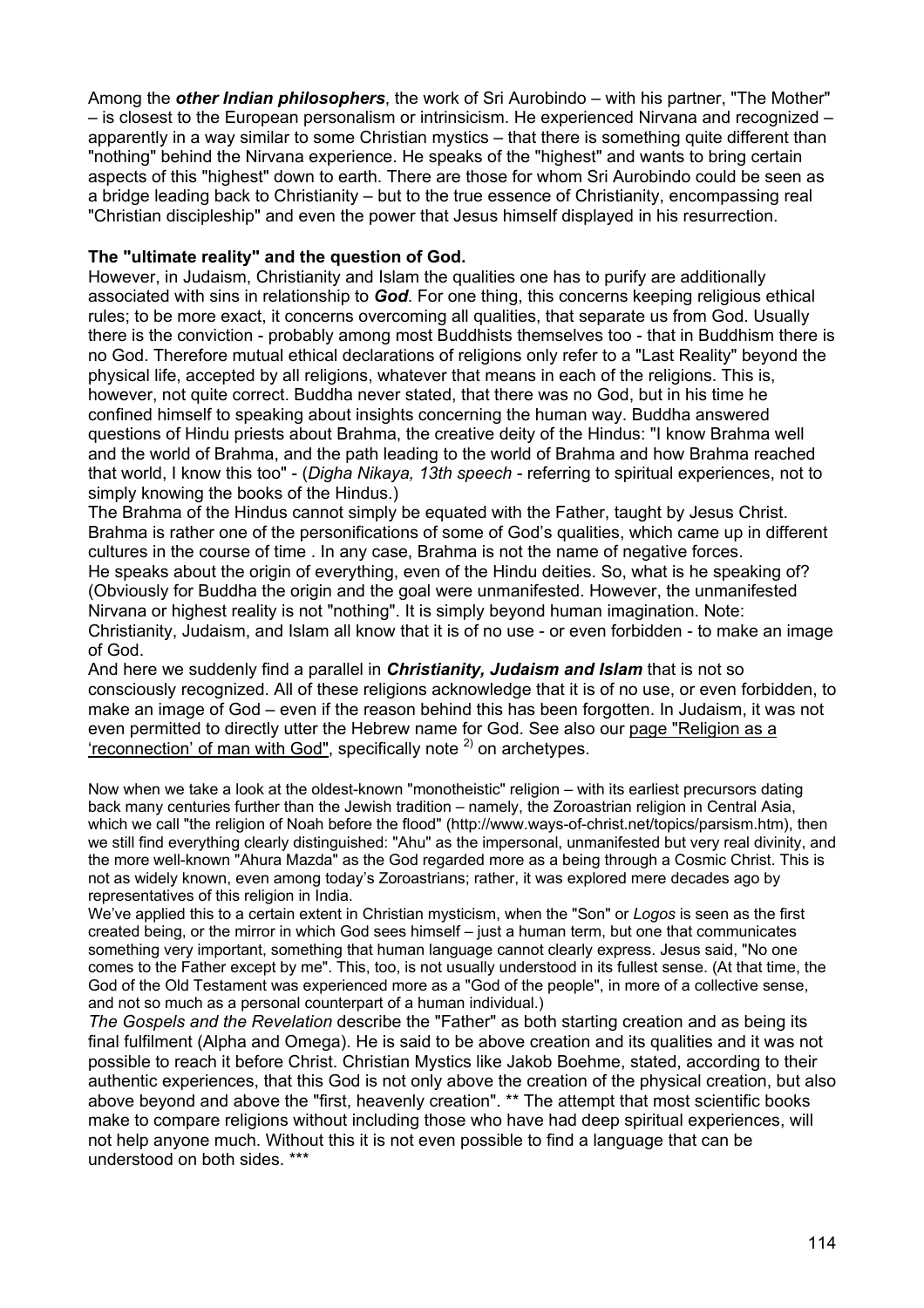Among the ***other Indian philosophers***, the work of Sri Aurobindo – with his partner, "The Mother" – is closest to the European personalism or intrinsicism. He experienced Nirvana and recognized – apparently in a way similar to some Christian mystics – that there is something quite different than "nothing" behind the Nirvana experience. He speaks of the "highest" and wants to bring certain aspects of this "highest" down to earth. There are those for whom Sri Aurobindo could be seen as a bridge leading back to Christianity – but to the true essence of Christianity, encompassing real "Christian discipleship" and even the power that Jesus himself displayed in his resurrection.

**The "ultimate reality" and the question of God.**

However, in Judaism, Christianity and Islam the qualities one has to purify are additionally associated with sins in relationship to ***God***. For one thing, this concerns keeping religious ethical rules; to be more exact, it concerns overcoming all qualities, that separate us from God. Usually there is the conviction - probably among most Buddhists themselves too - that in Buddhism there is no God. Therefore mutual ethical declarations of religions only refer to a "Last Reality" beyond the physical life, accepted by all religions, whatever that means in each of the religions. This is, however, not quite correct. Buddha never stated, that there was no God, but in his time he confined himself to speaking about insights concerning the human way. Buddha answered questions of Hindu priests about Brahma, the creative deity of the Hindus: "I know Brahma well and the world of Brahma, and the path leading to the world of Brahma and how Brahma reached that world, I know this too" - (*Digha Nikaya, 13th speech* - referring to spiritual experiences, not to simply knowing the books of the Hindus.)

The Brahma of the Hindus cannot simply be equated with the Father, taught by Jesus Christ. Brahma is rather one of the personifications of some of God's qualities, which came up in different cultures in the course of time . In any case, Brahma is not the name of negative forces.

He speaks about the origin of everything, even of the Hindu deities. So, what is he speaking of? (Obviously for Buddha the origin and the goal were unmanifested. However, the unmanifested Nirvana or highest reality is not "nothing". It is simply beyond human imagination. Note: Christianity, Judaism, and Islam all know that it is of no use - or even forbidden - to make an image of God.

And here we suddenly find a parallel in ***Christianity, Judaism and Islam*** that is not so consciously recognized. All of these religions acknowledge that it is of no use, or even forbidden, to make an image of God – even if the reason behind this has been forgotten. In Judaism, it was not even permitted to directly utter the Hebrew name for God. See also our page "Religion as a 'reconnection' of man with God", specifically note [2)] on archetypes.

Now when we take a look at the oldest-known "monotheistic" religion – with its earliest precursors dating back many centuries further than the Jewish tradition – namely, the Zoroastrian religion in Central Asia, which we call "the religion of Noah before the flood" (http://www.ways-of-christ.net/topics/parsism.htm), then we still find everything clearly distinguished: "Ahu" as the impersonal, unmanifested but very real divinity, and the more well-known "Ahura Mazda" as the God regarded more as a being through a Cosmic Christ. This is not as widely known, even among today's Zoroastrians; rather, it was explored mere decades ago by representatives of this religion in India.

We've applied this to a certain extent in Christian mysticism, when the "Son" or *Logos* is seen as the first created being, or the mirror in which God sees himself – just a human term, but one that communicates something very important, something that human language cannot clearly express. Jesus said, "No one comes to the Father except by me". This, too, is not usually understood in its fullest sense. (At that time, the God of the Old Testament was experienced more as a "God of the people", in more of a collective sense, and not so much as a personal counterpart of a human individual.)

*The Gospels and the Revelation* describe the "Father" as both starting creation and as being its final fulfilment (Alpha and Omega). He is said to be above creation and its qualities and it was not possible to reach it before Christ. Christian Mystics like Jakob Boehme, stated, according to their authentic experiences, that this God is not only above the creation of the physical creation, but also above beyond and above the "first, heavenly creation". ** The attempt that most scientific books make to compare religions without including those who have had deep spiritual experiences, will not help anyone much. Without this it is not even possible to find a language that can be understood on both sides. ***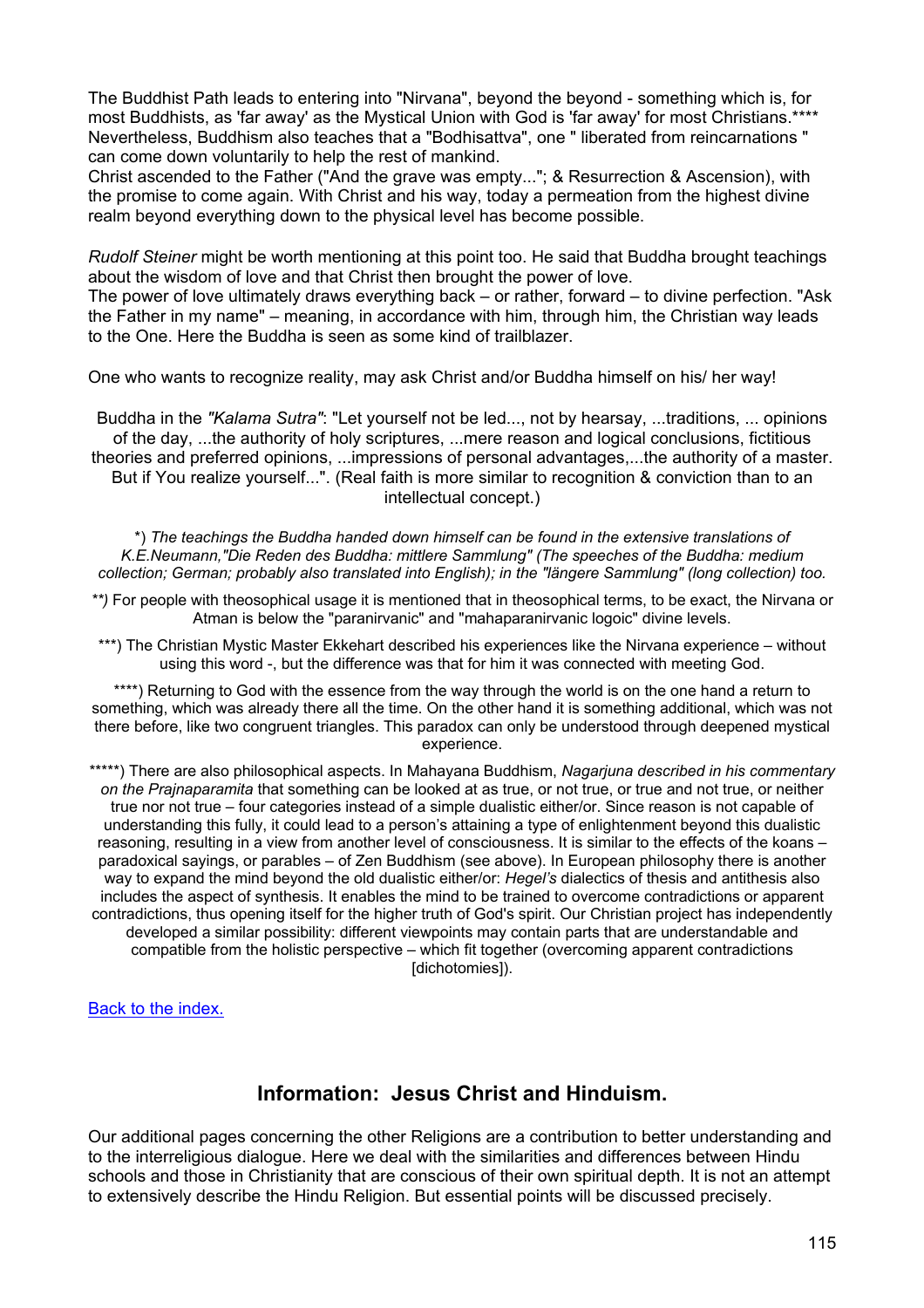The Buddhist Path leads to entering into "Nirvana", beyond the beyond - something which is, for most Buddhists, as 'far away' as the Mystical Union with God is 'far away' for most Christians.****
Nevertheless, Buddhism also teaches that a "Bodhisattva", one " liberated from reincarnations " can come down voluntarily to help the rest of mankind.
Christ ascended to the Father ("And the grave was empty..."; & Resurrection & Ascension), with the promise to come again. With Christ and his way, today a permeation from the highest divine realm beyond everything down to the physical level has become possible.

*Rudolf Steiner* might be worth mentioning at this point too. He said that Buddha brought teachings about the wisdom of love and that Christ then brought the power of love.
The power of love ultimately draws everything back – or rather, forward – to divine perfection. "Ask the Father in my name" – meaning, in accordance with him, through him, the Christian way leads to the One. Here the Buddha is seen as some kind of trailblazer.

One who wants to recognize reality, may ask Christ and/or Buddha himself on his/ her way!

Buddha in the *"Kalama Sutra"*: "Let yourself not be led..., not by hearsay, ...traditions, ... opinions of the day, ...the authority of holy scriptures, ...mere reason and logical conclusions, fictitious theories and preferred opinions, ...impressions of personal advantages,...the authority of a master. But if You realize yourself...". (Real faith is more similar to recognition & conviction than to an intellectual concept.)

*) *The teachings the Buddha handed down himself can be found in the extensive translations of K.E.Neumann,"Die Reden des Buddha: mittlere Sammlung" (The speeches of the Buddha: medium collection; German; probably also translated into English); in the "längere Sammlung" (long collection) too.*

*\*)* For people with theosophical usage it is mentioned that in theosophical terms, to be exact, the Nirvana or Atman is below the "paranirvanic" and "mahaparanirvanic logoic" divine levels.

***) The Christian Mystic Master Ekkehart described his experiences like the Nirvana experience – without using this word -, but the difference was that for him it was connected with meeting God.

****) Returning to God with the essence from the way through the world is on the one hand a return to something, which was already there all the time. On the other hand it is something additional, which was not there before, like two congruent triangles. This paradox can only be understood through deepened mystical experience.

*****) There are also philosophical aspects. In Mahayana Buddhism, *Nagarjuna described in his commentary on the Prajnaparamita* that something can be looked at as true, or not true, or true and not true, or neither true nor not true – four categories instead of a simple dualistic either/or. Since reason is not capable of understanding this fully, it could lead to a person's attaining a type of enlightenment beyond this dualistic reasoning, resulting in a view from another level of consciousness. It is similar to the effects of the koans – paradoxical sayings, or parables – of Zen Buddhism (see above). In European philosophy there is another way to expand the mind beyond the old dualistic either/or: *Hegel's* dialectics of thesis and antithesis also includes the aspect of synthesis. It enables the mind to be trained to overcome contradictions or apparent contradictions, thus opening itself for the higher truth of God's spirit. Our Christian project has independently developed a similar possibility: different viewpoints may contain parts that are understandable and compatible from the holistic perspective – which fit together (overcoming apparent contradictions [dichotomies]).

Back to the index.

## Information: Jesus Christ and Hinduism.

Our additional pages concerning the other Religions are a contribution to better understanding and to the interreligious dialogue. Here we deal with the similarities and differences between Hindu schools and those in Christianity that are conscious of their own spiritual depth. It is not an attempt to extensively describe the Hindu Religion. But essential points will be discussed precisely.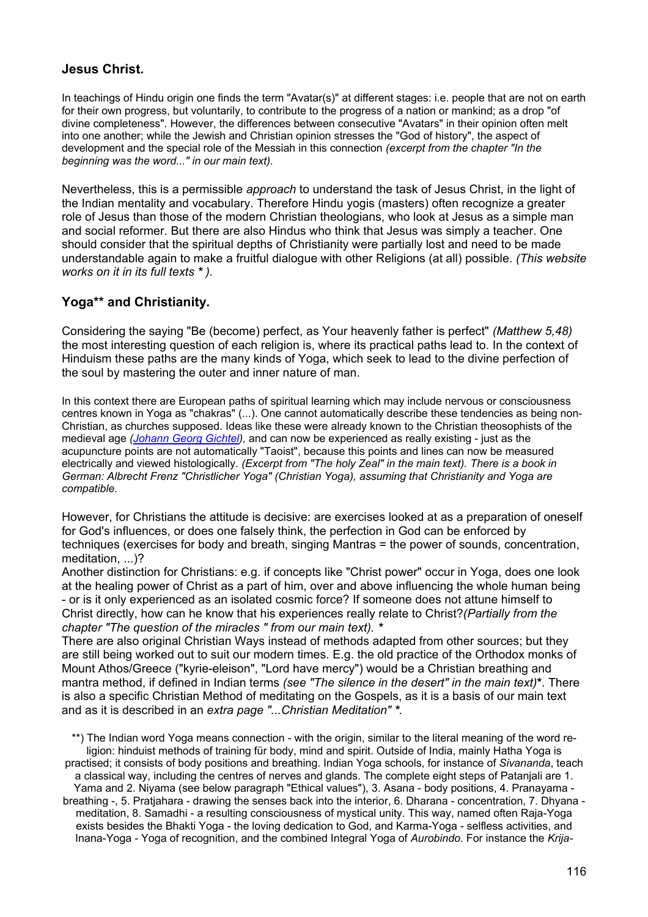## Jesus Christ.

In teachings of Hindu origin one finds the term "Avatar(s)" at different stages: i.e. people that are not on earth for their own progress, but voluntarily, to contribute to the progress of a nation or mankind; as a drop "of divine completeness". However, the differences between consecutive "Avatars" in their opinion often melt into one another; while the Jewish and Christian opinion stresses the "God of history", the aspect of development and the special role of the Messiah in this connection *(excerpt from the chapter "In the beginning was the word..." in our main text).*

Nevertheless, this is a permissible *approach* to understand the task of Jesus Christ, in the light of the Indian mentality and vocabulary. Therefore Hindu yogis (masters) often recognize a greater role of Jesus than those of the modern Christian theologians, who look at Jesus as a simple man and social reformer. But there are also Hindus who think that Jesus was simply a teacher. One should consider that the spiritual depths of Christianity were partially lost and need to be made understandable again to make a fruitful dialogue with other Religions (at all) possible. *(This website works on it in its full texts * ).*

## Yoga** and Christianity.

Considering the saying "Be (become) perfect, as Your heavenly father is perfect" *(Matthew 5,48)* the most interesting question of each religion is, where its practical paths lead to. In the context of Hinduism these paths are the many kinds of Yoga, which seek to lead to the divine perfection of the soul by mastering the outer and inner nature of man.

In this context there are European paths of spiritual learning which may include nervous or consciousness centres known in Yoga as "chakras" (...). One cannot automatically describe these tendencies as being non-Christian, as churches supposed. Ideas like these were already known to the Christian theosophists of the medieval age *(Johann Georg Gichtel),* and can now be experienced as really existing - just as the acupuncture points are not automatically "Taoist", because this points and lines can now be measured electrically and viewed histologically. *(Excerpt from "The holy Zeal" in the main text). There is a book in German: Albrecht Frenz "Christlicher Yoga" (Christian Yoga), assuming that Christianity and Yoga are compatible.*

However, for Christians the attitude is decisive: are exercises looked at as a preparation of oneself for God's influences, or does one falsely think, the perfection in God can be enforced by techniques (exercises for body and breath, singing Mantras = the power of sounds, concentration, meditation, ...)?
Another distinction for Christians: e.g. if concepts like "Christ power" occur in Yoga, does one look at the healing power of Christ as a part of him, over and above influencing the whole human being - or is it only experienced as an isolated cosmic force? If someone does not attune himself to Christ directly, how can he know that his experiences really relate to Christ?*(Partially from the chapter "The question of the miracles " from our main text). **
There are also original Christian Ways instead of methods adapted from other sources; but they are still being worked out to suit our modern times. E.g. the old practice of the Orthodox monks of Mount Athos/Greece ("kyrie-eleison", "Lord have mercy") would be a Christian breathing and mantra method, if defined in Indian terms *(see "The silence in the desert" in the main text)**. There is also a specific Christian Method of meditating on the Gospels, as it is a basis of our main text and as it is described in an *extra page "...Christian Meditation" *.*

**) The Indian word Yoga means connection - with the origin, similar to the literal meaning of the word re-ligion: hinduist methods of training für body, mind and spirit. Outside of India, mainly Hatha Yoga is practised; it consists of body positions and breathing. Indian Yoga schools, for instance of *Sivananda*, teach a classical way, including the centres of nerves and glands. The complete eight steps of Patanjali are 1. Yama and 2. Niyama (see below paragraph "Ethical values"), 3. Asana - body positions, 4. Pranayama - breathing -, 5. Pratjahara - drawing the senses back into the interior, 6. Dharana - concentration, 7. Dhyana - meditation, 8. Samadhi - a resulting consciousness of mystical unity. This way, named often Raja-Yoga exists besides the Bhakti Yoga - the loving dedication to God, and Karma-Yoga - selfless activities, and Inana-Yoga - Yoga of recognition, and the combined Integral Yoga of *Aurobindo*. For instance the *Krija-*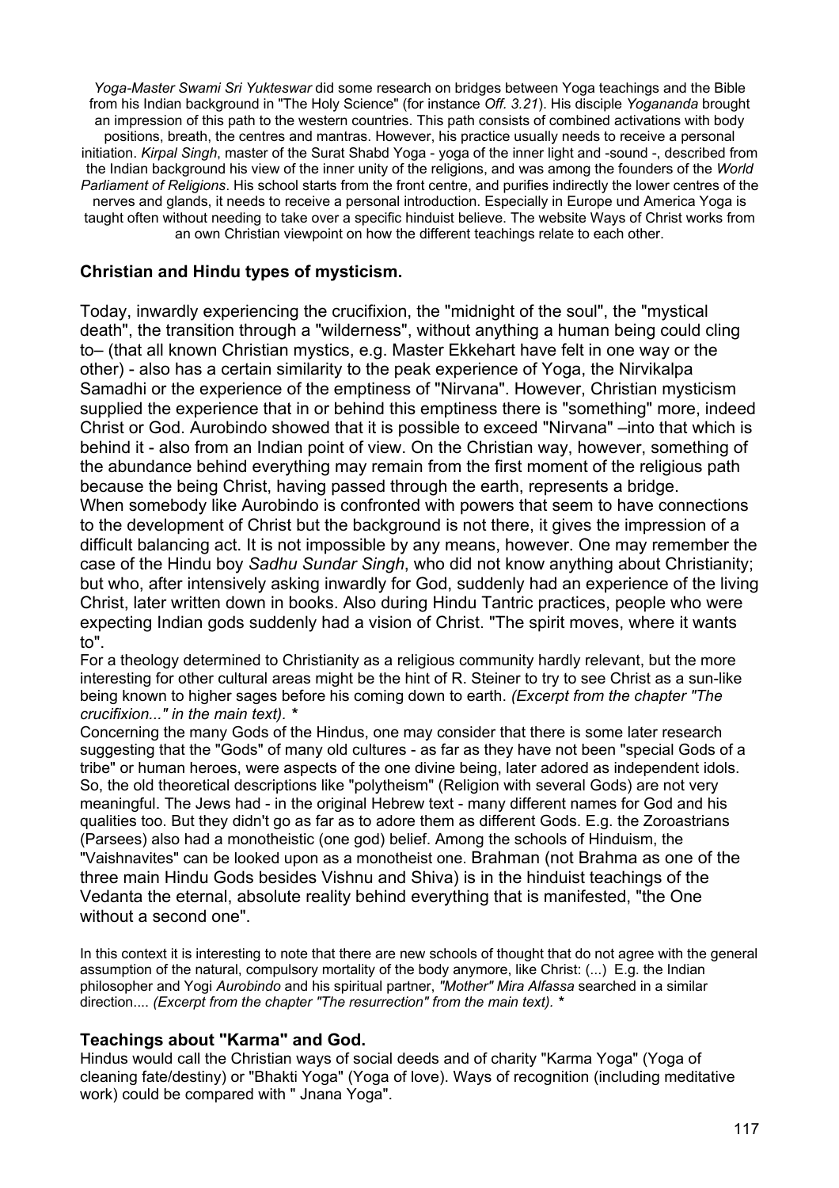*Yoga-Master Swami Sri Yukteswar* did some research on bridges between Yoga teachings and the Bible from his Indian background in "The Holy Science" (for instance *Off. 3.21*). His disciple *Yogananda* brought an impression of this path to the western countries. This path consists of combined activations with body positions, breath, the centres and mantras. However, his practice usually needs to receive a personal initiation. *Kirpal Singh*, master of the Surat Shabd Yoga - yoga of the inner light and -sound -, described from the Indian background his view of the inner unity of the religions, and was among the founders of the *World Parliament of Religions*. His school starts from the front centre, and purifies indirectly the lower centres of the nerves and glands, it needs to receive a personal introduction. Especially in Europe und America Yoga is taught often without needing to take over a specific hinduist believe. The website Ways of Christ works from an own Christian viewpoint on how the different teachings relate to each other.

### Christian and Hindu types of mysticism.

Today, inwardly experiencing the crucifixion, the "midnight of the soul", the "mystical death", the transition through a "wilderness", without anything a human being could cling to– (that all known Christian mystics, e.g. Master Ekkehart have felt in one way or the other) - also has a certain similarity to the peak experience of Yoga, the Nirvikalpa Samadhi or the experience of the emptiness of "Nirvana". However, Christian mysticism supplied the experience that in or behind this emptiness there is "something" more, indeed Christ or God. Aurobindo showed that it is possible to exceed "Nirvana" –into that which is behind it - also from an Indian point of view. On the Christian way, however, something of the abundance behind everything may remain from the first moment of the religious path because the being Christ, having passed through the earth, represents a bridge.
When somebody like Aurobindo is confronted with powers that seem to have connections to the development of Christ but the background is not there, it gives the impression of a difficult balancing act. It is not impossible by any means, however. One may remember the case of the Hindu boy *Sadhu Sundar Singh*, who did not know anything about Christianity; but who, after intensively asking inwardly for God, suddenly had an experience of the living Christ, later written down in books. Also during Hindu Tantric practices, people who were expecting Indian gods suddenly had a vision of Christ. "The spirit moves, where it wants to".
For a theology determined to Christianity as a religious community hardly relevant, but the more interesting for other cultural areas might be the hint of R. Steiner to try to see Christ as a sun-like being known to higher sages before his coming down to earth. *(Excerpt from the chapter "The crucifixion..." in the main text).* *
Concerning the many Gods of the Hindus, one may consider that there is some later research suggesting that the "Gods" of many old cultures - as far as they have not been "special Gods of a tribe" or human heroes, were aspects of the one divine being, later adored as independent idols. So, the old theoretical descriptions like "polytheism" (Religion with several Gods) are not very meaningful. The Jews had - in the original Hebrew text - many different names for God and his qualities too. But they didn't go as far as to adore them as different Gods. E.g. the Zoroastrians (Parsees) also had a monotheistic (one god) belief. Among the schools of Hinduism, the "Vaishnavites" can be looked upon as a monotheist one. Brahman (not Brahma as one of the three main Hindu Gods besides Vishnu and Shiva) is in the hinduist teachings of the Vedanta the eternal, absolute reality behind everything that is manifested, "the One without a second one".

In this context it is interesting to note that there are new schools of thought that do not agree with the general assumption of the natural, compulsory mortality of the body anymore, like Christ: (...) E.g. the Indian philosopher and Yogi *Aurobindo* and his spiritual partner, *"Mother" Mira Alfassa* searched in a similar direction.... *(Excerpt from the chapter "The resurrection" from the main text).* *

### Teachings about "Karma" and God.

Hindus would call the Christian ways of social deeds and of charity "Karma Yoga" (Yoga of cleaning fate/destiny) or "Bhakti Yoga" (Yoga of love). Ways of recognition (including meditative work) could be compared with " Jnana Yoga".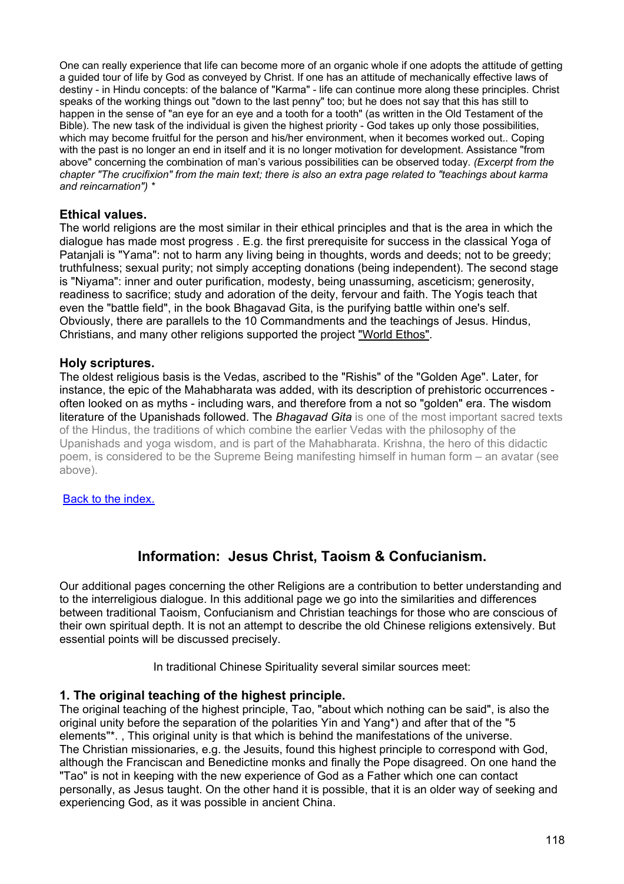One can really experience that life can become more of an organic whole if one adopts the attitude of getting a guided tour of life by God as conveyed by Christ. If one has an attitude of mechanically effective laws of destiny - in Hindu concepts: of the balance of "Karma" - life can continue more along these principles. Christ speaks of the working things out "down to the last penny" too; but he does not say that this has still to happen in the sense of "an eye for an eye and a tooth for a tooth" (as written in the Old Testament of the Bible). The new task of the individual is given the highest priority - God takes up only those possibilities, which may become fruitful for the person and his/her environment, when it becomes worked out.. Coping with the past is no longer an end in itself and it is no longer motivation for development. Assistance "from above" concerning the combination of man's various possibilities can be observed today. *(Excerpt from the chapter "The crucifixion" from the main text; there is also an extra page related to "teachings about karma and reincarnation") **

### Ethical values.

The world religions are the most similar in their ethical principles and that is the area in which the dialogue has made most progress . E.g. the first prerequisite for success in the classical Yoga of Patanjali is "Yama": not to harm any living being in thoughts, words and deeds; not to be greedy; truthfulness; sexual purity; not simply accepting donations (being independent). The second stage is "Niyama": inner and outer purification, modesty, being unassuming, asceticism; generosity, readiness to sacrifice; study and adoration of the deity, fervour and faith. The Yogis teach that even the "battle field", in the book Bhagavad Gita, is the purifying battle within one's self. Obviously, there are parallels to the 10 Commandments and the teachings of Jesus. Hindus, Christians, and many other religions supported the project "World Ethos".

### Holy scriptures.

The oldest religious basis is the Vedas, ascribed to the "Rishis" of the "Golden Age". Later, for instance, the epic of the Mahabharata was added, with its description of prehistoric occurrences - often looked on as myths - including wars, and therefore from a not so "golden" era. The wisdom literature of the Upanishads followed. The *Bhagavad Gita* is one of the most important sacred texts of the Hindus, the traditions of which combine the earlier Vedas with the philosophy of the Upanishads and yoga wisdom, and is part of the Mahabharata. Krishna, the hero of this didactic poem, is considered to be the Supreme Being manifesting himself in human form – an avatar (see above).

Back to the index.

## Information: Jesus Christ, Taoism & Confucianism.

Our additional pages concerning the other Religions are a contribution to better understanding and to the interreligious dialogue. In this additional page we go into the similarities and differences between traditional Taoism, Confucianism and Christian teachings for those who are conscious of their own spiritual depth. It is not an attempt to describe the old Chinese religions extensively. But essential points will be discussed precisely.

In traditional Chinese Spirituality several similar sources meet:

### 1. The original teaching of the highest principle.

The original teaching of the highest principle, Tao, "about which nothing can be said", is also the original unity before the separation of the polarities Yin and Yang*) and after that of the "5 elements"*. , This original unity is that which is behind the manifestations of the universe.
The Christian missionaries, e.g. the Jesuits, found this highest principle to correspond with God, although the Franciscan and Benedictine monks and finally the Pope disagreed. On one hand the "Tao" is not in keeping with the new experience of God as a Father which one can contact personally, as Jesus taught. On the other hand it is possible, that it is an older way of seeking and experiencing God, as it was possible in ancient China.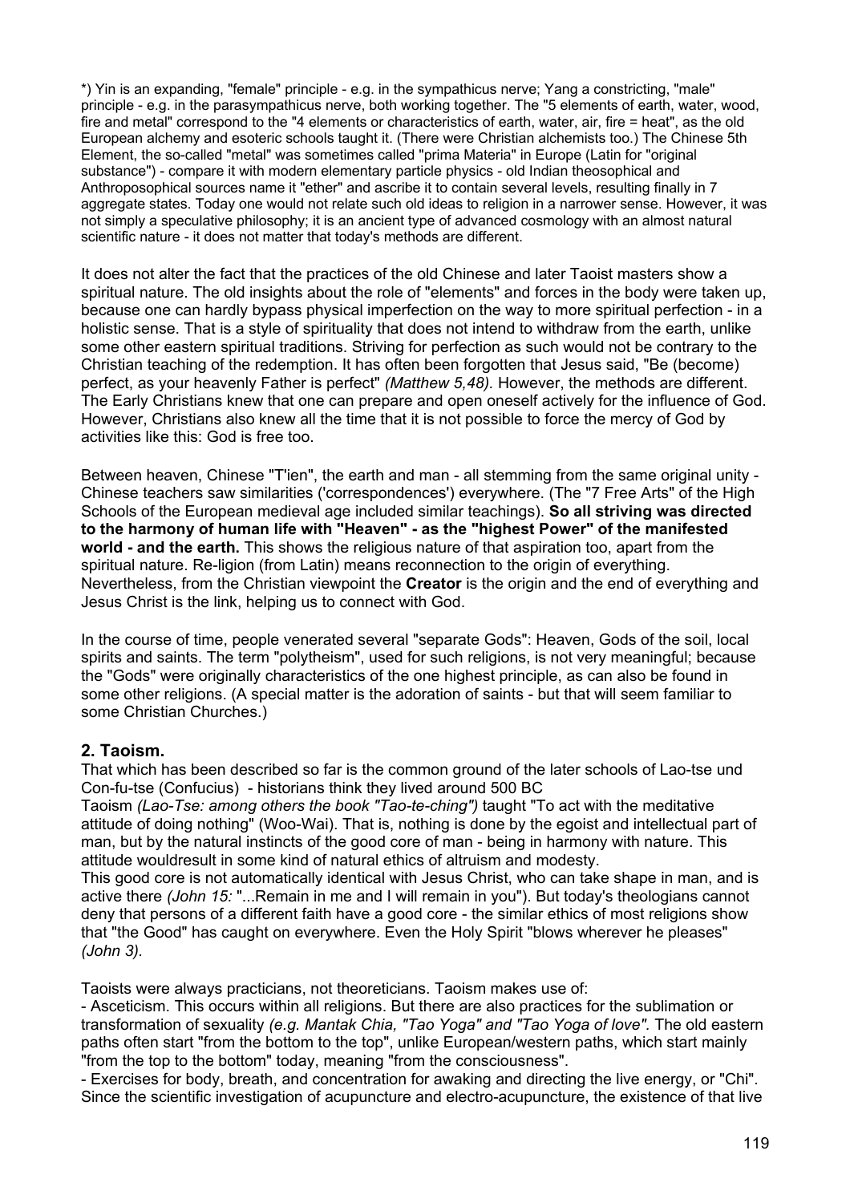*) Yin is an expanding, "female" principle - e.g. in the sympathicus nerve; Yang a constricting, "male" principle - e.g. in the parasympathicus nerve, both working together. The "5 elements of earth, water, wood, fire and metal" correspond to the "4 elements or characteristics of earth, water, air, fire = heat", as the old European alchemy and esoteric schools taught it. (There were Christian alchemists too.) The Chinese 5th Element, the so-called "metal" was sometimes called "prima Materia" in Europe (Latin for "original substance") - compare it with modern elementary particle physics - old Indian theosophical and Anthroposophical sources name it "ether" and ascribe it to contain several levels, resulting finally in 7 aggregate states. Today one would not relate such old ideas to religion in a narrower sense. However, it was not simply a speculative philosophy; it is an ancient type of advanced cosmology with an almost natural scientific nature - it does not matter that today's methods are different.

It does not alter the fact that the practices of the old Chinese and later Taoist masters show a spiritual nature. The old insights about the role of "elements" and forces in the body were taken up, because one can hardly bypass physical imperfection on the way to more spiritual perfection - in a holistic sense. That is a style of spirituality that does not intend to withdraw from the earth, unlike some other eastern spiritual traditions. Striving for perfection as such would not be contrary to the Christian teaching of the redemption. It has often been forgotten that Jesus said, "Be (become) perfect, as your heavenly Father is perfect" *(Matthew 5,48).* However, the methods are different. The Early Christians knew that one can prepare and open oneself actively for the influence of God. However, Christians also knew all the time that it is not possible to force the mercy of God by activities like this: God is free too.

Between heaven, Chinese "T'ien", the earth and man - all stemming from the same original unity - Chinese teachers saw similarities ('correspondences') everywhere. (The "7 Free Arts" of the High Schools of the European medieval age included similar teachings). **So all striving was directed to the harmony of human life with "Heaven" - as the "highest Power" of the manifested world - and the earth.** This shows the religious nature of that aspiration too, apart from the spiritual nature. Re-ligion (from Latin) means reconnection to the origin of everything. Nevertheless, from the Christian viewpoint the **Creator** is the origin and the end of everything and Jesus Christ is the link, helping us to connect with God.

In the course of time, people venerated several "separate Gods": Heaven, Gods of the soil, local spirits and saints. The term "polytheism", used for such religions, is not very meaningful; because the "Gods" were originally characteristics of the one highest principle, as can also be found in some other religions. (A special matter is the adoration of saints - but that will seem familiar to some Christian Churches.)

## 2. Taoism.

That which has been described so far is the common ground of the later schools of Lao-tse und Con-fu-tse (Confucius) - historians think they lived around 500 BC

Taoism *(Lao-Tse: among others the book "Tao-te-ching")* taught "To act with the meditative attitude of doing nothing" (Woo-Wai). That is, nothing is done by the egoist and intellectual part of man, but by the natural instincts of the good core of man - being in harmony with nature. This attitude wouldresult in some kind of natural ethics of altruism and modesty.

This good core is not automatically identical with Jesus Christ, who can take shape in man, and is active there *(John 15:* "...Remain in me and I will remain in you"). But today's theologians cannot deny that persons of a different faith have a good core - the similar ethics of most religions show that "the Good" has caught on everywhere. Even the Holy Spirit "blows wherever he pleases" *(John 3).*

Taoists were always practicians, not theoreticians. Taoism makes use of:

- Asceticism. This occurs within all religions. But there are also practices for the sublimation or transformation of sexuality *(e.g. Mantak Chia, "Tao Yoga" and "Tao Yoga of love".* The old eastern paths often start "from the bottom to the top", unlike European/western paths, which start mainly "from the top to the bottom" today, meaning "from the consciousness".
- Exercises for body, breath, and concentration for awaking and directing the live energy, or "Chi". Since the scientific investigation of acupuncture and electro-acupuncture, the existence of that live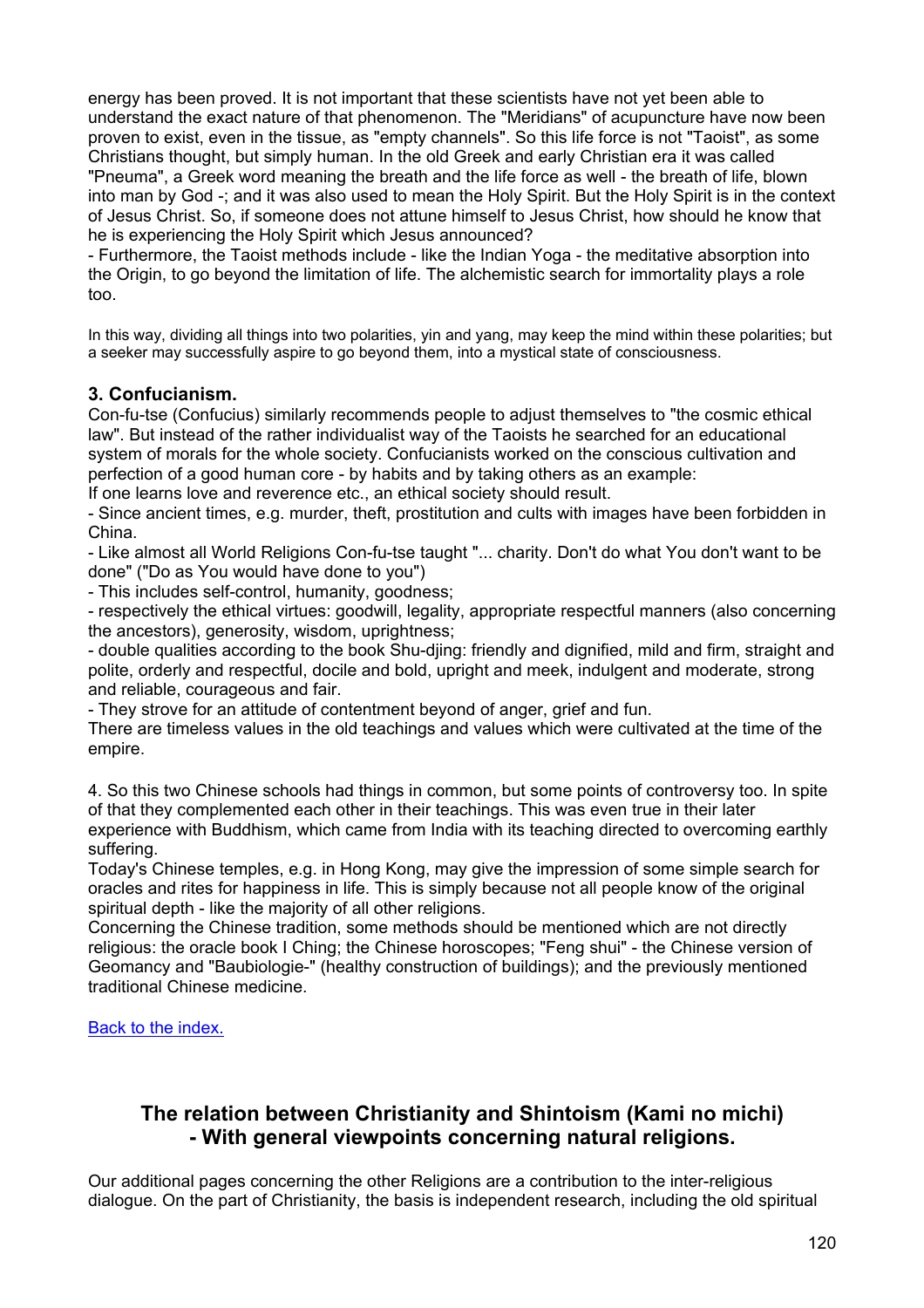energy has been proved. It is not important that these scientists have not yet been able to understand the exact nature of that phenomenon. The "Meridians" of acupuncture have now been proven to exist, even in the tissue, as "empty channels". So this life force is not "Taoist", as some Christians thought, but simply human. In the old Greek and early Christian era it was called "Pneuma", a Greek word meaning the breath and the life force as well - the breath of life, blown into man by God -; and it was also used to mean the Holy Spirit. But the Holy Spirit is in the context of Jesus Christ. So, if someone does not attune himself to Jesus Christ, how should he know that he is experiencing the Holy Spirit which Jesus announced?

- Furthermore, the Taoist methods include - like the Indian Yoga - the meditative absorption into the Origin, to go beyond the limitation of life. The alchemistic search for immortality plays a role too.

In this way, dividing all things into two polarities, yin and yang, may keep the mind within these polarities; but a seeker may successfully aspire to go beyond them, into a mystical state of consciousness.

### 3. Confucianism.

Con-fu-tse (Confucius) similarly recommends people to adjust themselves to "the cosmic ethical law". But instead of the rather individualist way of the Taoists he searched for an educational system of morals for the whole society. Confucianists worked on the conscious cultivation and perfection of a good human core - by habits and by taking others as an example:
If one learns love and reverence etc., an ethical society should result.

- Since ancient times, e.g. murder, theft, prostitution and cults with images have been forbidden in China.
- Like almost all World Religions Con-fu-tse taught "... charity. Don't do what You don't want to be done" ("Do as You would have done to you")
- This includes self-control, humanity, goodness;
- respectively the ethical virtues: goodwill, legality, appropriate respectful manners (also concerning the ancestors), generosity, wisdom, uprightness;
- double qualities according to the book Shu-djing: friendly and dignified, mild and firm, straight and polite, orderly and respectful, docile and bold, upright and meek, indulgent and moderate, strong and reliable, courageous and fair.
- They strove for an attitude of contentment beyond of anger, grief and fun.

There are timeless values in the old teachings and values which were cultivated at the time of the empire.

4. So this two Chinese schools had things in common, but some points of controversy too. In spite of that they complemented each other in their teachings. This was even true in their later experience with Buddhism, which came from India with its teaching directed to overcoming earthly suffering.
Today's Chinese temples, e.g. in Hong Kong, may give the impression of some simple search for oracles and rites for happiness in life. This is simply because not all people know of the original spiritual depth - like the majority of all other religions.
Concerning the Chinese tradition, some methods should be mentioned which are not directly religious: the oracle book I Ching; the Chinese horoscopes; "Feng shui" - the Chinese version of Geomancy and "Baubiologie-" (healthy construction of buildings); and the previously mentioned traditional Chinese medicine.

[Back to the index.]

## The relation between Christianity and Shintoism (Kami no michi) - With general viewpoints concerning natural religions.

Our additional pages concerning the other Religions are a contribution to the inter-religious dialogue. On the part of Christianity, the basis is independent research, including the old spiritual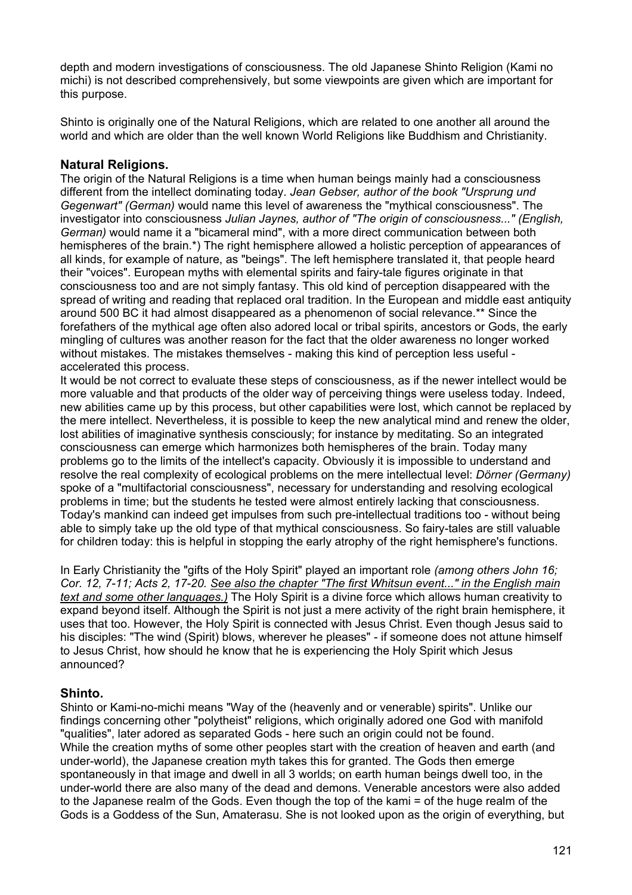depth and modern investigations of consciousness. The old Japanese Shinto Religion (Kami no michi) is not described comprehensively, but some viewpoints are given which are important for this purpose.

Shinto is originally one of the Natural Religions, which are related to one another all around the world and which are older than the well known World Religions like Buddhism and Christianity.

### Natural Religions.

The origin of the Natural Religions is a time when human beings mainly had a consciousness different from the intellect dominating today. *Jean Gebser, author of the book "Ursprung und Gegenwart" (German)* would name this level of awareness the "mythical consciousness". The investigator into consciousness *Julian Jaynes, author of "The origin of consciousness..." (English, German)* would name it a "bicameral mind", with a more direct communication between both hemispheres of the brain.*) The right hemisphere allowed a holistic perception of appearances of all kinds, for example of nature, as "beings". The left hemisphere translated it, that people heard their "voices". European myths with elemental spirits and fairy-tale figures originate in that consciousness too and are not simply fantasy. This old kind of perception disappeared with the spread of writing and reading that replaced oral tradition. In the European and middle east antiquity around 500 BC it had almost disappeared as a phenomenon of social relevance.** Since the forefathers of the mythical age often also adored local or tribal spirits, ancestors or Gods, the early mingling of cultures was another reason for the fact that the older awareness no longer worked without mistakes. The mistakes themselves - making this kind of perception less useful - accelerated this process.

It would be not correct to evaluate these steps of consciousness, as if the newer intellect would be more valuable and that products of the older way of perceiving things were useless today. Indeed, new abilities came up by this process, but other capabilities were lost, which cannot be replaced by the mere intellect. Nevertheless, it is possible to keep the new analytical mind and renew the older, lost abilities of imaginative synthesis consciously; for instance by meditating. So an integrated consciousness can emerge which harmonizes both hemispheres of the brain. Today many problems go to the limits of the intellect's capacity. Obviously it is impossible to understand and resolve the real complexity of ecological problems on the mere intellectual level: *Dörner (Germany)* spoke of a "multifactorial consciousness", necessary for understanding and resolving ecological problems in time; but the students he tested were almost entirely lacking that consciousness. Today's mankind can indeed get impulses from such pre-intellectual traditions too - without being able to simply take up the old type of that mythical consciousness. So fairy-tales are still valuable for children today: this is helpful in stopping the early atrophy of the right hemisphere's functions.

In Early Christianity the "gifts of the Holy Spirit" played an important role *(among others John 16; Cor. 12, 7-11; Acts 2, 17-20. See also the chapter "The first Whitsun event..." in the English main text and some other languages.)* The Holy Spirit is a divine force which allows human creativity to expand beyond itself. Although the Spirit is not just a mere activity of the right brain hemisphere, it uses that too. However, the Holy Spirit is connected with Jesus Christ. Even though Jesus said to his disciples: "The wind (Spirit) blows, wherever he pleases" - if someone does not attune himself to Jesus Christ, how should he know that he is experiencing the Holy Spirit which Jesus announced?

### Shinto.

Shinto or Kami-no-michi means "Way of the (heavenly and or venerable) spirits". Unlike our findings concerning other "polytheist" religions, which originally adored one God with manifold "qualities", later adored as separated Gods - here such an origin could not be found.
While the creation myths of some other peoples start with the creation of heaven and earth (and under-world), the Japanese creation myth takes this for granted. The Gods then emerge spontaneously in that image and dwell in all 3 worlds; on earth human beings dwell too, in the under-world there are also many of the dead and demons. Venerable ancestors were also added to the Japanese realm of the Gods. Even though the top of the kami = of the huge realm of the Gods is a Goddess of the Sun, Amaterasu. She is not looked upon as the origin of everything, but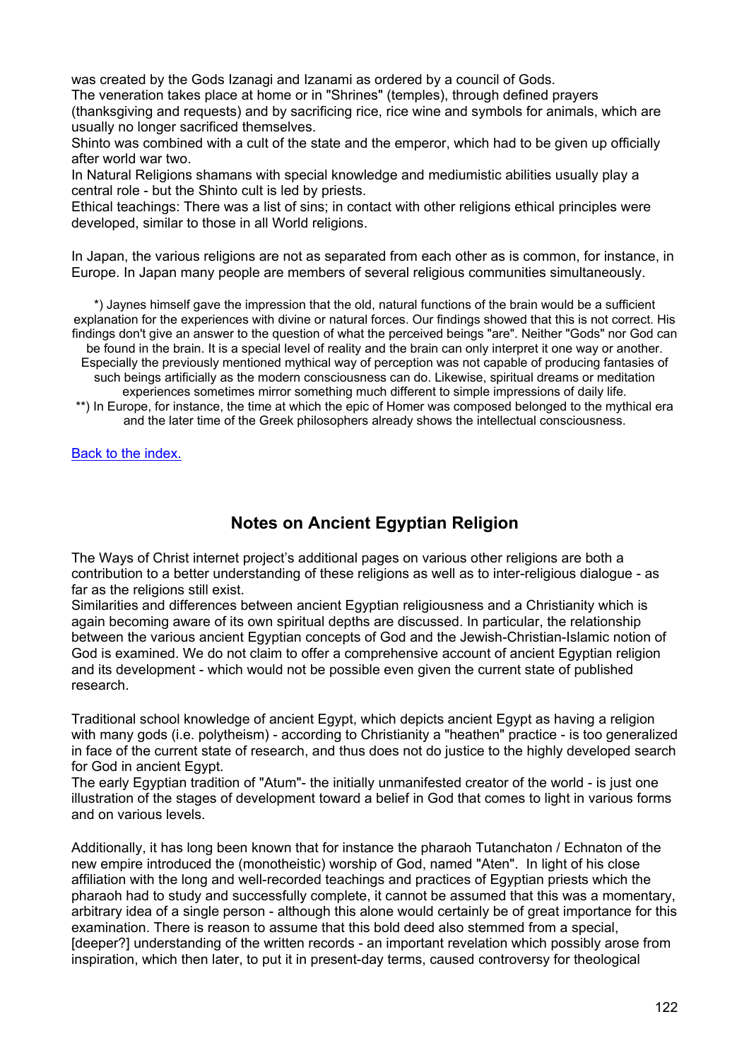was created by the Gods Izanagi and Izanami as ordered by a council of Gods.
The veneration takes place at home or in "Shrines" (temples), through defined prayers (thanksgiving and requests) and by sacrificing rice, rice wine and symbols for animals, which are usually no longer sacrificed themselves.
Shinto was combined with a cult of the state and the emperor, which had to be given up officially after world war two.
In Natural Religions shamans with special knowledge and mediumistic abilities usually play a central role - but the Shinto cult is led by priests.
Ethical teachings: There was a list of sins; in contact with other religions ethical principles were developed, similar to those in all World religions.

In Japan, the various religions are not as separated from each other as is common, for instance, in Europe. In Japan many people are members of several religious communities simultaneously.

*) Jaynes himself gave the impression that the old, natural functions of the brain would be a sufficient explanation for the experiences with divine or natural forces. Our findings showed that this is not correct. His findings don't give an answer to the question of what the perceived beings "are". Neither "Gods" nor God can be found in the brain. It is a special level of reality and the brain can only interpret it one way or another. Especially the previously mentioned mythical way of perception was not capable of producing fantasies of such beings artificially as the modern consciousness can do. Likewise, spiritual dreams or meditation experiences sometimes mirror something much different to simple impressions of daily life.
**) In Europe, for instance, the time at which the epic of Homer was composed belonged to the mythical era and the later time of the Greek philosophers already shows the intellectual consciousness.

Back to the index.

## Notes on Ancient Egyptian Religion

The Ways of Christ internet project's additional pages on various other religions are both a contribution to a better understanding of these religions as well as to inter-religious dialogue - as far as the religions still exist.
Similarities and differences between ancient Egyptian religiousness and a Christianity which is again becoming aware of its own spiritual depths are discussed. In particular, the relationship between the various ancient Egyptian concepts of God and the Jewish-Christian-Islamic notion of God is examined. We do not claim to offer a comprehensive account of ancient Egyptian religion and its development - which would not be possible even given the current state of published research.

Traditional school knowledge of ancient Egypt, which depicts ancient Egypt as having a religion with many gods (i.e. polytheism) - according to Christianity a "heathen" practice - is too generalized in face of the current state of research, and thus does not do justice to the highly developed search for God in ancient Egypt.
The early Egyptian tradition of "Atum"- the initially unmanifested creator of the world - is just one illustration of the stages of development toward a belief in God that comes to light in various forms and on various levels.

Additionally, it has long been known that for instance the pharaoh Tutanchaton / Echnaton of the new empire introduced the (monotheistic) worship of God, named "Aten". In light of his close affiliation with the long and well-recorded teachings and practices of Egyptian priests which the pharaoh had to study and successfully complete, it cannot be assumed that this was a momentary, arbitrary idea of a single person - although this alone would certainly be of great importance for this examination. There is reason to assume that this bold deed also stemmed from a special, [deeper?] understanding of the written records - an important revelation which possibly arose from inspiration, which then later, to put it in present-day terms, caused controversy for theological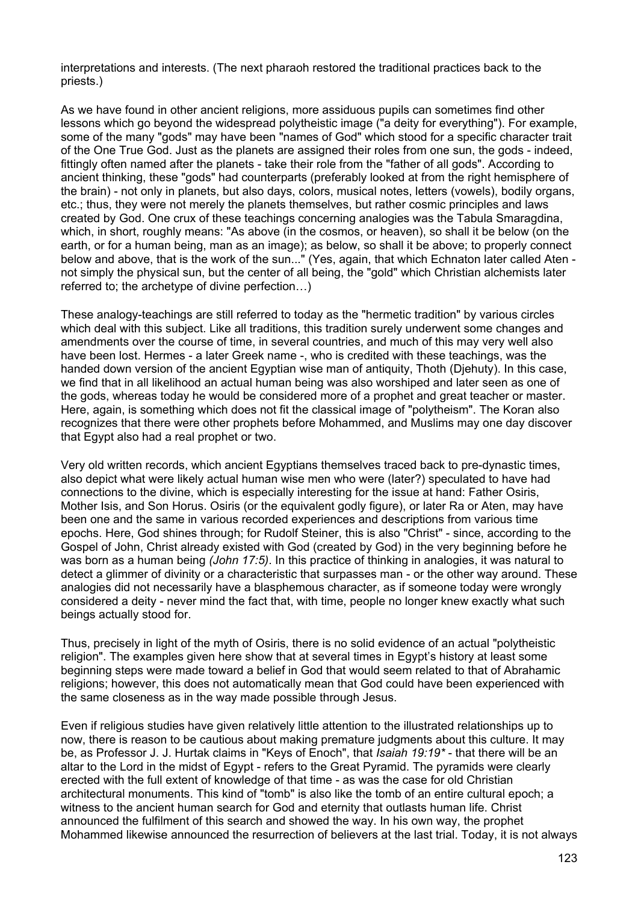interpretations and interests. (The next pharaoh restored the traditional practices back to the priests.)

As we have found in other ancient religions, more assiduous pupils can sometimes find other lessons which go beyond the widespread polytheistic image ("a deity for everything"). For example, some of the many "gods" may have been "names of God" which stood for a specific character trait of the One True God. Just as the planets are assigned their roles from one sun, the gods - indeed, fittingly often named after the planets - take their role from the "father of all gods". According to ancient thinking, these "gods" had counterparts (preferably looked at from the right hemisphere of the brain) - not only in planets, but also days, colors, musical notes, letters (vowels), bodily organs, etc.; thus, they were not merely the planets themselves, but rather cosmic principles and laws created by God. One crux of these teachings concerning analogies was the Tabula Smaragdina, which, in short, roughly means: "As above (in the cosmos, or heaven), so shall it be below (on the earth, or for a human being, man as an image); as below, so shall it be above; to properly connect below and above, that is the work of the sun..." (Yes, again, that which Echnaton later called Aten - not simply the physical sun, but the center of all being, the "gold" which Christian alchemists later referred to; the archetype of divine perfection…)

These analogy-teachings are still referred to today as the "hermetic tradition" by various circles which deal with this subject. Like all traditions, this tradition surely underwent some changes and amendments over the course of time, in several countries, and much of this may very well also have been lost. Hermes - a later Greek name -, who is credited with these teachings, was the handed down version of the ancient Egyptian wise man of antiquity, Thoth (Djehuty). In this case, we find that in all likelihood an actual human being was also worshiped and later seen as one of the gods, whereas today he would be considered more of a prophet and great teacher or master. Here, again, is something which does not fit the classical image of "polytheism". The Koran also recognizes that there were other prophets before Mohammed, and Muslims may one day discover that Egypt also had a real prophet or two.

Very old written records, which ancient Egyptians themselves traced back to pre-dynastic times, also depict what were likely actual human wise men who were (later?) speculated to have had connections to the divine, which is especially interesting for the issue at hand: Father Osiris, Mother Isis, and Son Horus. Osiris (or the equivalent godly figure), or later Ra or Aten, may have been one and the same in various recorded experiences and descriptions from various time epochs. Here, God shines through; for Rudolf Steiner, this is also "Christ" - since, according to the Gospel of John, Christ already existed with God (created by God) in the very beginning before he was born as a human being *(John 17:5)*. In this practice of thinking in analogies, it was natural to detect a glimmer of divinity or a characteristic that surpasses man - or the other way around. These analogies did not necessarily have a blasphemous character, as if someone today were wrongly considered a deity - never mind the fact that, with time, people no longer knew exactly what such beings actually stood for.

Thus, precisely in light of the myth of Osiris, there is no solid evidence of an actual "polytheistic religion". The examples given here show that at several times in Egypt's history at least some beginning steps were made toward a belief in God that would seem related to that of Abrahamic religions; however, this does not automatically mean that God could have been experienced with the same closeness as in the way made possible through Jesus.

Even if religious studies have given relatively little attention to the illustrated relationships up to now, there is reason to be cautious about making premature judgments about this culture. It may be, as Professor J. J. Hurtak claims in "Keys of Enoch", that *Isaiah 19:19\** - that there will be an altar to the Lord in the midst of Egypt - refers to the Great Pyramid. The pyramids were clearly erected with the full extent of knowledge of that time - as was the case for old Christian architectural monuments. This kind of "tomb" is also like the tomb of an entire cultural epoch; a witness to the ancient human search for God and eternity that outlasts human life. Christ announced the fulfilment of this search and showed the way. In his own way, the prophet Mohammed likewise announced the resurrection of believers at the last trial. Today, it is not always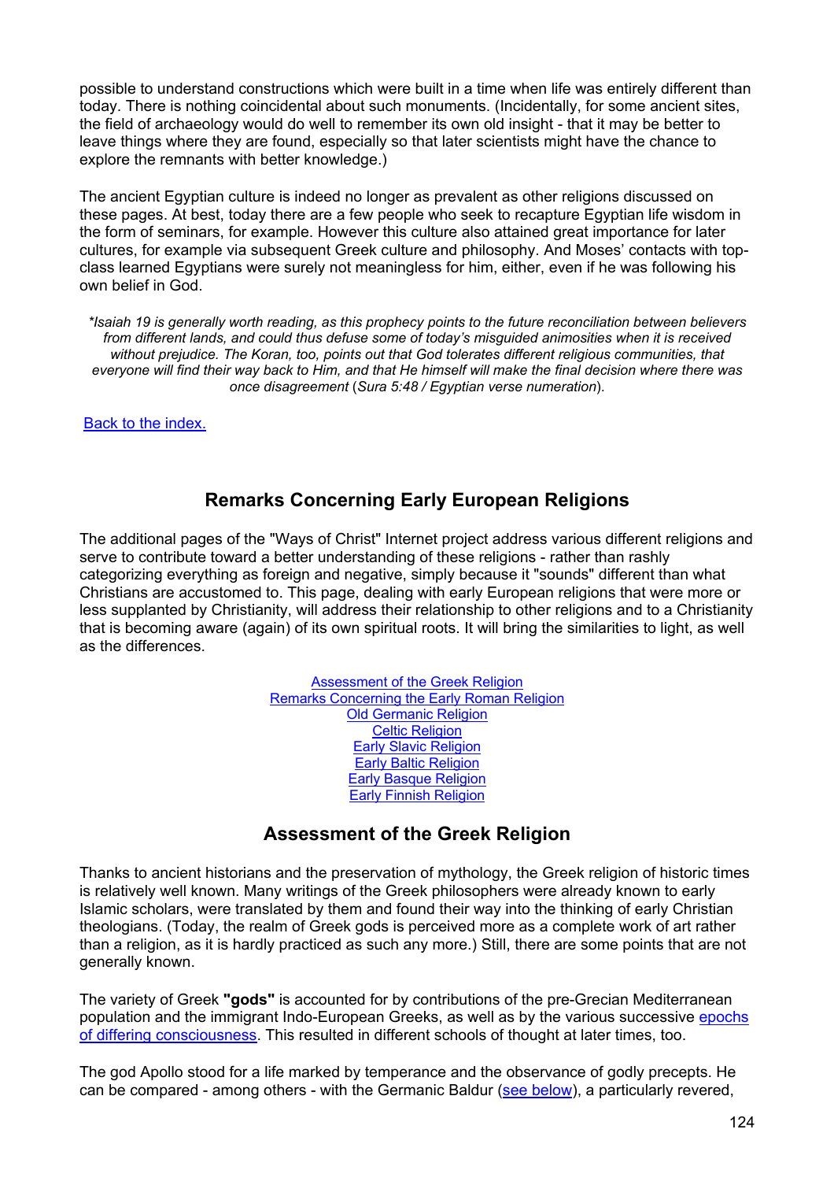possible to understand constructions which were built in a time when life was entirely different than today. There is nothing coincidental about such monuments. (Incidentally, for some ancient sites, the field of archaeology would do well to remember its own old insight - that it may be better to leave things where they are found, especially so that later scientists might have the chance to explore the remnants with better knowledge.)

The ancient Egyptian culture is indeed no longer as prevalent as other religions discussed on these pages. At best, today there are a few people who seek to recapture Egyptian life wisdom in the form of seminars, for example. However this culture also attained great importance for later cultures, for example via subsequent Greek culture and philosophy. And Moses' contacts with top-class learned Egyptians were surely not meaningless for him, either, even if he was following his own belief in God.

*\*Isaiah 19 is generally worth reading, as this prophecy points to the future reconciliation between believers from different lands, and could thus defuse some of today's misguided animosities when it is received without prejudice. The Koran, too, points out that God tolerates different religious communities, that everyone will find their way back to Him, and that He himself will make the final decision where there was once disagreement (Sura 5:48 / Egyptian verse numeration).*

Back to the index.

## Remarks Concerning Early European Religions

The additional pages of the "Ways of Christ" Internet project address various different religions and serve to contribute toward a better understanding of these religions - rather than rashly categorizing everything as foreign and negative, simply because it "sounds" different than what Christians are accustomed to. This page, dealing with early European religions that were more or less supplanted by Christianity, will address their relationship to other religions and to a Christianity that is becoming aware (again) of its own spiritual roots. It will bring the similarities to light, as well as the differences.

Assessment of the Greek Religion
Remarks Concerning the Early Roman Religion
Old Germanic Religion
Celtic Religion
Early Slavic Religion
Early Baltic Religion
Early Basque Religion
Early Finnish Religion

## Assessment of the Greek Religion

Thanks to ancient historians and the preservation of mythology, the Greek religion of historic times is relatively well known. Many writings of the Greek philosophers were already known to early Islamic scholars, were translated by them and found their way into the thinking of early Christian theologians. (Today, the realm of Greek gods is perceived more as a complete work of art rather than a religion, as it is hardly practiced as such any more.) Still, there are some points that are not generally known.

The variety of Greek **"gods"** is accounted for by contributions of the pre-Grecian Mediterranean population and the immigrant Indo-European Greeks, as well as by the various successive epochs of differing consciousness. This resulted in different schools of thought at later times, too.

The god Apollo stood for a life marked by temperance and the observance of godly precepts. He can be compared - among others - with the Germanic Baldur (see below), a particularly revered,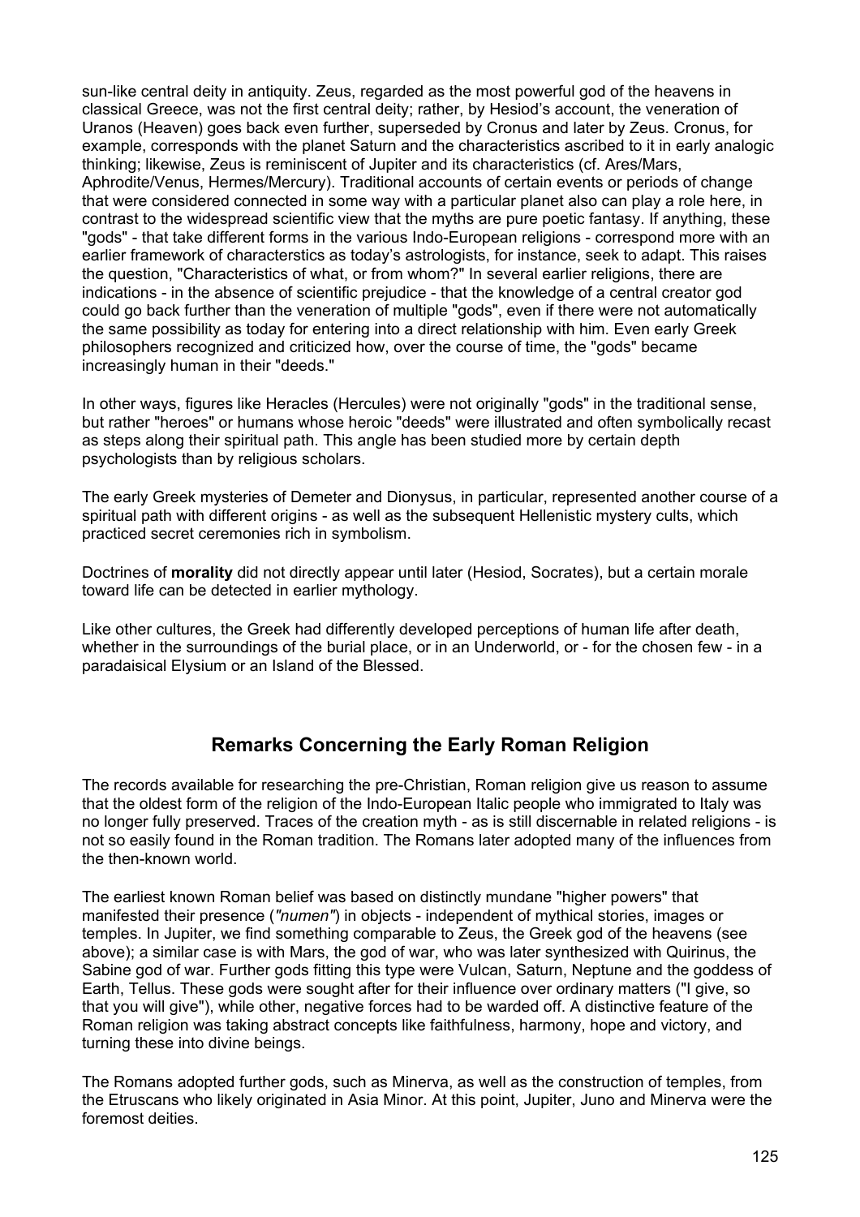sun-like central deity in antiquity. Zeus, regarded as the most powerful god of the heavens in classical Greece, was not the first central deity; rather, by Hesiod's account, the veneration of Uranos (Heaven) goes back even further, superseded by Cronus and later by Zeus. Cronus, for example, corresponds with the planet Saturn and the characteristics ascribed to it in early analogic thinking; likewise, Zeus is reminiscent of Jupiter and its characteristics (cf. Ares/Mars, Aphrodite/Venus, Hermes/Mercury). Traditional accounts of certain events or periods of change that were considered connected in some way with a particular planet also can play a role here, in contrast to the widespread scientific view that the myths are pure poetic fantasy. If anything, these "gods" - that take different forms in the various Indo-European religions - correspond more with an earlier framework of characterstics as today's astrologists, for instance, seek to adapt. This raises the question, "Characteristics of what, or from whom?" In several earlier religions, there are indications - in the absence of scientific prejudice - that the knowledge of a central creator god could go back further than the veneration of multiple "gods", even if there were not automatically the same possibility as today for entering into a direct relationship with him. Even early Greek philosophers recognized and criticized how, over the course of time, the "gods" became increasingly human in their "deeds."

In other ways, figures like Heracles (Hercules) were not originally "gods" in the traditional sense, but rather "heroes" or humans whose heroic "deeds" were illustrated and often symbolically recast as steps along their spiritual path. This angle has been studied more by certain depth psychologists than by religious scholars.

The early Greek mysteries of Demeter and Dionysus, in particular, represented another course of a spiritual path with different origins - as well as the subsequent Hellenistic mystery cults, which practiced secret ceremonies rich in symbolism.

Doctrines of **morality** did not directly appear until later (Hesiod, Socrates), but a certain morale toward life can be detected in earlier mythology.

Like other cultures, the Greek had differently developed perceptions of human life after death, whether in the surroundings of the burial place, or in an Underworld, or - for the chosen few - in a paradaisical Elysium or an Island of the Blessed.

## Remarks Concerning the Early Roman Religion

The records available for researching the pre-Christian, Roman religion give us reason to assume that the oldest form of the religion of the Indo-European Italic people who immigrated to Italy was no longer fully preserved. Traces of the creation myth - as is still discernable in related religions - is not so easily found in the Roman tradition. The Romans later adopted many of the influences from the then-known world.

The earliest known Roman belief was based on distinctly mundane "higher powers" that manifested their presence (*"numen"*) in objects - independent of mythical stories, images or temples. In Jupiter, we find something comparable to Zeus, the Greek god of the heavens (see above); a similar case is with Mars, the god of war, who was later synthesized with Quirinus, the Sabine god of war. Further gods fitting this type were Vulcan, Saturn, Neptune and the goddess of Earth, Tellus. These gods were sought after for their influence over ordinary matters ("I give, so that you will give"), while other, negative forces had to be warded off. A distinctive feature of the Roman religion was taking abstract concepts like faithfulness, harmony, hope and victory, and turning these into divine beings.

The Romans adopted further gods, such as Minerva, as well as the construction of temples, from the Etruscans who likely originated in Asia Minor. At this point, Jupiter, Juno and Minerva were the foremost deities.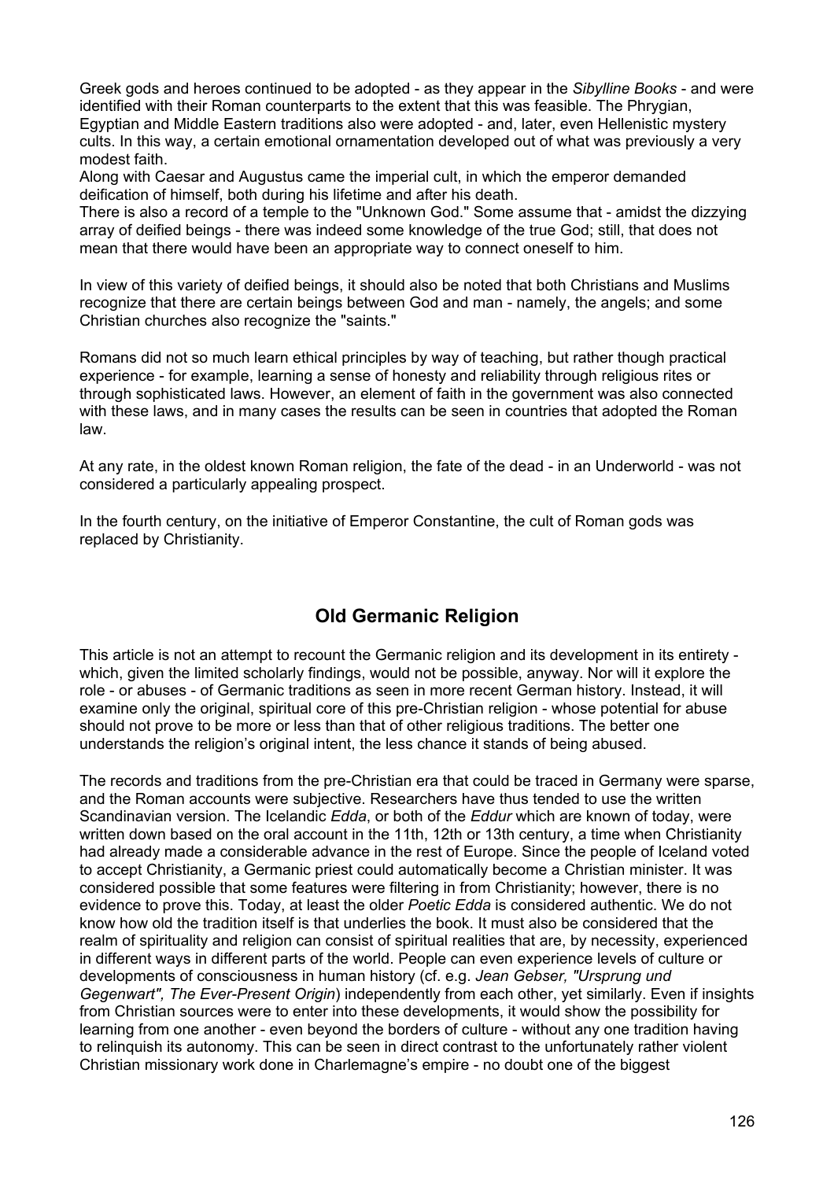Greek gods and heroes continued to be adopted - as they appear in the *Sibylline Books* - and were identified with their Roman counterparts to the extent that this was feasible. The Phrygian, Egyptian and Middle Eastern traditions also were adopted - and, later, even Hellenistic mystery cults. In this way, a certain emotional ornamentation developed out of what was previously a very modest faith.
Along with Caesar and Augustus came the imperial cult, in which the emperor demanded deification of himself, both during his lifetime and after his death.
There is also a record of a temple to the "Unknown God." Some assume that - amidst the dizzying array of deified beings - there was indeed some knowledge of the true God; still, that does not mean that there would have been an appropriate way to connect oneself to him.

In view of this variety of deified beings, it should also be noted that both Christians and Muslims recognize that there are certain beings between God and man - namely, the angels; and some Christian churches also recognize the "saints."

Romans did not so much learn ethical principles by way of teaching, but rather though practical experience - for example, learning a sense of honesty and reliability through religious rites or through sophisticated laws. However, an element of faith in the government was also connected with these laws, and in many cases the results can be seen in countries that adopted the Roman law.

At any rate, in the oldest known Roman religion, the fate of the dead - in an Underworld - was not considered a particularly appealing prospect.

In the fourth century, on the initiative of Emperor Constantine, the cult of Roman gods was replaced by Christianity.

## Old Germanic Religion

This article is not an attempt to recount the Germanic religion and its development in its entirety - which, given the limited scholarly findings, would not be possible, anyway. Nor will it explore the role - or abuses - of Germanic traditions as seen in more recent German history. Instead, it will examine only the original, spiritual core of this pre-Christian religion - whose potential for abuse should not prove to be more or less than that of other religious traditions. The better one understands the religion's original intent, the less chance it stands of being abused.

The records and traditions from the pre-Christian era that could be traced in Germany were sparse, and the Roman accounts were subjective. Researchers have thus tended to use the written Scandinavian version. The Icelandic *Edda*, or both of the *Eddur* which are known of today, were written down based on the oral account in the 11th, 12th or 13th century, a time when Christianity had already made a considerable advance in the rest of Europe. Since the people of Iceland voted to accept Christianity, a Germanic priest could automatically become a Christian minister. It was considered possible that some features were filtering in from Christianity; however, there is no evidence to prove this. Today, at least the older *Poetic Edda* is considered authentic. We do not know how old the tradition itself is that underlies the book. It must also be considered that the realm of spirituality and religion can consist of spiritual realities that are, by necessity, experienced in different ways in different parts of the world. People can even experience levels of culture or developments of consciousness in human history (cf. e.g. *Jean Gebser, "Ursprung und Gegenwart", The Ever-Present Origin*) independently from each other, yet similarly. Even if insights from Christian sources were to enter into these developments, it would show the possibility for learning from one another - even beyond the borders of culture - without any one tradition having to relinquish its autonomy. This can be seen in direct contrast to the unfortunately rather violent Christian missionary work done in Charlemagne's empire - no doubt one of the biggest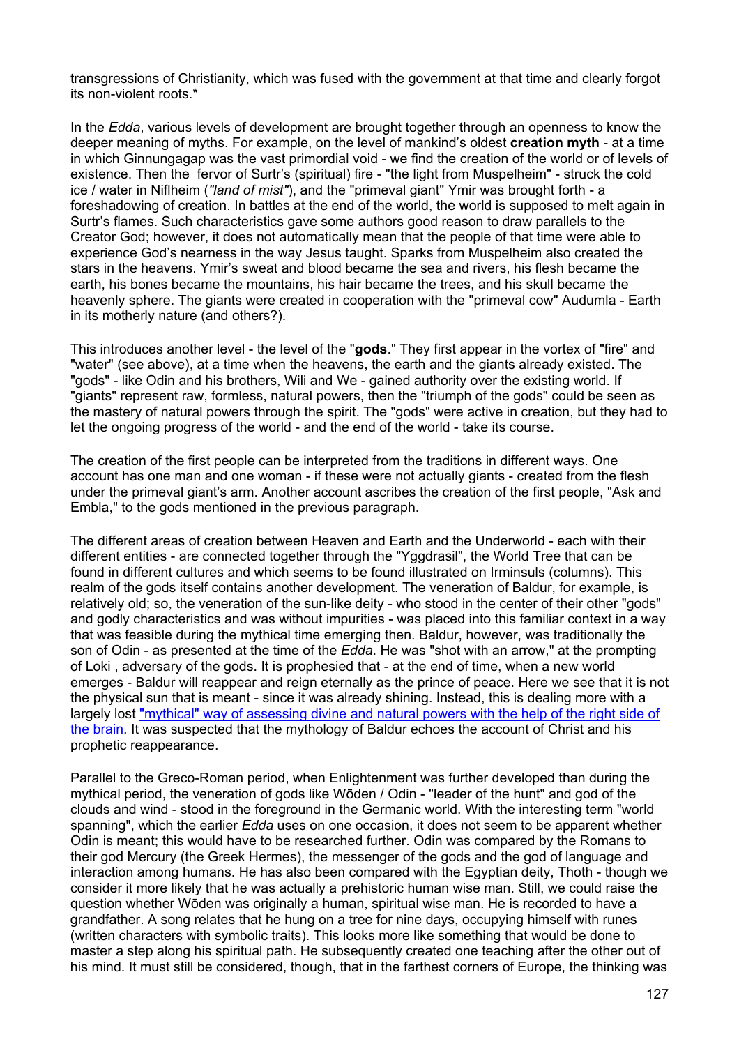transgressions of Christianity, which was fused with the government at that time and clearly forgot its non-violent roots.*

In the *Edda*, various levels of development are brought together through an openness to know the deeper meaning of myths. For example, on the level of mankind's oldest **creation myth** - at a time in which Ginnungagap was the vast primordial void - we find the creation of the world or of levels of existence. Then the  fervor of Surtr's (spiritual) fire - "the light from Muspelheim" - struck the cold ice / water in Niflheim (*"land of mist"*), and the "primeval giant" Ymir was brought forth - a foreshadowing of creation. In battles at the end of the world, the world is supposed to melt again in Surtr's flames. Such characteristics gave some authors good reason to draw parallels to the Creator God; however, it does not automatically mean that the people of that time were able to experience God's nearness in the way Jesus taught. Sparks from Muspelheim also created the stars in the heavens. Ymir's sweat and blood became the sea and rivers, his flesh became the earth, his bones became the mountains, his hair became the trees, and his skull became the heavenly sphere. The giants were created in cooperation with the "primeval cow" Audumla - Earth in its motherly nature (and others?).

This introduces another level - the level of the "**gods**." They first appear in the vortex of "fire" and "water" (see above), at a time when the heavens, the earth and the giants already existed. The "gods" - like Odin and his brothers, Wili and We - gained authority over the existing world. If "giants" represent raw, formless, natural powers, then the "triumph of the gods" could be seen as the mastery of natural powers through the spirit. The "gods" were active in creation, but they had to let the ongoing progress of the world - and the end of the world - take its course.

The creation of the first people can be interpreted from the traditions in different ways. One account has one man and one woman - if these were not actually giants - created from the flesh under the primeval giant's arm. Another account ascribes the creation of the first people, "Ask and Embla," to the gods mentioned in the previous paragraph.

The different areas of creation between Heaven and Earth and the Underworld - each with their different entities - are connected together through the "Yggdrasil", the World Tree that can be found in different cultures and which seems to be found illustrated on Irminsuls (columns). This realm of the gods itself contains another development. The veneration of Baldur, for example, is relatively old; so, the veneration of the sun-like deity - who stood in the center of their other "gods" and godly characteristics and was without impurities - was placed into this familiar context in a way that was feasible during the mythical time emerging then. Baldur, however, was traditionally the son of Odin - as presented at the time of the *Edda*. He was "shot with an arrow," at the prompting of Loki , adversary of the gods. It is prophesied that - at the end of time, when a new world emerges - Baldur will reappear and reign eternally as the prince of peace. Here we see that it is not the physical sun that is meant - since it was already shining. Instead, this is dealing more with a largely lost "mythical" way of assessing divine and natural powers with the help of the right side of the brain. It was suspected that the mythology of Baldur echoes the account of Christ and his prophetic reappearance.

Parallel to the Greco-Roman period, when Enlightenment was further developed than during the mythical period, the veneration of gods like Wōden / Odin - "leader of the hunt" and god of the clouds and wind - stood in the foreground in the Germanic world. With the interesting term "world spanning", which the earlier *Edda* uses on one occasion, it does not seem to be apparent whether Odin is meant; this would have to be researched further. Odin was compared by the Romans to their god Mercury (the Greek Hermes), the messenger of the gods and the god of language and interaction among humans. He has also been compared with the Egyptian deity, Thoth - though we consider it more likely that he was actually a prehistoric human wise man. Still, we could raise the question whether Wōden was originally a human, spiritual wise man. He is recorded to have a grandfather. A song relates that he hung on a tree for nine days, occupying himself with runes (written characters with symbolic traits). This looks more like something that would be done to master a step along his spiritual path. He subsequently created one teaching after the other out of his mind. It must still be considered, though, that in the farthest corners of Europe, the thinking was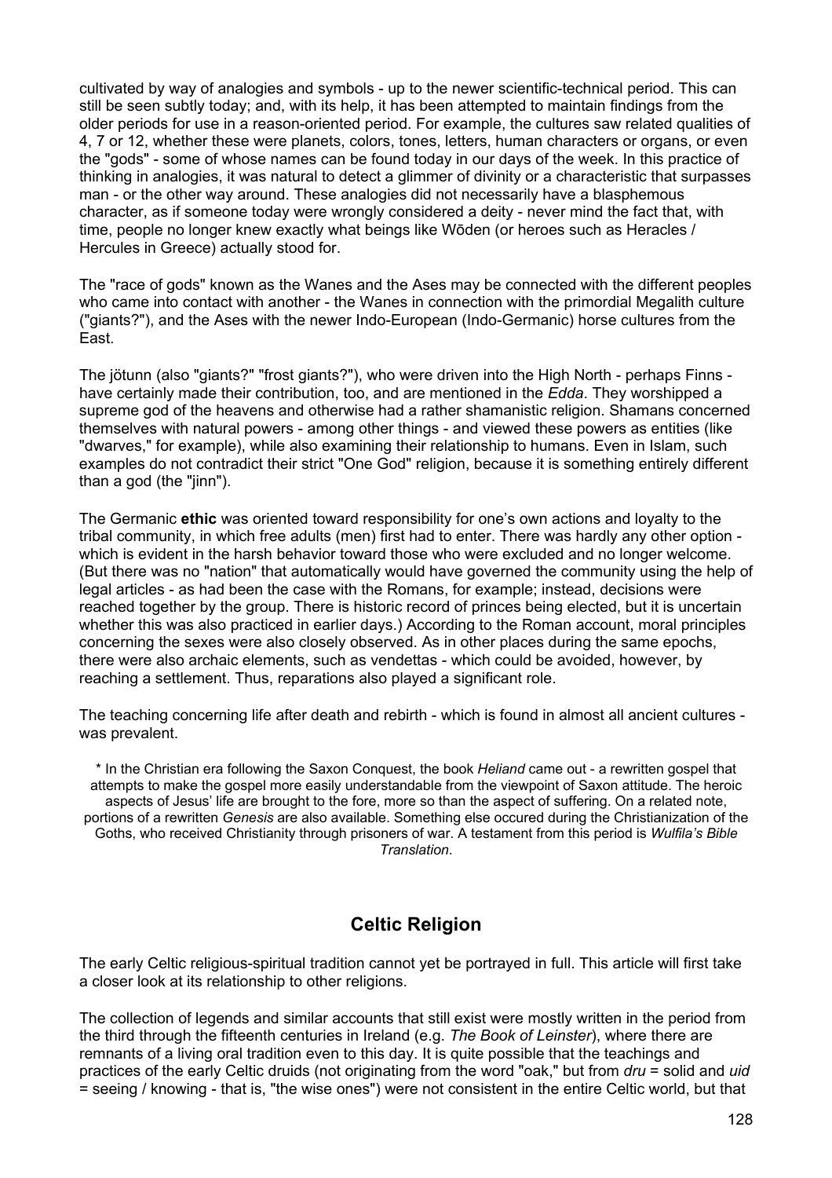cultivated by way of analogies and symbols - up to the newer scientific-technical period. This can still be seen subtly today; and, with its help, it has been attempted to maintain findings from the older periods for use in a reason-oriented period. For example, the cultures saw related qualities of 4, 7 or 12, whether these were planets, colors, tones, letters, human characters or organs, or even the "gods" - some of whose names can be found today in our days of the week. In this practice of thinking in analogies, it was natural to detect a glimmer of divinity or a characteristic that surpasses man - or the other way around. These analogies did not necessarily have a blasphemous character, as if someone today were wrongly considered a deity - never mind the fact that, with time, people no longer knew exactly what beings like Wōden (or heroes such as Heracles / Hercules in Greece) actually stood for.

The "race of gods" known as the Wanes and the Ases may be connected with the different peoples who came into contact with another - the Wanes in connection with the primordial Megalith culture ("giants?"), and the Ases with the newer Indo-European (Indo-Germanic) horse cultures from the East.

The jötunn (also "giants?" "frost giants?"), who were driven into the High North - perhaps Finns - have certainly made their contribution, too, and are mentioned in the *Edda*. They worshipped a supreme god of the heavens and otherwise had a rather shamanistic religion. Shamans concerned themselves with natural powers - among other things - and viewed these powers as entities (like "dwarves," for example), while also examining their relationship to humans. Even in Islam, such examples do not contradict their strict "One God" religion, because it is something entirely different than a god (the "jinn").

The Germanic **ethic** was oriented toward responsibility for one's own actions and loyalty to the tribal community, in which free adults (men) first had to enter. There was hardly any other option - which is evident in the harsh behavior toward those who were excluded and no longer welcome. (But there was no "nation" that automatically would have governed the community using the help of legal articles - as had been the case with the Romans, for example; instead, decisions were reached together by the group. There is historic record of princes being elected, but it is uncertain whether this was also practiced in earlier days.) According to the Roman account, moral principles concerning the sexes were also closely observed. As in other places during the same epochs, there were also archaic elements, such as vendettas - which could be avoided, however, by reaching a settlement. Thus, reparations also played a significant role.

The teaching concerning life after death and rebirth - which is found in almost all ancient cultures - was prevalent.

* In the Christian era following the Saxon Conquest, the book *Heliand* came out - a rewritten gospel that attempts to make the gospel more easily understandable from the viewpoint of Saxon attitude. The heroic aspects of Jesus' life are brought to the fore, more so than the aspect of suffering. On a related note, portions of a rewritten *Genesis* are also available. Something else occured during the Christianization of the Goths, who received Christianity through prisoners of war. A testament from this period is *Wulfila's Bible Translation*.

## Celtic Religion

The early Celtic religious-spiritual tradition cannot yet be portrayed in full. This article will first take a closer look at its relationship to other religions.

The collection of legends and similar accounts that still exist were mostly written in the period from the third through the fifteenth centuries in Ireland (e.g. *The Book of Leinster*), where there are remnants of a living oral tradition even to this day. It is quite possible that the teachings and practices of the early Celtic druids (not originating from the word "oak," but from *dru* = solid and *uid* = seeing / knowing - that is, "the wise ones") were not consistent in the entire Celtic world, but that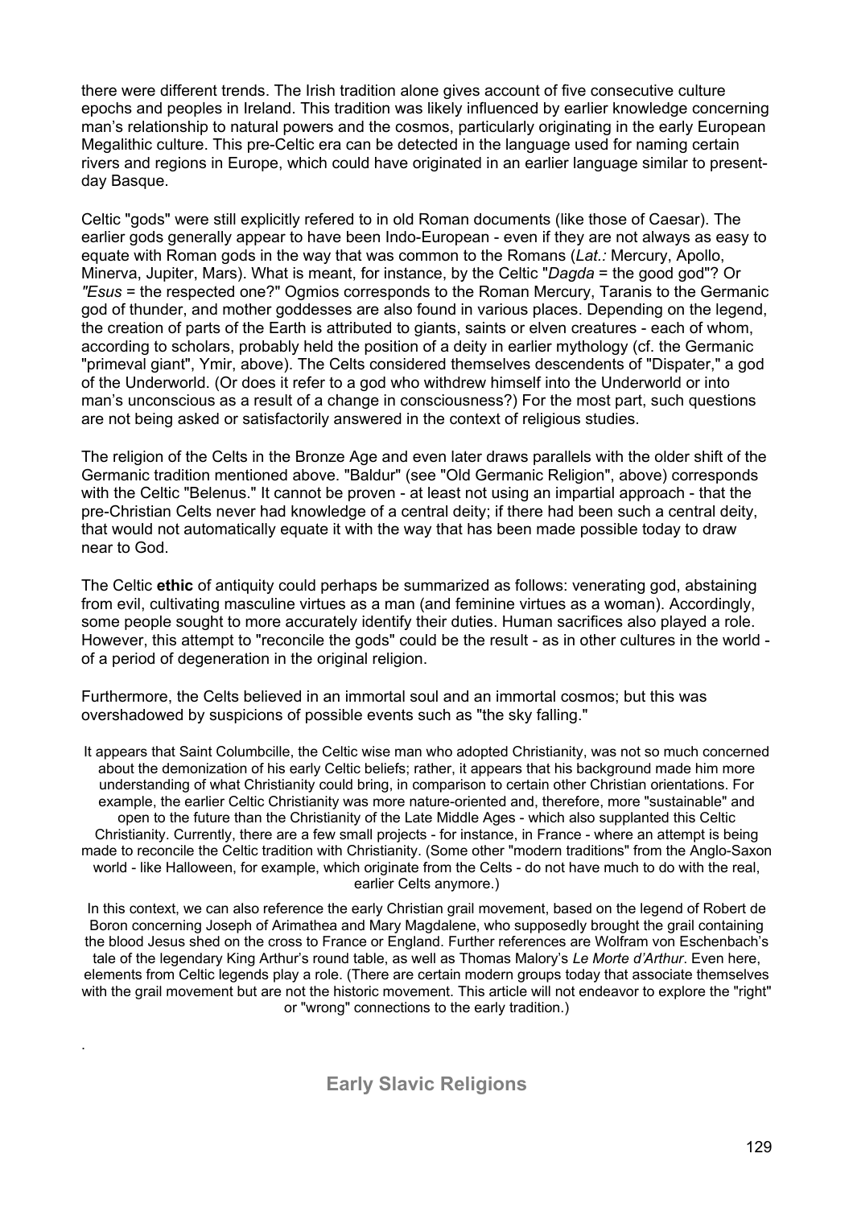there were different trends. The Irish tradition alone gives account of five consecutive culture epochs and peoples in Ireland. This tradition was likely influenced by earlier knowledge concerning man's relationship to natural powers and the cosmos, particularly originating in the early European Megalithic culture. This pre-Celtic era can be detected in the language used for naming certain rivers and regions in Europe, which could have originated in an earlier language similar to present-day Basque.

Celtic "gods" were still explicitly refered to in old Roman documents (like those of Caesar). The earlier gods generally appear to have been Indo-European - even if they are not always as easy to equate with Roman gods in the way that was common to the Romans (*Lat.:* Mercury, Apollo, Minerva, Jupiter, Mars). What is meant, for instance, by the Celtic "*Dagda* = the good god"? Or *"Esus* = the respected one?" Ogmios corresponds to the Roman Mercury, Taranis to the Germanic god of thunder, and mother goddesses are also found in various places. Depending on the legend, the creation of parts of the Earth is attributed to giants, saints or elven creatures - each of whom, according to scholars, probably held the position of a deity in earlier mythology (cf. the Germanic "primeval giant", Ymir, above). The Celts considered themselves descendents of "Dispater," a god of the Underworld. (Or does it refer to a god who withdrew himself into the Underworld or into man's unconscious as a result of a change in consciousness?) For the most part, such questions are not being asked or satisfactorily answered in the context of religious studies.

The religion of the Celts in the Bronze Age and even later draws parallels with the older shift of the Germanic tradition mentioned above. "Baldur" (see "Old Germanic Religion", above) corresponds with the Celtic "Belenus." It cannot be proven - at least not using an impartial approach - that the pre-Christian Celts never had knowledge of a central deity; if there had been such a central deity, that would not automatically equate it with the way that has been made possible today to draw near to God.

The Celtic **ethic** of antiquity could perhaps be summarized as follows: venerating god, abstaining from evil, cultivating masculine virtues as a man (and feminine virtues as a woman). Accordingly, some people sought to more accurately identify their duties. Human sacrifices also played a role. However, this attempt to "reconcile the gods" could be the result - as in other cultures in the world - of a period of degeneration in the original religion.

Furthermore, the Celts believed in an immortal soul and an immortal cosmos; but this was overshadowed by suspicions of possible events such as "the sky falling."

It appears that Saint Columbcille, the Celtic wise man who adopted Christianity, was not so much concerned about the demonization of his early Celtic beliefs; rather, it appears that his background made him more understanding of what Christianity could bring, in comparison to certain other Christian orientations. For example, the earlier Celtic Christianity was more nature-oriented and, therefore, more "sustainable" and open to the future than the Christianity of the Late Middle Ages - which also supplanted this Celtic Christianity. Currently, there are a few small projects - for instance, in France - where an attempt is being made to reconcile the Celtic tradition with Christianity. (Some other "modern traditions" from the Anglo-Saxon world - like Halloween, for example, which originate from the Celts - do not have much to do with the real, earlier Celts anymore.)

In this context, we can also reference the early Christian grail movement, based on the legend of Robert de Boron concerning Joseph of Arimathea and Mary Magdalene, who supposedly brought the grail containing the blood Jesus shed on the cross to France or England. Further references are Wolfram von Eschenbach's tale of the legendary King Arthur's round table, as well as Thomas Malory's *Le Morte d'Arthur*. Even here, elements from Celtic legends play a role. (There are certain modern groups today that associate themselves with the grail movement but are not the historic movement. This article will not endeavor to explore the "right" or "wrong" connections to the early tradition.)

## Early Slavic Religions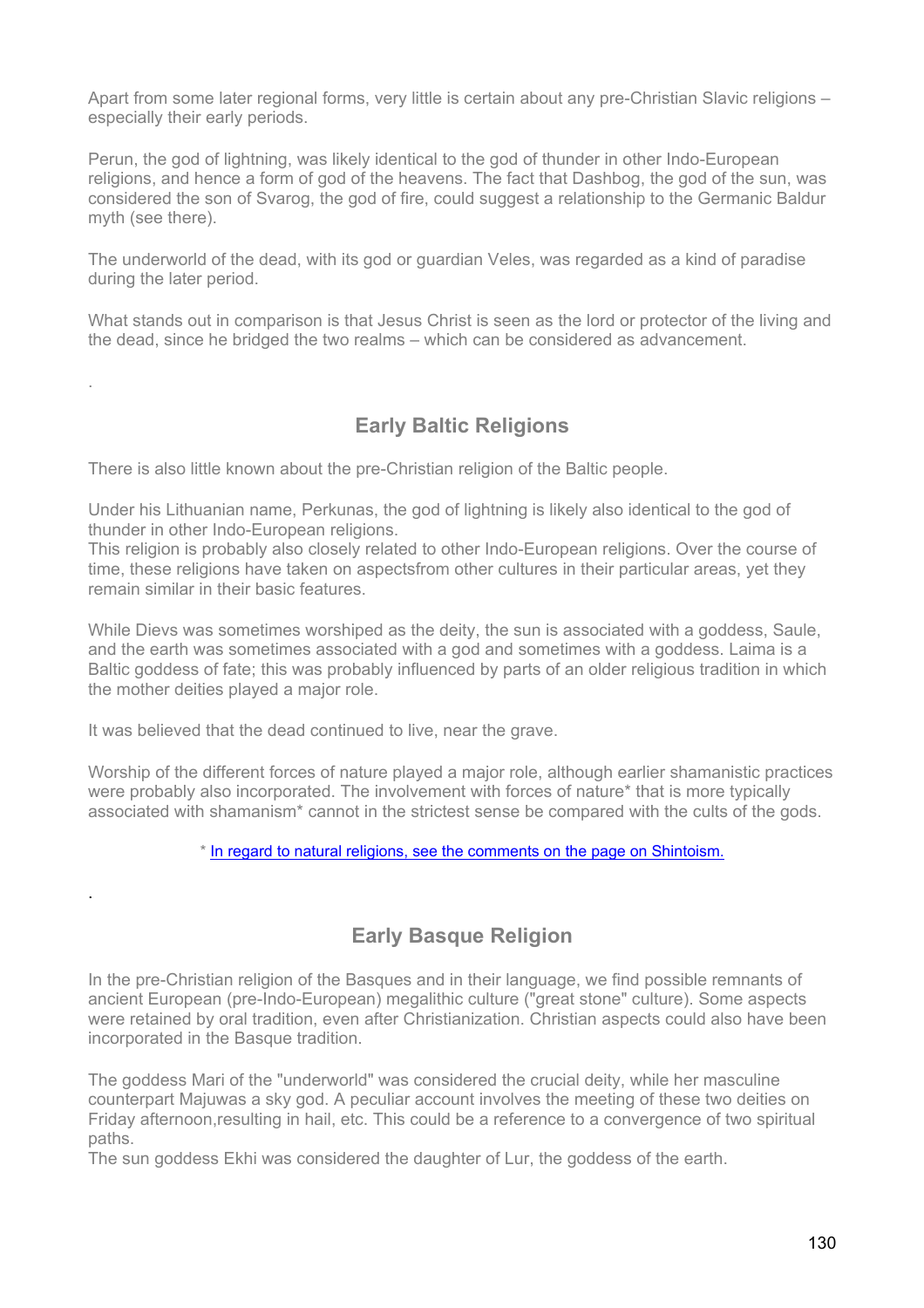Apart from some later regional forms, very little is certain about any pre-Christian Slavic religions – especially their early periods.

Perun, the god of lightning, was likely identical to the god of thunder in other Indo-European religions, and hence a form of god of the heavens. The fact that Dashbog, the god of the sun, was considered the son of Svarog, the god of fire, could suggest a relationship to the Germanic Baldur myth (see there).

The underworld of the dead, with its god or guardian Veles, was regarded as a kind of paradise during the later period.

What stands out in comparison is that Jesus Christ is seen as the lord or protector of the living and the dead, since he bridged the two realms – which can be considered as advancement.

.

## Early Baltic Religions

There is also little known about the pre-Christian religion of the Baltic people.

Under his Lithuanian name, Perkunas, the god of lightning is likely also identical to the god of thunder in other Indo-European religions.
This religion is probably also closely related to other Indo-European religions. Over the course of time, these religions have taken on aspectsfrom other cultures in their particular areas, yet they remain similar in their basic features.

While Dievs was sometimes worshiped as the deity, the sun is associated with a goddess, Saule, and the earth was sometimes associated with a god and sometimes with a goddess. Laima is a Baltic goddess of fate; this was probably influenced by parts of an older religious tradition in which the mother deities played a major role.

It was believed that the dead continued to live, near the grave.

Worship of the different forces of nature played a major role, although earlier shamanistic practices were probably also incorporated. The involvement with forces of nature* that is more typically associated with shamanism* cannot in the strictest sense be compared with the cults of the gods.

* In regard to natural religions, see the comments on the page on Shintoism.

.

## Early Basque Religion

In the pre-Christian religion of the Basques and in their language, we find possible remnants of ancient European (pre-Indo-European) megalithic culture ("great stone" culture). Some aspects were retained by oral tradition, even after Christianization. Christian aspects could also have been incorporated in the Basque tradition.

The goddess Mari of the "underworld" was considered the crucial deity, while her masculine counterpart Majuwas a sky god. A peculiar account involves the meeting of these two deities on Friday afternoon,resulting in hail, etc. This could be a reference to a convergence of two spiritual paths.
The sun goddess Ekhi was considered the daughter of Lur, the goddess of the earth.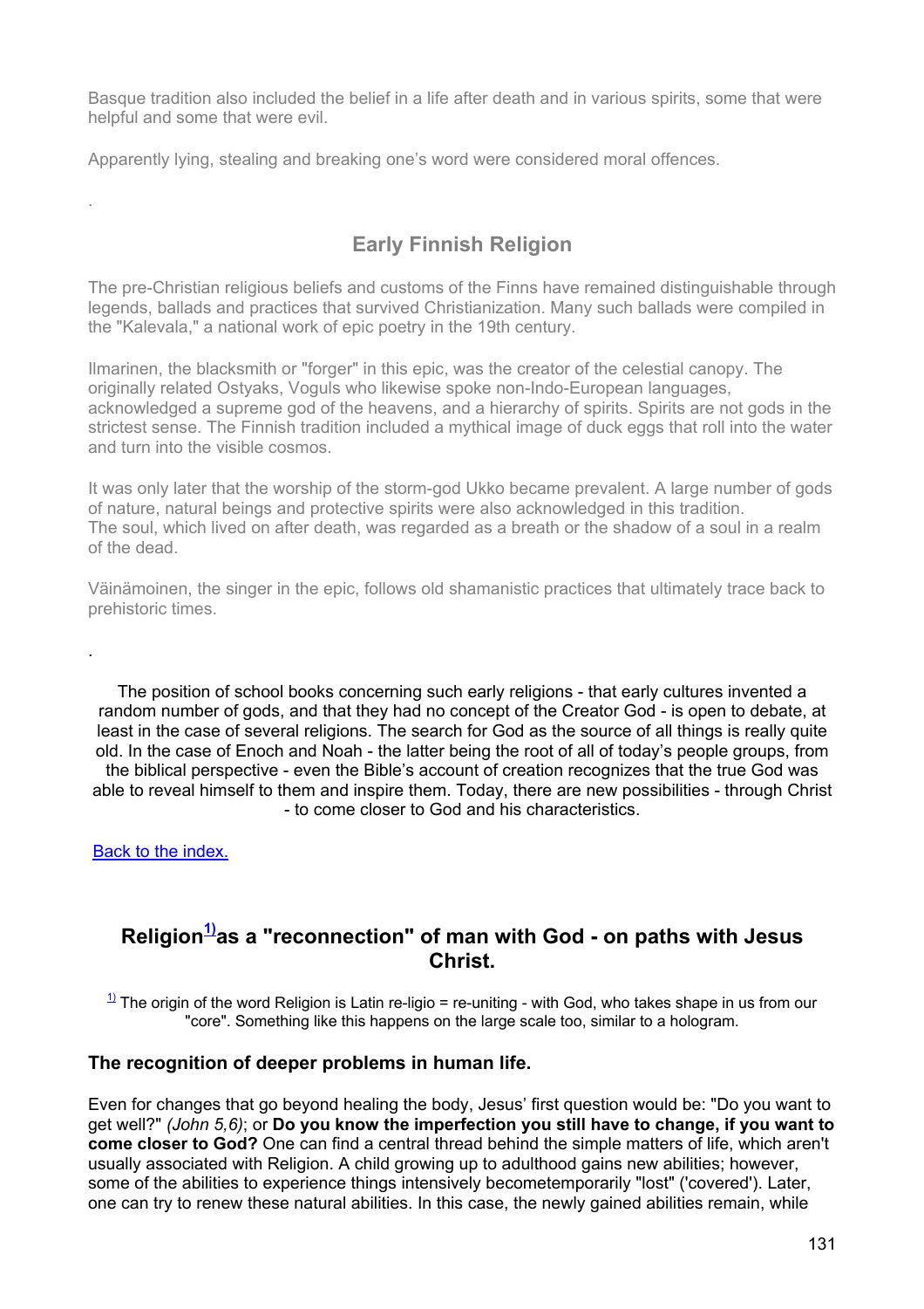Basque tradition also included the belief in a life after death and in various spirits, some that were helpful and some that were evil.

Apparently lying, stealing and breaking one’s word were considered moral offences.

.

## Early Finnish Religion

The pre-Christian religious beliefs and customs of the Finns have remained distinguishable through legends, ballads and practices that survived Christianization. Many such ballads were compiled in the "Kalevala," a national work of epic poetry in the 19th century.

Ilmarinen, the blacksmith or "forger" in this epic, was the creator of the celestial canopy. The originally related Ostyaks, Voguls who likewise spoke non-Indo-European languages, acknowledged a supreme god of the heavens, and a hierarchy of spirits. Spirits are not gods in the strictest sense. The Finnish tradition included a mythical image of duck eggs that roll into the water and turn into the visible cosmos.

It was only later that the worship of the storm-god Ukko became prevalent. A large number of gods of nature, natural beings and protective spirits were also acknowledged in this tradition.
The soul, which lived on after death, was regarded as a breath or the shadow of a soul in a realm of the dead.

Väinämoinen, the singer in the epic, follows old shamanistic practices that ultimately trace back to prehistoric times.

.

The position of school books concerning such early religions - that early cultures invented a random number of gods, and that they had no concept of the Creator God - is open to debate, at least in the case of several religions. The search for God as the source of all things is really quite old. In the case of Enoch and Noah - the latter being the root of all of today’s people groups, from the biblical perspective - even the Bible’s account of creation recognizes that the true God was able to reveal himself to them and inspire them. Today, there are new possibilities - through Christ - to come closer to God and his characteristics.

Back to the index.

## Religion[1] as a "reconnection" of man with God - on paths with Jesus Christ.

[1] The origin of the word Religion is Latin re-ligio = re-uniting - with God, who takes shape in us from our "core". Something like this happens on the large scale too, similar to a hologram.

### The recognition of deeper problems in human life.

Even for changes that go beyond healing the body, Jesus’ first question would be: "Do you want to get well?" *(John 5,6)*; or **Do you know the imperfection you still have to change, if you want to come closer to God?** One can find a central thread behind the simple matters of life, which aren't usually associated with Religion. A child growing up to adulthood gains new abilities; however, some of the abilities to experience things intensively becometemporarily "lost" ('covered'). Later, one can try to renew these natural abilities. In this case, the newly gained abilities remain, while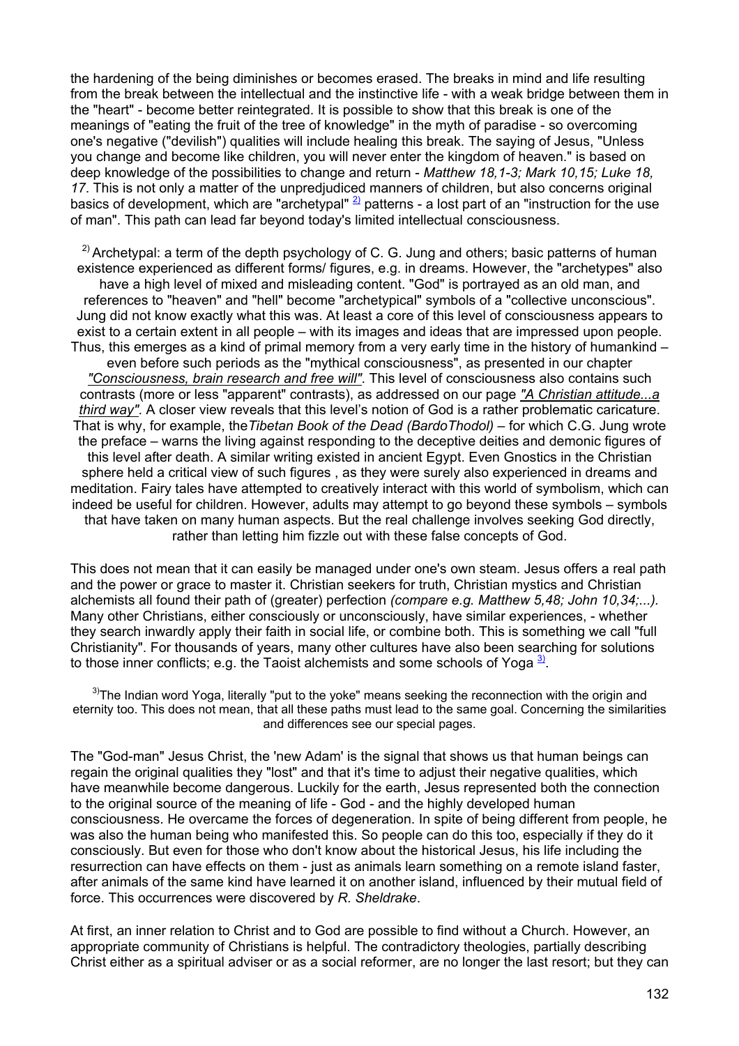the hardening of the being diminishes or becomes erased. The breaks in mind and life resulting from the break between the intellectual and the instinctive life - with a weak bridge between them in the "heart" - become better reintegrated. It is possible to show that this break is one of the meanings of "eating the fruit of the tree of knowledge" in the myth of paradise - so overcoming one's negative ("devilish") qualities will include healing this break. The saying of Jesus, "Unless you change and become like children, you will never enter the kingdom of heaven." is based on deep knowledge of the possibilities to change and return - *Matthew 18,1-3; Mark 10,15; Luke 18, 17*. This is not only a matter of the unpredjudiced manners of children, but also concerns original basics of development, which are "archetypal" [2)] patterns - a lost part of an "instruction for the use of man". This path can lead far beyond today's limited intellectual consciousness.

[2)] Archetypal: a term of the depth psychology of C. G. Jung and others; basic patterns of human existence experienced as different forms/ figures, e.g. in dreams. However, the "archetypes" also have a high level of mixed and misleading content. "God" is portrayed as an old man, and references to "heaven" and "hell" become "archetypical" symbols of a "collective unconscious". Jung did not know exactly what this was. At least a core of this level of consciousness appears to exist to a certain extent in all people – with its images and ideas that are impressed upon people. Thus, this emerges as a kind of primal memory from a very early time in the history of humankind – even before such periods as the "mythical consciousness", as presented in our chapter *"Consciousness, brain research and free will"*. This level of consciousness also contains such contrasts (more or less "apparent" contrasts), as addressed on our page *"A Christian attitude...a third way"*. A closer view reveals that this level's notion of God is a rather problematic caricature. That is why, for example, the*Tibetan Book of the Dead (BardoThodol)* – for which C.G. Jung wrote the preface – warns the living against responding to the deceptive deities and demonic figures of this level after death. A similar writing existed in ancient Egypt. Even Gnostics in the Christian sphere held a critical view of such figures , as they were surely also experienced in dreams and meditation. Fairy tales have attempted to creatively interact with this world of symbolism, which can indeed be useful for children. However, adults may attempt to go beyond these symbols – symbols that have taken on many human aspects. But the real challenge involves seeking God directly, rather than letting him fizzle out with these false concepts of God.

This does not mean that it can easily be managed under one's own steam. Jesus offers a real path and the power or grace to master it. Christian seekers for truth, Christian mystics and Christian alchemists all found their path of (greater) perfection *(compare e.g. Matthew 5,48; John 10,34;...).* Many other Christians, either consciously or unconsciously, have similar experiences, - whether they search inwardly apply their faith in social life, or combine both. This is something we call "full Christianity". For thousands of years, many other cultures have also been searching for solutions to those inner conflicts; e.g. the Taoist alchemists and some schools of Yoga [3)].

[3)]The Indian word Yoga, literally "put to the yoke" means seeking the reconnection with the origin and eternity too. This does not mean, that all these paths must lead to the same goal. Concerning the similarities and differences see our special pages.

The "God-man" Jesus Christ, the 'new Adam' is the signal that shows us that human beings can regain the original qualities they "lost" and that it's time to adjust their negative qualities, which have meanwhile become dangerous. Luckily for the earth, Jesus represented both the connection to the original source of the meaning of life - God - and the highly developed human consciousness. He overcame the forces of degeneration. In spite of being different from people, he was also the human being who manifested this. So people can do this too, especially if they do it consciously. But even for those who don't know about the historical Jesus, his life including the resurrection can have effects on them - just as animals learn something on a remote island faster, after animals of the same kind have learned it on another island, influenced by their mutual field of force. This occurrences were discovered by *R. Sheldrake*.

At first, an inner relation to Christ and to God are possible to find without a Church. However, an appropriate community of Christians is helpful. The contradictory theologies, partially describing Christ either as a spiritual adviser or as a social reformer, are no longer the last resort; but they can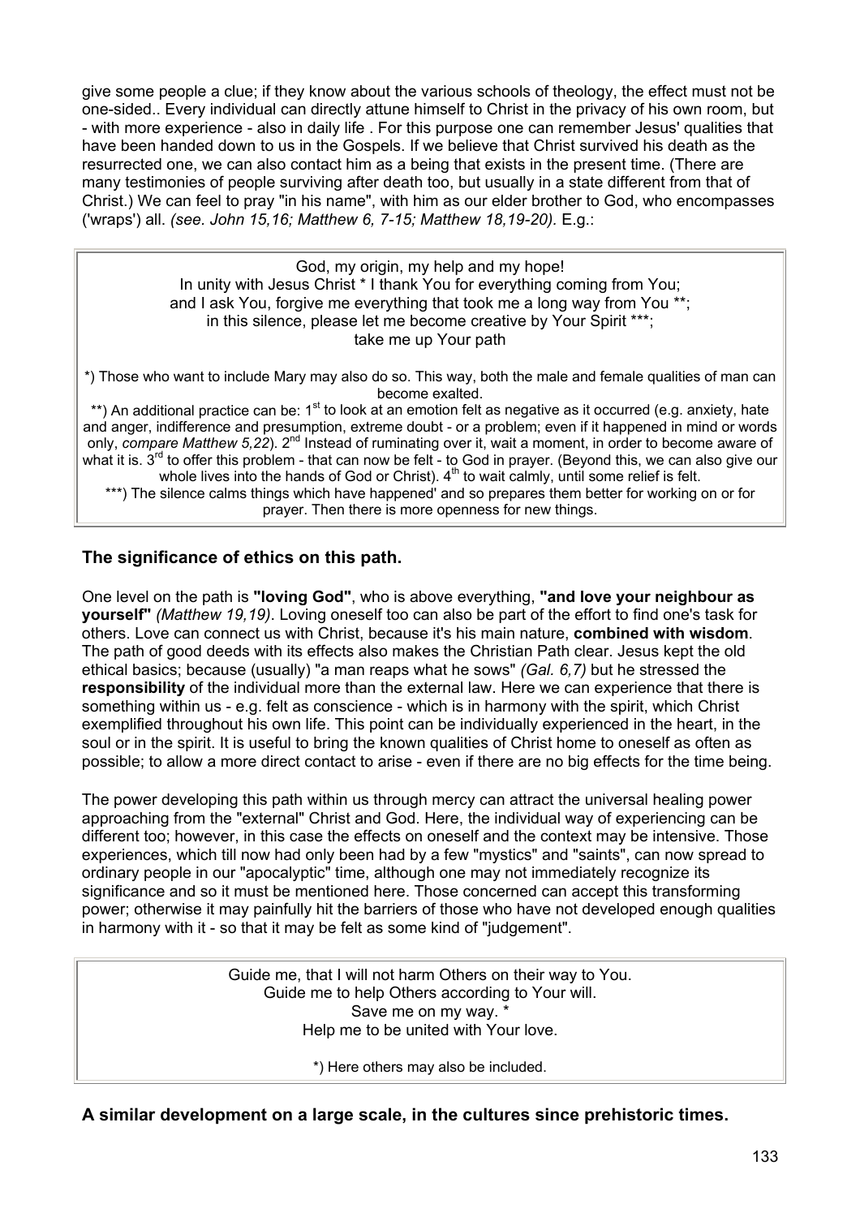give some people a clue; if they know about the various schools of theology, the effect must not be one-sided.. Every individual can directly attune himself to Christ in the privacy of his own room, but - with more experience - also in daily life . For this purpose one can remember Jesus' qualities that have been handed down to us in the Gospels. If we believe that Christ survived his death as the resurrected one, we can also contact him as a being that exists in the present time. (There are many testimonies of people surviving after death too, but usually in a state different from that of Christ.) We can feel to pray "in his name", with him as our elder brother to God, who encompasses ('wraps') all. *(see. John 15,16; Matthew 6, 7-15; Matthew 18,19-20).* E.g.:

> God, my origin, my help and my hope!
> In unity with Jesus Christ * I thank You for everything coming from You;
> and I ask You, forgive me everything that took me a long way from You **;
> in this silence, please let me become creative by Your Spirit ***;
> take me up Your path
>
> *) Those who want to include Mary may also do so. This way, both the male and female qualities of man can become exalted.
> **) An additional practice can be: 1st to look at an emotion felt as negative as it occurred (e.g. anxiety, hate and anger, indifference and presumption, extreme doubt - or a problem; even if it happened in mind or words only, *compare Matthew 5,22*). 2nd Instead of ruminating over it, wait a moment, in order to become aware of what it is. 3rd to offer this problem - that can now be felt - to God in prayer. (Beyond this, we can also give our whole lives into the hands of God or Christ). 4th to wait calmly, until some relief is felt.
> ***) The silence calms things which have happened' and so prepares them better for working on or for prayer. Then there is more openness for new things.

### The significance of ethics on this path.

One level on the path is **"loving God"**, who is above everything, **"and love your neighbour as yourself"** *(Matthew 19,19)*. Loving oneself too can also be part of the effort to find one's task for others. Love can connect us with Christ, because it's his main nature, **combined with wisdom**. The path of good deeds with its effects also makes the Christian Path clear. Jesus kept the old ethical basics; because (usually) "a man reaps what he sows" *(Gal. 6,7)* but he stressed the **responsibility** of the individual more than the external law. Here we can experience that there is something within us - e.g. felt as conscience - which is in harmony with the spirit, which Christ exemplified throughout his own life. This point can be individually experienced in the heart, in the soul or in the spirit. It is useful to bring the known qualities of Christ home to oneself as often as possible; to allow a more direct contact to arise - even if there are no big effects for the time being.

The power developing this path within us through mercy can attract the universal healing power approaching from the "external" Christ and God. Here, the individual way of experiencing can be different too; however, in this case the effects on oneself and the context may be intensive. Those experiences, which till now had only been had by a few "mystics" and "saints", can now spread to ordinary people in our "apocalyptic" time, although one may not immediately recognize its significance and so it must be mentioned here. Those concerned can accept this transforming power; otherwise it may painfully hit the barriers of those who have not developed enough qualities in harmony with it - so that it may be felt as some kind of "judgement".

> Guide me, that I will not harm Others on their way to You.
> Guide me to help Others according to Your will.
> Save me on my way. *
> Help me to be united with Your love.
>
> *) Here others may also be included.

### A similar development on a large scale, in the cultures since prehistoric times.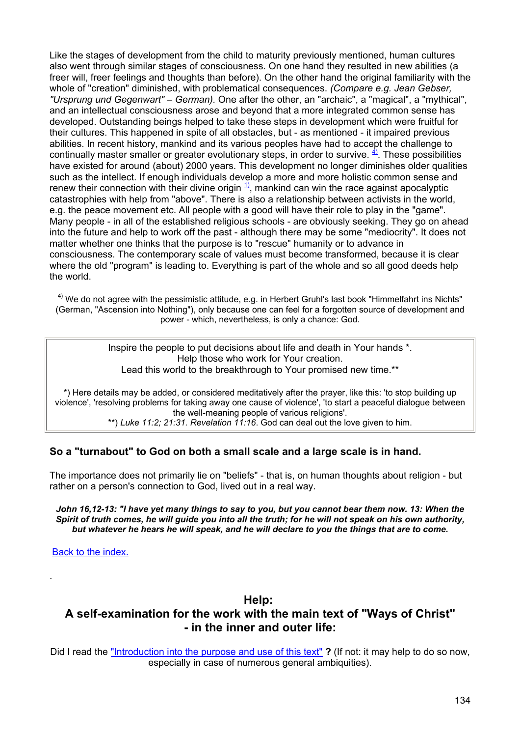Like the stages of development from the child to maturity previously mentioned, human cultures also went through similar stages of consciousness. On one hand they resulted in new abilities (a freer will, freer feelings and thoughts than before). On the other hand the original familiarity with the whole of "creation" diminished, with problematical consequences. *(Compare e.g. Jean Gebser, "Ursprung und Gegenwart" – German).* One after the other, an "archaic", a "magical", a "mythical", and an intellectual consciousness arose and beyond that a more integrated common sense has developed. Outstanding beings helped to take these steps in development which were fruitful for their cultures. This happened in spite of all obstacles, but - as mentioned - it impaired previous abilities. In recent history, mankind and its various peoples have had to accept the challenge to continually master smaller or greater evolutionary steps, in order to survive. [4]. These possibilities have existed for around (about) 2000 years. This development no longer diminishes older qualities such as the intellect. If enough individuals develop a more and more holistic common sense and renew their connection with their divine origin [1], mankind can win the race against apocalyptic catastrophies with help from "above". There is also a relationship between activists in the world, e.g. the peace movement etc. All people with a good will have their role to play in the "game". Many people - in all of the established religious schools - are obviously seeking. They go on ahead into the future and help to work off the past - although there may be some "mediocrity". It does not matter whether one thinks that the purpose is to "rescue" humanity or to advance in consciousness. The contemporary scale of values must become transformed, because it is clear where the old "program" is leading to. Everything is part of the whole and so all good deeds help the world.

[4] We do not agree with the pessimistic attitude, e.g. in Herbert Gruhl's last book "Himmelfahrt ins Nichts" (German, "Ascension into Nothing"), only because one can feel for a forgotten source of development and power - which, nevertheless, is only a chance: God.

> Inspire the people to put decisions about life and death in Your hands *.
> Help those who work for Your creation.
> Lead this world to the breakthrough to Your promised new time.**
>
> *) Here details may be added, or considered meditatively after the prayer, like this: 'to stop building up violence', 'resolving problems for taking away one cause of violence', 'to start a peaceful dialogue between the well-meaning people of various religions'.
> **) *Luke 11:2; 21:31. Revelation 11:16*. God can deal out the love given to him.

### So a "turnabout" to God on both a small scale and a large scale is in hand.

The importance does not primarily lie on "beliefs" - that is, on human thoughts about religion - but rather on a person's connection to God, lived out in a real way.

***John 16,12-13: "I have yet many things to say to you, but you cannot bear them now. 13: When the Spirit of truth comes, he will guide you into all the truth; for he will not speak on his own authority, but whatever he hears he will speak, and he will declare to you the things that are to come.***

Back to the index.

.

## Help:
## A self-examination for the work with the main text of "Ways of Christ" - in the inner and outer life:

Did I read the "Introduction into the purpose and use of this text" **?** (If not: it may help to do so now, especially in case of numerous general ambiquities).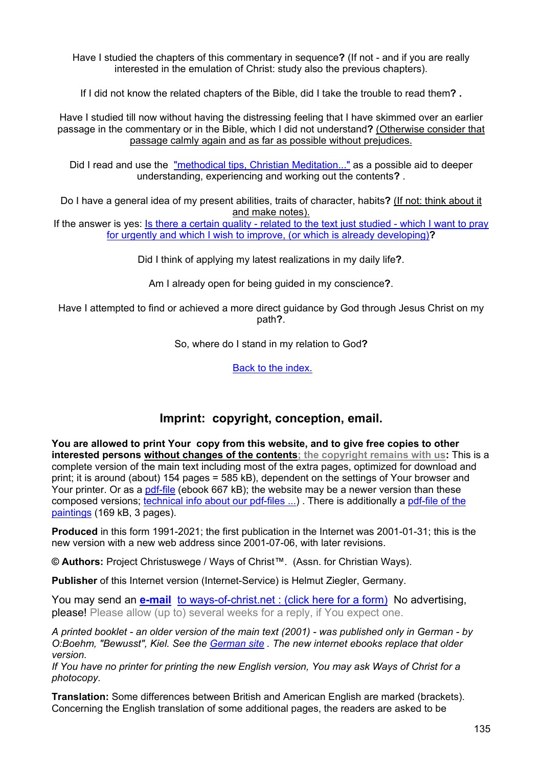Have I studied the chapters of this commentary in sequence**?** (If not - and if you are really interested in the emulation of Christ: study also the previous chapters).

If I did not know the related chapters of the Bible, did I take the trouble to read them**? .**

Have I studied till now without having the distressing feeling that I have skimmed over an earlier passage in the commentary or in the Bible, which I did not understand**?** (Otherwise consider that passage calmly again and as far as possible without prejudices.

Did I read and use the "methodical tips, Christian Meditation..." as a possible aid to deeper understanding, experiencing and working out the contents**?** .

Do I have a general idea of my present abilities, traits of character, habits**?** (If not: think about it and make notes).
If the answer is yes: Is there a certain quality - related to the text just studied - which I want to pray for urgently and which I wish to improve, (or which is already developing)**?**

Did I think of applying my latest realizations in my daily life**?**.

Am I already open for being guided in my conscience**?**.

Have I attempted to find or achieved a more direct guidance by God through Jesus Christ on my path**?**.

So, where do I stand in my relation to God**?**

Back to the index.

## Imprint: copyright, conception, email.

**You are allowed to print Your copy from this website, and to give free copies to other interested persons without changes of the contents; the copyright remains with us:** This is a complete version of the main text including most of the extra pages, optimized for download and print; it is around (about) 154 pages = 585 kB), dependent on the settings of Your browser and Your printer. Or as a pdf-file (ebook 667 kB); the website may be a newer version than these composed versions; technical info about our pdf-files ...) . There is additionally a pdf-file of the paintings (169 kB, 3 pages).

**Produced** in this form 1991-2021; the first publication in the Internet was 2001-01-31; this is the new version with a new web address since 2001-07-06, with later revisions.

**© Authors:** Project Christuswege / Ways of Christ™. (Assn. for Christian Ways).

**Publisher** of this Internet version (Internet-Service) is Helmut Ziegler, Germany.

You may send an **e-mail** to ways-of-christ.net : (click here for a form) No advertising, please! Please allow (up to) several weeks for a reply, if You expect one.

*A printed booklet - an older version of the main text (2001) - was published only in German - by O:Boehm, "Bewusst", Kiel. See the German site . The new internet ebooks replace that older version.*
*If You have no printer for printing the new English version, You may ask Ways of Christ for a photocopy.*

**Translation:** Some differences between British and American English are marked (brackets). Concerning the English translation of some additional pages, the readers are asked to be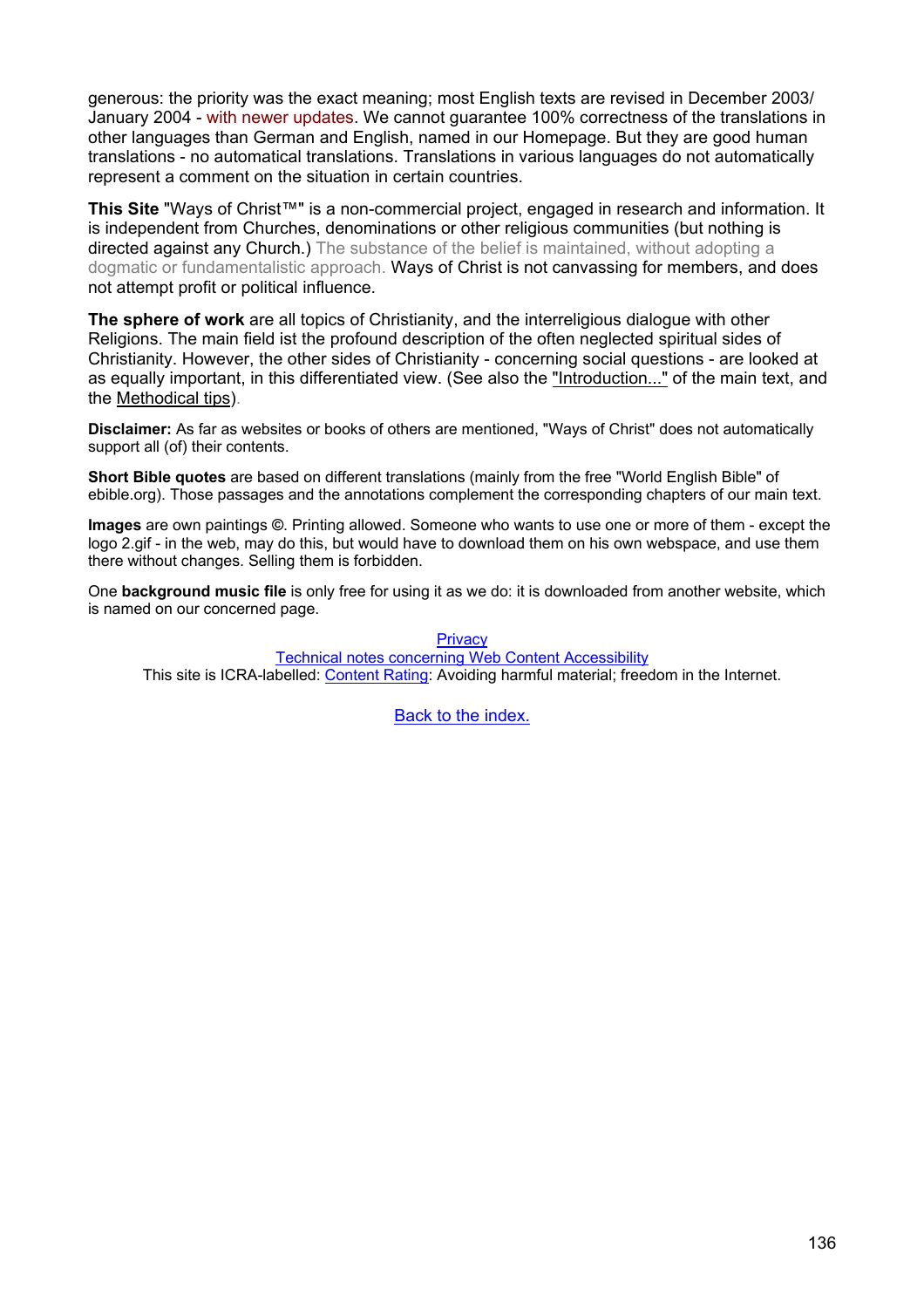generous: the priority was the exact meaning; most English texts are revised in December 2003/ January 2004 - with newer updates. We cannot guarantee 100% correctness of the translations in other languages than German and English, named in our Homepage. But they are good human translations - no automatical translations. Translations in various languages do not automatically represent a comment on the situation in certain countries.

**This Site** "Ways of Christ™" is a non-commercial project, engaged in research and information. It is independent from Churches, denominations or other religious communities (but nothing is directed against any Church.) The substance of the belief is maintained, without adopting a dogmatic or fundamentalistic approach. Ways of Christ is not canvassing for members, and does not attempt profit or political influence.

**The sphere of work** are all topics of Christianity, and the interreligious dialogue with other Religions. The main field ist the profound description of the often neglected spiritual sides of Christianity. However, the other sides of Christianity - concerning social questions - are looked at as equally important, in this differentiated view. (See also the "Introduction..." of the main text, and the Methodical tips).

**Disclaimer:** As far as websites or books of others are mentioned, "Ways of Christ" does not automatically support all (of) their contents.

**Short Bible quotes** are based on different translations (mainly from the free "World English Bible" of ebible.org). Those passages and the annotations complement the corresponding chapters of our main text.

**Images** are own paintings ©. Printing allowed. Someone who wants to use one or more of them - except the logo 2.gif - in the web, may do this, but would have to download them on his own webspace, and use them there without changes. Selling them is forbidden.

One **background music file** is only free for using it as we do: it is downloaded from another website, which is named on our concerned page.

Privacy
Technical notes concerning Web Content Accessibility
This site is ICRA-labelled: Content Rating: Avoiding harmful material; freedom in the Internet.

Back to the index.